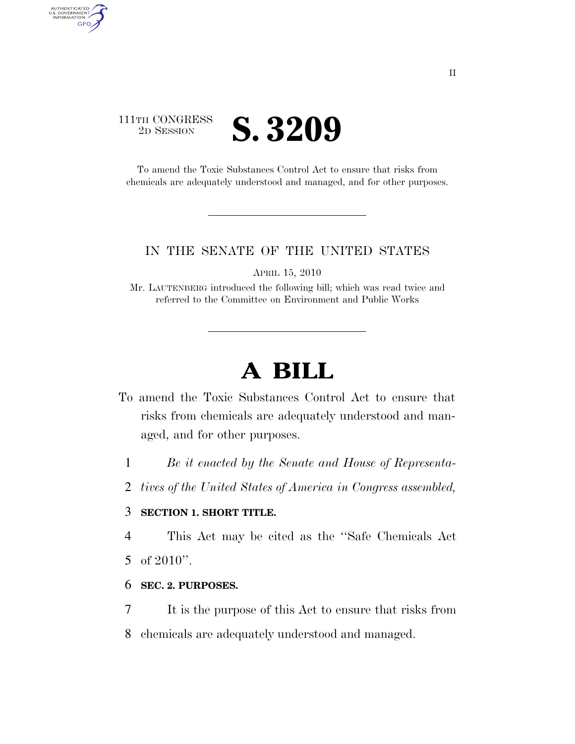111TH CONGRESS
2D SESSION

# S. 3209

To amend the Toxic Substances Control Act to ensure that risks from chemicals are adequately understood and managed, and for other purposes.

IN THE SENATE OF THE UNITED STATES

APRIL 15, 2010

Mr. LAUTENBERG introduced the following bill; which was read twice and referred to the Committee on Environment and Public Works

# A BILL

To amend the Toxic Substances Control Act to ensure that risks from chemicals are adequately understood and managed, and for other purposes.

1 *Be it enacted by the Senate and House of Representa-*
2 *tives of the United States of America in Congress assembled,*

3 **SECTION 1. SHORT TITLE.**

4 This Act may be cited as the ''Safe Chemicals Act
5 of 2010''.

6 **SEC. 2. PURPOSES.**

7 It is the purpose of this Act to ensure that risks from
8 chemicals are adequately understood and managed.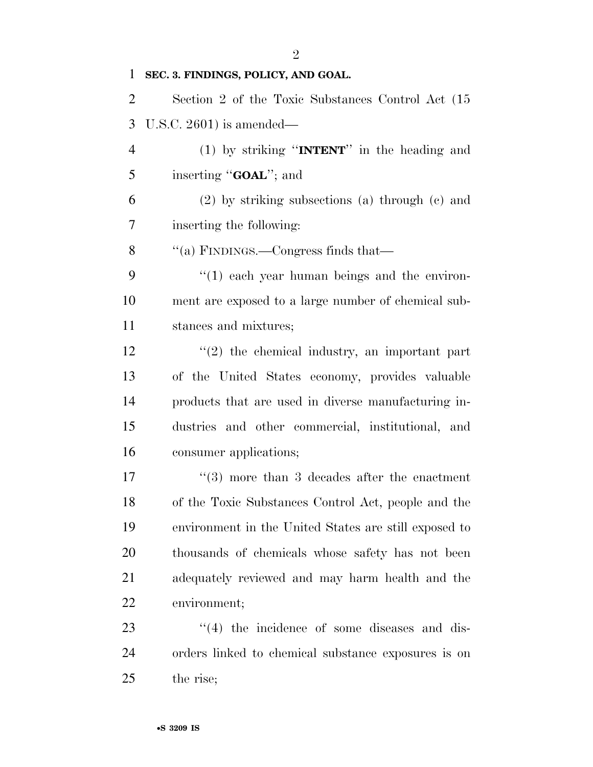**SEC. 3. FINDINGS, POLICY, AND GOAL.**

Section 2 of the Toxic Substances Control Act (15 U.S.C. 2601) is amended—

(1) by striking ''**INTENT**'' in the heading and inserting ''**GOAL**''; and

(2) by striking subsections (a) through (c) and inserting the following:

''(a) FINDINGS.—Congress finds that—

''(1) each year human beings and the environment are exposed to a large number of chemical substances and mixtures;

''(2) the chemical industry, an important part of the United States economy, provides valuable products that are used in diverse manufacturing industries and other commercial, institutional, and consumer applications;

''(3) more than 3 decades after the enactment of the Toxic Substances Control Act, people and the environment in the United States are still exposed to thousands of chemicals whose safety has not been adequately reviewed and may harm health and the environment;

''(4) the incidence of some diseases and disorders linked to chemical substance exposures is on the rise;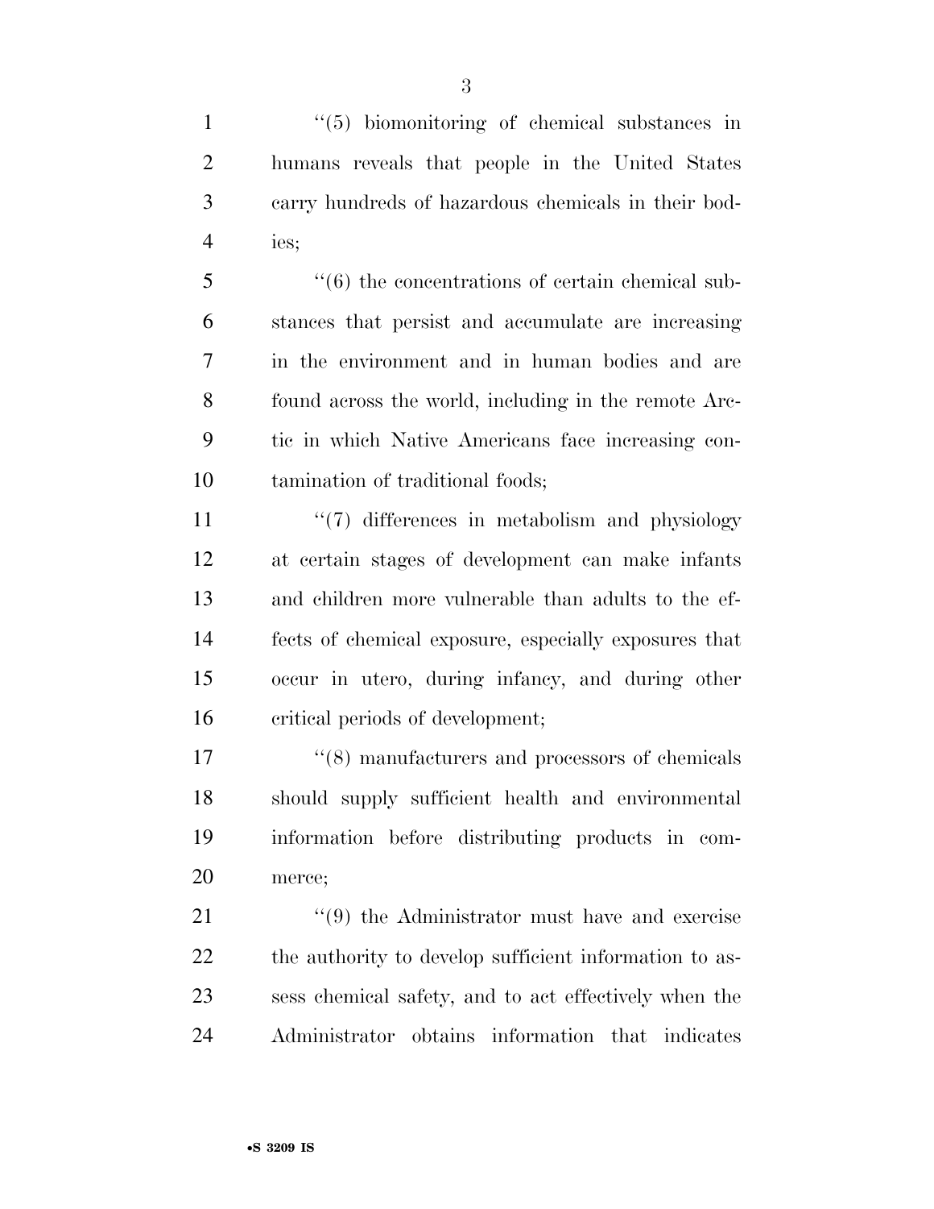''(5) biomonitoring of chemical substances in humans reveals that people in the United States carry hundreds of hazardous chemicals in their bodies;

''(6) the concentrations of certain chemical substances that persist and accumulate are increasing in the environment and in human bodies and are found across the world, including in the remote Arctic in which Native Americans face increasing contamination of traditional foods;

''(7) differences in metabolism and physiology at certain stages of development can make infants and children more vulnerable than adults to the effects of chemical exposure, especially exposures that occur in utero, during infancy, and during other critical periods of development;

''(8) manufacturers and processors of chemicals should supply sufficient health and environmental information before distributing products in commerce;

''(9) the Administrator must have and exercise the authority to develop sufficient information to assess chemical safety, and to act effectively when the Administrator obtains information that indicates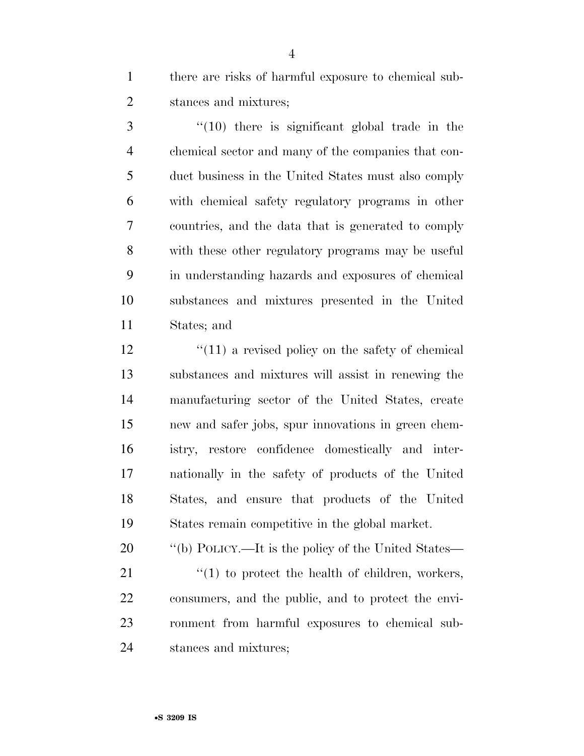there are risks of harmful exposure to chemical substances and mixtures;

''(10) there is significant global trade in the chemical sector and many of the companies that conduct business in the United States must also comply with chemical safety regulatory programs in other countries, and the data that is generated to comply with these other regulatory programs may be useful in understanding hazards and exposures of chemical substances and mixtures presented in the United States; and

''(11) a revised policy on the safety of chemical substances and mixtures will assist in renewing the manufacturing sector of the United States, create new and safer jobs, spur innovations in green chemistry, restore confidence domestically and internationally in the safety of products of the United States, and ensure that products of the United States remain competitive in the global market.

''(b) POLICY.—It is the policy of the United States—

''(1) to protect the health of children, workers, consumers, and the public, and to protect the environment from harmful exposures to chemical substances and mixtures;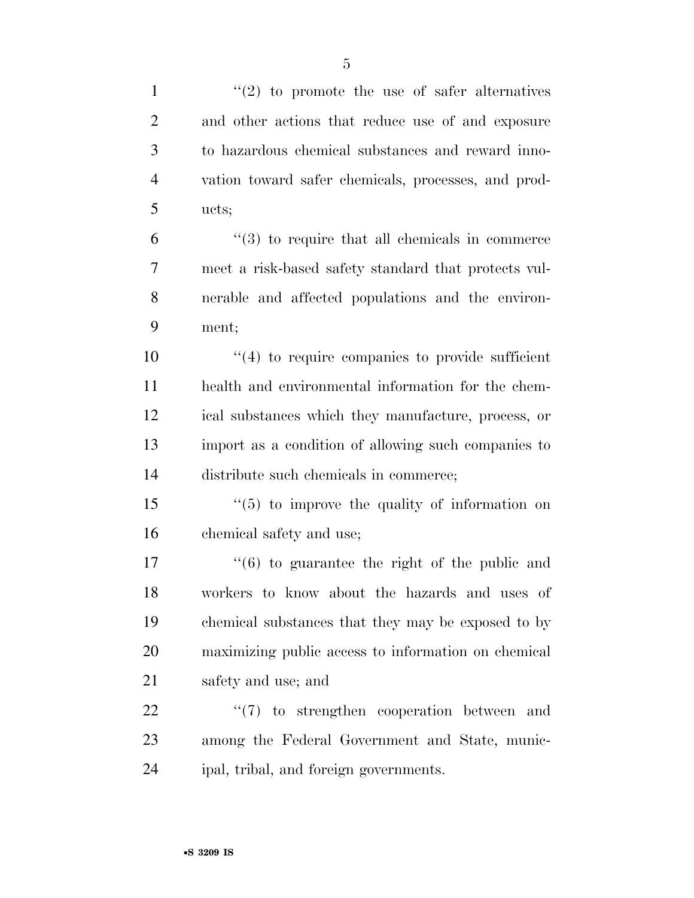''(2) to promote the use of safer alternatives and other actions that reduce use of and exposure to hazardous chemical substances and reward innovation toward safer chemicals, processes, and products;

''(3) to require that all chemicals in commerce meet a risk-based safety standard that protects vulnerable and affected populations and the environment;

''(4) to require companies to provide sufficient health and environmental information for the chemical substances which they manufacture, process, or import as a condition of allowing such companies to distribute such chemicals in commerce;

''(5) to improve the quality of information on chemical safety and use;

''(6) to guarantee the right of the public and workers to know about the hazards and uses of chemical substances that they may be exposed to by maximizing public access to information on chemical safety and use; and

''(7) to strengthen cooperation between and among the Federal Government and State, municipal, tribal, and foreign governments.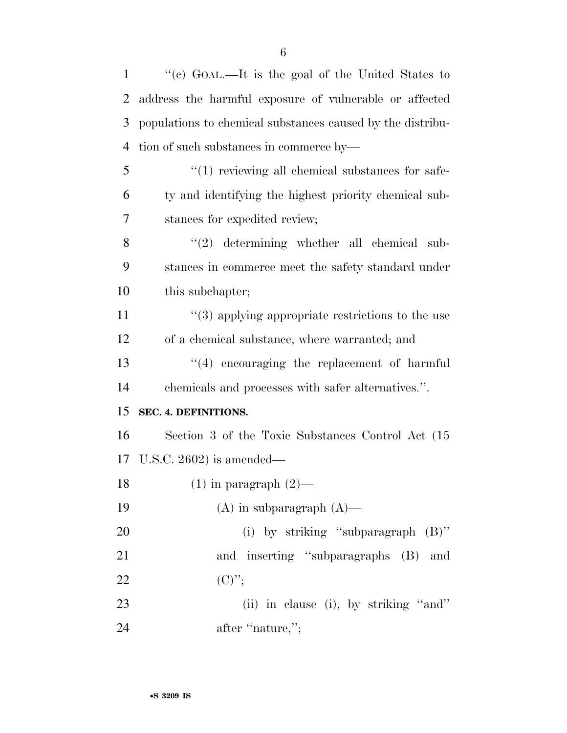"(c) GOAL.—It is the goal of the United States to address the harmful exposure of vulnerable or affected populations to chemical substances caused by the distribution of such substances in commerce by—

"(1) reviewing all chemical substances for safety and identifying the highest priority chemical substances for expedited review;

"(2) determining whether all chemical substances in commerce meet the safety standard under this subchapter;

"(3) applying appropriate restrictions to the use of a chemical substance, where warranted; and

"(4) encouraging the replacement of harmful chemicals and processes with safer alternatives.".

**SEC. 4. DEFINITIONS.**

Section 3 of the Toxic Substances Control Act (15 U.S.C. 2602) is amended—

(1) in paragraph (2)—

(A) in subparagraph (A)—

(i) by striking "subparagraph (B)" and inserting "subparagraphs (B) and (C)";

(ii) in clause (i), by striking "and" after "nature,";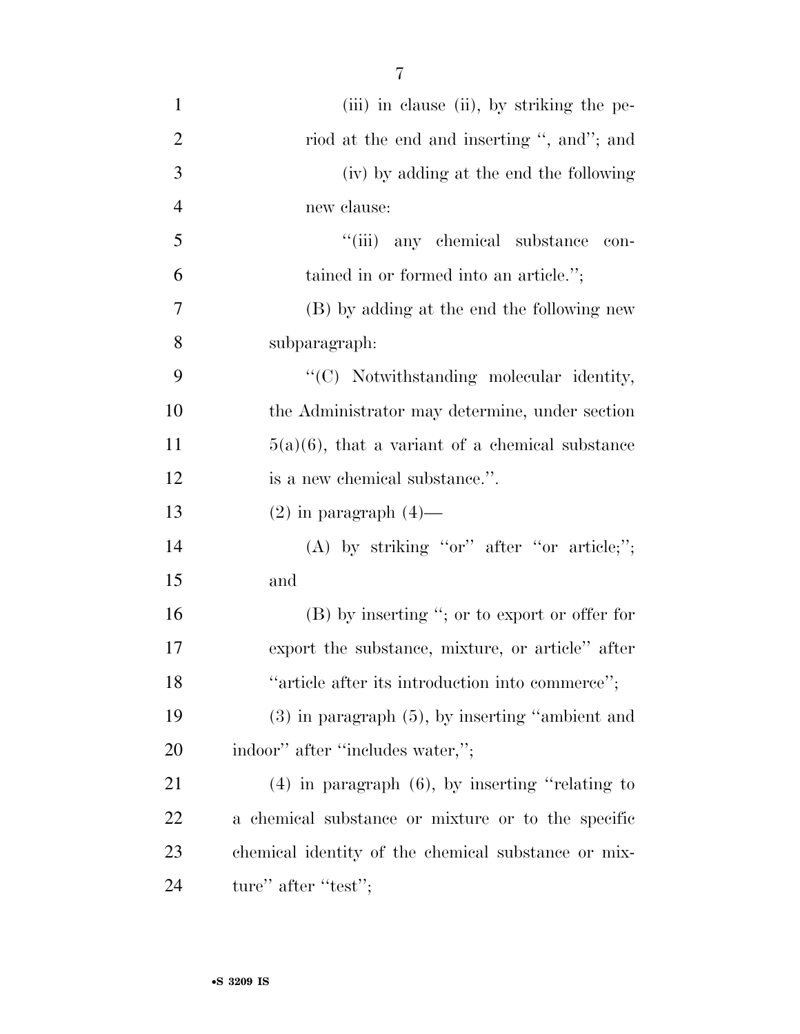(iii) in clause (ii), by striking the period at the end and inserting ", and"; and

(iv) by adding at the end the following new clause:

"(iii) any chemical substance contained in or formed into an article.";

(B) by adding at the end the following new subparagraph:

"(C) Notwithstanding molecular identity, the Administrator may determine, under section 5(a)(6), that a variant of a chemical substance is a new chemical substance.".

(2) in paragraph (4)—

(A) by striking "or" after "or article;"; and

(B) by inserting "; or to export or offer for export the substance, mixture, or article" after "article after its introduction into commerce";

(3) in paragraph (5), by inserting "ambient and indoor" after "includes water,";

(4) in paragraph (6), by inserting "relating to a chemical substance or mixture or to the specific chemical identity of the chemical substance or mixture" after "test";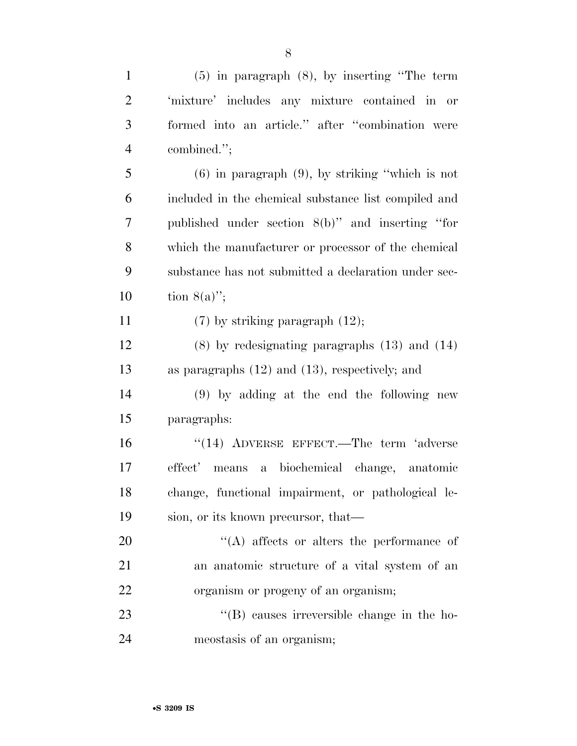(5) in paragraph (8), by inserting ''The term 'mixture' includes any mixture contained in or formed into an article.'' after ''combination were combined.'';

(6) in paragraph (9), by striking ''which is not included in the chemical substance list compiled and published under section 8(b)'' and inserting ''for which the manufacturer or processor of the chemical substance has not submitted a declaration under section 8(a)'';

(7) by striking paragraph (12);

(8) by redesignating paragraphs (13) and (14) as paragraphs (12) and (13), respectively; and

(9) by adding at the end the following new paragraphs:

''(14) ADVERSE EFFECT.—The term 'adverse effect' means a biochemical change, anatomic change, functional impairment, or pathological lesion, or its known precursor, that—

''(A) affects or alters the performance of an anatomic structure of a vital system of an organism or progeny of an organism;

''(B) causes irreversible change in the homeostasis of an organism;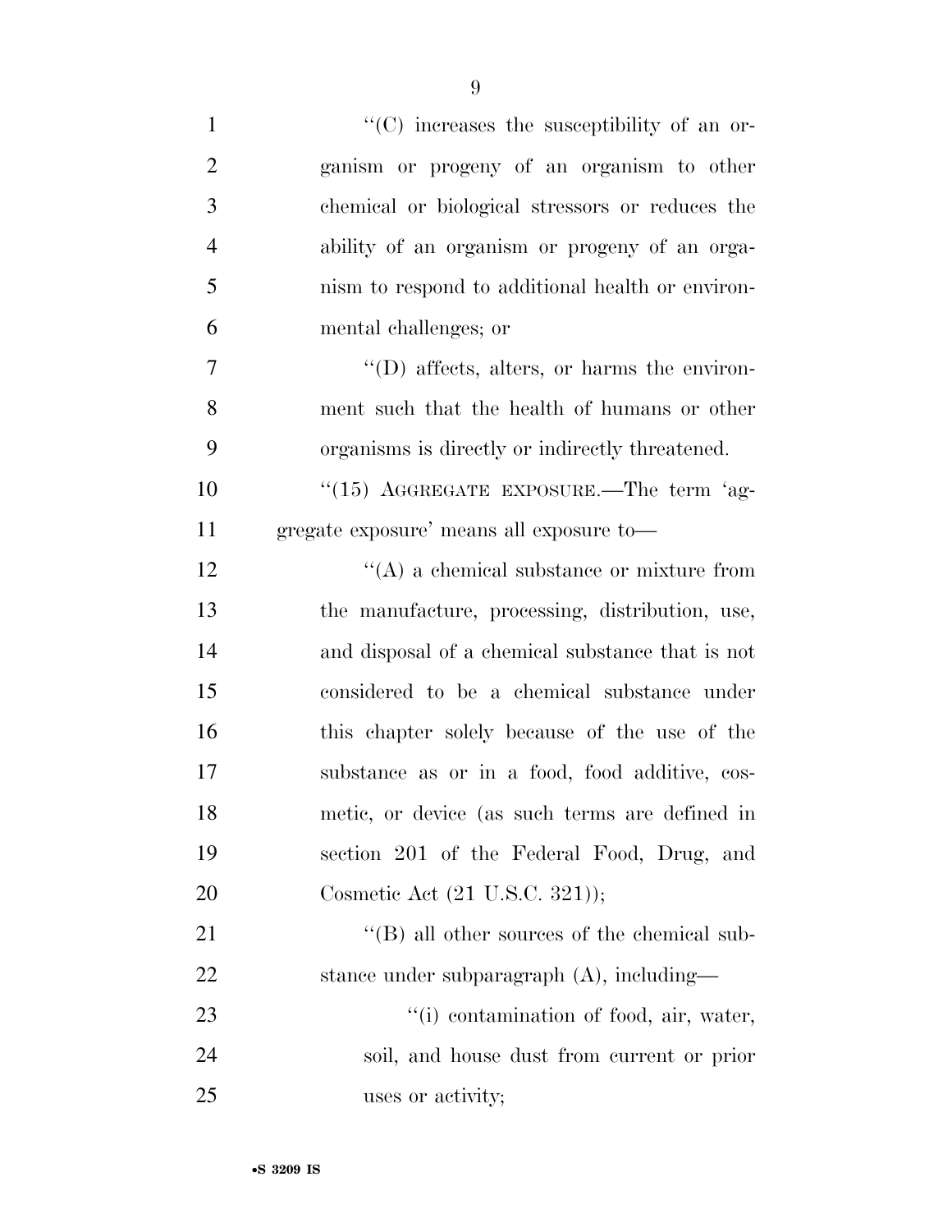"(C) increases the susceptibility of an organism or progeny of an organism to other chemical or biological stressors or reduces the ability of an organism or progeny of an organism to respond to additional health or environmental challenges; or

"(D) affects, alters, or harms the environment such that the health of humans or other organisms is directly or indirectly threatened.

"(15) AGGREGATE EXPOSURE.—The term 'aggregate exposure' means all exposure to—

"(A) a chemical substance or mixture from the manufacture, processing, distribution, use, and disposal of a chemical substance that is not considered to be a chemical substance under this chapter solely because of the use of the substance as or in a food, food additive, cosmetic, or device (as such terms are defined in section 201 of the Federal Food, Drug, and Cosmetic Act (21 U.S.C. 321));

"(B) all other sources of the chemical substance under subparagraph (A), including—

"(i) contamination of food, air, water, soil, and house dust from current or prior uses or activity;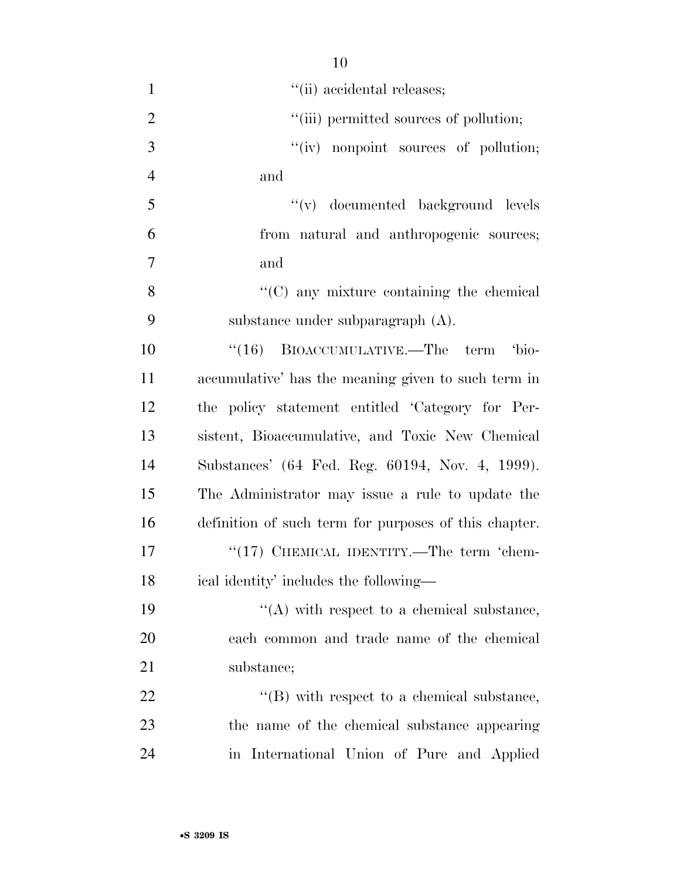''(ii) accidental releases;

''(iii) permitted sources of pollution;

''(iv) nonpoint sources of pollution; and

''(v) documented background levels from natural and anthropogenic sources; and

''(C) any mixture containing the chemical substance under subparagraph (A).

''(16) BIOACCUMULATIVE.—The term 'bioaccumulative' has the meaning given to such term in the policy statement entitled 'Category for Persistent, Bioaccumulative, and Toxic New Chemical Substances' (64 Fed. Reg. 60194, Nov. 4, 1999). The Administrator may issue a rule to update the definition of such term for purposes of this chapter.

''(17) CHEMICAL IDENTITY.—The term 'chemical identity' includes the following—

''(A) with respect to a chemical substance, each common and trade name of the chemical substance;

''(B) with respect to a chemical substance, the name of the chemical substance appearing in International Union of Pure and Applied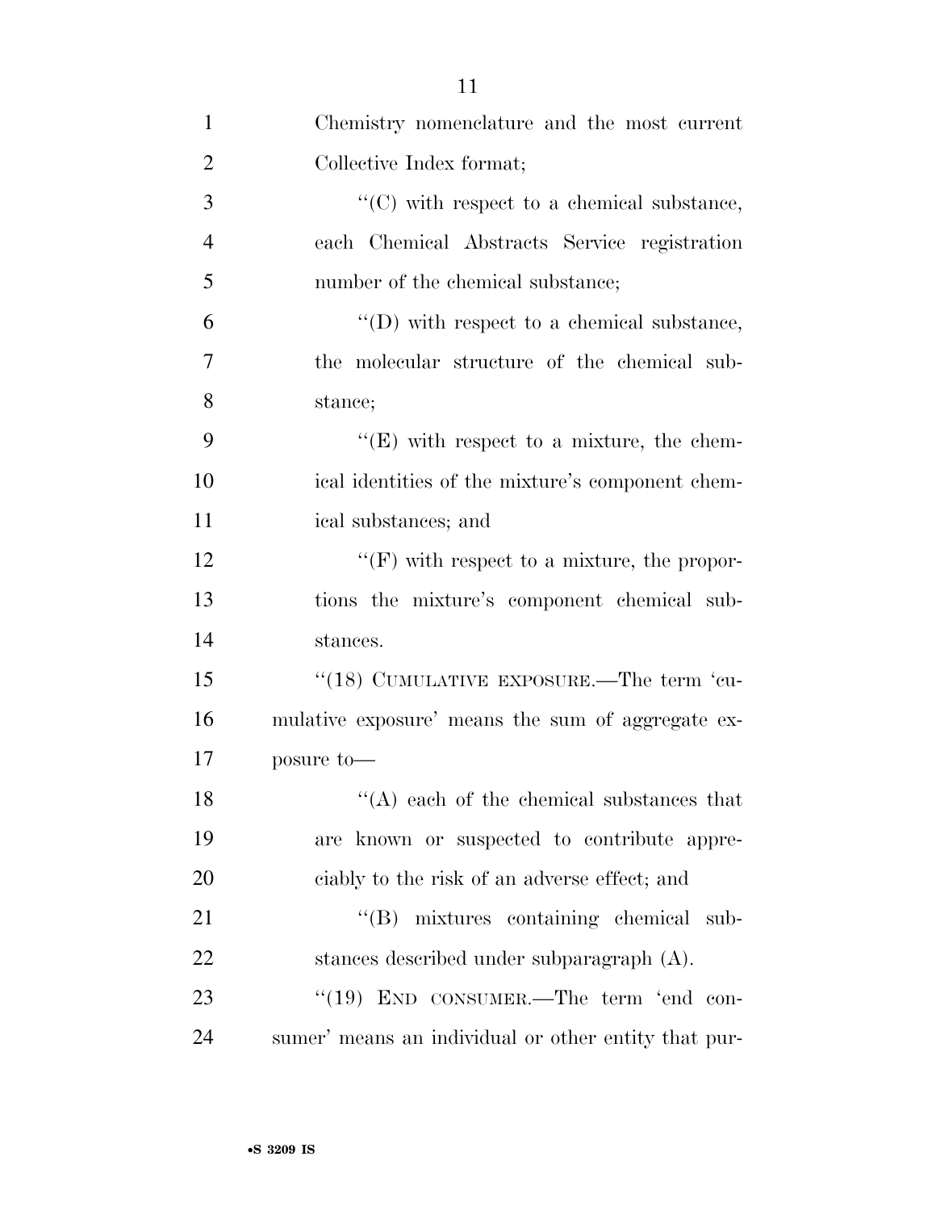Chemistry nomenclature and the most current Collective Index format;

''(C) with respect to a chemical substance, each Chemical Abstracts Service registration number of the chemical substance;

''(D) with respect to a chemical substance, the molecular structure of the chemical substance;

''(E) with respect to a mixture, the chemical identities of the mixture's component chemical substances; and

''(F) with respect to a mixture, the proportions the mixture's component chemical substances.

''(18) CUMULATIVE EXPOSURE.—The term 'cumulative exposure' means the sum of aggregate exposure to—

''(A) each of the chemical substances that are known or suspected to contribute appreciably to the risk of an adverse effect; and

''(B) mixtures containing chemical substances described under subparagraph (A).

''(19) END CONSUMER.—The term 'end consumer' means an individual or other entity that pur-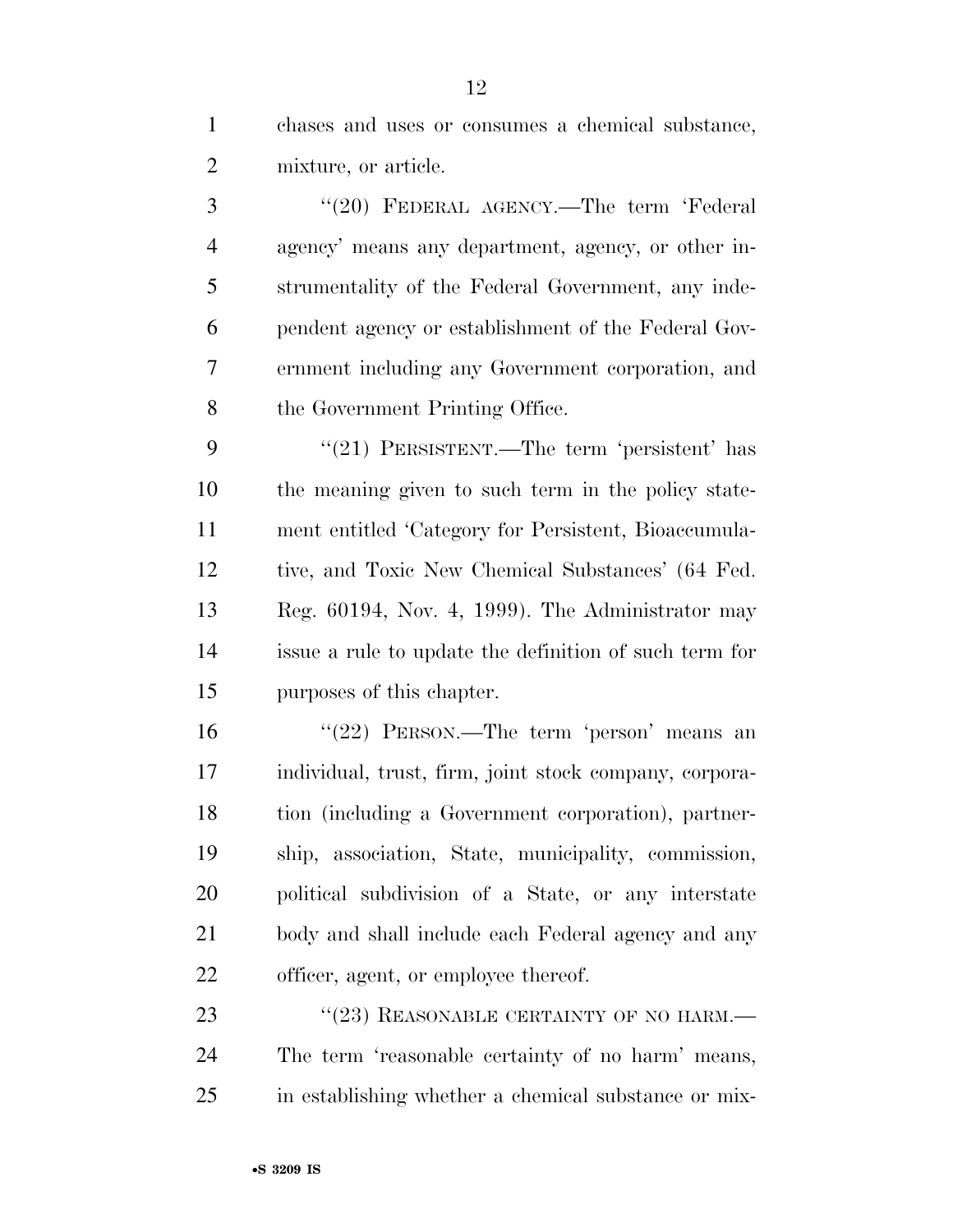chases and uses or consumes a chemical substance, mixture, or article.

"(20) FEDERAL AGENCY.—The term 'Federal agency' means any department, agency, or other instrumentality of the Federal Government, any independent agency or establishment of the Federal Government including any Government corporation, and the Government Printing Office.

"(21) PERSISTENT.—The term 'persistent' has the meaning given to such term in the policy statement entitled 'Category for Persistent, Bioaccumulative, and Toxic New Chemical Substances' (64 Fed. Reg. 60194, Nov. 4, 1999). The Administrator may issue a rule to update the definition of such term for purposes of this chapter.

"(22) PERSON.—The term 'person' means an individual, trust, firm, joint stock company, corporation (including a Government corporation), partnership, association, State, municipality, commission, political subdivision of a State, or any interstate body and shall include each Federal agency and any officer, agent, or employee thereof.

"(23) REASONABLE CERTAINTY OF NO HARM.—The term 'reasonable certainty of no harm' means, in establishing whether a chemical substance or mix-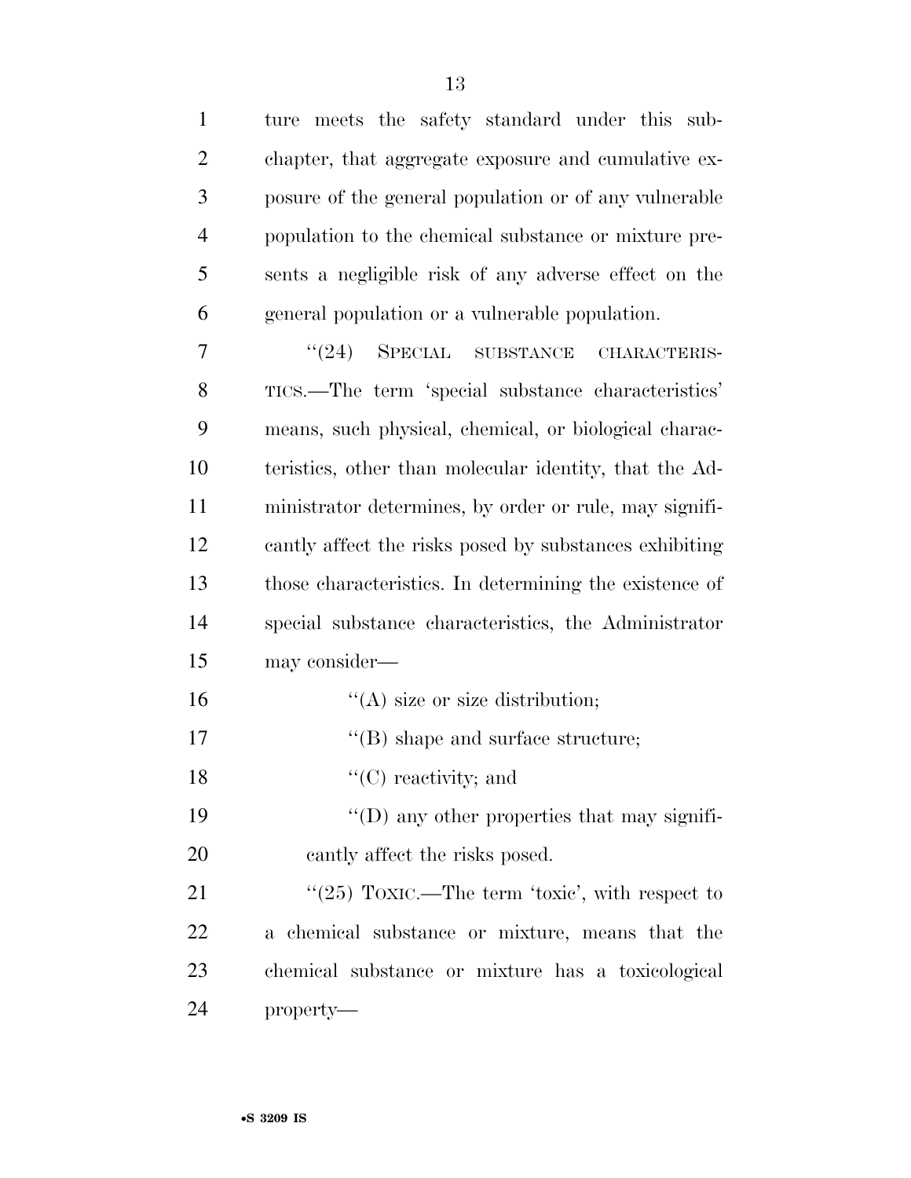ture meets the safety standard under this subchapter, that aggregate exposure and cumulative exposure of the general population or of any vulnerable population to the chemical substance or mixture presents a negligible risk of any adverse effect on the general population or a vulnerable population.

"(24) SPECIAL SUBSTANCE CHARACTERISTICS.—The term 'special substance characteristics' means, such physical, chemical, or biological characteristics, other than molecular identity, that the Administrator determines, by order or rule, may significantly affect the risks posed by substances exhibiting those characteristics. In determining the existence of special substance characteristics, the Administrator may consider—

"(A) size or size distribution;

"(B) shape and surface structure;

"(C) reactivity; and

"(D) any other properties that may significantly affect the risks posed.

"(25) TOXIC.—The term 'toxic', with respect to a chemical substance or mixture, means that the chemical substance or mixture has a toxicological property—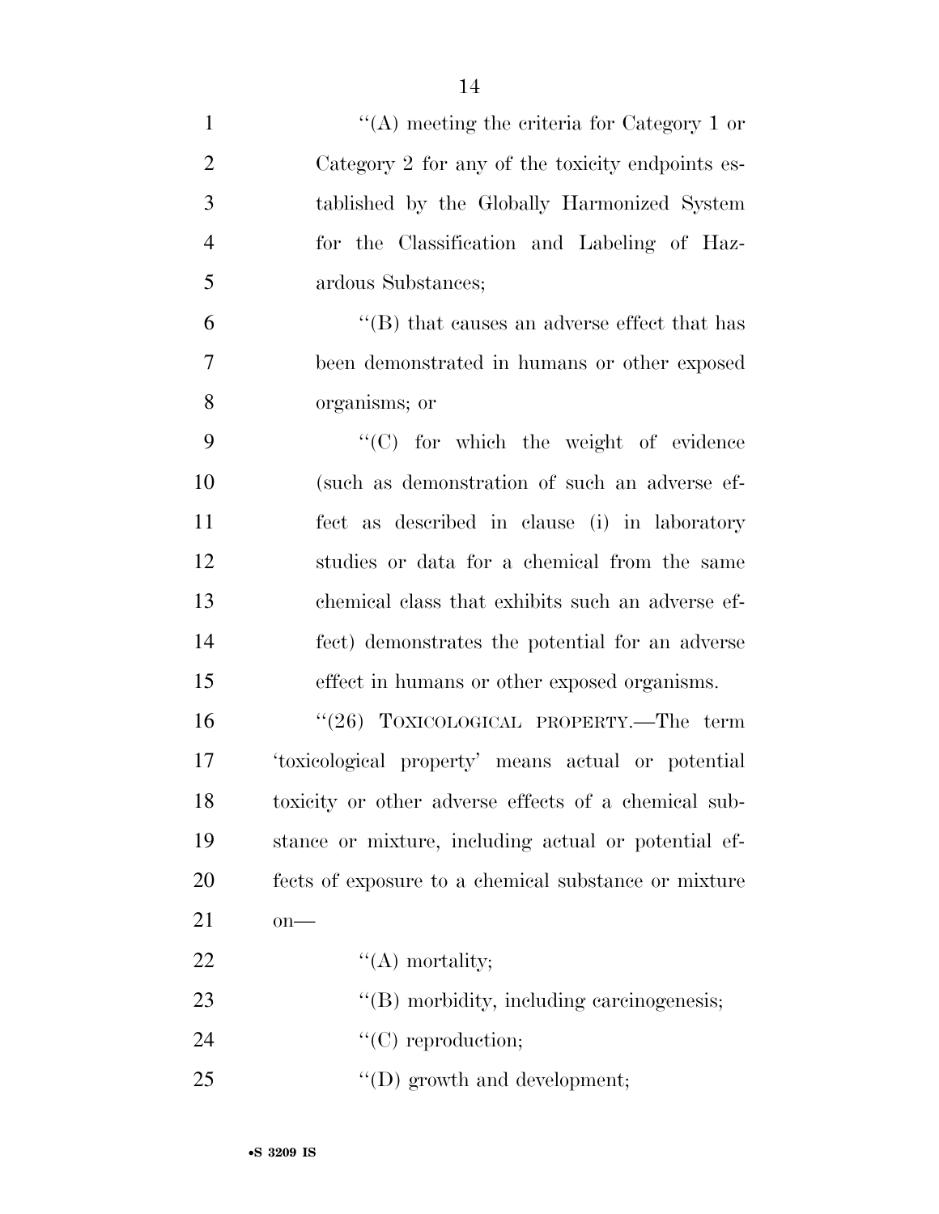"(A) meeting the criteria for Category 1 or Category 2 for any of the toxicity endpoints established by the Globally Harmonized System for the Classification and Labeling of Hazardous Substances;

"(B) that causes an adverse effect that has been demonstrated in humans or other exposed organisms; or

"(C) for which the weight of evidence (such as demonstration of such an adverse effect as described in clause (i) in laboratory studies or data for a chemical from the same chemical class that exhibits such an adverse effect) demonstrates the potential for an adverse effect in humans or other exposed organisms.

"(26) TOXICOLOGICAL PROPERTY.—The term 'toxicological property' means actual or potential toxicity or other adverse effects of a chemical substance or mixture, including actual or potential effects of exposure to a chemical substance or mixture on—

"(A) mortality;

"(B) morbidity, including carcinogenesis;

"(C) reproduction;

"(D) growth and development;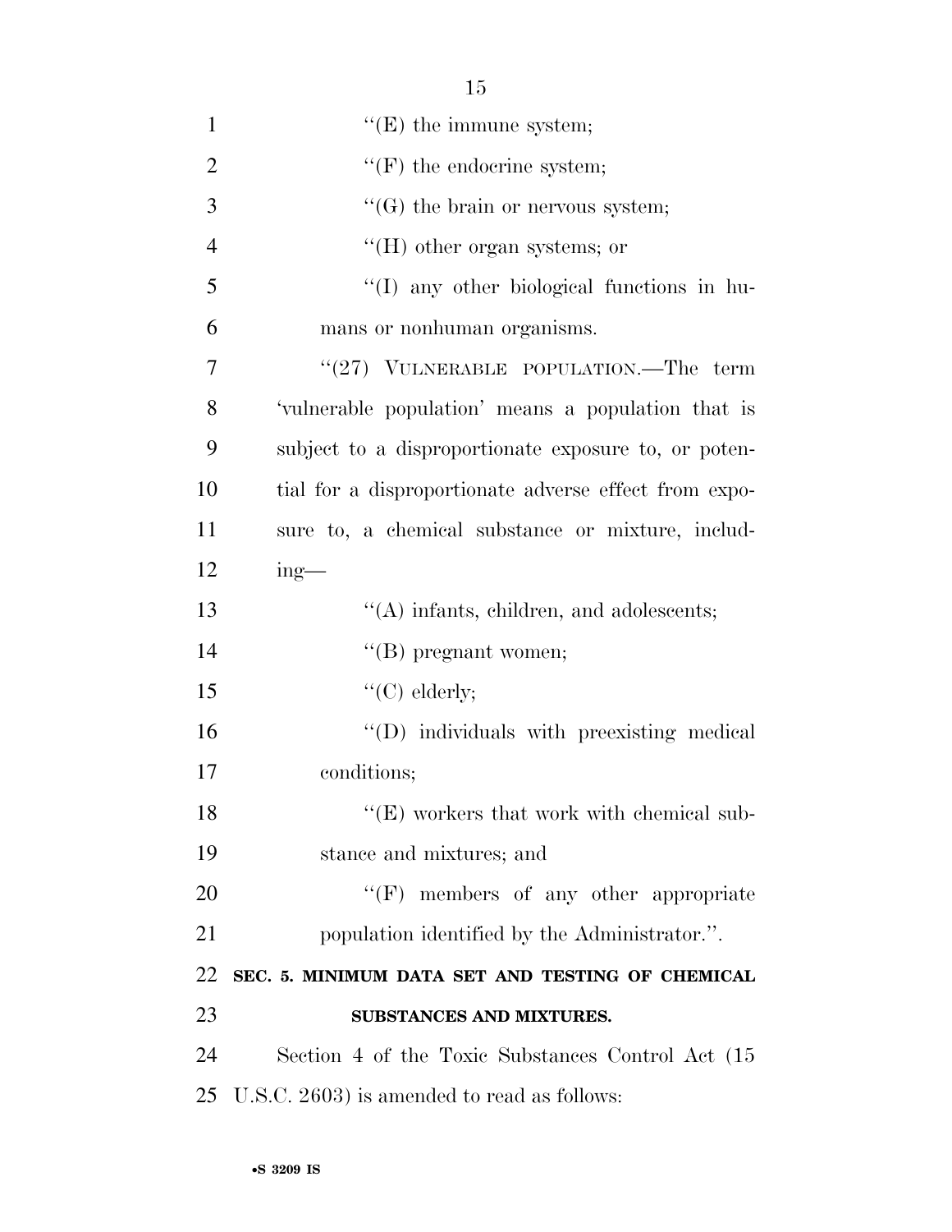''(E) the immune system;

''(F) the endocrine system;

''(G) the brain or nervous system;

''(H) other organ systems; or

''(I) any other biological functions in humans or nonhuman organisms.

''(27) VULNERABLE POPULATION.—The term 'vulnerable population' means a population that is subject to a disproportionate exposure to, or potential for a disproportionate adverse effect from exposure to, a chemical substance or mixture, including—

''(A) infants, children, and adolescents;

''(B) pregnant women;

''(C) elderly;

''(D) individuals with preexisting medical conditions;

''(E) workers that work with chemical substance and mixtures; and

''(F) members of any other appropriate population identified by the Administrator.''.

## SEC. 5. MINIMUM DATA SET AND TESTING OF CHEMICAL SUBSTANCES AND MIXTURES.

Section 4 of the Toxic Substances Control Act (15 U.S.C. 2603) is amended to read as follows: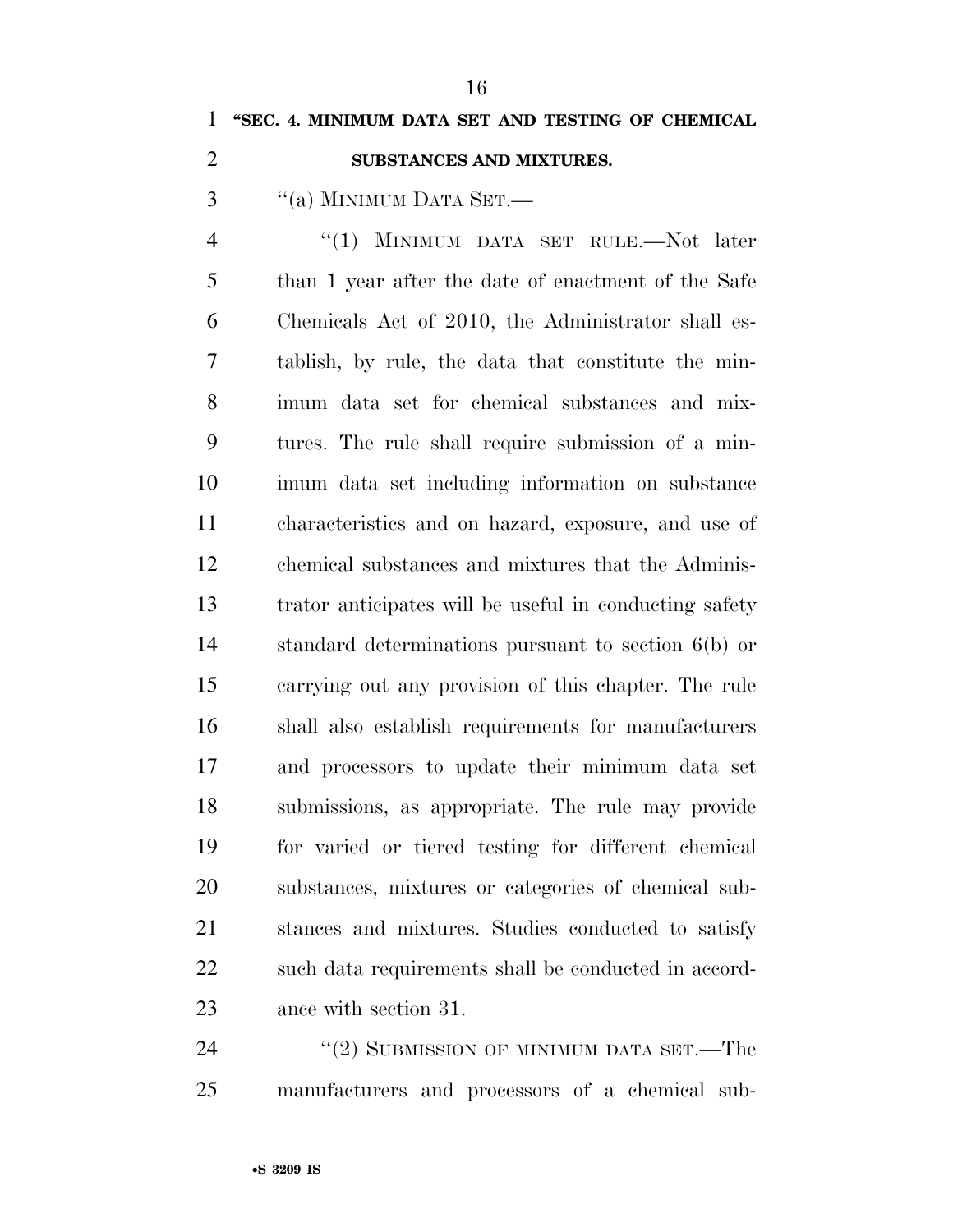**"SEC. 4. MINIMUM DATA SET AND TESTING OF CHEMICAL SUBSTANCES AND MIXTURES.**

"(a) MINIMUM DATA SET.—

"(1) MINIMUM DATA SET RULE.—Not later than 1 year after the date of enactment of the Safe Chemicals Act of 2010, the Administrator shall establish, by rule, the data that constitute the minimum data set for chemical substances and mixtures. The rule shall require submission of a minimum data set including information on substance characteristics and on hazard, exposure, and use of chemical substances and mixtures that the Administrator anticipates will be useful in conducting safety standard determinations pursuant to section 6(b) or carrying out any provision of this chapter. The rule shall also establish requirements for manufacturers and processors to update their minimum data set submissions, as appropriate. The rule may provide for varied or tiered testing for different chemical substances, mixtures or categories of chemical substances and mixtures. Studies conducted to satisfy such data requirements shall be conducted in accordance with section 31.

"(2) SUBMISSION OF MINIMUM DATA SET.—The manufacturers and processors of a chemical sub-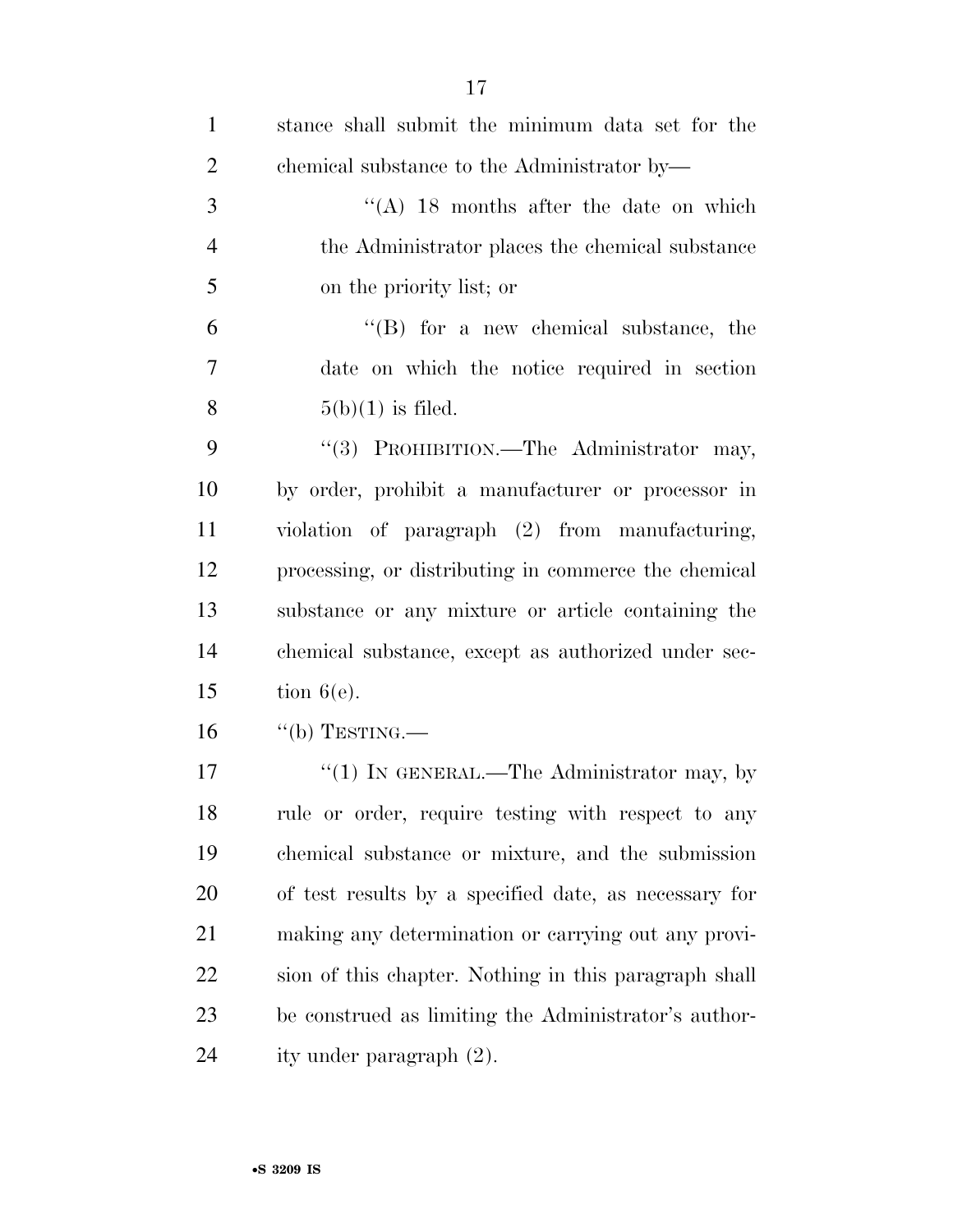stance shall submit the minimum data set for the chemical substance to the Administrator by—

''(A) 18 months after the date on which the Administrator places the chemical substance on the priority list; or

''(B) for a new chemical substance, the date on which the notice required in section 5(b)(1) is filed.

''(3) PROHIBITION.—The Administrator may, by order, prohibit a manufacturer or processor in violation of paragraph (2) from manufacturing, processing, or distributing in commerce the chemical substance or any mixture or article containing the chemical substance, except as authorized under section 6(e).

''(b) TESTING.—

''(1) IN GENERAL.—The Administrator may, by rule or order, require testing with respect to any chemical substance or mixture, and the submission of test results by a specified date, as necessary for making any determination or carrying out any provision of this chapter. Nothing in this paragraph shall be construed as limiting the Administrator's authority under paragraph (2).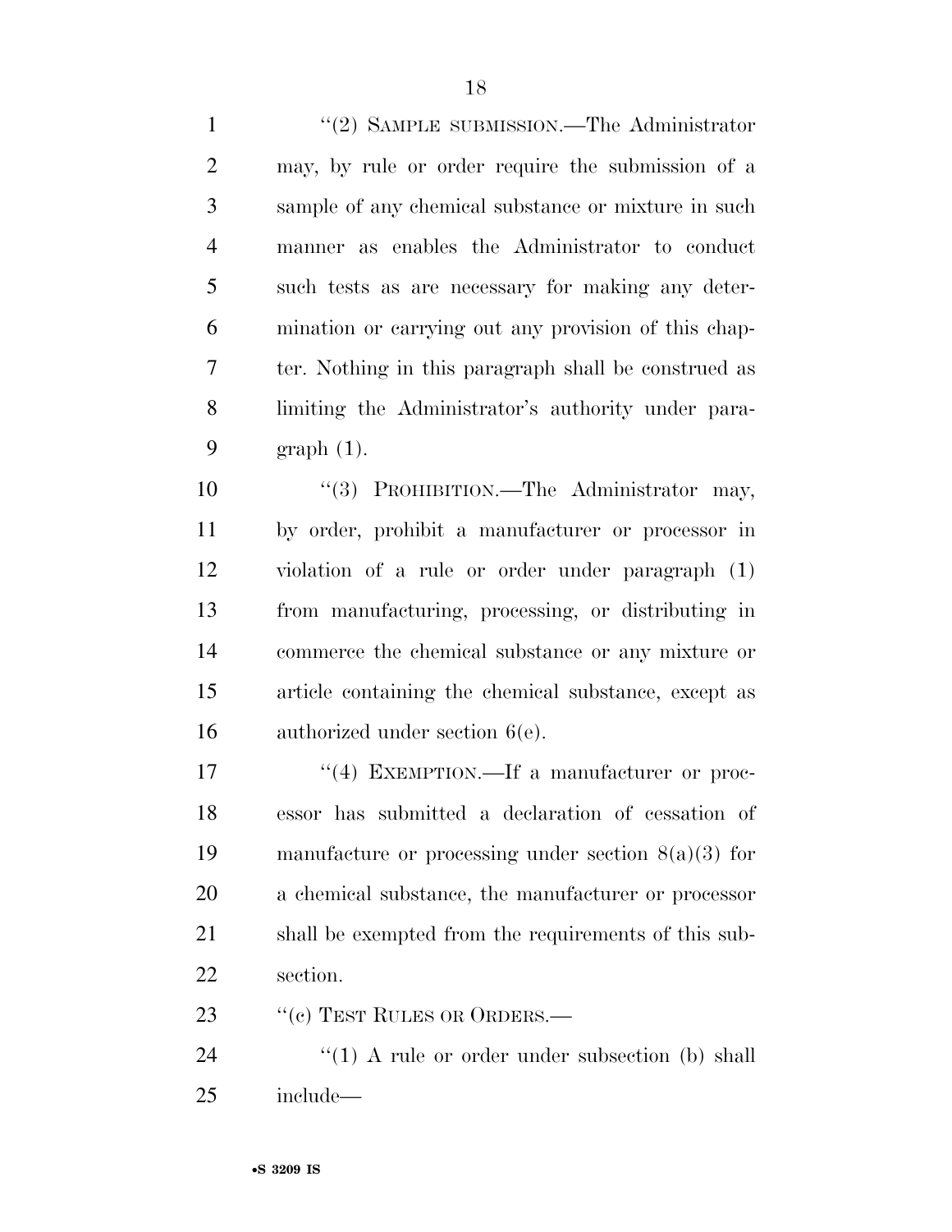"(2) SAMPLE SUBMISSION.—The Administrator may, by rule or order require the submission of a sample of any chemical substance or mixture in such manner as enables the Administrator to conduct such tests as are necessary for making any determination or carrying out any provision of this chapter. Nothing in this paragraph shall be construed as limiting the Administrator's authority under paragraph (1).

"(3) PROHIBITION.—The Administrator may, by order, prohibit a manufacturer or processor in violation of a rule or order under paragraph (1) from manufacturing, processing, or distributing in commerce the chemical substance or any mixture or article containing the chemical substance, except as authorized under section 6(e).

"(4) EXEMPTION.—If a manufacturer or processor has submitted a declaration of cessation of manufacture or processing under section 8(a)(3) for a chemical substance, the manufacturer or processor shall be exempted from the requirements of this subsection.

"(c) TEST RULES OR ORDERS.—

"(1) A rule or order under subsection (b) shall include—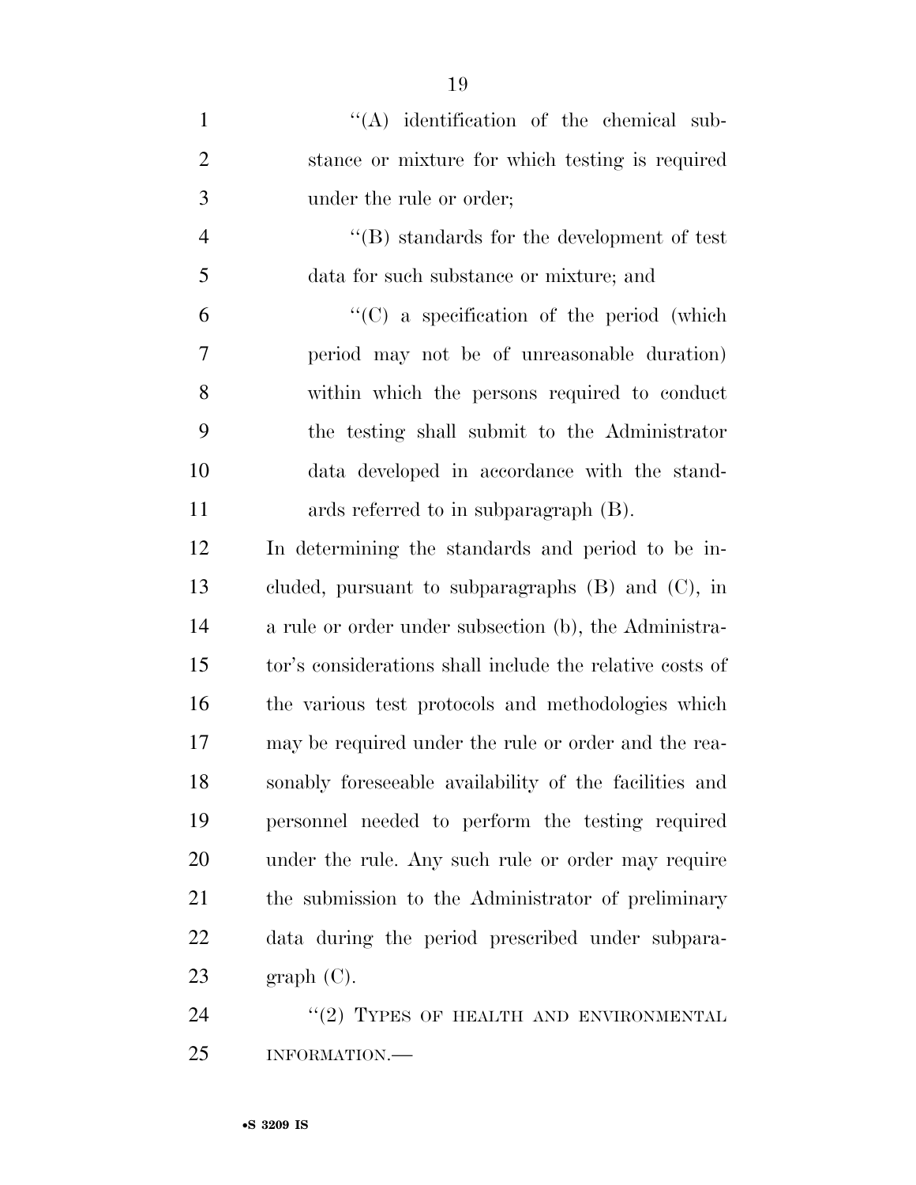''(A) identification of the chemical substance or mixture for which testing is required under the rule or order;

''(B) standards for the development of test data for such substance or mixture; and

''(C) a specification of the period (which period may not be of unreasonable duration) within which the persons required to conduct the testing shall submit to the Administrator data developed in accordance with the standards referred to in subparagraph (B).

In determining the standards and period to be included, pursuant to subparagraphs (B) and (C), in a rule or order under subsection (b), the Administrator's considerations shall include the relative costs of the various test protocols and methodologies which may be required under the rule or order and the reasonably foreseeable availability of the facilities and personnel needed to perform the testing required under the rule. Any such rule or order may require the submission to the Administrator of preliminary data during the period prescribed under subparagraph (C).

''(2) TYPES OF HEALTH AND ENVIRONMENTAL INFORMATION.—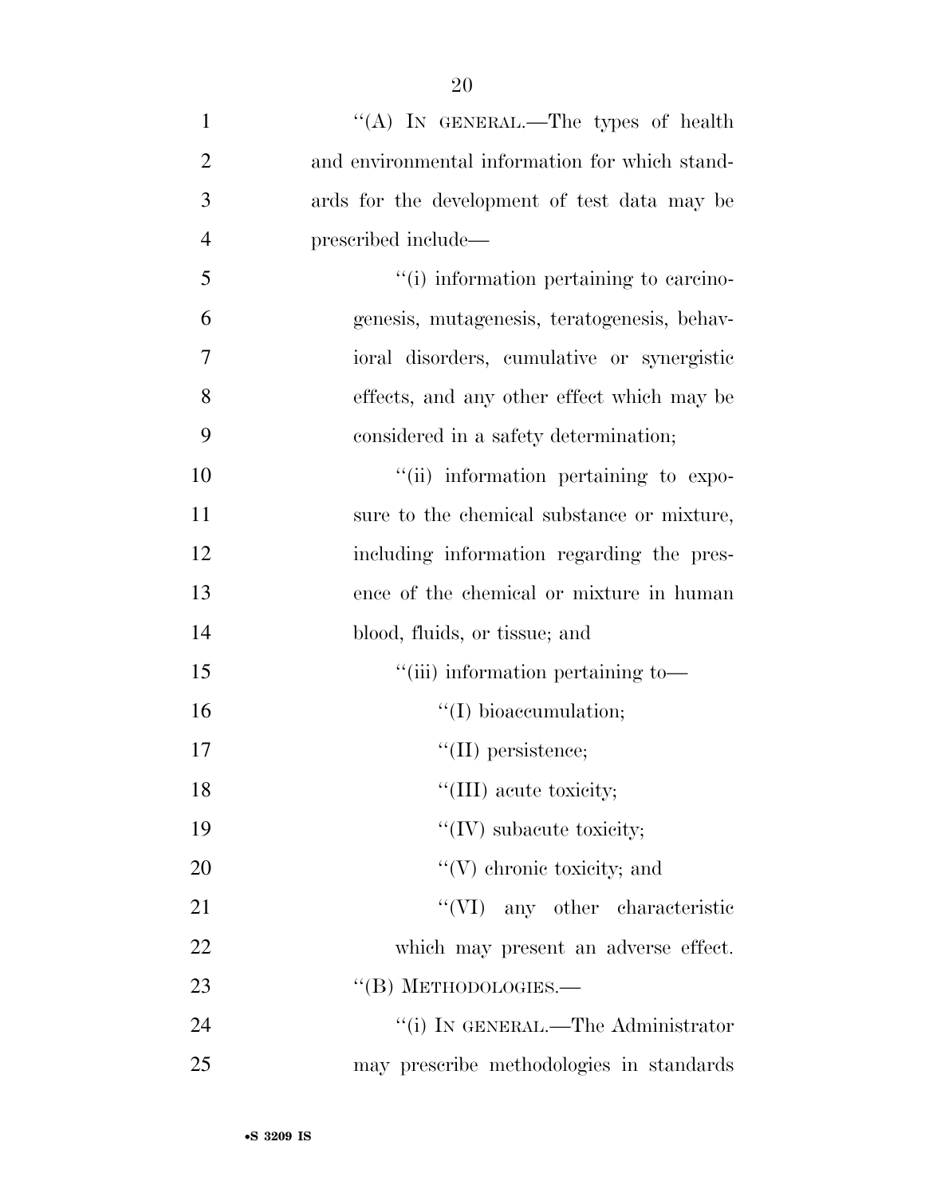''(A) IN GENERAL.—The types of health and environmental information for which standards for the development of test data may be prescribed include—

''(i) information pertaining to carcinogenesis, mutagenesis, teratogenesis, behavioral disorders, cumulative or synergistic effects, and any other effect which may be considered in a safety determination;

''(ii) information pertaining to exposure to the chemical substance or mixture, including information regarding the presence of the chemical or mixture in human blood, fluids, or tissue; and

''(iii) information pertaining to—

''(I) bioaccumulation;

''(II) persistence;

''(III) acute toxicity;

''(IV) subacute toxicity;

''(V) chronic toxicity; and

''(VI) any other characteristic which may present an adverse effect.

''(B) METHODOLOGIES.—

''(i) IN GENERAL.—The Administrator may prescribe methodologies in standards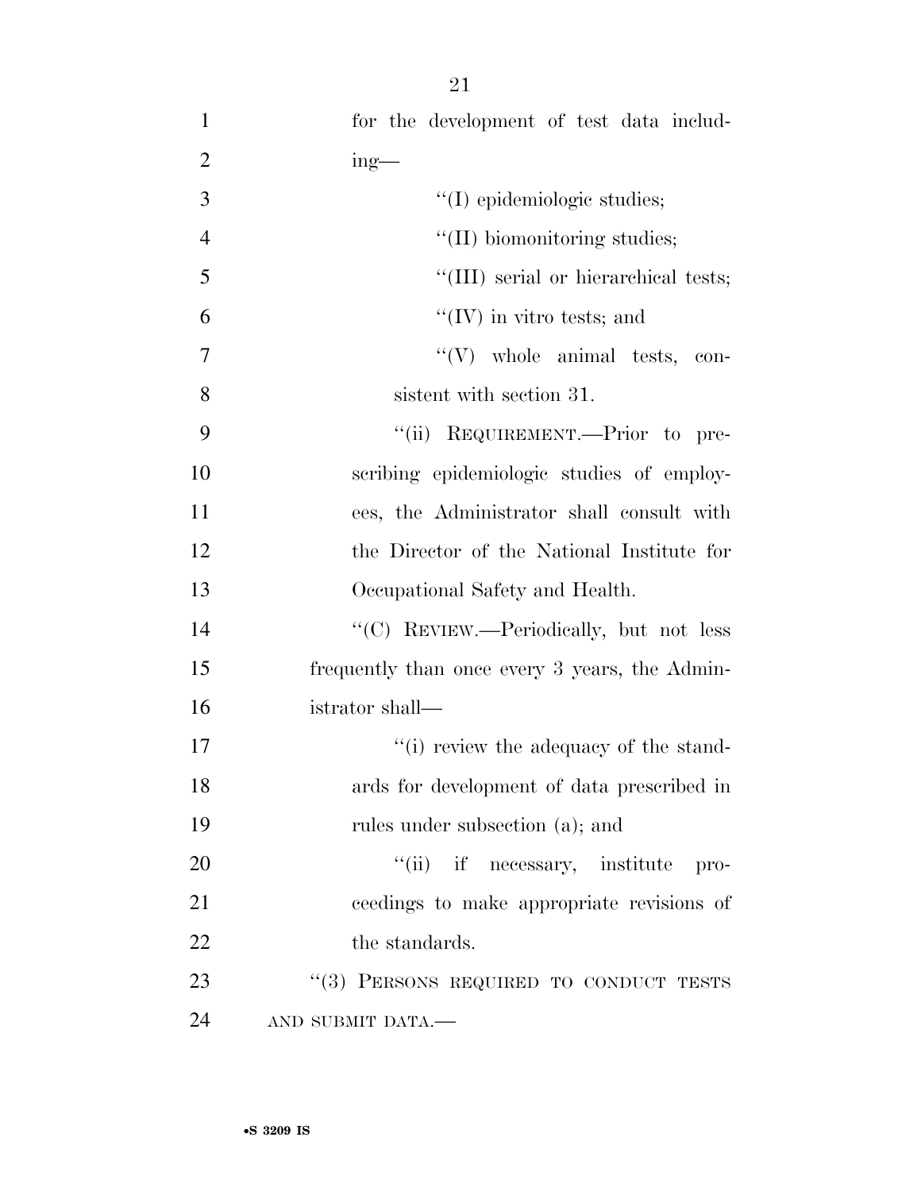for the development of test data including—

''(I) epidemiologic studies;

''(II) biomonitoring studies;

''(III) serial or hierarchical tests;

''(IV) in vitro tests; and

''(V) whole animal tests, consistent with section 31.

''(ii) REQUIREMENT.—Prior to prescribing epidemiologic studies of employees, the Administrator shall consult with the Director of the National Institute for Occupational Safety and Health.

''(C) REVIEW.—Periodically, but not less frequently than once every 3 years, the Administrator shall—

''(i) review the adequacy of the standards for development of data prescribed in rules under subsection (a); and

''(ii) if necessary, institute proceedings to make appropriate revisions of the standards.

''(3) PERSONS REQUIRED TO CONDUCT TESTS AND SUBMIT DATA.—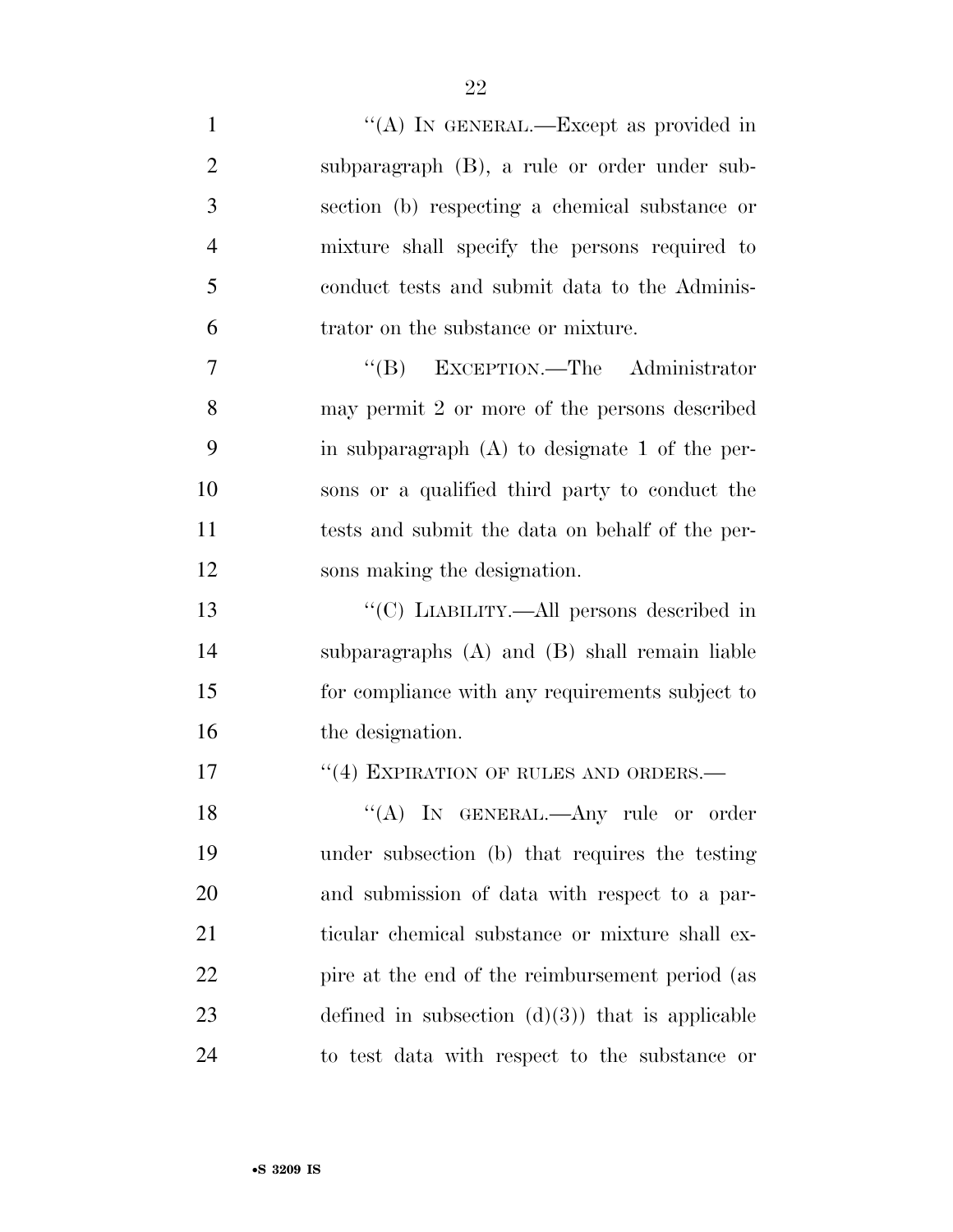''(A) IN GENERAL.—Except as provided in subparagraph (B), a rule or order under subsection (b) respecting a chemical substance or mixture shall specify the persons required to conduct tests and submit data to the Administrator on the substance or mixture.

''(B) EXCEPTION.—The Administrator may permit 2 or more of the persons described in subparagraph (A) to designate 1 of the persons or a qualified third party to conduct the tests and submit the data on behalf of the persons making the designation.

''(C) LIABILITY.—All persons described in subparagraphs (A) and (B) shall remain liable for compliance with any requirements subject to the designation.

''(4) EXPIRATION OF RULES AND ORDERS.—

''(A) IN GENERAL.—Any rule or order under subsection (b) that requires the testing and submission of data with respect to a particular chemical substance or mixture shall expire at the end of the reimbursement period (as defined in subsection (d)(3)) that is applicable to test data with respect to the substance or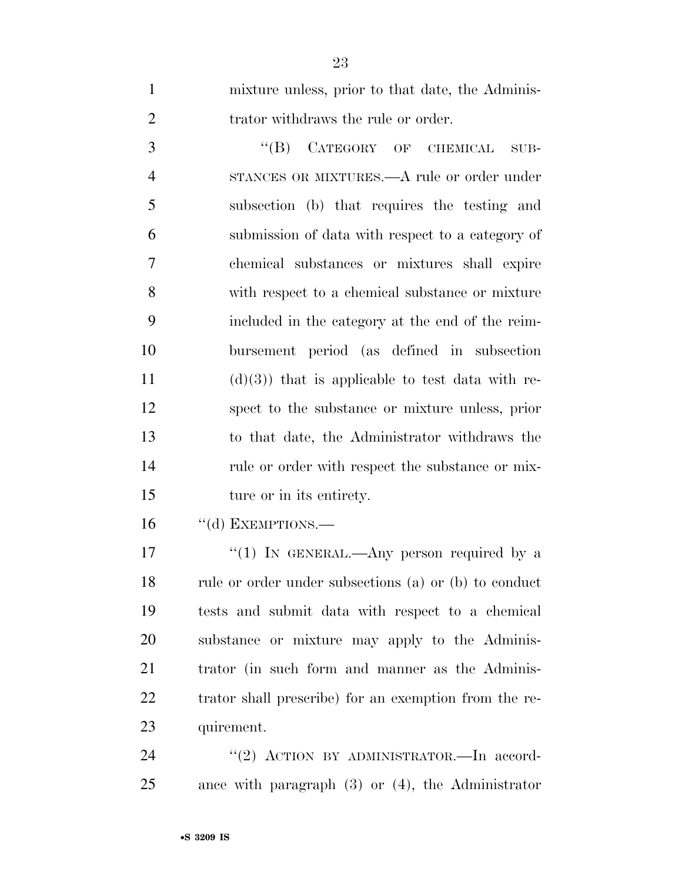mixture unless, prior to that date, the Administrator withdraws the rule or order.

"(B) CATEGORY OF CHEMICAL SUBSTANCES OR MIXTURES.—A rule or order under subsection (b) that requires the testing and submission of data with respect to a category of chemical substances or mixtures shall expire with respect to a chemical substance or mixture included in the category at the end of the reimbursement period (as defined in subsection (d)(3)) that is applicable to test data with respect to the substance or mixture unless, prior to that date, the Administrator withdraws the rule or order with respect the substance or mixture or in its entirety.

"(d) EXEMPTIONS.—

"(1) IN GENERAL.—Any person required by a rule or order under subsections (a) or (b) to conduct tests and submit data with respect to a chemical substance or mixture may apply to the Administrator (in such form and manner as the Administrator shall prescribe) for an exemption from the requirement.

"(2) ACTION BY ADMINISTRATOR.—In accordance with paragraph (3) or (4), the Administrator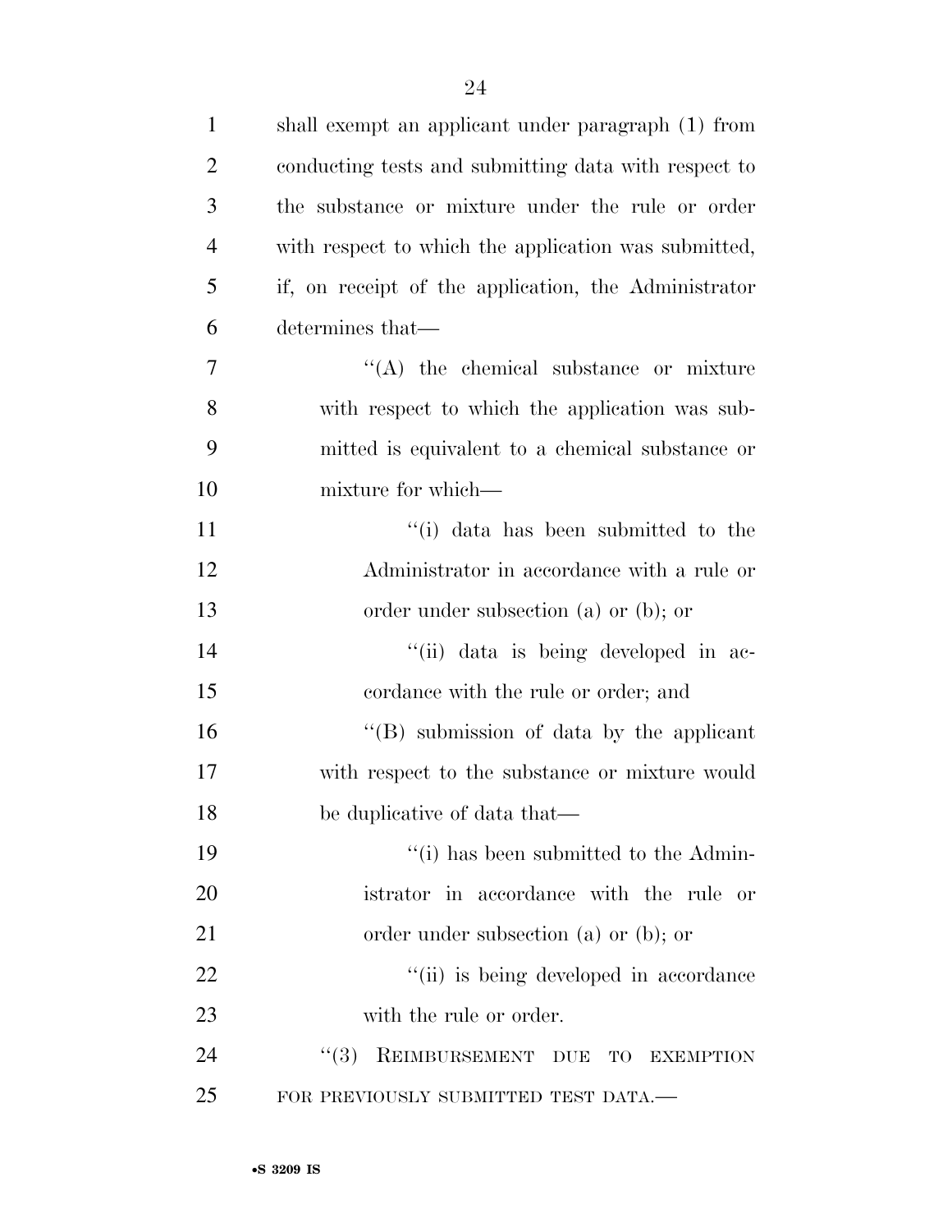shall exempt an applicant under paragraph (1) from conducting tests and submitting data with respect to the substance or mixture under the rule or order with respect to which the application was submitted, if, on receipt of the application, the Administrator determines that—

''(A) the chemical substance or mixture with respect to which the application was submitted is equivalent to a chemical substance or mixture for which—

''(i) data has been submitted to the Administrator in accordance with a rule or order under subsection (a) or (b); or

''(ii) data is being developed in accordance with the rule or order; and

''(B) submission of data by the applicant with respect to the substance or mixture would be duplicative of data that—

''(i) has been submitted to the Administrator in accordance with the rule or order under subsection (a) or (b); or

''(ii) is being developed in accordance with the rule or order.

''(3) REIMBURSEMENT DUE TO EXEMPTION FOR PREVIOUSLY SUBMITTED TEST DATA.—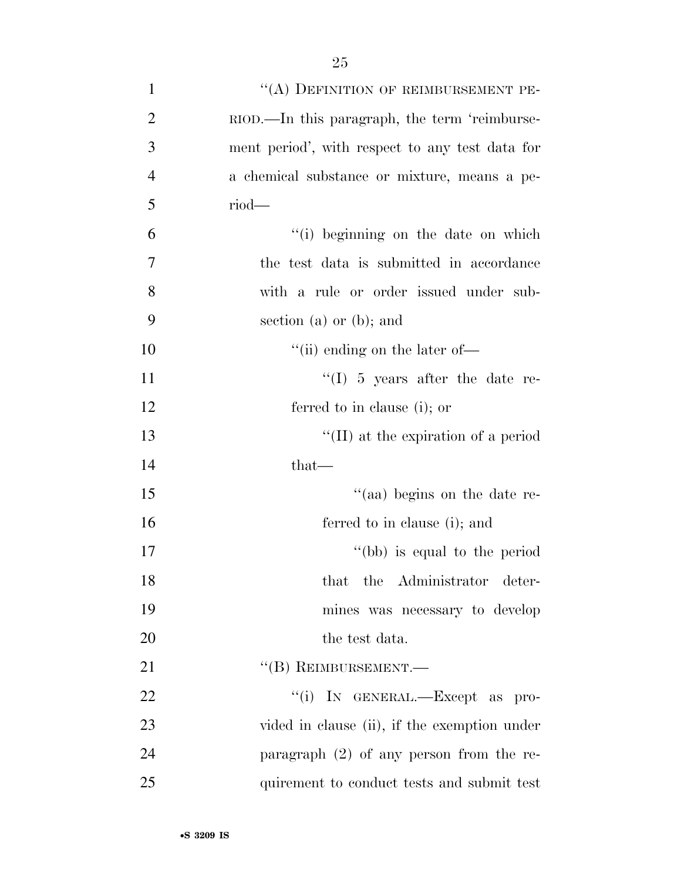"(A) DEFINITION OF REIMBURSEMENT PERIOD.—In this paragraph, the term 'reimbursement period', with respect to any test data for a chemical substance or mixture, means a period—

"(i) beginning on the date on which the test data is submitted in accordance with a rule or order issued under subsection (a) or (b); and

"(ii) ending on the later of—

"(I) 5 years after the date referred to in clause (i); or

"(II) at the expiration of a period that—

"(aa) begins on the date referred to in clause (i); and

"(bb) is equal to the period that the Administrator determines was necessary to develop the test data.

"(B) REIMBURSEMENT.—

"(i) IN GENERAL.—Except as provided in clause (ii), if the exemption under paragraph (2) of any person from the requirement to conduct tests and submit test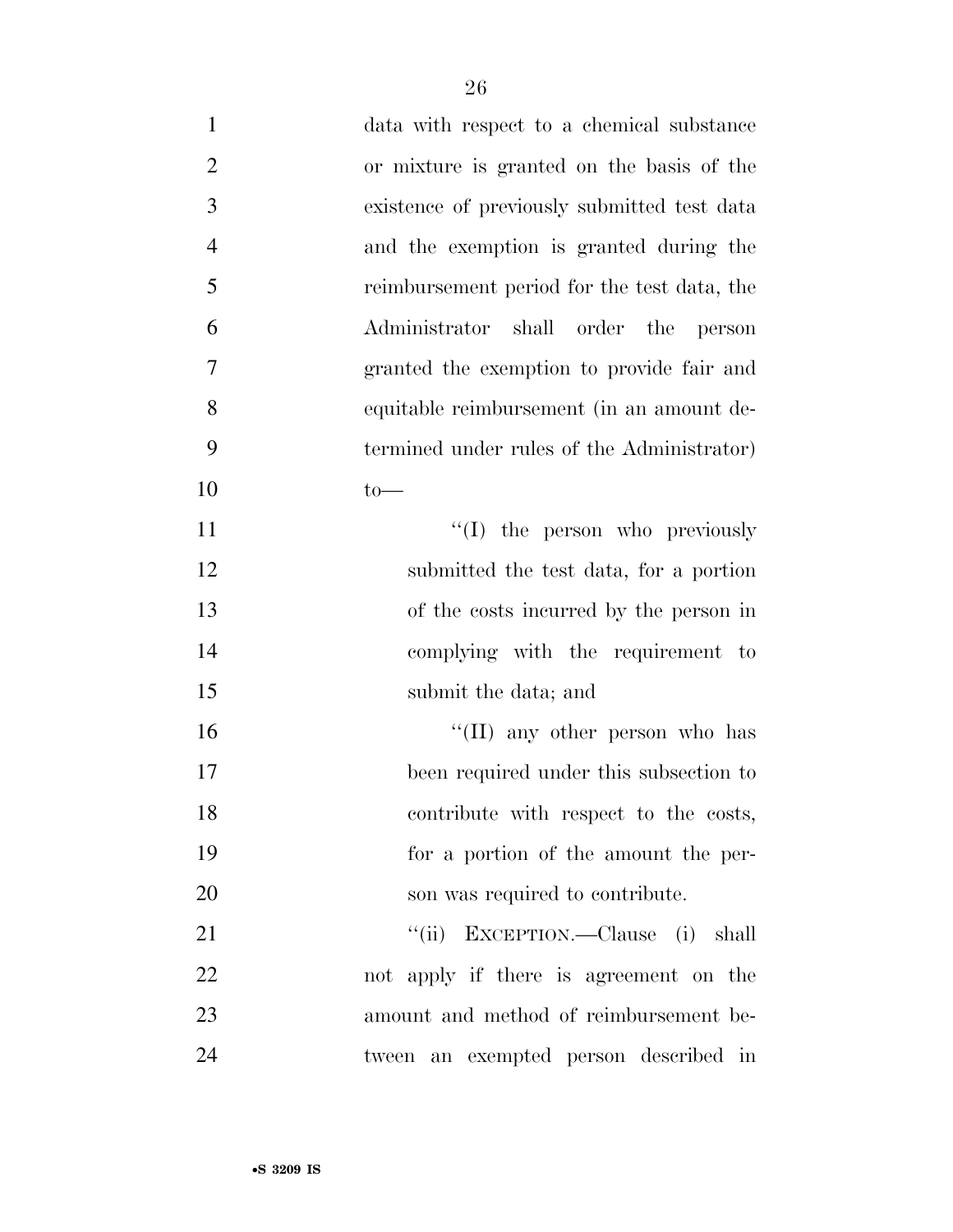data with respect to a chemical substance or mixture is granted on the basis of the existence of previously submitted test data and the exemption is granted during the reimbursement period for the test data, the Administrator shall order the person granted the exemption to provide fair and equitable reimbursement (in an amount determined under rules of the Administrator) to—

"(I) the person who previously submitted the test data, for a portion of the costs incurred by the person in complying with the requirement to submit the data; and

"(II) any other person who has been required under this subsection to contribute with respect to the costs, for a portion of the amount the person was required to contribute.

"(ii) EXCEPTION.—Clause (i) shall not apply if there is agreement on the amount and method of reimbursement between an exempted person described in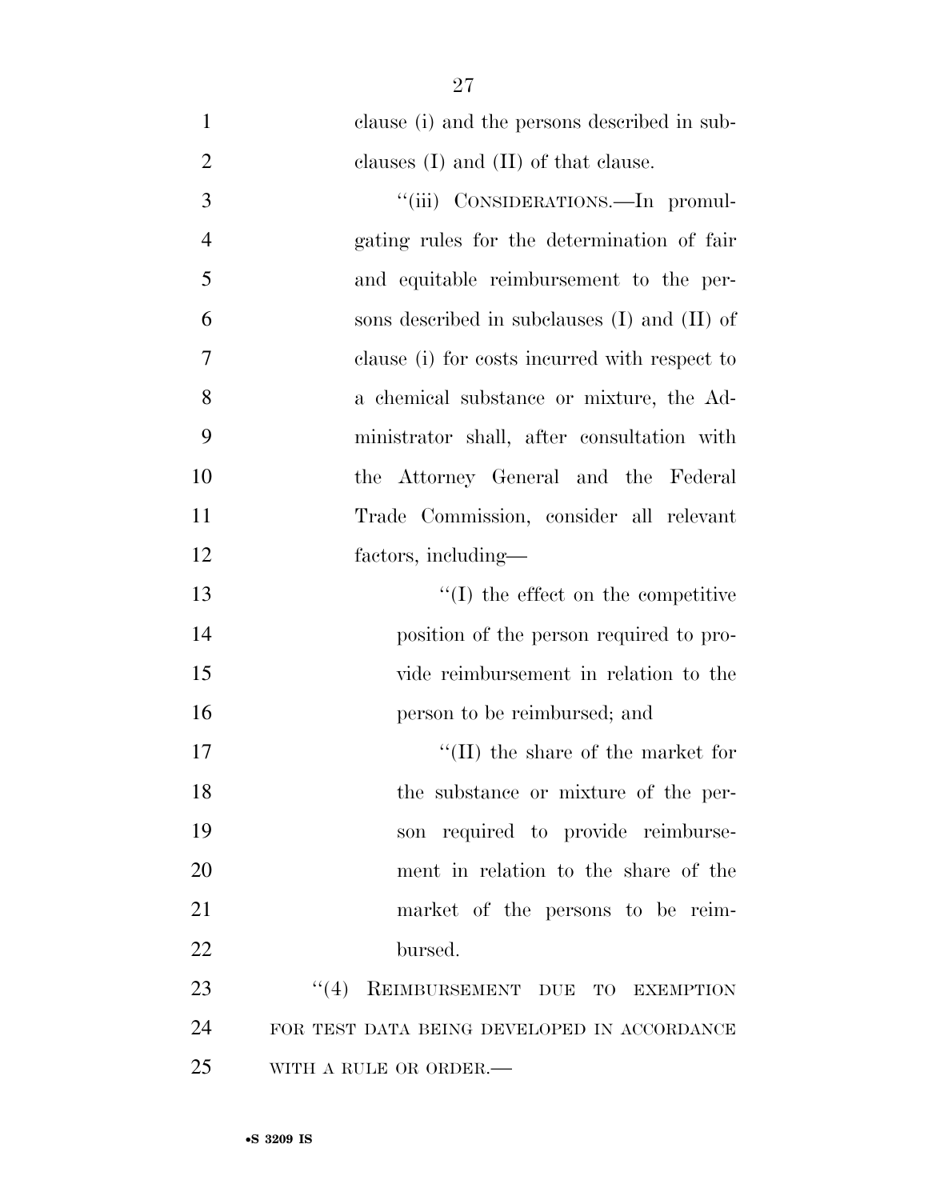clause (i) and the persons described in subclauses (I) and (II) of that clause.

"(iii) CONSIDERATIONS.—In promulgating rules for the determination of fair and equitable reimbursement to the persons described in subclauses (I) and (II) of clause (i) for costs incurred with respect to a chemical substance or mixture, the Administrator shall, after consultation with the Attorney General and the Federal Trade Commission, consider all relevant factors, including—

"(I) the effect on the competitive position of the person required to provide reimbursement in relation to the person to be reimbursed; and

"(II) the share of the market for the substance or mixture of the person required to provide reimbursement in relation to the share of the market of the persons to be reimbursed.

"(4) REIMBURSEMENT DUE TO EXEMPTION FOR TEST DATA BEING DEVELOPED IN ACCORDANCE WITH A RULE OR ORDER.—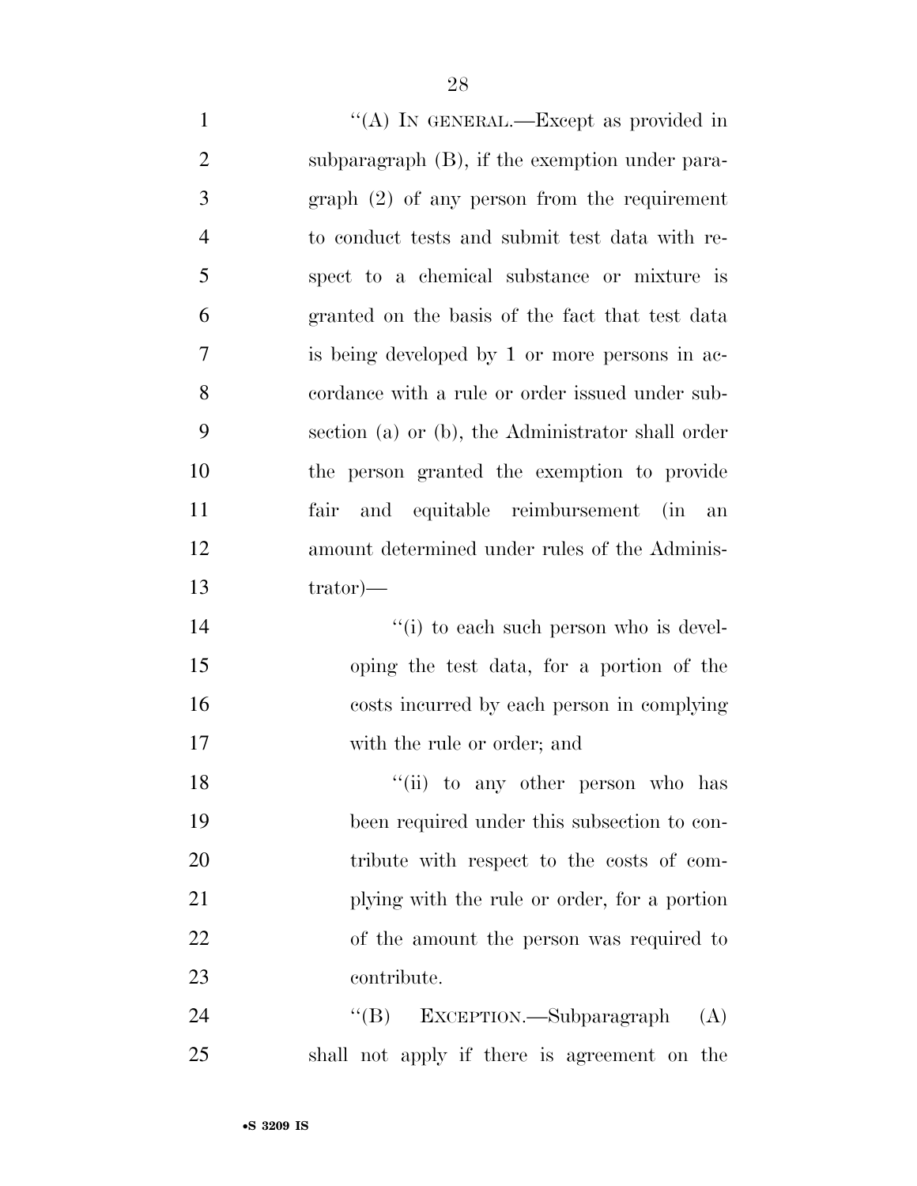"(A) IN GENERAL.—Except as provided in subparagraph (B), if the exemption under paragraph (2) of any person from the requirement to conduct tests and submit test data with respect to a chemical substance or mixture is granted on the basis of the fact that test data is being developed by 1 or more persons in accordance with a rule or order issued under subsection (a) or (b), the Administrator shall order the person granted the exemption to provide fair and equitable reimbursement (in an amount determined under rules of the Administrator)—

"(i) to each such person who is developing the test data, for a portion of the costs incurred by each person in complying with the rule or order; and

"(ii) to any other person who has been required under this subsection to contribute with respect to the costs of complying with the rule or order, for a portion of the amount the person was required to contribute.

"(B) EXCEPTION.—Subparagraph (A) shall not apply if there is agreement on the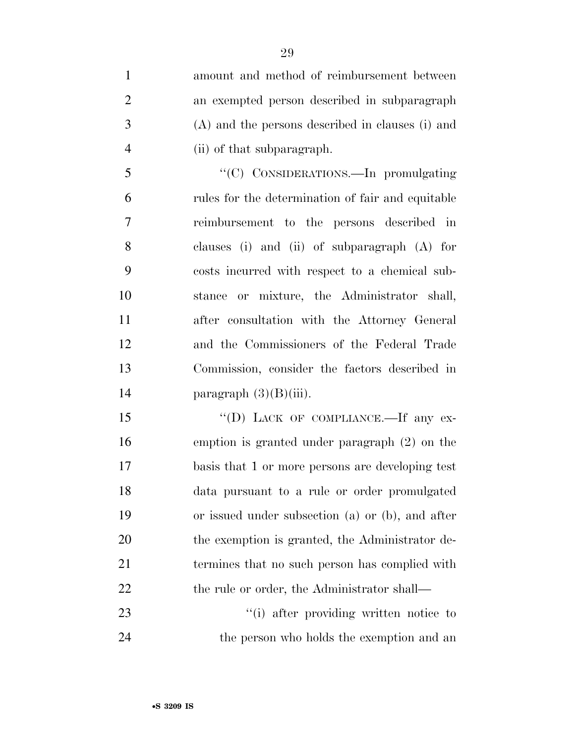amount and method of reimbursement between an exempted person described in subparagraph (A) and the persons described in clauses (i) and (ii) of that subparagraph.

"(C) CONSIDERATIONS.—In promulgating rules for the determination of fair and equitable reimbursement to the persons described in clauses (i) and (ii) of subparagraph (A) for costs incurred with respect to a chemical substance or mixture, the Administrator shall, after consultation with the Attorney General and the Commissioners of the Federal Trade Commission, consider the factors described in paragraph (3)(B)(iii).

"(D) LACK OF COMPLIANCE.—If any exemption is granted under paragraph (2) on the basis that 1 or more persons are developing test data pursuant to a rule or order promulgated or issued under subsection (a) or (b), and after the exemption is granted, the Administrator determines that no such person has complied with the rule or order, the Administrator shall—

"(i) after providing written notice to the person who holds the exemption and an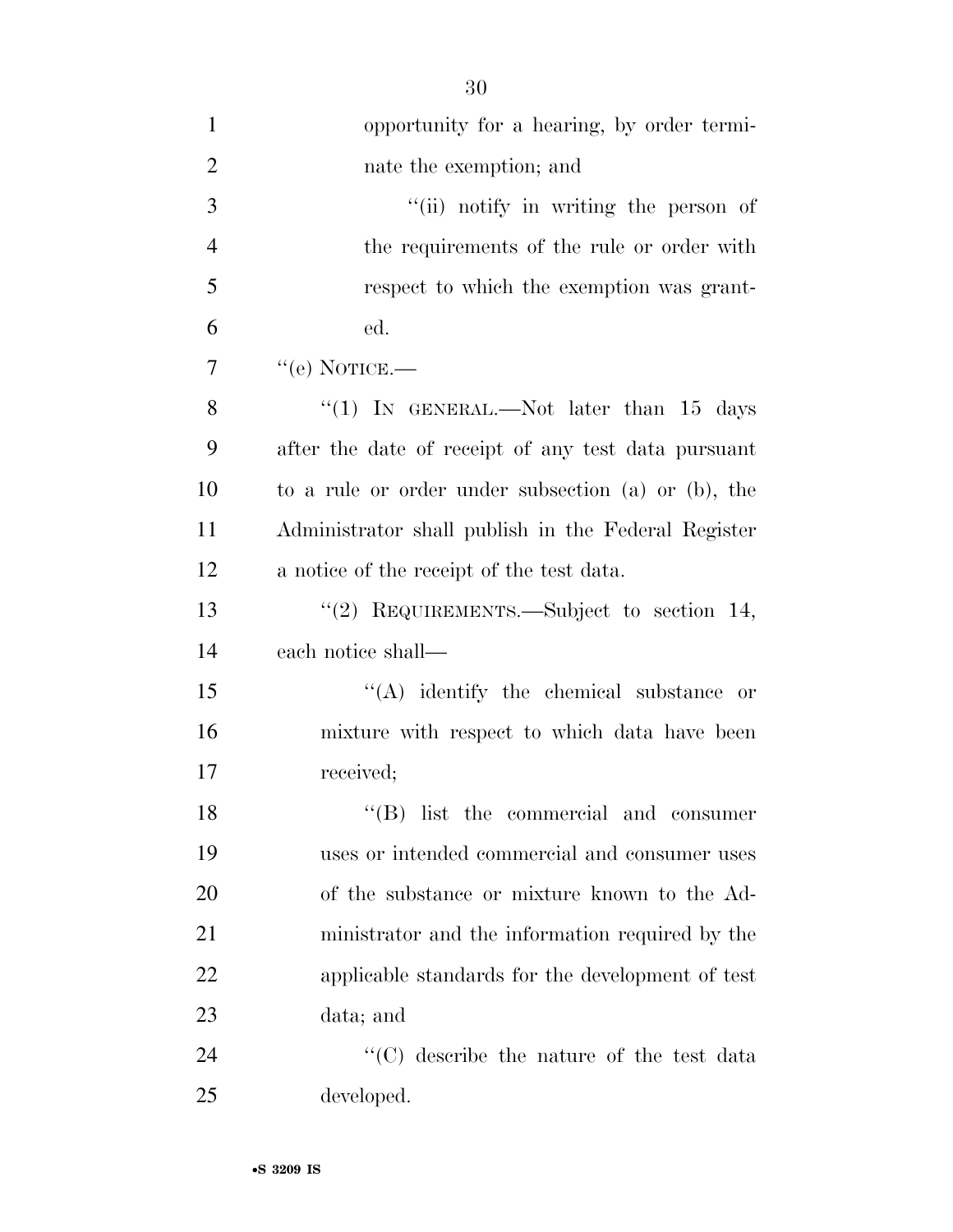opportunity for a hearing, by order terminate the exemption; and

''(ii) notify in writing the person of the requirements of the rule or order with respect to which the exemption was granted.

''(e) NOTICE.—

''(1) IN GENERAL.—Not later than 15 days after the date of receipt of any test data pursuant to a rule or order under subsection (a) or (b), the Administrator shall publish in the Federal Register a notice of the receipt of the test data.

''(2) REQUIREMENTS.—Subject to section 14, each notice shall—

''(A) identify the chemical substance or mixture with respect to which data have been received;

''(B) list the commercial and consumer uses or intended commercial and consumer uses of the substance or mixture known to the Administrator and the information required by the applicable standards for the development of test data; and

''(C) describe the nature of the test data developed.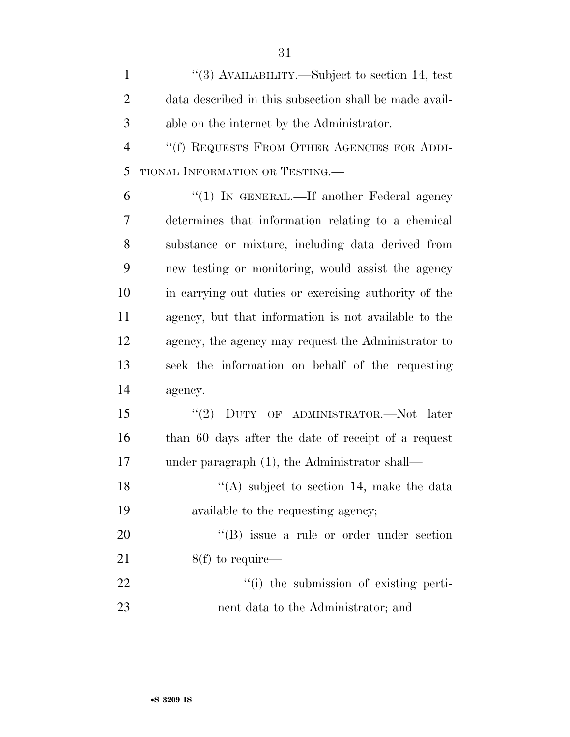"(3) AVAILABILITY.—Subject to section 14, test data described in this subsection shall be made available on the internet by the Administrator.

"(f) REQUESTS FROM OTHER AGENCIES FOR ADDITIONAL INFORMATION OR TESTING.—

"(1) IN GENERAL.—If another Federal agency determines that information relating to a chemical substance or mixture, including data derived from new testing or monitoring, would assist the agency in carrying out duties or exercising authority of the agency, but that information is not available to the agency, the agency may request the Administrator to seek the information on behalf of the requesting agency.

"(2) DUTY OF ADMINISTRATOR.—Not later than 60 days after the date of receipt of a request under paragraph (1), the Administrator shall—

"(A) subject to section 14, make the data available to the requesting agency;

"(B) issue a rule or order under section 8(f) to require—

"(i) the submission of existing pertinent data to the Administrator; and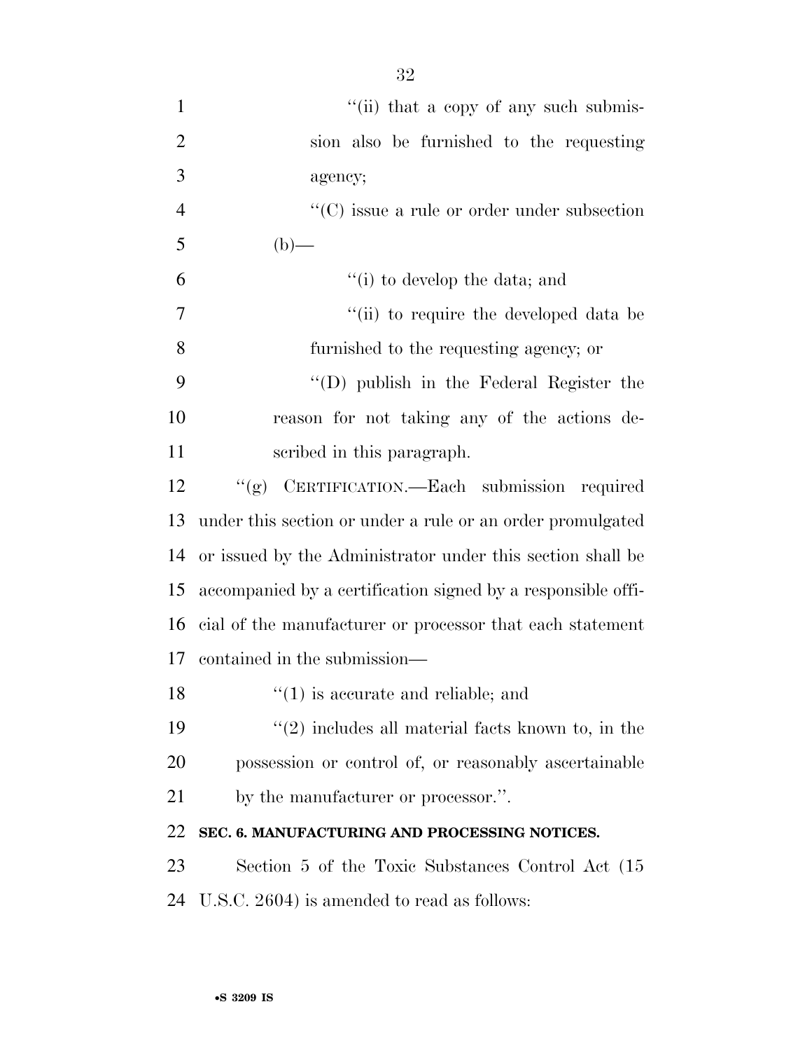"(ii) that a copy of any such submission also be furnished to the requesting agency;

"(C) issue a rule or order under subsection (b)—

"(i) to develop the data; and

"(ii) to require the developed data be furnished to the requesting agency; or

"(D) publish in the Federal Register the reason for not taking any of the actions described in this paragraph.

"(g) CERTIFICATION.—Each submission required under this section or under a rule or an order promulgated or issued by the Administrator under this section shall be accompanied by a certification signed by a responsible official of the manufacturer or processor that each statement contained in the submission—

"(1) is accurate and reliable; and

"(2) includes all material facts known to, in the possession or control of, or reasonably ascertainable by the manufacturer or processor.".

**SEC. 6. MANUFACTURING AND PROCESSING NOTICES.**

Section 5 of the Toxic Substances Control Act (15 U.S.C. 2604) is amended to read as follows: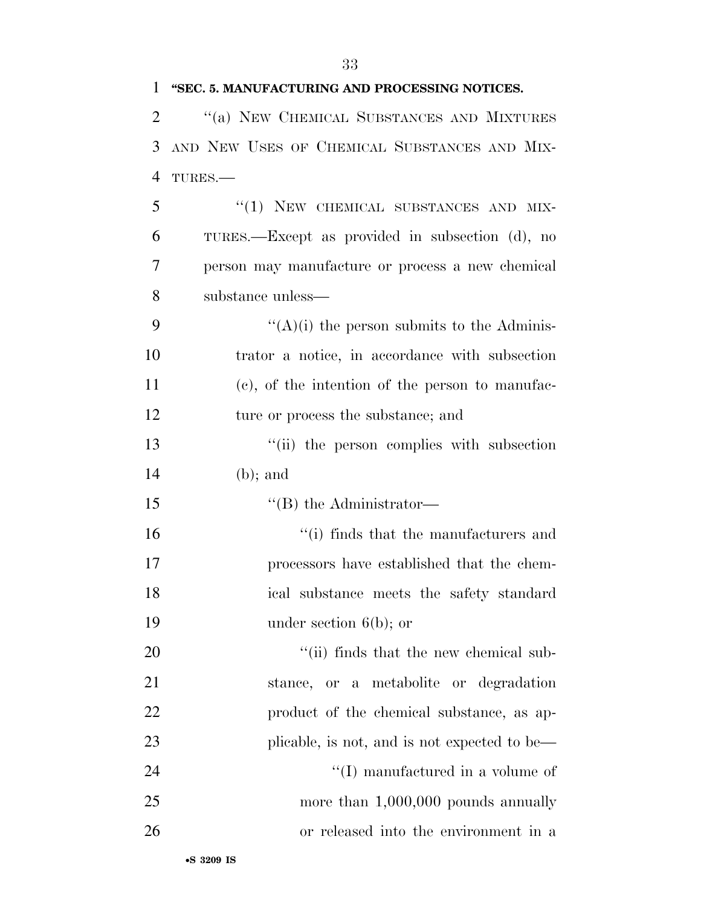**"SEC. 5. MANUFACTURING AND PROCESSING NOTICES.**

"(a) NEW CHEMICAL SUBSTANCES AND MIXTURES AND NEW USES OF CHEMICAL SUBSTANCES AND MIXTURES.—

"(1) NEW CHEMICAL SUBSTANCES AND MIXTURES.—Except as provided in subsection (d), no person may manufacture or process a new chemical substance unless—

"(A)(i) the person submits to the Administrator a notice, in accordance with subsection (c), of the intention of the person to manufacture or process the substance; and

"(ii) the person complies with subsection (b); and

"(B) the Administrator—

"(i) finds that the manufacturers and processors have established that the chemical substance meets the safety standard under section 6(b); or

"(ii) finds that the new chemical substance, or a metabolite or degradation product of the chemical substance, as applicable, is not, and is not expected to be—

"(I) manufactured in a volume of more than 1,000,000 pounds annually or released into the environment in a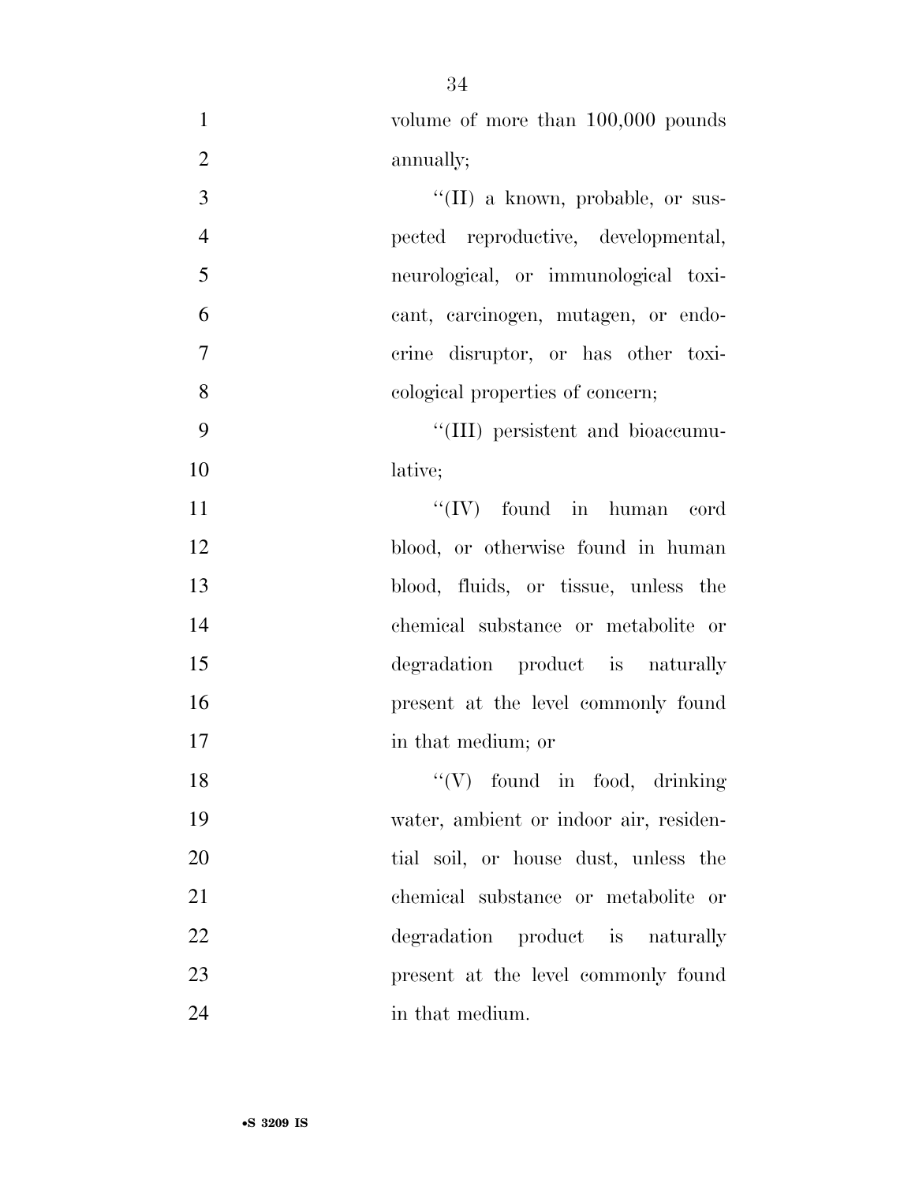volume of more than 100,000 pounds annually;

''(II) a known, probable, or suspected reproductive, developmental, neurological, or immunological toxicant, carcinogen, mutagen, or endocrine disruptor, or has other toxicological properties of concern;

''(III) persistent and bioaccumulative;

''(IV) found in human cord blood, or otherwise found in human blood, fluids, or tissue, unless the chemical substance or metabolite or degradation product is naturally present at the level commonly found in that medium; or

''(V) found in food, drinking water, ambient or indoor air, residential soil, or house dust, unless the chemical substance or metabolite or degradation product is naturally present at the level commonly found in that medium.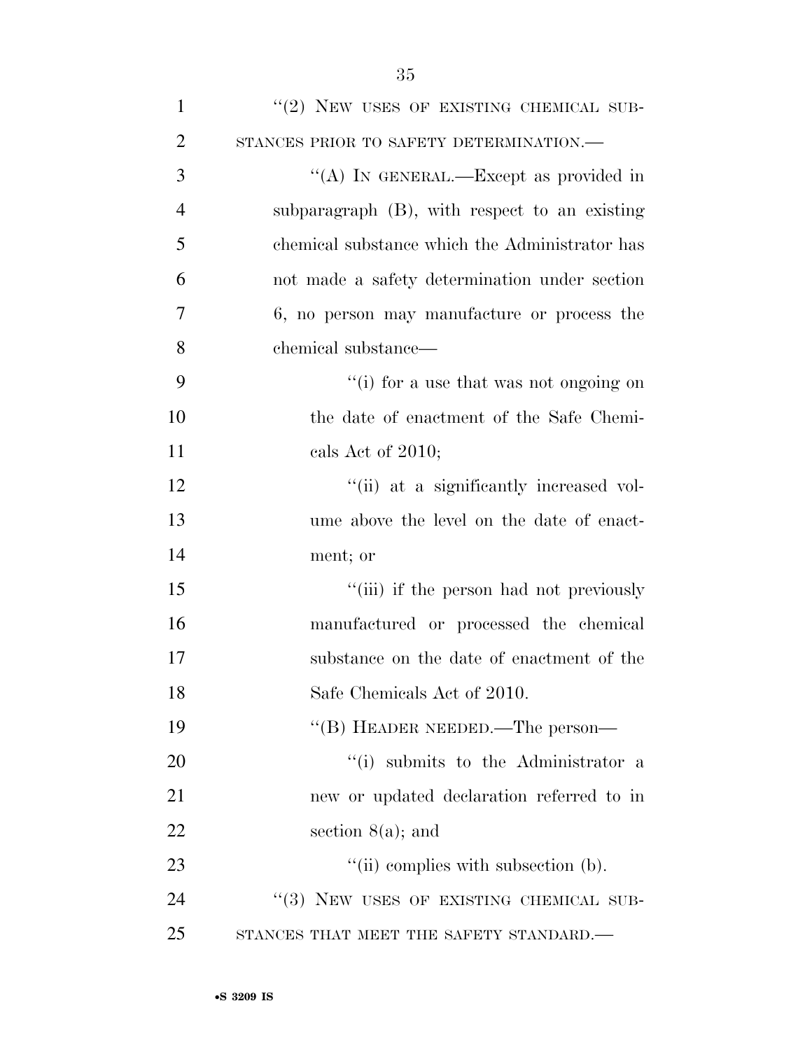''(2) NEW USES OF EXISTING CHEMICAL SUBSTANCES PRIOR TO SAFETY DETERMINATION.—

''(A) IN GENERAL.—Except as provided in subparagraph (B), with respect to an existing chemical substance which the Administrator has not made a safety determination under section 6, no person may manufacture or process the chemical substance—

''(i) for a use that was not ongoing on the date of enactment of the Safe Chemicals Act of 2010;

''(ii) at a significantly increased volume above the level on the date of enactment; or

''(iii) if the person had not previously manufactured or processed the chemical substance on the date of enactment of the Safe Chemicals Act of 2010.

''(B) HEADER NEEDED.—The person—

''(i) submits to the Administrator a new or updated declaration referred to in section 8(a); and

''(ii) complies with subsection (b).

''(3) NEW USES OF EXISTING CHEMICAL SUBSTANCES THAT MEET THE SAFETY STANDARD.—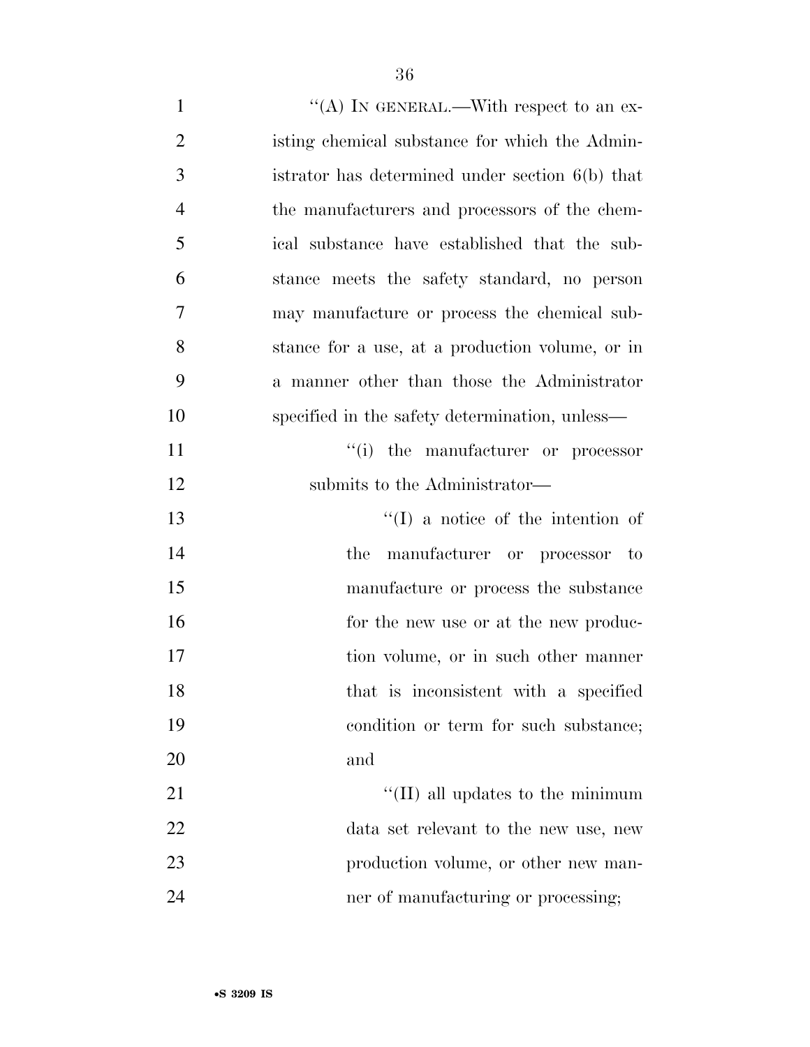"(A) IN GENERAL.—With respect to an existing chemical substance for which the Administrator has determined under section 6(b) that the manufacturers and processors of the chemical substance have established that the substance meets the safety standard, no person may manufacture or process the chemical substance for a use, at a production volume, or in a manner other than those the Administrator specified in the safety determination, unless—

"(i) the manufacturer or processor submits to the Administrator—

"(I) a notice of the intention of the manufacturer or processor to manufacture or process the substance for the new use or at the new production volume, or in such other manner that is inconsistent with a specified condition or term for such substance; and

"(II) all updates to the minimum data set relevant to the new use, new production volume, or other new manner of manufacturing or processing;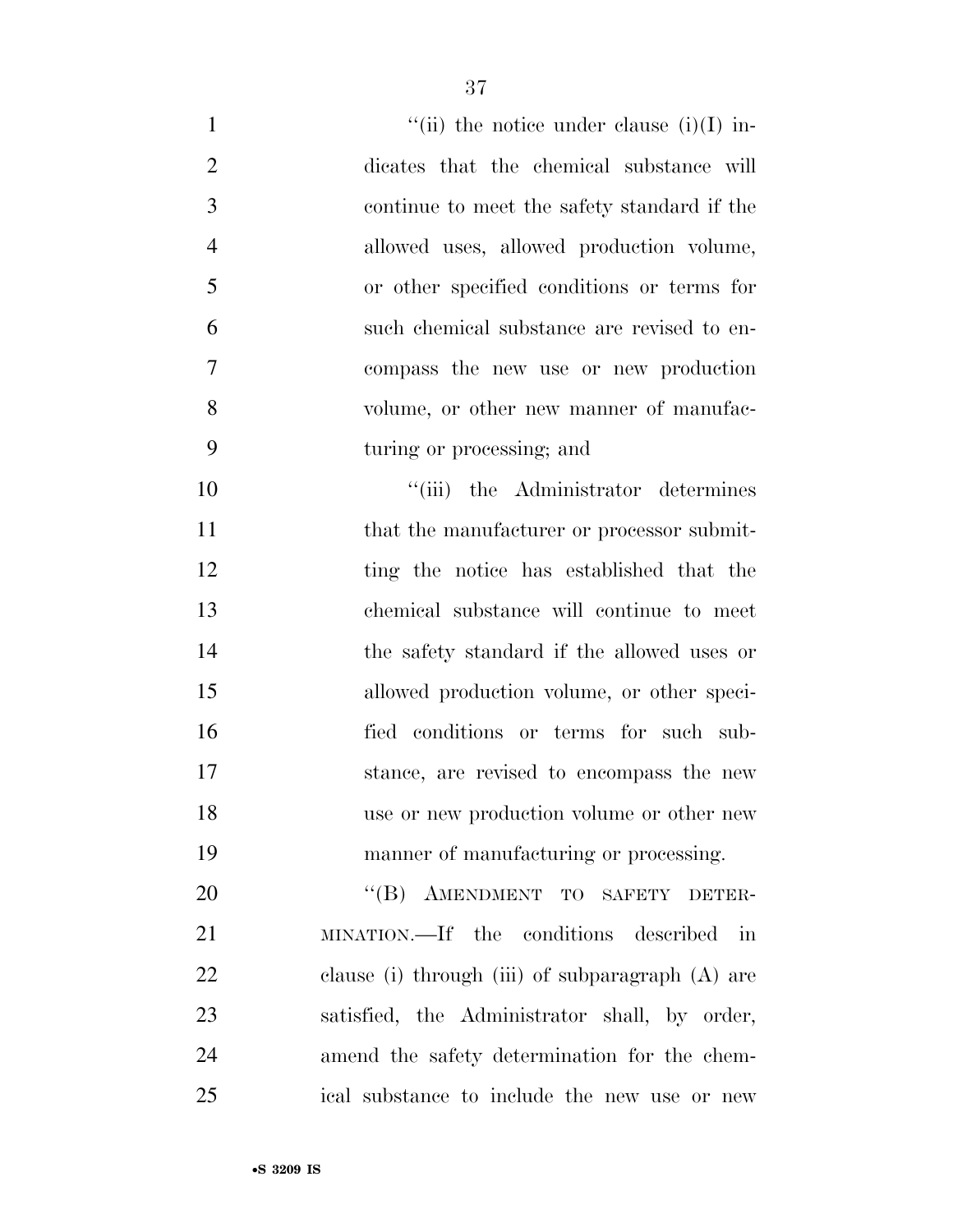"(ii) the notice under clause (i)(I) indicates that the chemical substance will continue to meet the safety standard if the allowed uses, allowed production volume, or other specified conditions or terms for such chemical substance are revised to encompass the new use or new production volume, or other new manner of manufacturing or processing; and

"(iii) the Administrator determines that the manufacturer or processor submitting the notice has established that the chemical substance will continue to meet the safety standard if the allowed uses or allowed production volume, or other specified conditions or terms for such substance, are revised to encompass the new use or new production volume or other new manner of manufacturing or processing.

"(B) AMENDMENT TO SAFETY DETERMINATION.—If the conditions described in clause (i) through (iii) of subparagraph (A) are satisfied, the Administrator shall, by order, amend the safety determination for the chemical substance to include the new use or new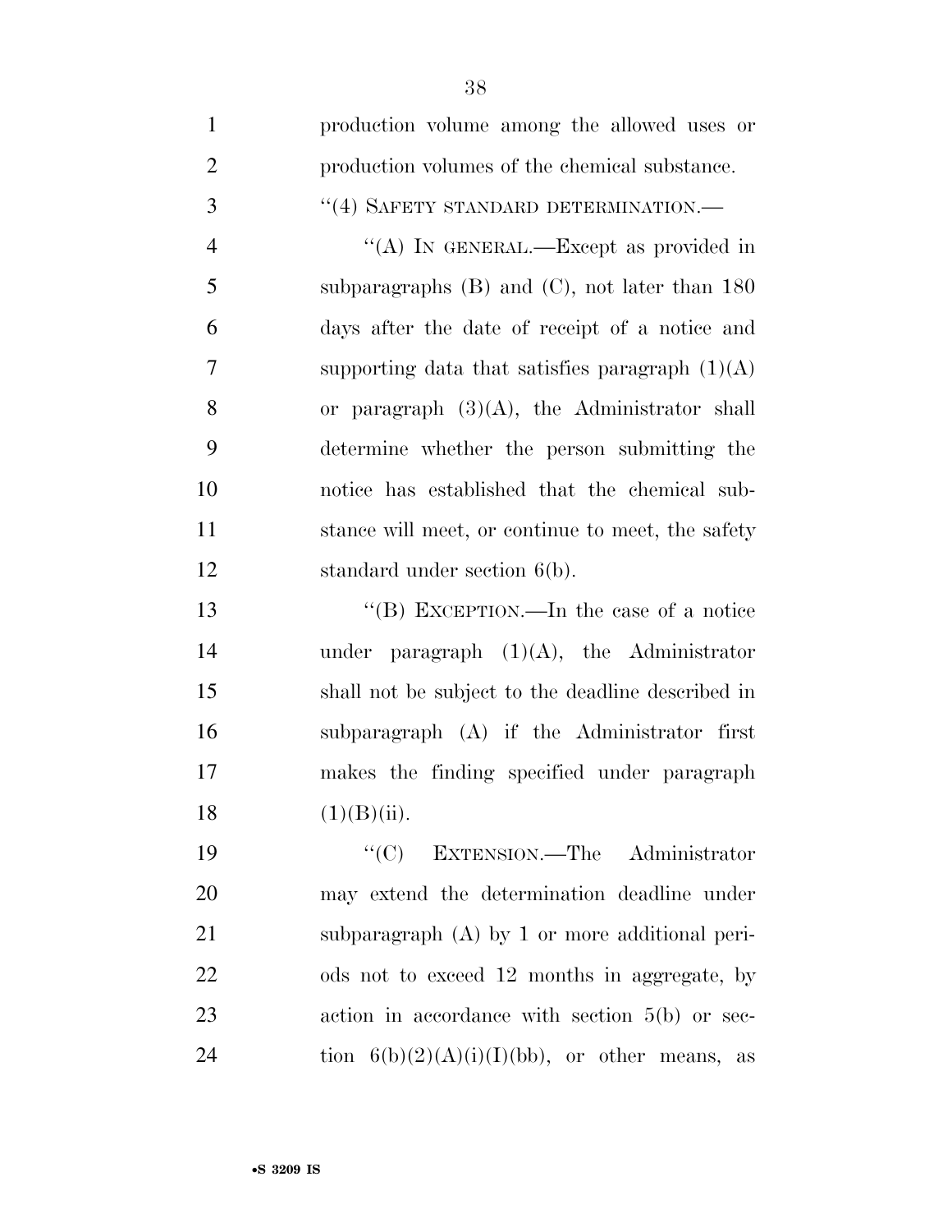production volume among the allowed uses or production volumes of the chemical substance.

"(4) SAFETY STANDARD DETERMINATION.—

"(A) IN GENERAL.—Except as provided in subparagraphs (B) and (C), not later than 180 days after the date of receipt of a notice and supporting data that satisfies paragraph (1)(A) or paragraph (3)(A), the Administrator shall determine whether the person submitting the notice has established that the chemical substance will meet, or continue to meet, the safety standard under section 6(b).

"(B) EXCEPTION.—In the case of a notice under paragraph (1)(A), the Administrator shall not be subject to the deadline described in subparagraph (A) if the Administrator first makes the finding specified under paragraph (1)(B)(ii).

"(C) EXTENSION.—The Administrator may extend the determination deadline under subparagraph (A) by 1 or more additional periods not to exceed 12 months in aggregate, by action in accordance with section 5(b) or section 6(b)(2)(A)(i)(I)(bb), or other means, as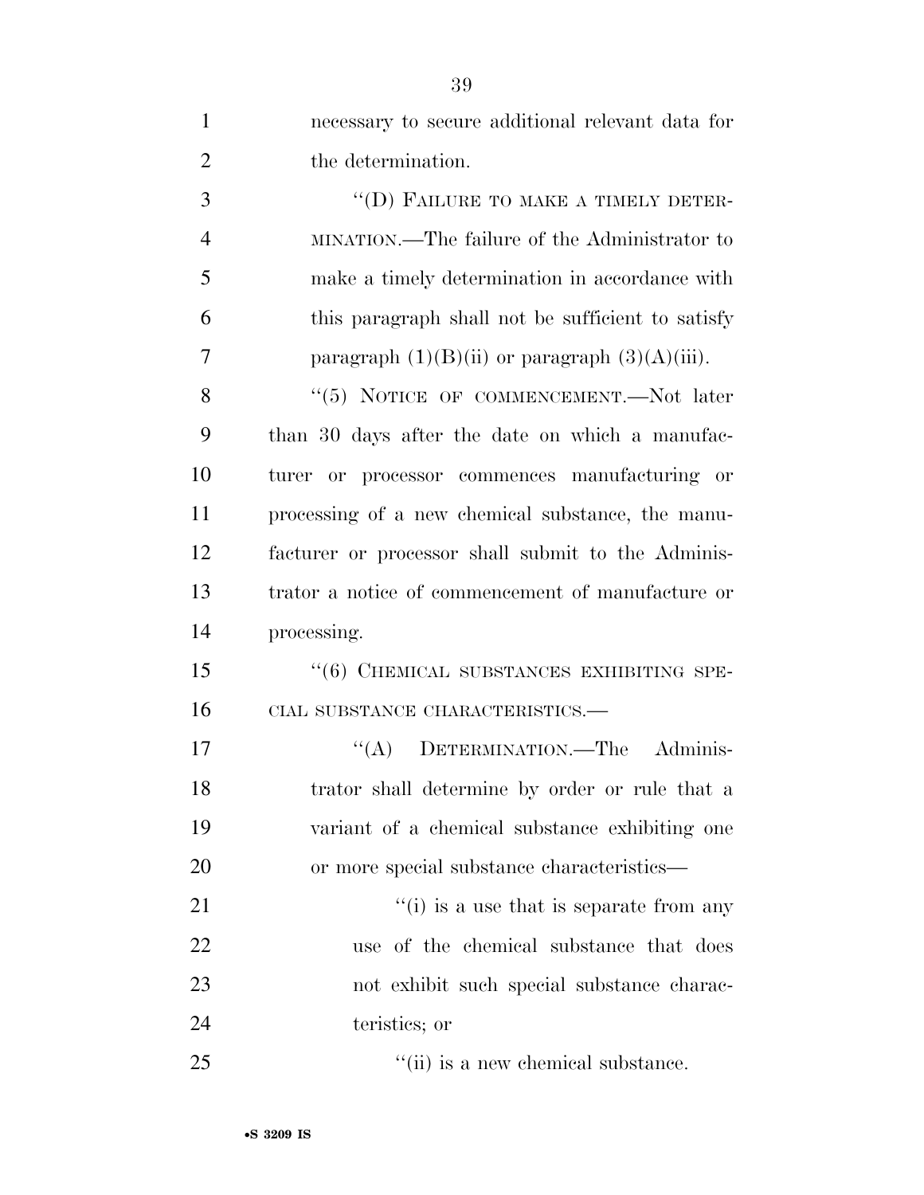necessary to secure additional relevant data for the determination.

"(D) FAILURE TO MAKE A TIMELY DETERMINATION.—The failure of the Administrator to make a timely determination in accordance with this paragraph shall not be sufficient to satisfy paragraph (1)(B)(ii) or paragraph (3)(A)(iii).

"(5) NOTICE OF COMMENCEMENT.—Not later than 30 days after the date on which a manufacturer or processor commences manufacturing or processing of a new chemical substance, the manufacturer or processor shall submit to the Administrator a notice of commencement of manufacture or processing.

"(6) CHEMICAL SUBSTANCES EXHIBITING SPECIAL SUBSTANCE CHARACTERISTICS.—

"(A) DETERMINATION.—The Administrator shall determine by order or rule that a variant of a chemical substance exhibiting one or more special substance characteristics—

"(i) is a use that is separate from any use of the chemical substance that does not exhibit such special substance characteristics; or

"(ii) is a new chemical substance.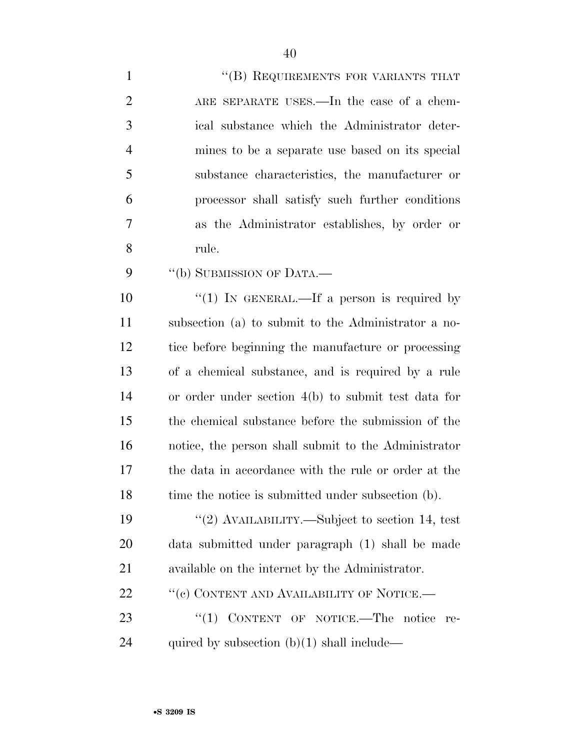"(B) REQUIREMENTS FOR VARIANTS THAT ARE SEPARATE USES.—In the case of a chemical substance which the Administrator determines to be a separate use based on its special substance characteristics, the manufacturer or processor shall satisfy such further conditions as the Administrator establishes, by order or rule.

"(b) SUBMISSION OF DATA.—

"(1) IN GENERAL.—If a person is required by subsection (a) to submit to the Administrator a notice before beginning the manufacture or processing of a chemical substance, and is required by a rule or order under section 4(b) to submit test data for the chemical substance before the submission of the notice, the person shall submit to the Administrator the data in accordance with the rule or order at the time the notice is submitted under subsection (b).

"(2) AVAILABILITY.—Subject to section 14, test data submitted under paragraph (1) shall be made available on the internet by the Administrator.

"(c) CONTENT AND AVAILABILITY OF NOTICE.—

"(1) CONTENT OF NOTICE.—The notice required by subsection (b)(1) shall include—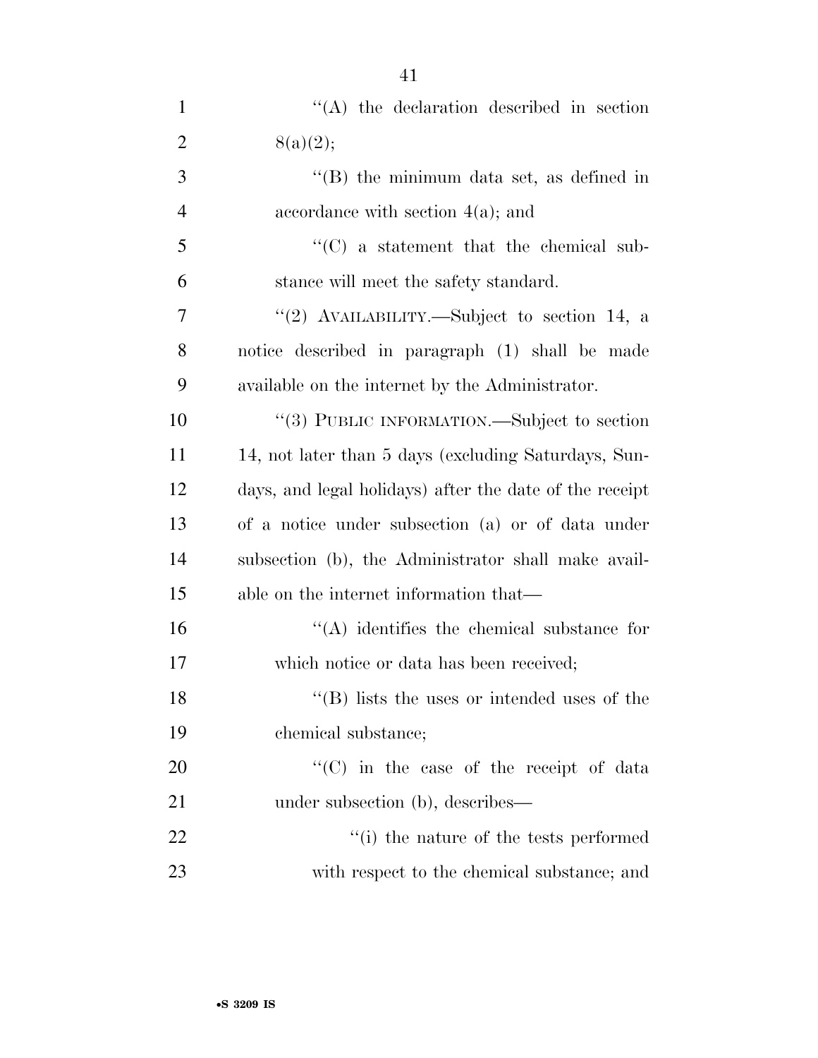''(A) the declaration described in section 8(a)(2);

''(B) the minimum data set, as defined in accordance with section 4(a); and

''(C) a statement that the chemical substance will meet the safety standard.

''(2) AVAILABILITY.—Subject to section 14, a notice described in paragraph (1) shall be made available on the internet by the Administrator.

''(3) PUBLIC INFORMATION.—Subject to section 14, not later than 5 days (excluding Saturdays, Sundays, and legal holidays) after the date of the receipt of a notice under subsection (a) or of data under subsection (b), the Administrator shall make available on the internet information that—

''(A) identifies the chemical substance for which notice or data has been received;

''(B) lists the uses or intended uses of the chemical substance;

''(C) in the case of the receipt of data under subsection (b), describes—

''(i) the nature of the tests performed with respect to the chemical substance; and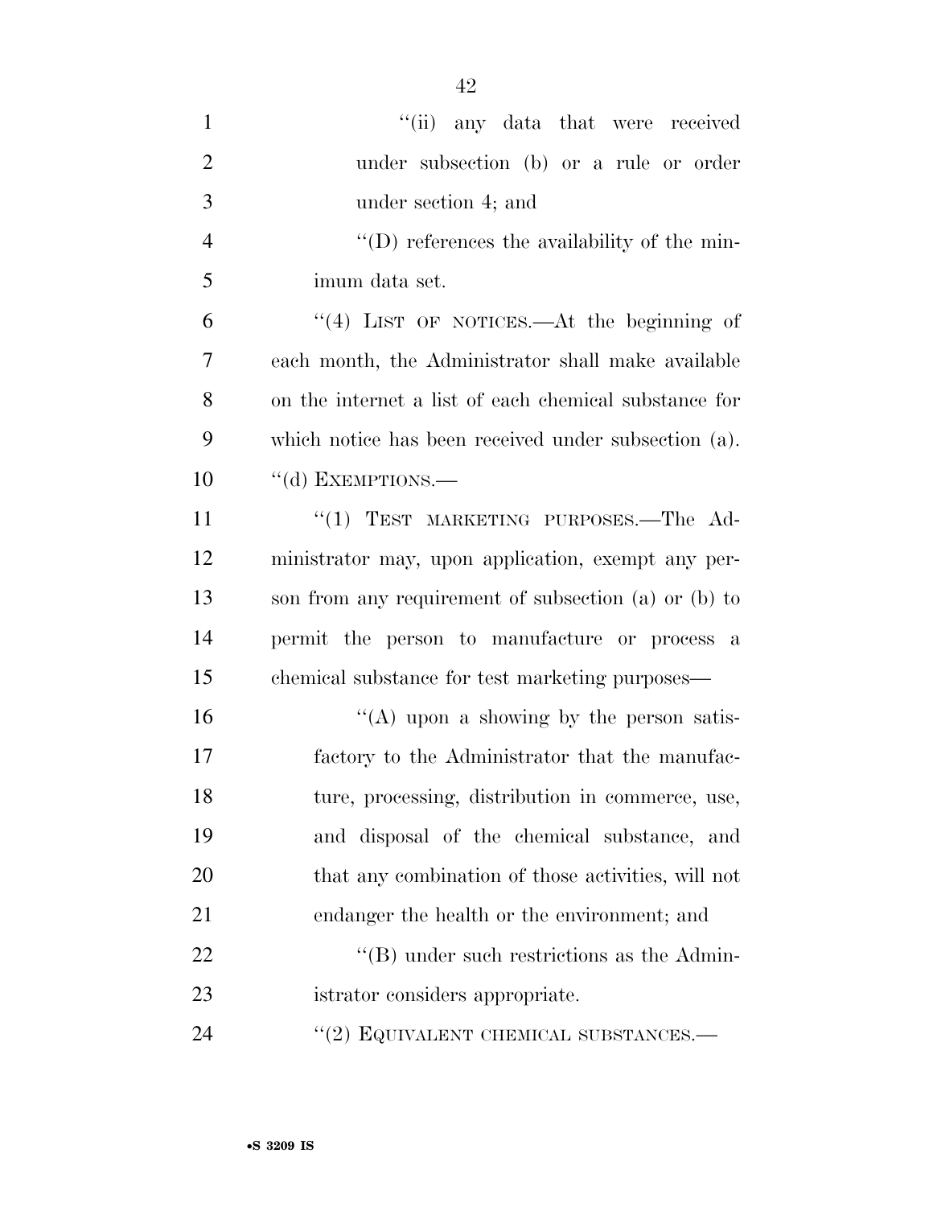''(ii) any data that were received under subsection (b) or a rule or order under section 4; and

''(D) references the availability of the minimum data set.

''(4) LIST OF NOTICES.—At the beginning of each month, the Administrator shall make available on the internet a list of each chemical substance for which notice has been received under subsection (a).

''(d) EXEMPTIONS.—

''(1) TEST MARKETING PURPOSES.—The Administrator may, upon application, exempt any person from any requirement of subsection (a) or (b) to permit the person to manufacture or process a chemical substance for test marketing purposes—

''(A) upon a showing by the person satisfactory to the Administrator that the manufacture, processing, distribution in commerce, use, and disposal of the chemical substance, and that any combination of those activities, will not endanger the health or the environment; and

''(B) under such restrictions as the Administrator considers appropriate.

''(2) EQUIVALENT CHEMICAL SUBSTANCES.—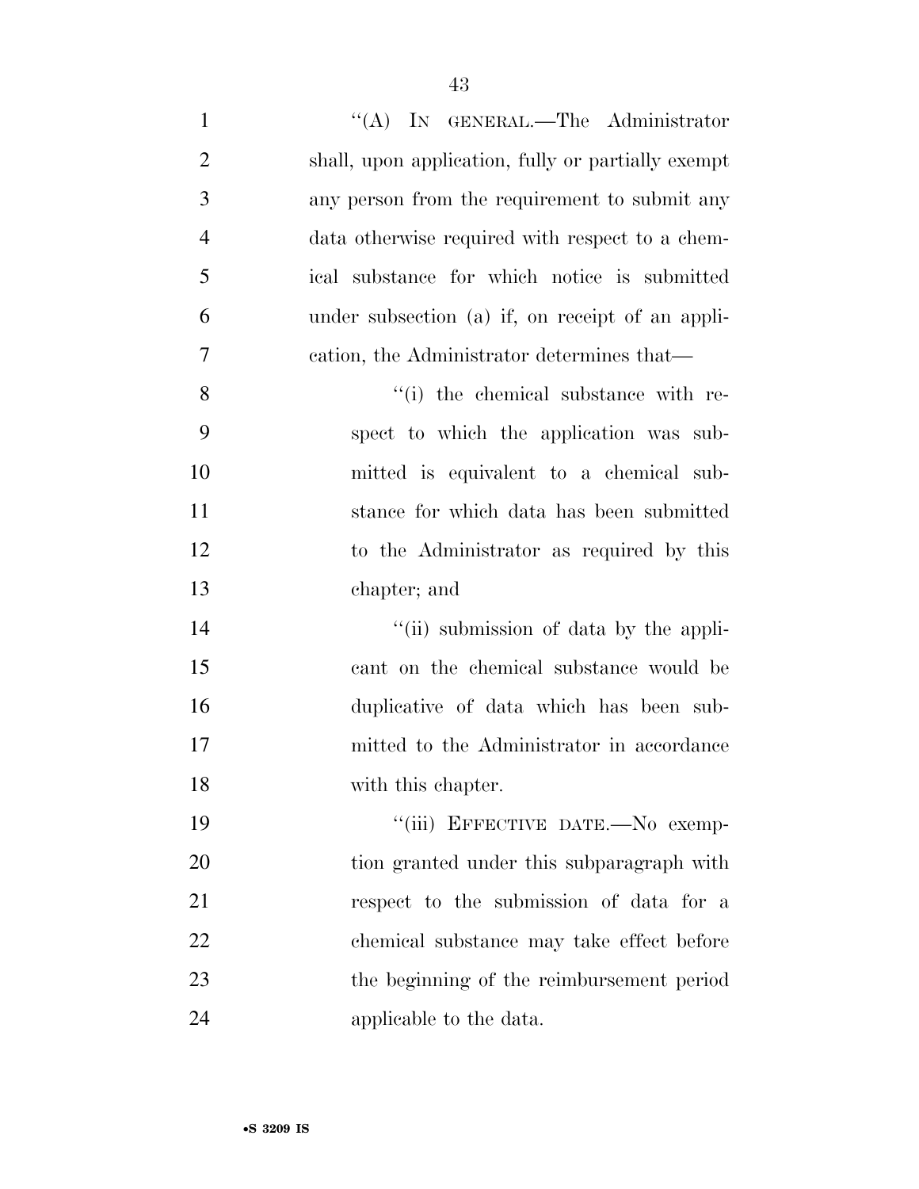''(A) IN GENERAL.—The Administrator shall, upon application, fully or partially exempt any person from the requirement to submit any data otherwise required with respect to a chemical substance for which notice is submitted under subsection (a) if, on receipt of an application, the Administrator determines that—

''(i) the chemical substance with respect to which the application was submitted is equivalent to a chemical substance for which data has been submitted to the Administrator as required by this chapter; and

''(ii) submission of data by the applicant on the chemical substance would be duplicative of data which has been submitted to the Administrator in accordance with this chapter.

''(iii) EFFECTIVE DATE.—No exemption granted under this subparagraph with respect to the submission of data for a chemical substance may take effect before the beginning of the reimbursement period applicable to the data.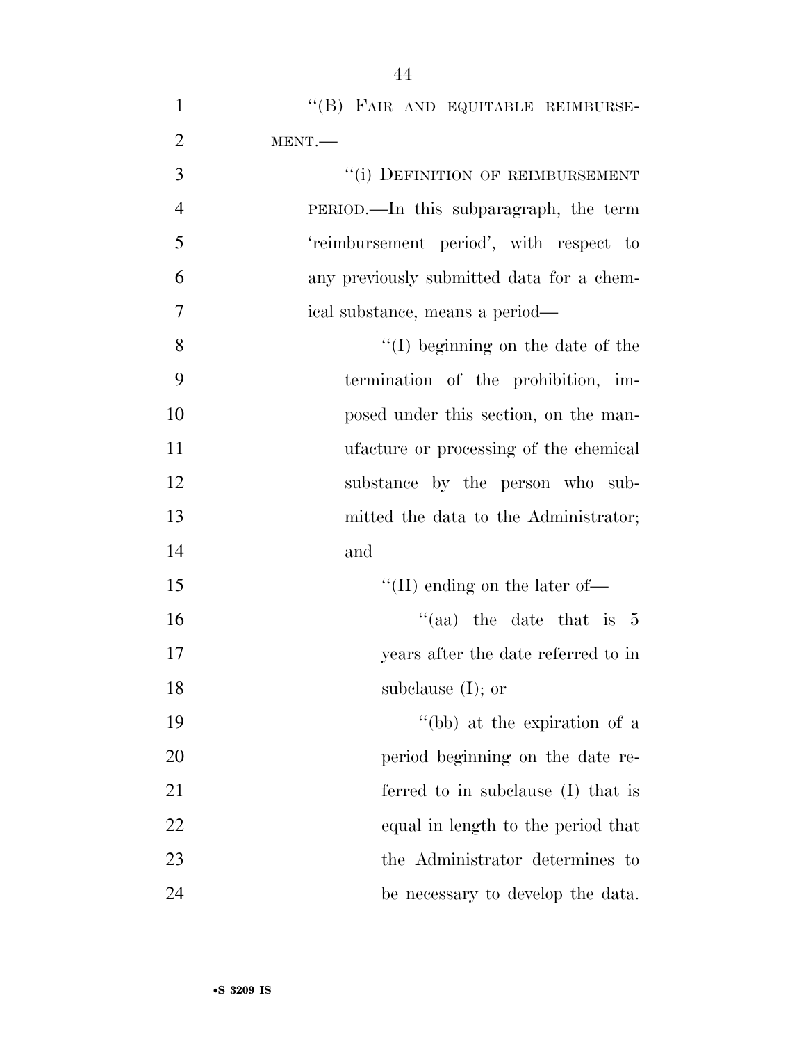"(B) FAIR AND EQUITABLE REIMBURSEMENT.—

"(i) DEFINITION OF REIMBURSEMENT PERIOD.—In this subparagraph, the term 'reimbursement period', with respect to any previously submitted data for a chemical substance, means a period—

"(I) beginning on the date of the termination of the prohibition, imposed under this section, on the manufacture or processing of the chemical substance by the person who submitted the data to the Administrator; and

"(II) ending on the later of—

"(aa) the date that is 5 years after the date referred to in subclause (I); or

"(bb) at the expiration of a period beginning on the date referred to in subclause (I) that is equal in length to the period that the Administrator determines to be necessary to develop the data.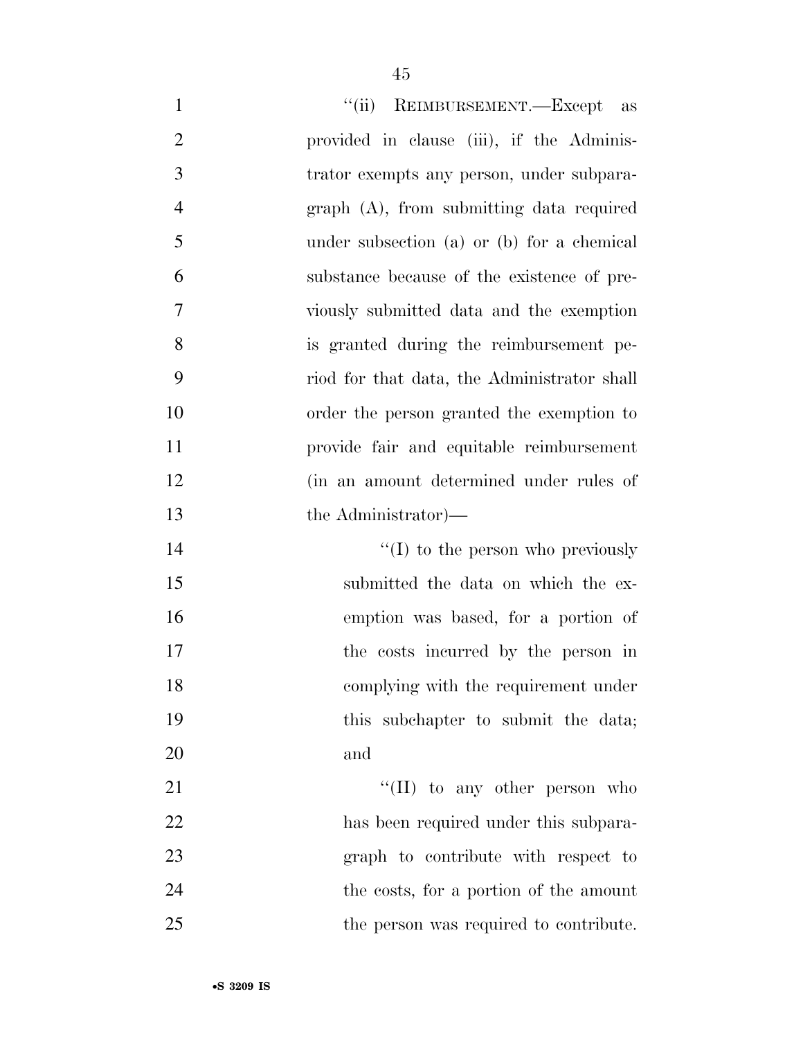"(ii) REIMBURSEMENT.—Except as provided in clause (iii), if the Administrator exempts any person, under subparagraph (A), from submitting data required under subsection (a) or (b) for a chemical substance because of the existence of previously submitted data and the exemption is granted during the reimbursement period for that data, the Administrator shall order the person granted the exemption to provide fair and equitable reimbursement (in an amount determined under rules of the Administrator)—

"(I) to the person who previously submitted the data on which the exemption was based, for a portion of the costs incurred by the person in complying with the requirement under this subchapter to submit the data; and

"(II) to any other person who has been required under this subparagraph to contribute with respect to the costs, for a portion of the amount the person was required to contribute.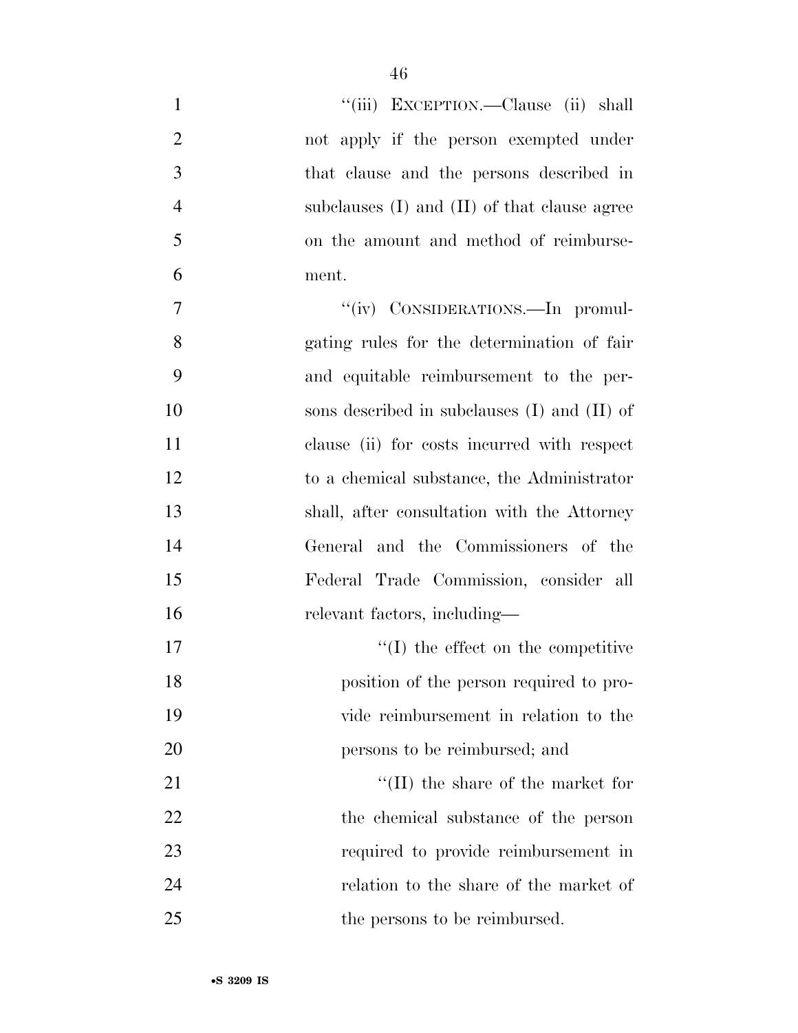"(iii) EXCEPTION.—Clause (ii) shall not apply if the person exempted under that clause and the persons described in subclauses (I) and (II) of that clause agree on the amount and method of reimbursement.

"(iv) CONSIDERATIONS.—In promulgating rules for the determination of fair and equitable reimbursement to the persons described in subclauses (I) and (II) of clause (ii) for costs incurred with respect to a chemical substance, the Administrator shall, after consultation with the Attorney General and the Commissioners of the Federal Trade Commission, consider all relevant factors, including—

"(I) the effect on the competitive position of the person required to provide reimbursement in relation to the persons to be reimbursed; and

"(II) the share of the market for the chemical substance of the person required to provide reimbursement in relation to the share of the market of the persons to be reimbursed.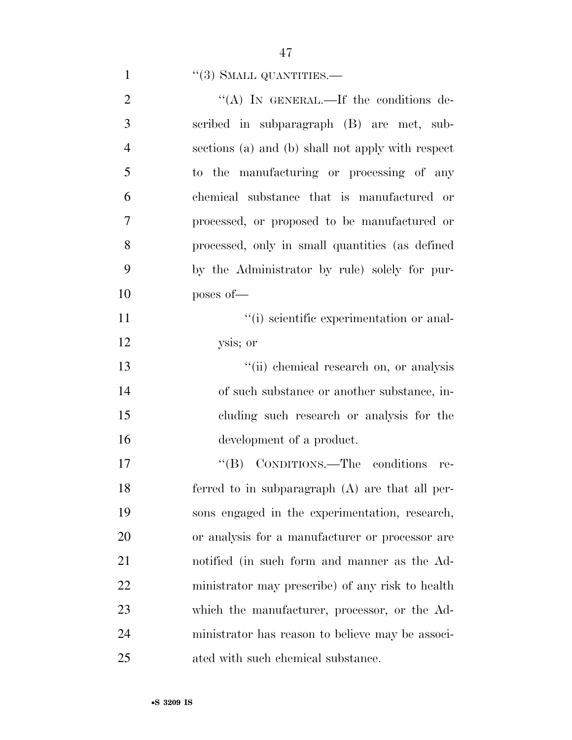''(3) SMALL QUANTITIES.—

''(A) IN GENERAL.—If the conditions described in subparagraph (B) are met, subsections (a) and (b) shall not apply with respect to the manufacturing or processing of any chemical substance that is manufactured or processed, or proposed to be manufactured or processed, only in small quantities (as defined by the Administrator by rule) solely for purposes of—

''(i) scientific experimentation or analysis; or

''(ii) chemical research on, or analysis of such substance or another substance, including such research or analysis for the development of a product.

''(B) CONDITIONS.—The conditions referred to in subparagraph (A) are that all persons engaged in the experimentation, research, or analysis for a manufacturer or processor are notified (in such form and manner as the Administrator may prescribe) of any risk to health which the manufacturer, processor, or the Administrator has reason to believe may be associated with such chemical substance.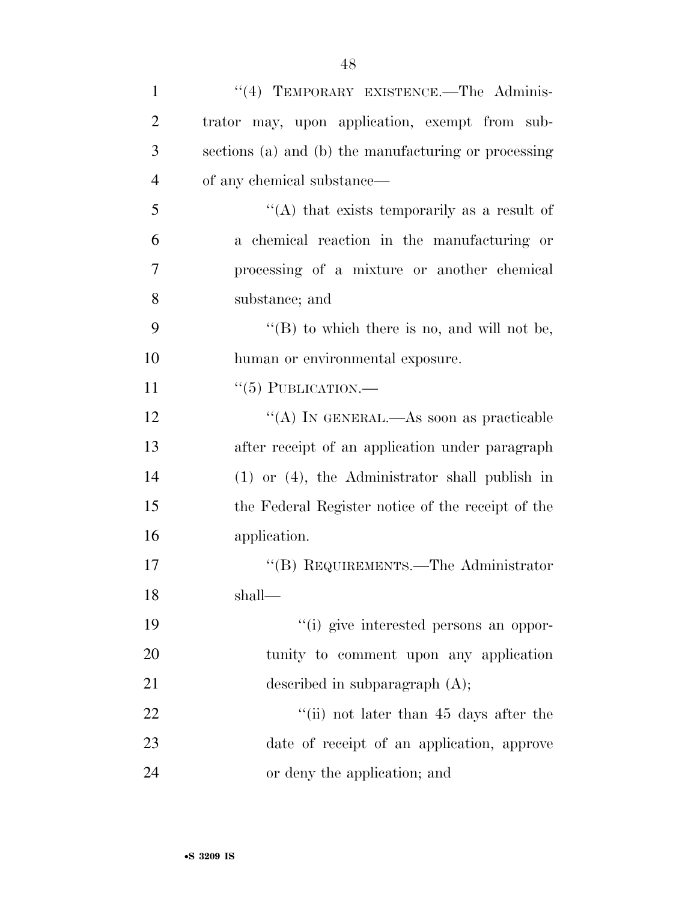"(4) TEMPORARY EXISTENCE.—The Administrator may, upon application, exempt from subsections (a) and (b) the manufacturing or processing of any chemical substance—

"(A) that exists temporarily as a result of a chemical reaction in the manufacturing or processing of a mixture or another chemical substance; and

"(B) to which there is no, and will not be, human or environmental exposure.

"(5) PUBLICATION.—

"(A) IN GENERAL.—As soon as practicable after receipt of an application under paragraph (1) or (4), the Administrator shall publish in the Federal Register notice of the receipt of the application.

"(B) REQUIREMENTS.—The Administrator shall—

"(i) give interested persons an opportunity to comment upon any application described in subparagraph (A);

"(ii) not later than 45 days after the date of receipt of an application, approve or deny the application; and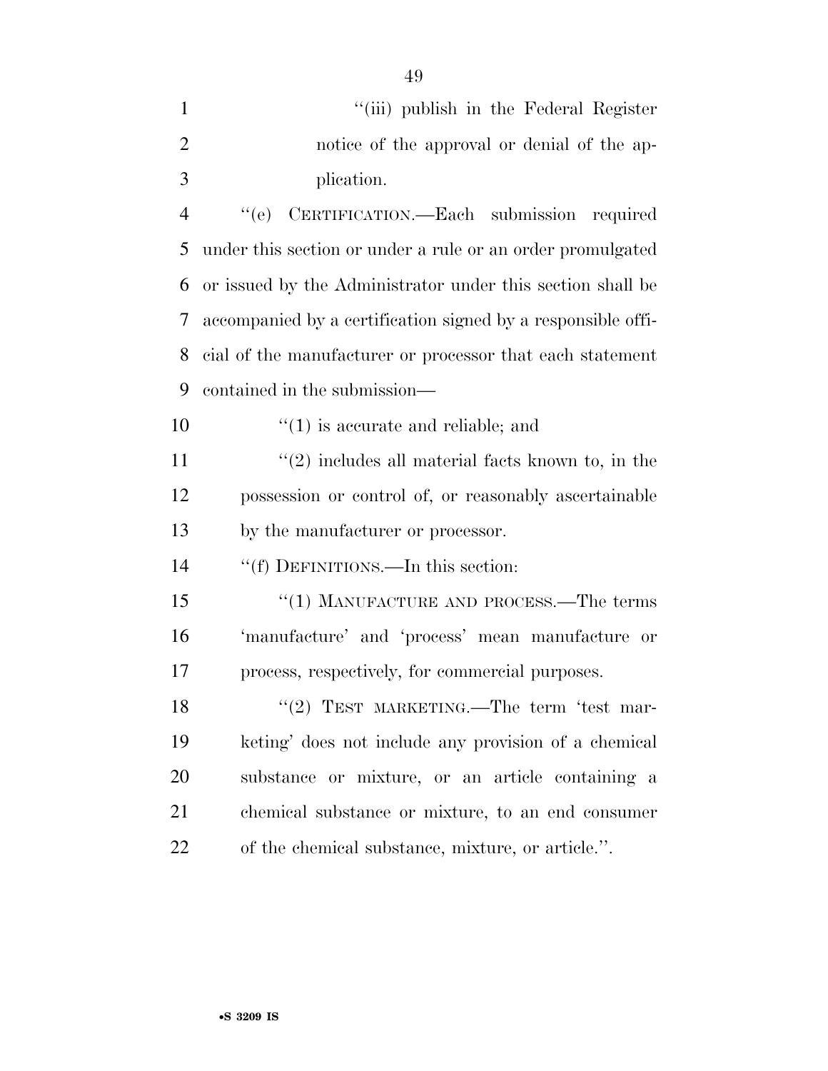''(iii) publish in the Federal Register notice of the approval or denial of the application.

''(e) CERTIFICATION.—Each submission required under this section or under a rule or an order promulgated or issued by the Administrator under this section shall be accompanied by a certification signed by a responsible official of the manufacturer or processor that each statement contained in the submission—

''(1) is accurate and reliable; and

''(2) includes all material facts known to, in the possession or control of, or reasonably ascertainable by the manufacturer or processor.

''(f) DEFINITIONS.—In this section:

''(1) MANUFACTURE AND PROCESS.—The terms 'manufacture' and 'process' mean manufacture or process, respectively, for commercial purposes.

''(2) TEST MARKETING.—The term 'test marketing' does not include any provision of a chemical substance or mixture, or an article containing a chemical substance or mixture, to an end consumer of the chemical substance, mixture, or article.''.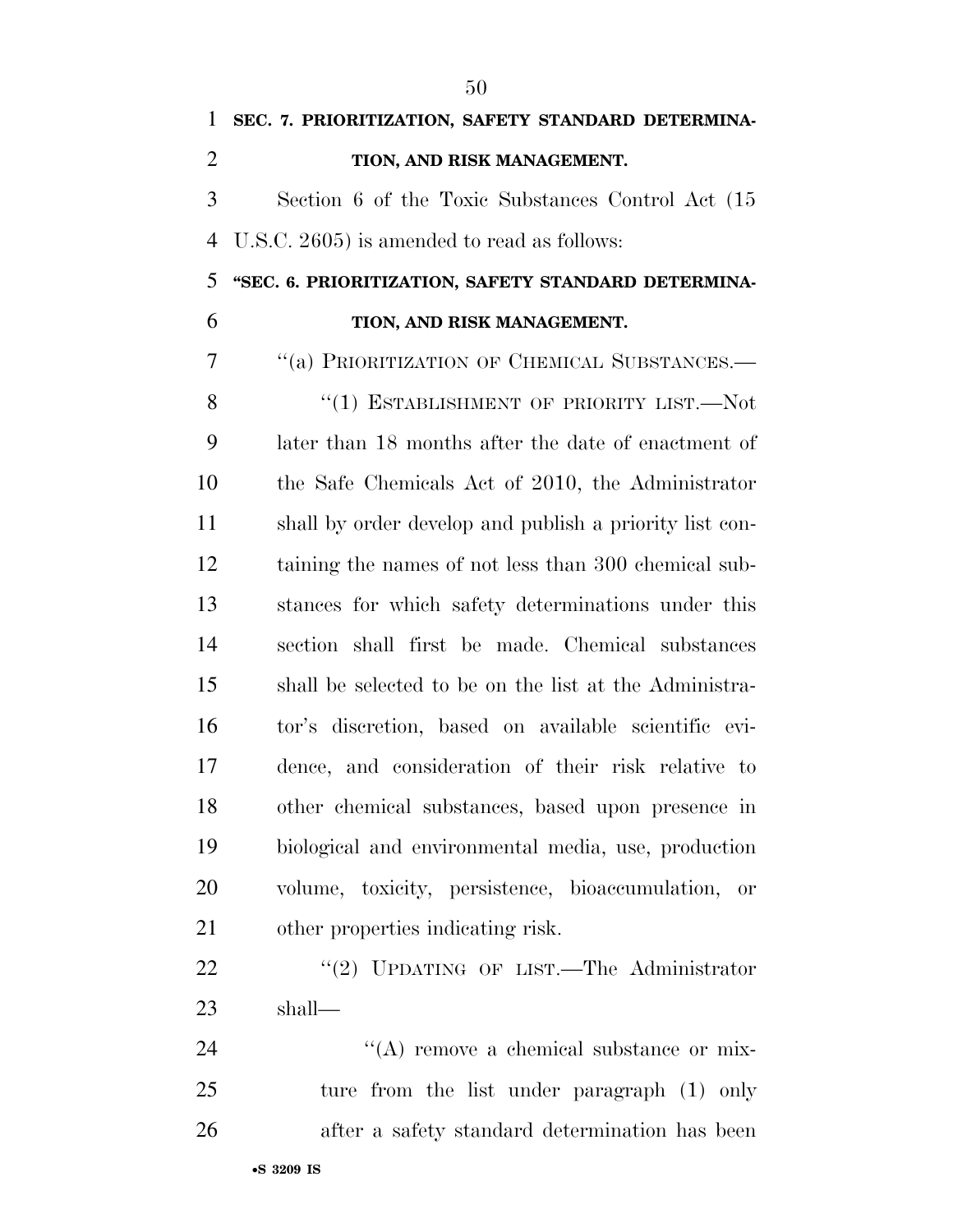**SEC. 7. PRIORITIZATION, SAFETY STANDARD DETERMINATION, AND RISK MANAGEMENT.**

Section 6 of the Toxic Substances Control Act (15 U.S.C. 2605) is amended to read as follows:

**"SEC. 6. PRIORITIZATION, SAFETY STANDARD DETERMINATION, AND RISK MANAGEMENT.**

"(a) PRIORITIZATION OF CHEMICAL SUBSTANCES.—

"(1) ESTABLISHMENT OF PRIORITY LIST.—Not later than 18 months after the date of enactment of the Safe Chemicals Act of 2010, the Administrator shall by order develop and publish a priority list containing the names of not less than 300 chemical substances for which safety determinations under this section shall first be made. Chemical substances shall be selected to be on the list at the Administrator's discretion, based on available scientific evidence, and consideration of their risk relative to other chemical substances, based upon presence in biological and environmental media, use, production volume, toxicity, persistence, bioaccumulation, or other properties indicating risk.

"(2) UPDATING OF LIST.—The Administrator shall—

"(A) remove a chemical substance or mixture from the list under paragraph (1) only after a safety standard determination has been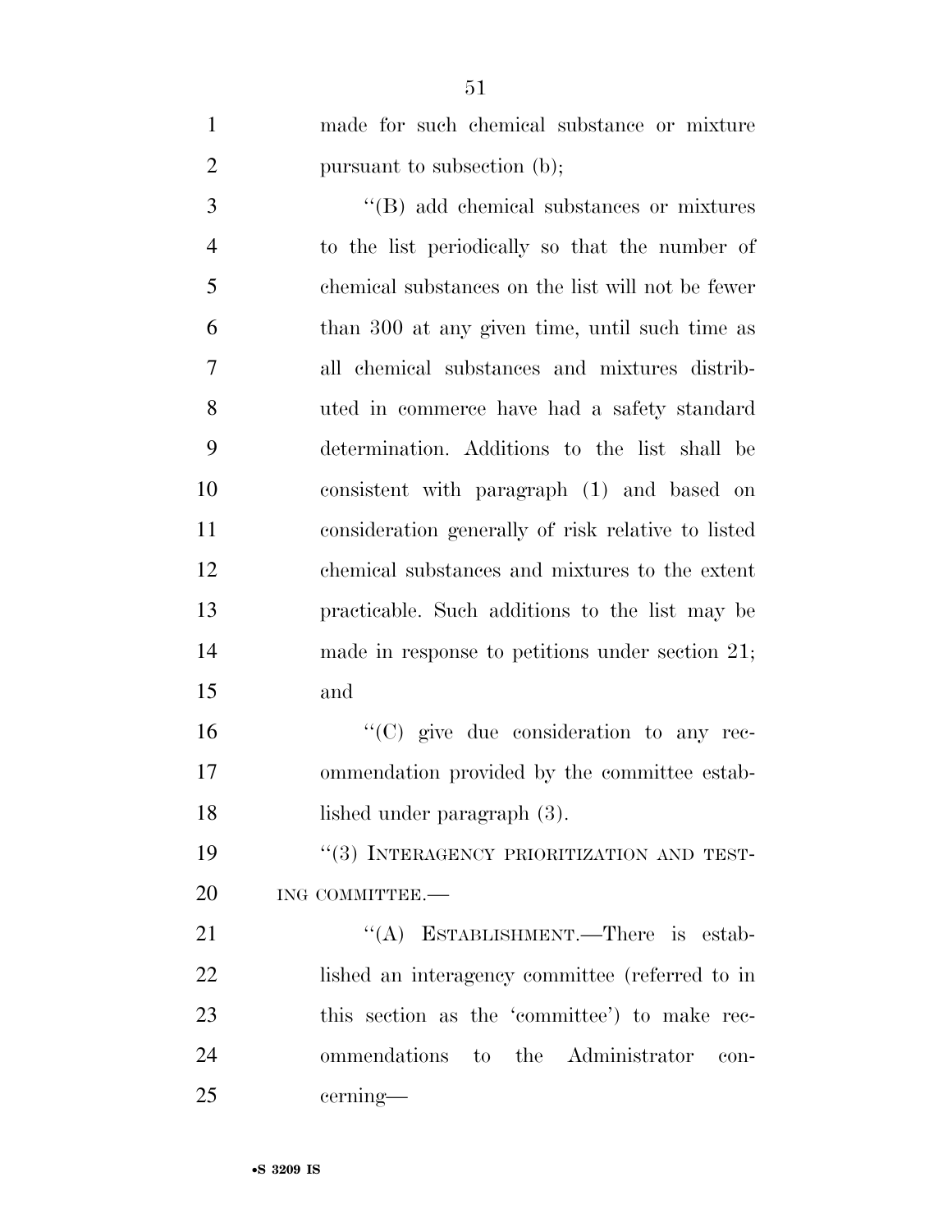made for such chemical substance or mixture pursuant to subsection (b);

''(B) add chemical substances or mixtures to the list periodically so that the number of chemical substances on the list will not be fewer than 300 at any given time, until such time as all chemical substances and mixtures distributed in commerce have had a safety standard determination. Additions to the list shall be consistent with paragraph (1) and based on consideration generally of risk relative to listed chemical substances and mixtures to the extent practicable. Such additions to the list may be made in response to petitions under section 21; and

''(C) give due consideration to any recommendation provided by the committee established under paragraph (3).

''(3) INTERAGENCY PRIORITIZATION AND TESTING COMMITTEE.—

''(A) ESTABLISHMENT.—There is established an interagency committee (referred to in this section as the 'committee') to make recommendations to the Administrator concerning—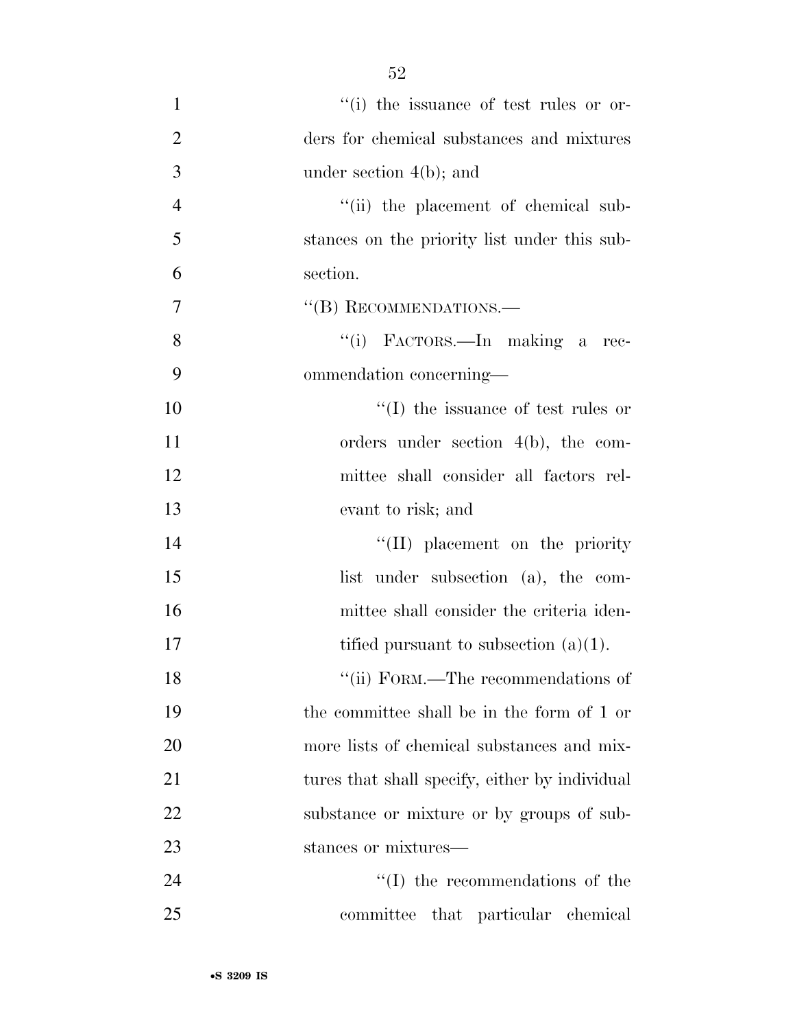''(i) the issuance of test rules or orders for chemical substances and mixtures under section 4(b); and

''(ii) the placement of chemical substances on the priority list under this subsection.

''(B) RECOMMENDATIONS.—

''(i) FACTORS.—In making a recommendation concerning—

''(I) the issuance of test rules or orders under section 4(b), the committee shall consider all factors relevant to risk; and

''(II) placement on the priority list under subsection (a), the committee shall consider the criteria identified pursuant to subsection (a)(1).

''(ii) FORM.—The recommendations of the committee shall be in the form of 1 or more lists of chemical substances and mixtures that shall specify, either by individual substance or mixture or by groups of substances or mixtures—

''(I) the recommendations of the committee that particular chemical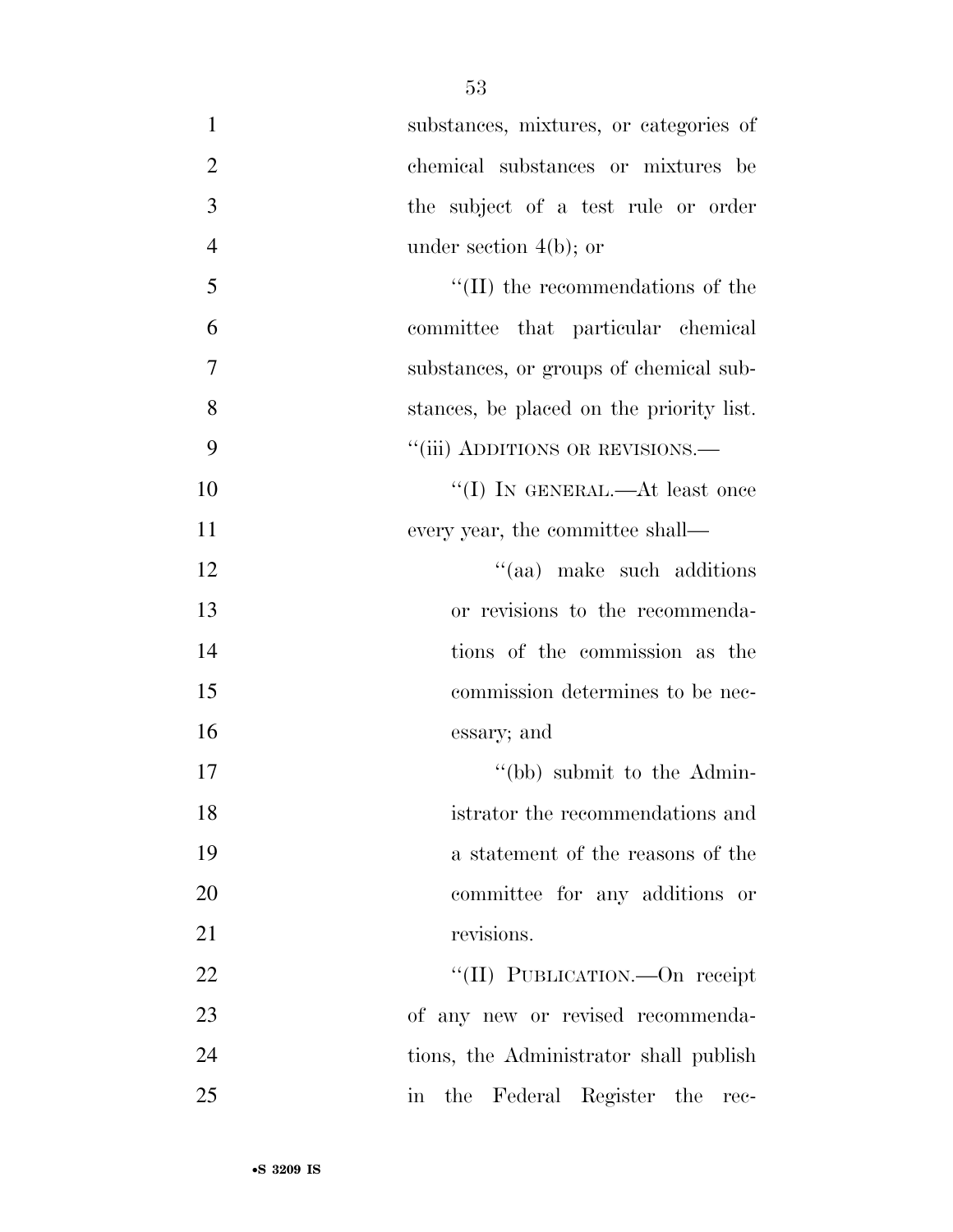substances, mixtures, or categories of chemical substances or mixtures be the subject of a test rule or order under section 4(b); or

''(II) the recommendations of the committee that particular chemical substances, or groups of chemical substances, be placed on the priority list.

''(iii) ADDITIONS OR REVISIONS.—

''(I) IN GENERAL.—At least once every year, the committee shall—

''(aa) make such additions or revisions to the recommendations of the commission as the commission determines to be necessary; and

''(bb) submit to the Administrator the recommendations and a statement of the reasons of the committee for any additions or revisions.

''(II) PUBLICATION.—On receipt of any new or revised recommendations, the Administrator shall publish in the Federal Register the rec-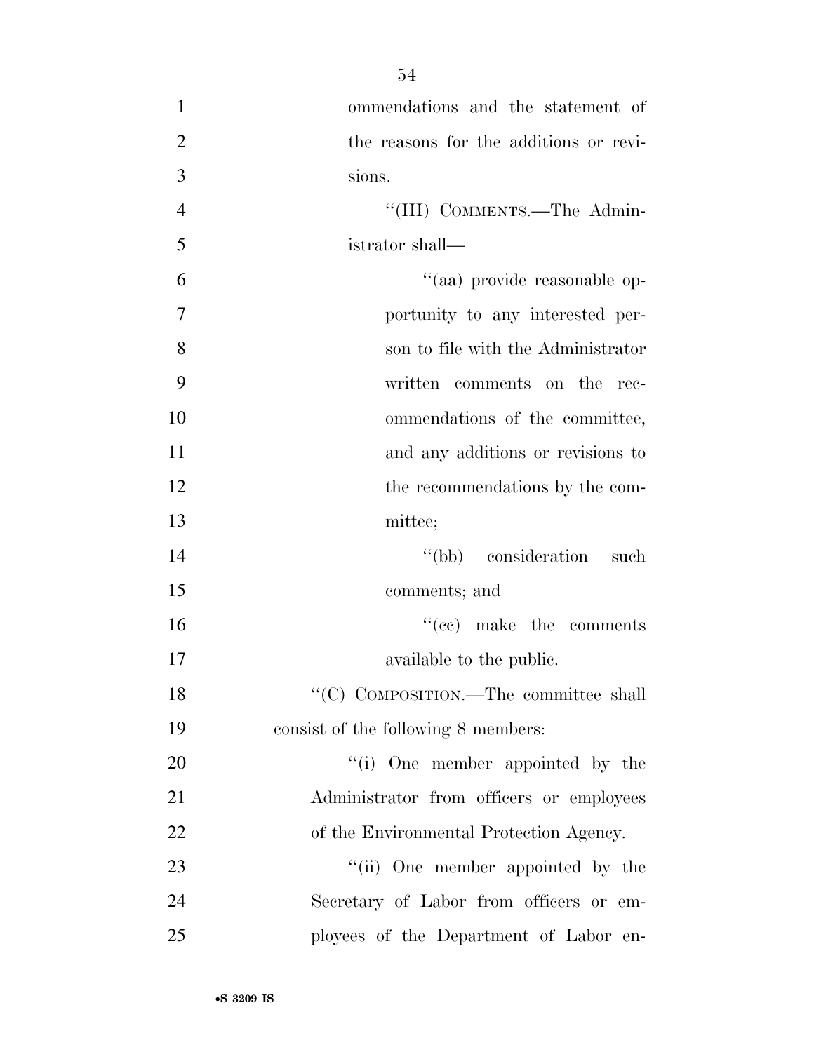ommendations and the statement of the reasons for the additions or revisions.

"(III) COMMENTS.—The Administrator shall—

"(aa) provide reasonable opportunity to any interested person to file with the Administrator written comments on the recommendations of the committee, and any additions or revisions to the recommendations by the committee;

"(bb) consideration such comments; and

"(cc) make the comments available to the public.

"(C) COMPOSITION.—The committee shall consist of the following 8 members:

"(i) One member appointed by the Administrator from officers or employees of the Environmental Protection Agency.

"(ii) One member appointed by the Secretary of Labor from officers or employees of the Department of Labor en-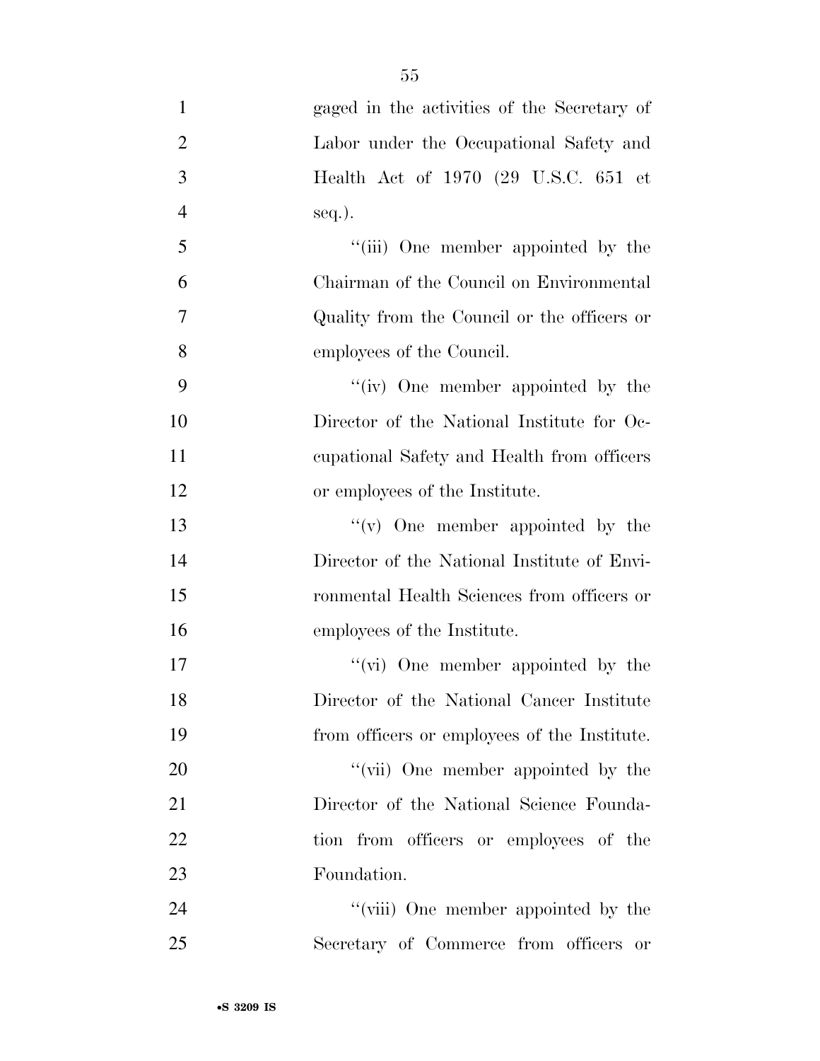gaged in the activities of the Secretary of Labor under the Occupational Safety and Health Act of 1970 (29 U.S.C. 651 et seq.).

''(iii) One member appointed by the Chairman of the Council on Environmental Quality from the Council or the officers or employees of the Council.

''(iv) One member appointed by the Director of the National Institute for Occupational Safety and Health from officers or employees of the Institute.

''(v) One member appointed by the Director of the National Institute of Environmental Health Sciences from officers or employees of the Institute.

''(vi) One member appointed by the Director of the National Cancer Institute from officers or employees of the Institute.

''(vii) One member appointed by the Director of the National Science Foundation from officers or employees of the Foundation.

''(viii) One member appointed by the Secretary of Commerce from officers or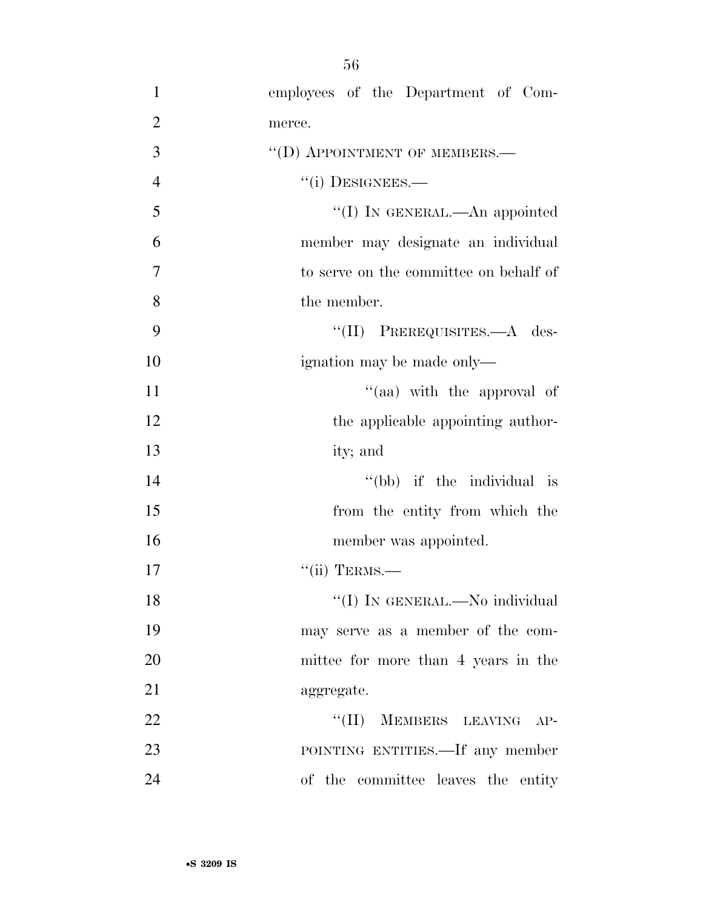employees of the Department of Commerce.

"(D) APPOINTMENT OF MEMBERS.—

"(i) DESIGNEES.—

"(I) IN GENERAL.—An appointed member may designate an individual to serve on the committee on behalf of the member.

"(II) PREREQUISITES.—A designation may be made only—

"(aa) with the approval of the applicable appointing authority; and

"(bb) if the individual is from the entity from which the member was appointed.

"(ii) TERMS.—

"(I) IN GENERAL.—No individual may serve as a member of the committee for more than 4 years in the aggregate.

"(II) MEMBERS LEAVING APPOINTING ENTITIES.—If any member of the committee leaves the entity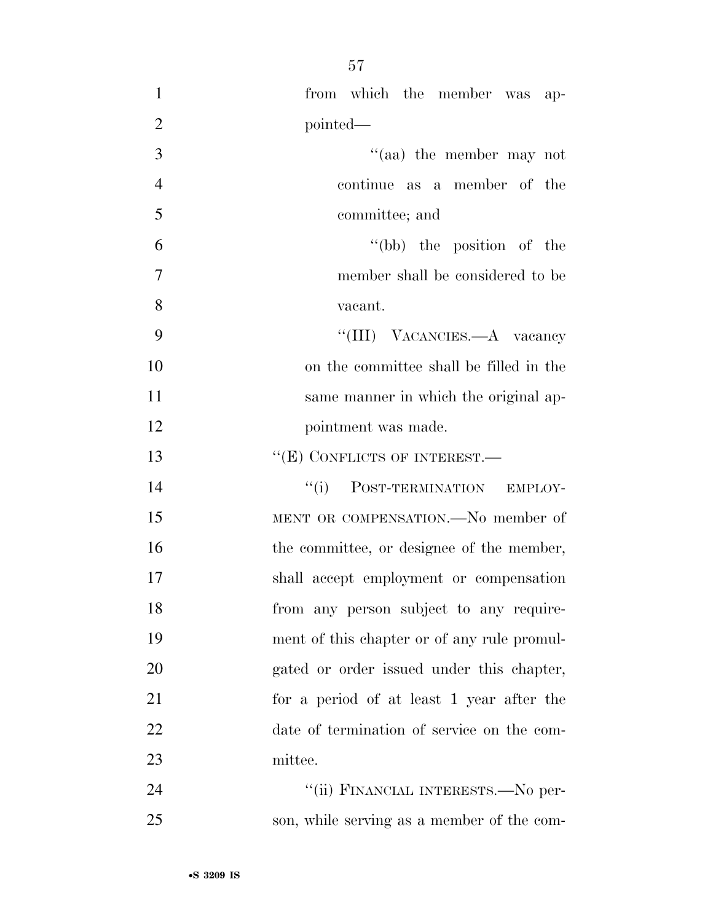from which the member was appointed—

''(aa) the member may not continue as a member of the committee; and

''(bb) the position of the member shall be considered to be vacant.

''(III) VACANCIES.—A vacancy on the committee shall be filled in the same manner in which the original appointment was made.

''(E) CONFLICTS OF INTEREST.—

''(i) POST-TERMINATION EMPLOYMENT OR COMPENSATION.—No member of the committee, or designee of the member, shall accept employment or compensation from any person subject to any requirement of this chapter or of any rule promulgated or order issued under this chapter, for a period of at least 1 year after the date of termination of service on the committee.

''(ii) FINANCIAL INTERESTS.—No person, while serving as a member of the com-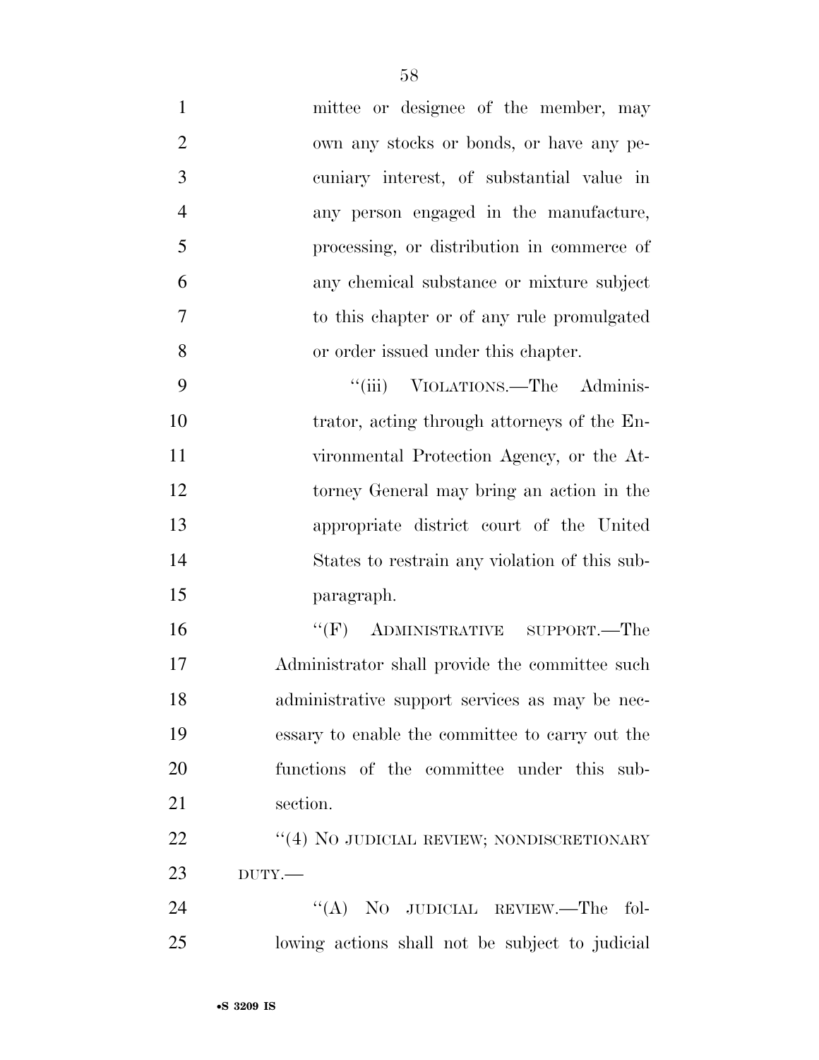mittee or designee of the member, may own any stocks or bonds, or have any pecuniary interest, of substantial value in any person engaged in the manufacture, processing, or distribution in commerce of any chemical substance or mixture subject to this chapter or of any rule promulgated or order issued under this chapter.

"(iii) VIOLATIONS.—The Administrator, acting through attorneys of the Environmental Protection Agency, or the Attorney General may bring an action in the appropriate district court of the United States to restrain any violation of this subparagraph.

"(F) ADMINISTRATIVE SUPPORT.—The Administrator shall provide the committee such administrative support services as may be necessary to enable the committee to carry out the functions of the committee under this subsection.

"(4) NO JUDICIAL REVIEW; NONDISCRETIONARY DUTY.—

"(A) NO JUDICIAL REVIEW.—The following actions shall not be subject to judicial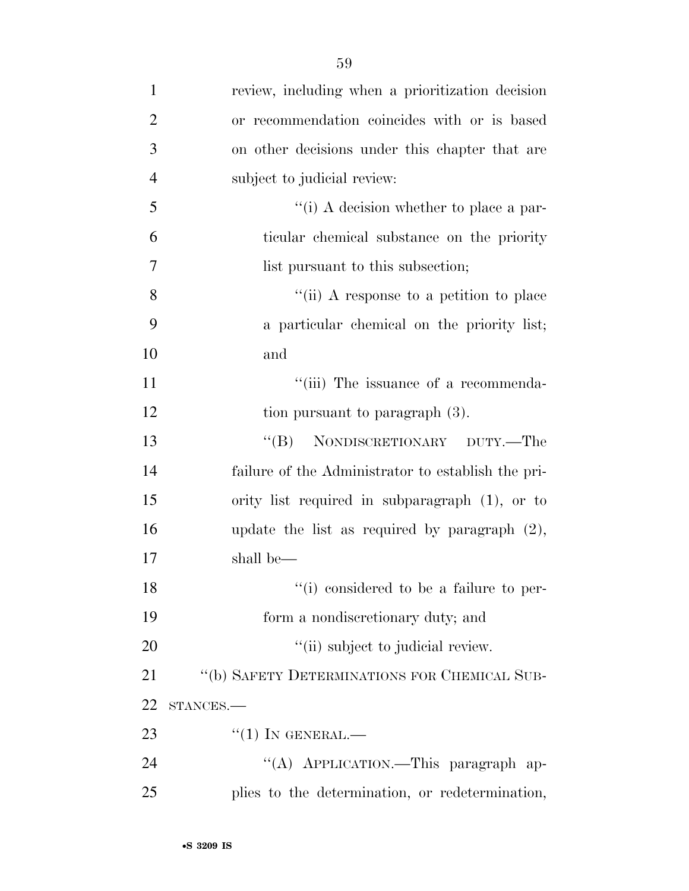review, including when a prioritization decision or recommendation coincides with or is based on other decisions under this chapter that are subject to judicial review:

''(i) A decision whether to place a particular chemical substance on the priority list pursuant to this subsection;

''(ii) A response to a petition to place a particular chemical on the priority list; and

''(iii) The issuance of a recommendation pursuant to paragraph (3).

''(B) NONDISCRETIONARY DUTY.—The failure of the Administrator to establish the priority list required in subparagraph (1), or to update the list as required by paragraph (2), shall be—

''(i) considered to be a failure to perform a nondiscretionary duty; and

''(ii) subject to judicial review.

''(b) SAFETY DETERMINATIONS FOR CHEMICAL SUBSTANCES.—

''(1) IN GENERAL.—

''(A) APPLICATION.—This paragraph applies to the determination, or redetermination,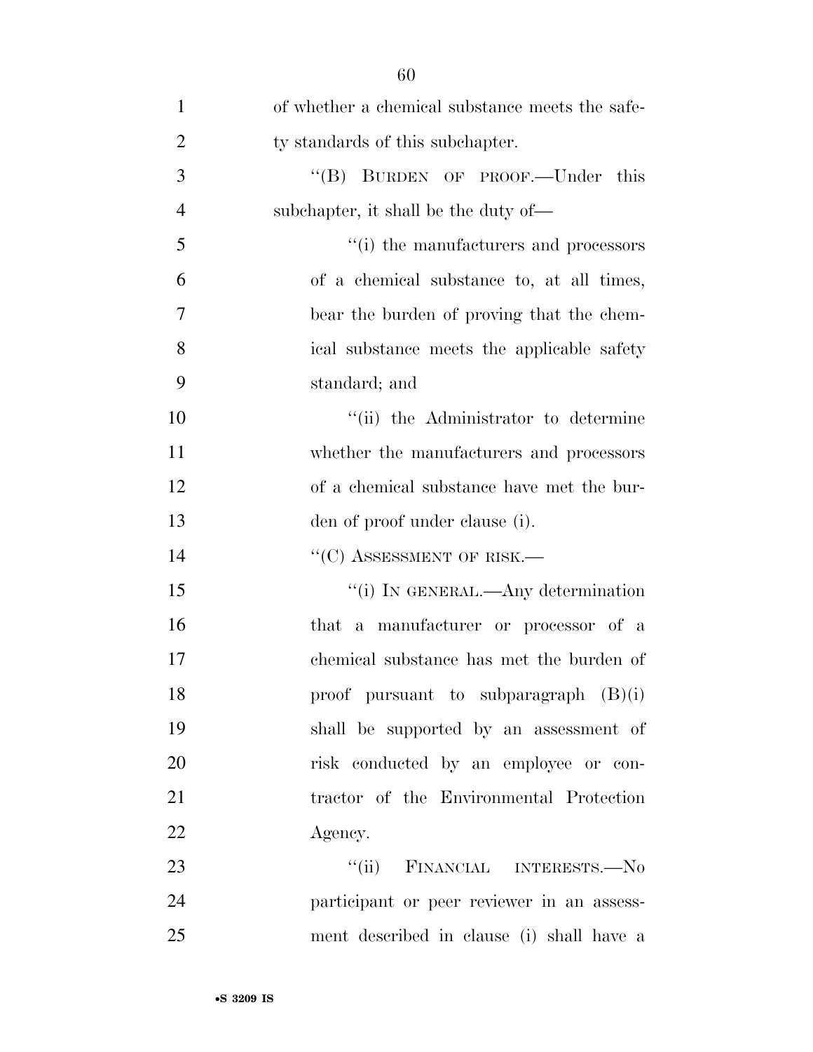of whether a chemical substance meets the safety standards of this subchapter.

"(B) BURDEN OF PROOF.—Under this subchapter, it shall be the duty of—

"(i) the manufacturers and processors of a chemical substance to, at all times, bear the burden of proving that the chemical substance meets the applicable safety standard; and

"(ii) the Administrator to determine whether the manufacturers and processors of a chemical substance have met the burden of proof under clause (i).

"(C) ASSESSMENT OF RISK.—

"(i) IN GENERAL.—Any determination that a manufacturer or processor of a chemical substance has met the burden of proof pursuant to subparagraph (B)(i) shall be supported by an assessment of risk conducted by an employee or contractor of the Environmental Protection Agency.

"(ii) FINANCIAL INTERESTS.—No participant or peer reviewer in an assessment described in clause (i) shall have a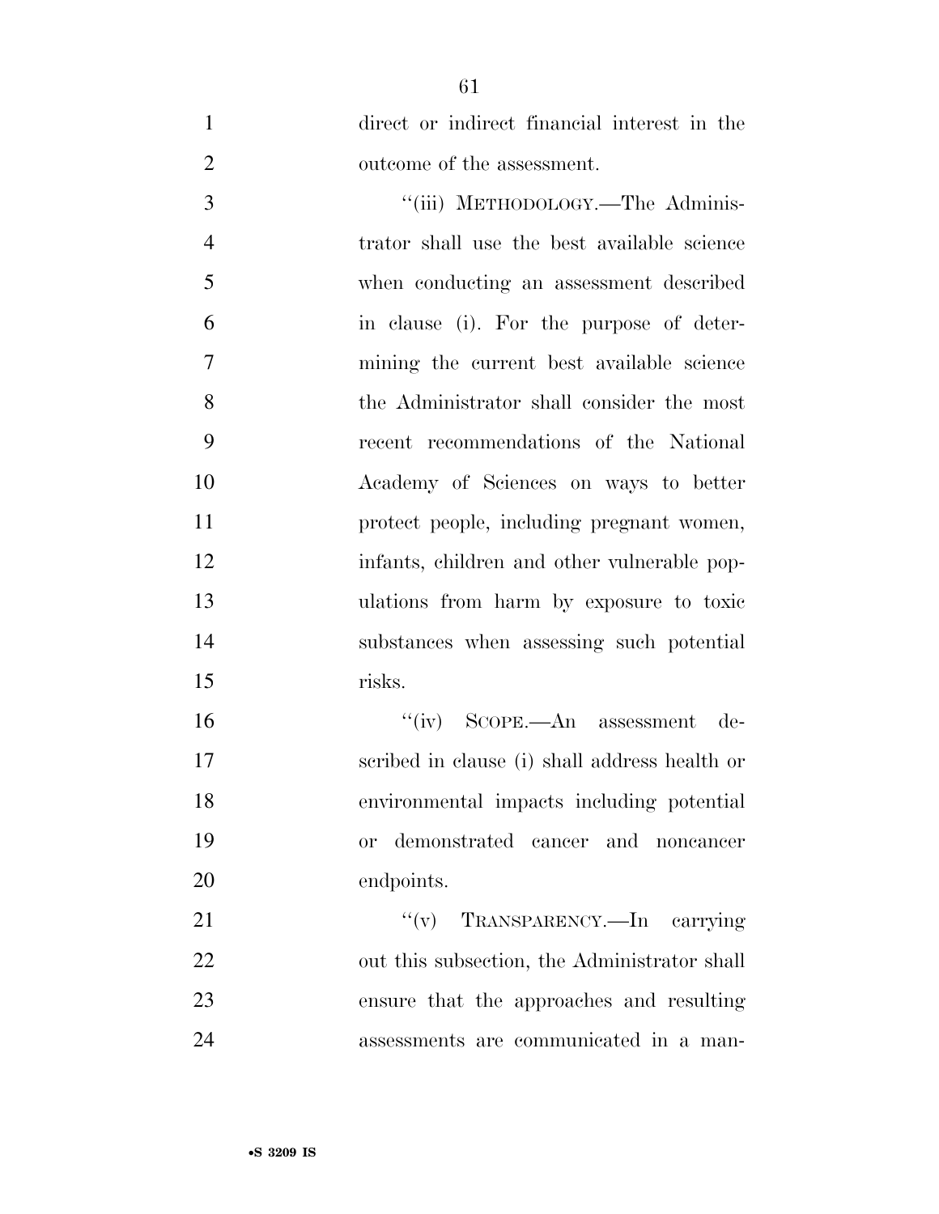direct or indirect financial interest in the outcome of the assessment.

"(iii) METHODOLOGY.—The Administrator shall use the best available science when conducting an assessment described in clause (i). For the purpose of determining the current best available science the Administrator shall consider the most recent recommendations of the National Academy of Sciences on ways to better protect people, including pregnant women, infants, children and other vulnerable populations from harm by exposure to toxic substances when assessing such potential risks.

"(iv) SCOPE.—An assessment described in clause (i) shall address health or environmental impacts including potential or demonstrated cancer and noncancer endpoints.

"(v) TRANSPARENCY.—In carrying out this subsection, the Administrator shall ensure that the approaches and resulting assessments are communicated in a man-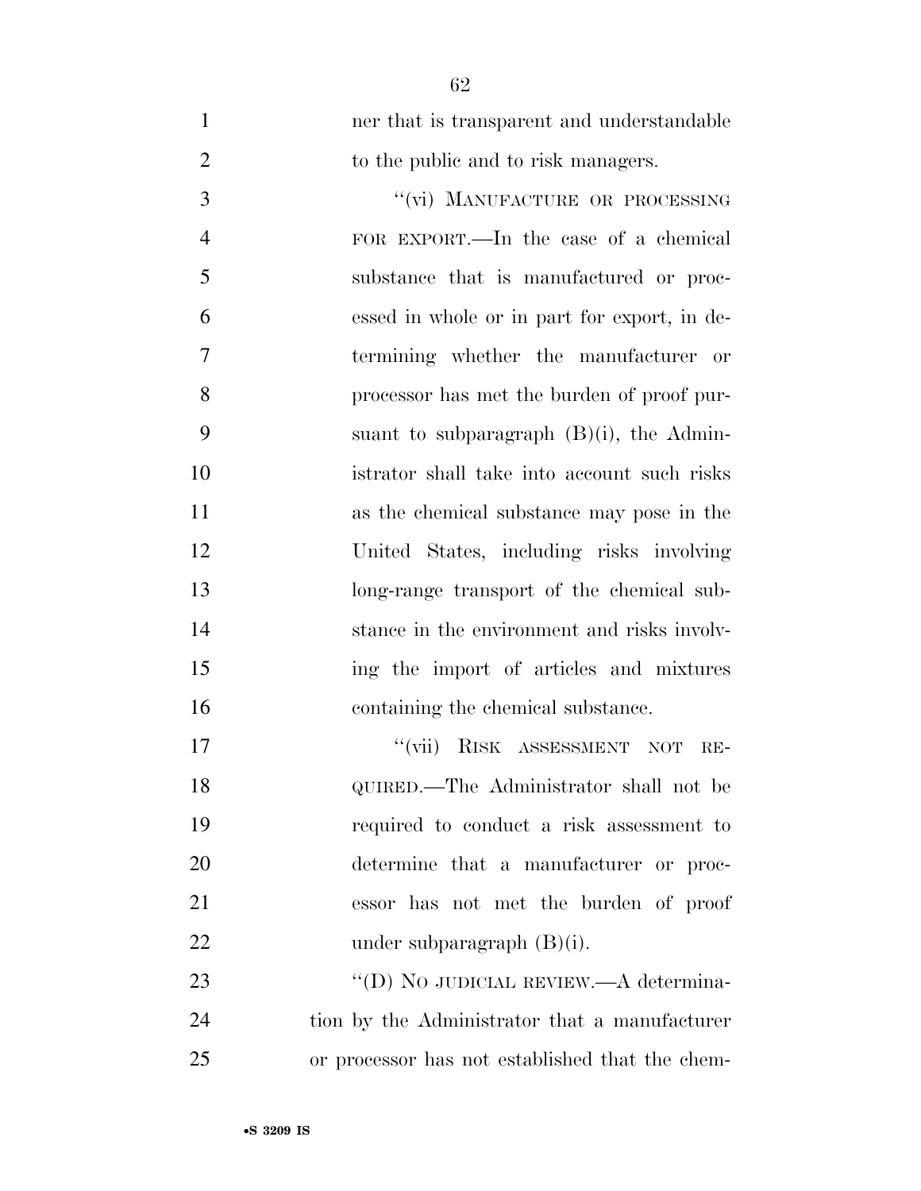ner that is transparent and understandable to the public and to risk managers.

"(vi) MANUFACTURE OR PROCESSING FOR EXPORT.—In the case of a chemical substance that is manufactured or processed in whole or in part for export, in determining whether the manufacturer or processor has met the burden of proof pursuant to subparagraph (B)(i), the Administrator shall take into account such risks as the chemical substance may pose in the United States, including risks involving long-range transport of the chemical substance in the environment and risks involving the import of articles and mixtures containing the chemical substance.

"(vii) RISK ASSESSMENT NOT REQUIRED.—The Administrator shall not be required to conduct a risk assessment to determine that a manufacturer or processor has not met the burden of proof under subparagraph (B)(i).

"(D) NO JUDICIAL REVIEW.—A determination by the Administrator that a manufacturer or processor has not established that the chem-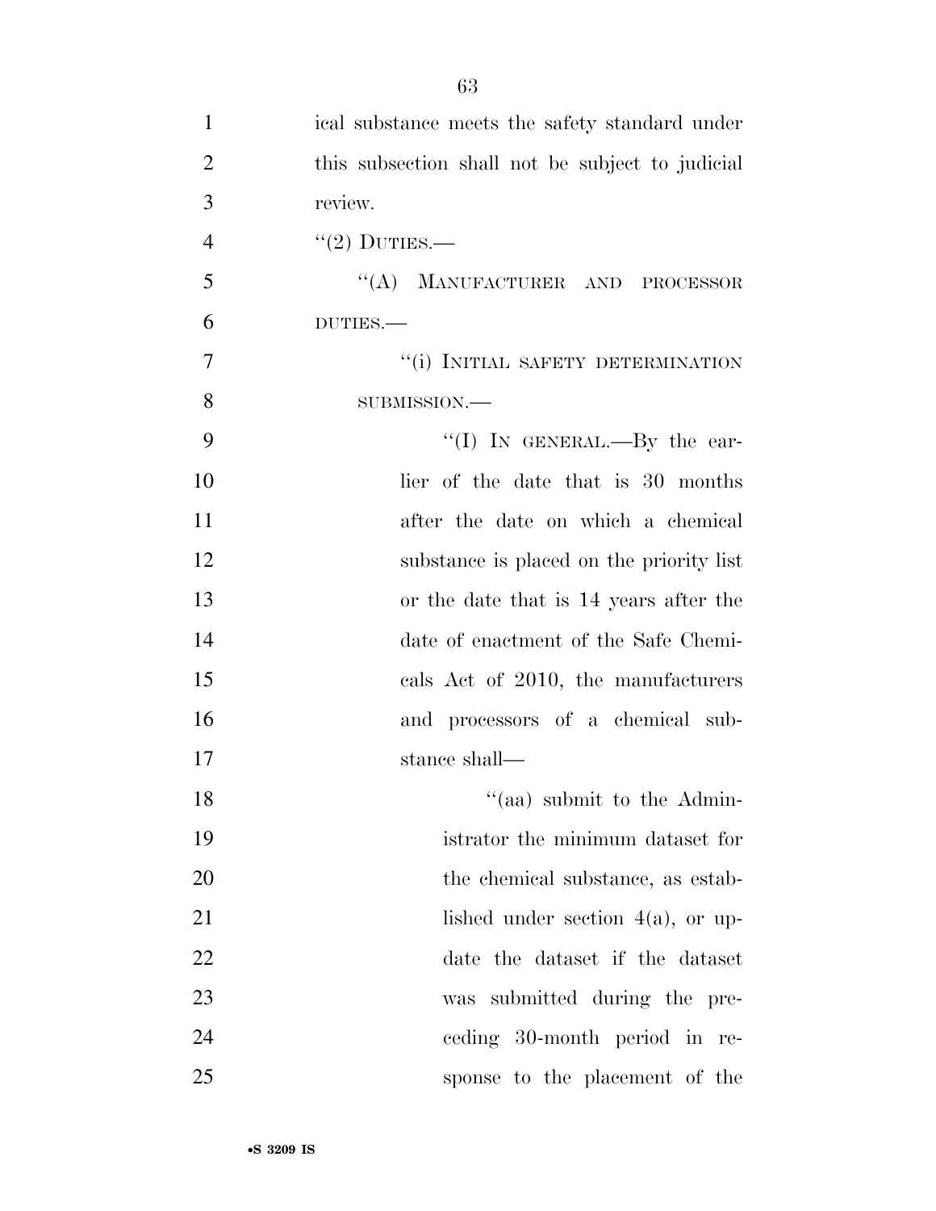ical substance meets the safety standard under this subsection shall not be subject to judicial review.

"(2) DUTIES.—

"(A) MANUFACTURER AND PROCESSOR DUTIES.—

"(i) INITIAL SAFETY DETERMINATION SUBMISSION.—

"(I) IN GENERAL.—By the earlier of the date that is 30 months after the date on which a chemical substance is placed on the priority list or the date that is 14 years after the date of enactment of the Safe Chemicals Act of 2010, the manufacturers and processors of a chemical substance shall—

"(aa) submit to the Administrator the minimum dataset for the chemical substance, as established under section 4(a), or update the dataset if the dataset was submitted during the preceding 30-month period in response to the placement of the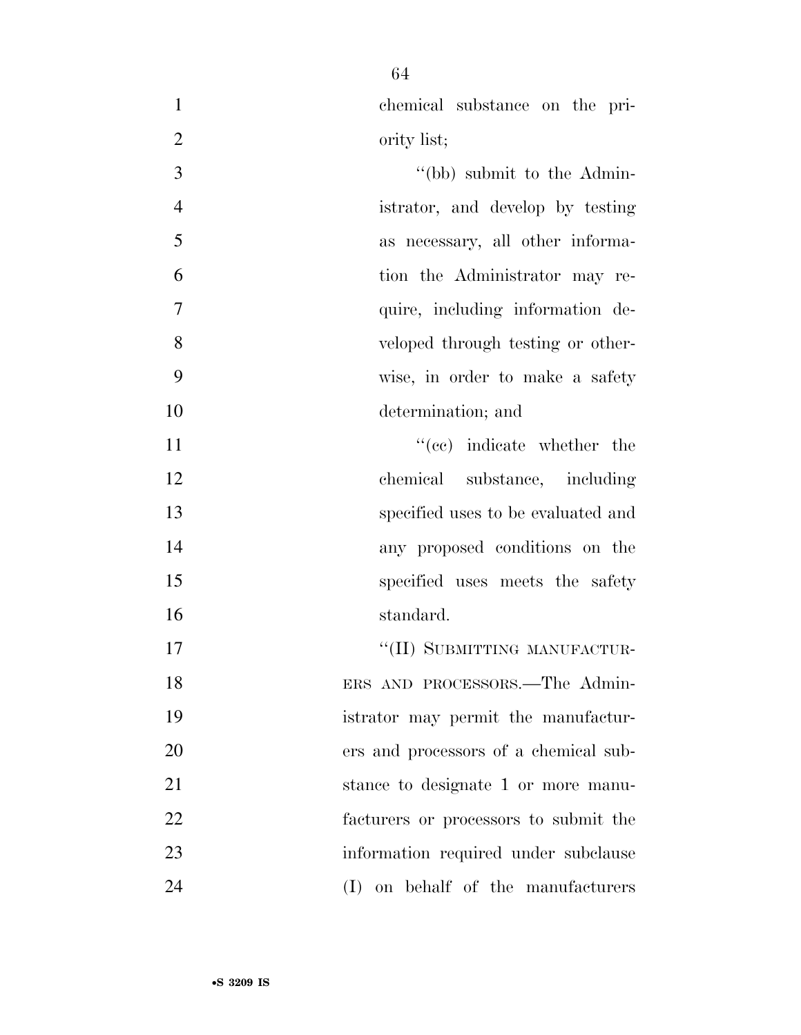chemical substance on the priority list;

''(bb) submit to the Administrator, and develop by testing as necessary, all other information the Administrator may require, including information developed through testing or otherwise, in order to make a safety determination; and

''(cc) indicate whether the chemical substance, including specified uses to be evaluated and any proposed conditions on the specified uses meets the safety standard.

''(II) SUBMITTING MANUFACTURERS AND PROCESSORS.—The Administrator may permit the manufacturers and processors of a chemical substance to designate 1 or more manufacturers or processors to submit the information required under subclause (I) on behalf of the manufacturers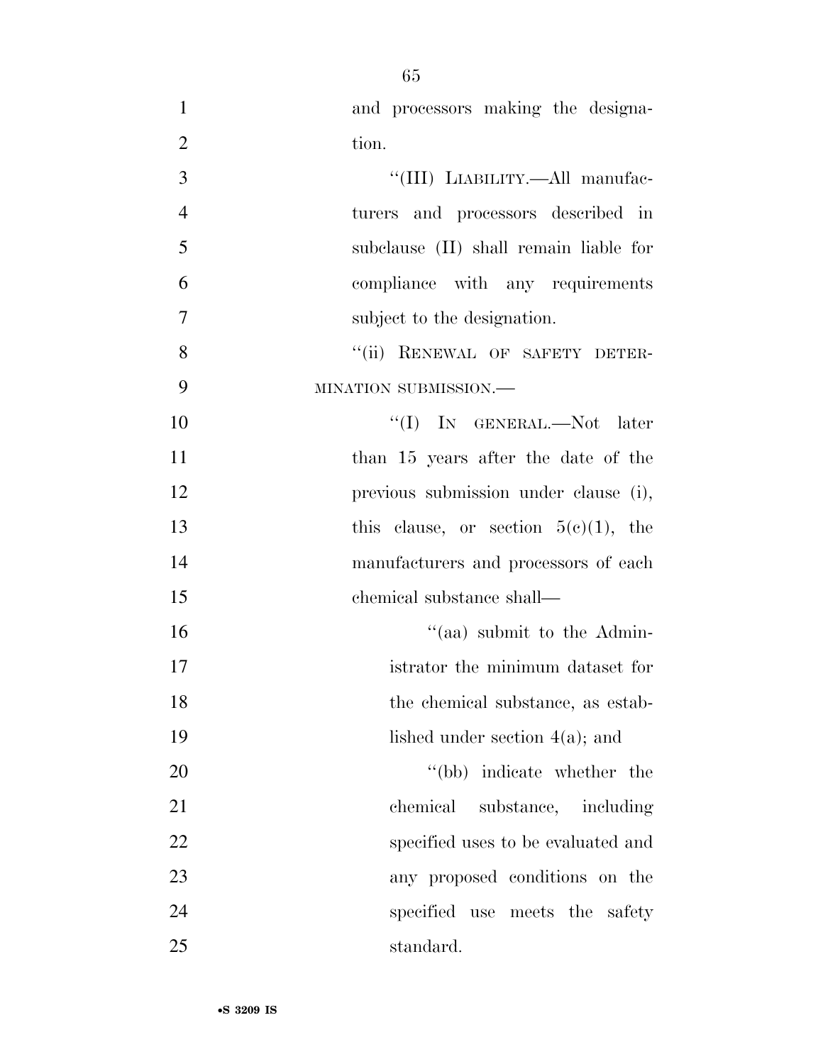and processors making the designation.

"(III) LIABILITY.—All manufacturers and processors described in subclause (II) shall remain liable for compliance with any requirements subject to the designation.

"(ii) RENEWAL OF SAFETY DETERMINATION SUBMISSION.—

"(I) IN GENERAL.—Not later than 15 years after the date of the previous submission under clause (i), this clause, or section 5(c)(1), the manufacturers and processors of each chemical substance shall—

"(aa) submit to the Administrator the minimum dataset for the chemical substance, as established under section 4(a); and

"(bb) indicate whether the chemical substance, including specified uses to be evaluated and any proposed conditions on the specified use meets the safety standard.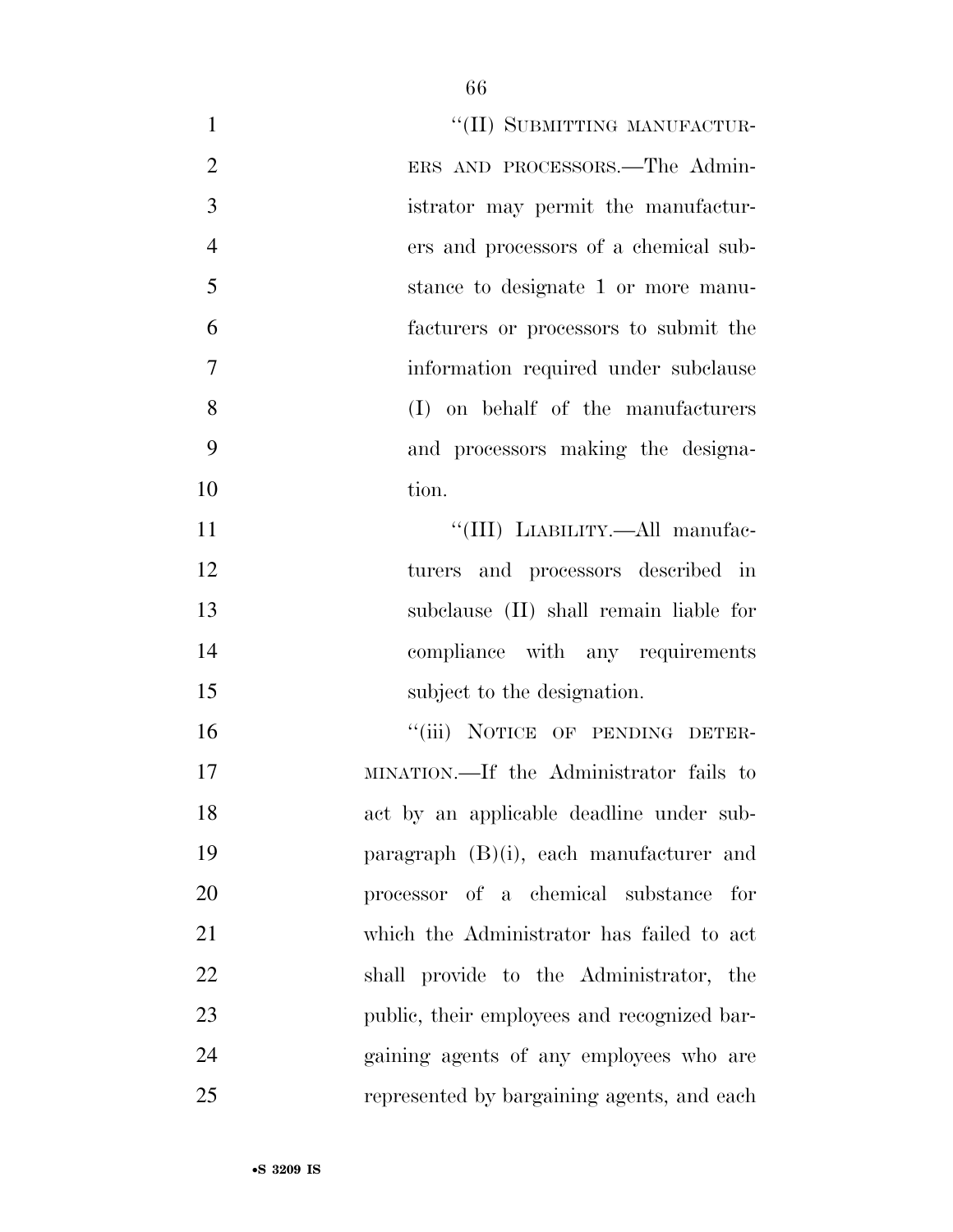"(II) SUBMITTING MANUFACTURERS AND PROCESSORS.—The Administrator may permit the manufacturers and processors of a chemical substance to designate 1 or more manufacturers or processors to submit the information required under subclause (I) on behalf of the manufacturers and processors making the designation.

"(III) LIABILITY.—All manufacturers and processors described in subclause (II) shall remain liable for compliance with any requirements subject to the designation.

"(iii) NOTICE OF PENDING DETERMINATION.—If the Administrator fails to act by an applicable deadline under subparagraph (B)(i), each manufacturer and processor of a chemical substance for which the Administrator has failed to act shall provide to the Administrator, the public, their employees and recognized bargaining agents of any employees who are represented by bargaining agents, and each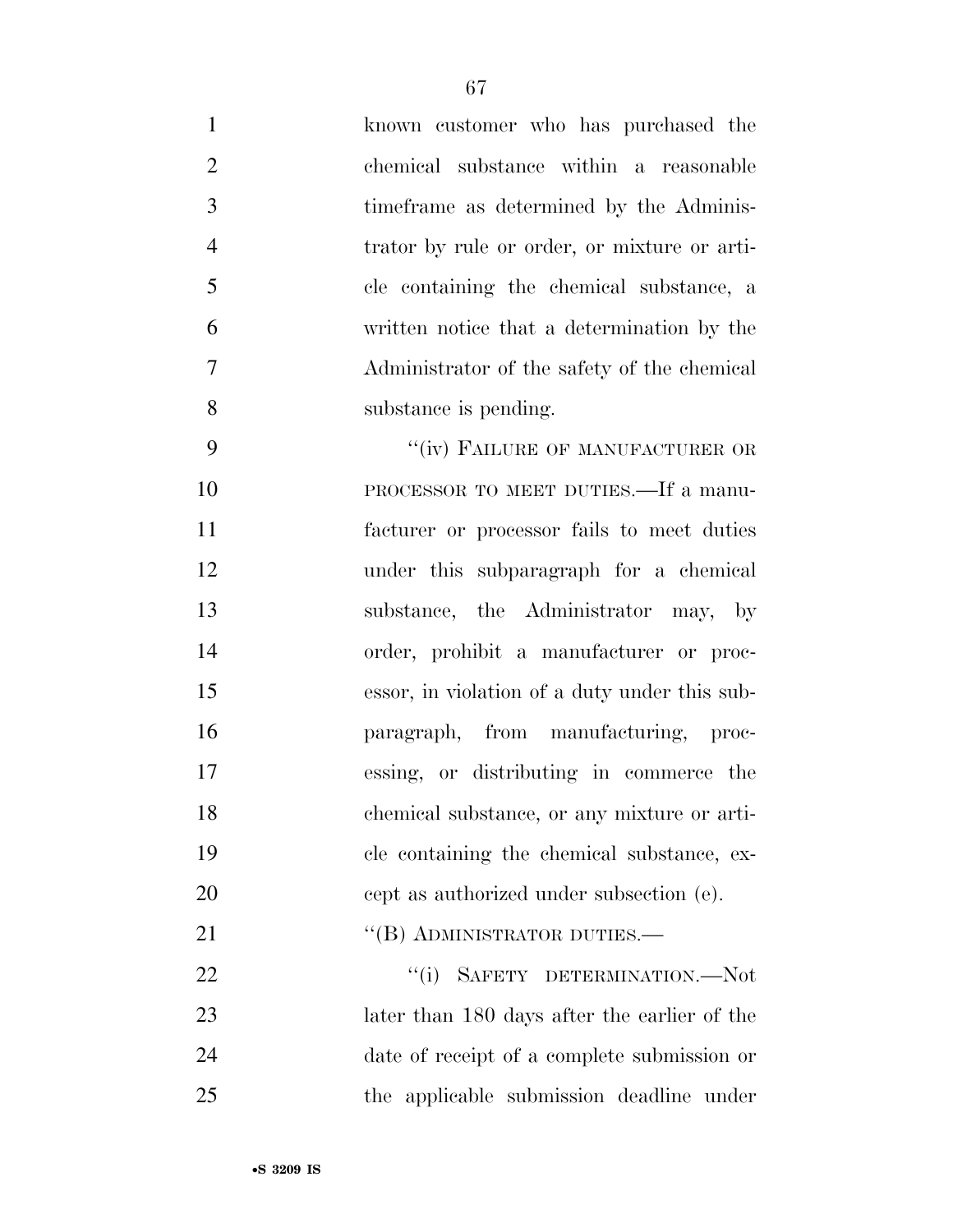known customer who has purchased the chemical substance within a reasonable timeframe as determined by the Administrator by rule or order, or mixture or article containing the chemical substance, a written notice that a determination by the Administrator of the safety of the chemical substance is pending.

"(iv) FAILURE OF MANUFACTURER OR PROCESSOR TO MEET DUTIES.—If a manufacturer or processor fails to meet duties under this subparagraph for a chemical substance, the Administrator may, by order, prohibit a manufacturer or processor, in violation of a duty under this subparagraph, from manufacturing, processing, or distributing in commerce the chemical substance, or any mixture or article containing the chemical substance, except as authorized under subsection (e).

"(B) ADMINISTRATOR DUTIES.—

"(i) SAFETY DETERMINATION.—Not later than 180 days after the earlier of the date of receipt of a complete submission or the applicable submission deadline under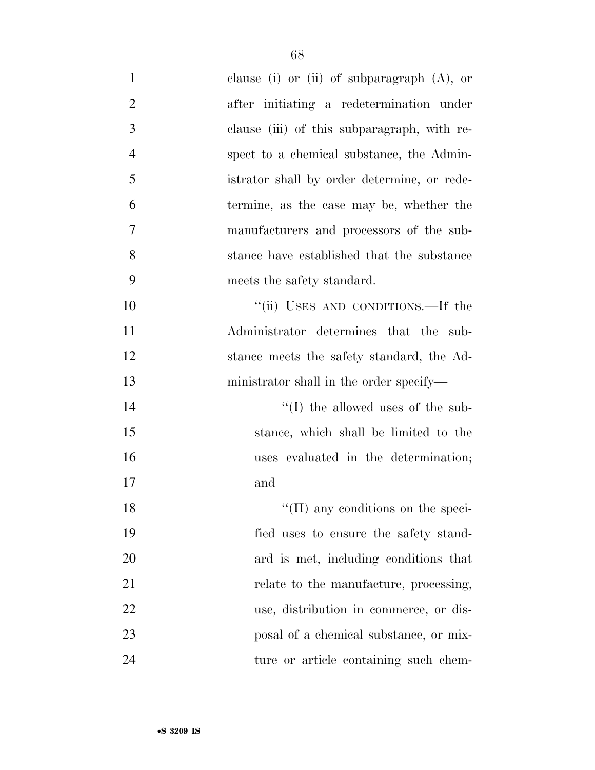clause (i) or (ii) of subparagraph (A), or after initiating a redetermination under clause (iii) of this subparagraph, with respect to a chemical substance, the Administrator shall by order determine, or redetermine, as the case may be, whether the manufacturers and processors of the substance have established that the substance meets the safety standard.

''(ii) USES AND CONDITIONS.—If the Administrator determines that the substance meets the safety standard, the Administrator shall in the order specify—

''(I) the allowed uses of the substance, which shall be limited to the uses evaluated in the determination; and

''(II) any conditions on the specified uses to ensure the safety standard is met, including conditions that relate to the manufacture, processing, use, distribution in commerce, or disposal of a chemical substance, or mixture or article containing such chem-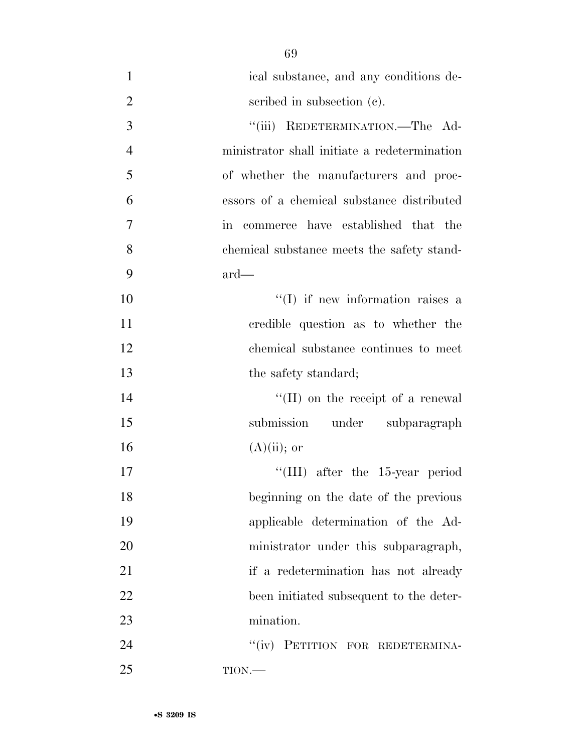ical substance, and any conditions described in subsection (c).

''(iii) REDETERMINATION.—The Administrator shall initiate a redetermination of whether the manufacturers and processors of a chemical substance distributed in commerce have established that the chemical substance meets the safety standard—

''(I) if new information raises a credible question as to whether the chemical substance continues to meet the safety standard;

''(II) on the receipt of a renewal submission under subparagraph (A)(ii); or

''(III) after the 15-year period beginning on the date of the previous applicable determination of the Administrator under this subparagraph, if a redetermination has not already been initiated subsequent to the determination.

''(iv) PETITION FOR REDETERMINATION.—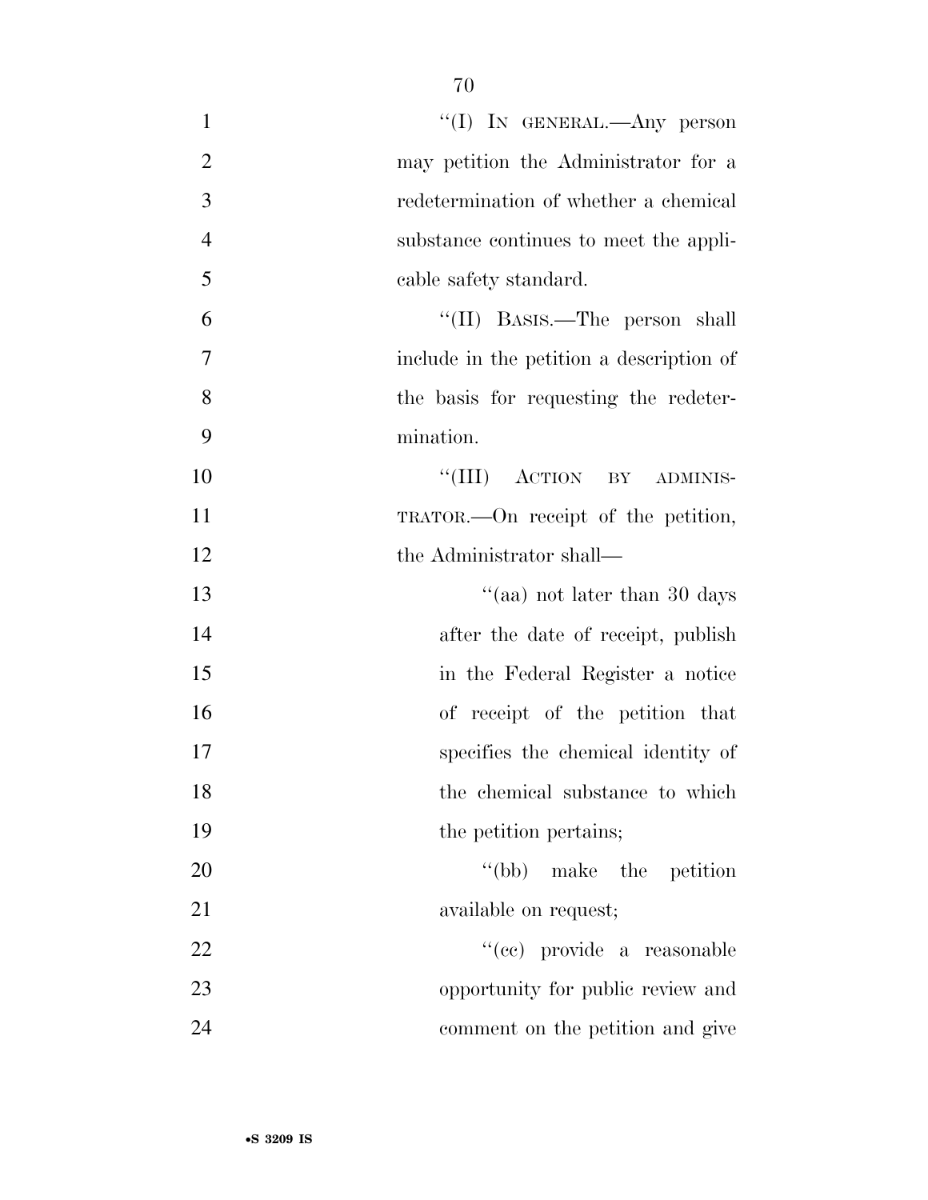"(I) IN GENERAL.—Any person may petition the Administrator for a redetermination of whether a chemical substance continues to meet the applicable safety standard.

"(II) BASIS.—The person shall include in the petition a description of the basis for requesting the redetermination.

"(III) ACTION BY ADMINISTRATOR.—On receipt of the petition, the Administrator shall—

"(aa) not later than 30 days after the date of receipt, publish in the Federal Register a notice of receipt of the petition that specifies the chemical identity of the chemical substance to which the petition pertains;

"(bb) make the petition available on request;

"(cc) provide a reasonable opportunity for public review and comment on the petition and give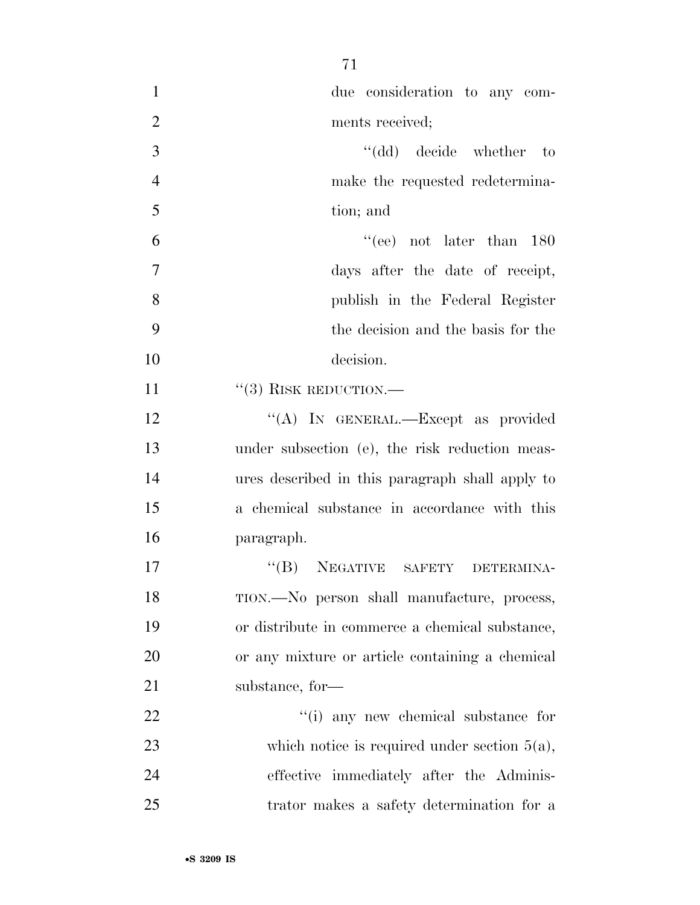due consideration to any comments received;

''(dd) decide whether to make the requested redetermination; and

''(ee) not later than 180 days after the date of receipt, publish in the Federal Register the decision and the basis for the decision.

''(3) RISK REDUCTION.—

''(A) IN GENERAL.—Except as provided under subsection (e), the risk reduction measures described in this paragraph shall apply to a chemical substance in accordance with this paragraph.

''(B) NEGATIVE SAFETY DETERMINATION.—No person shall manufacture, process, or distribute in commerce a chemical substance, or any mixture or article containing a chemical substance, for—

''(i) any new chemical substance for which notice is required under section 5(a), effective immediately after the Administrator makes a safety determination for a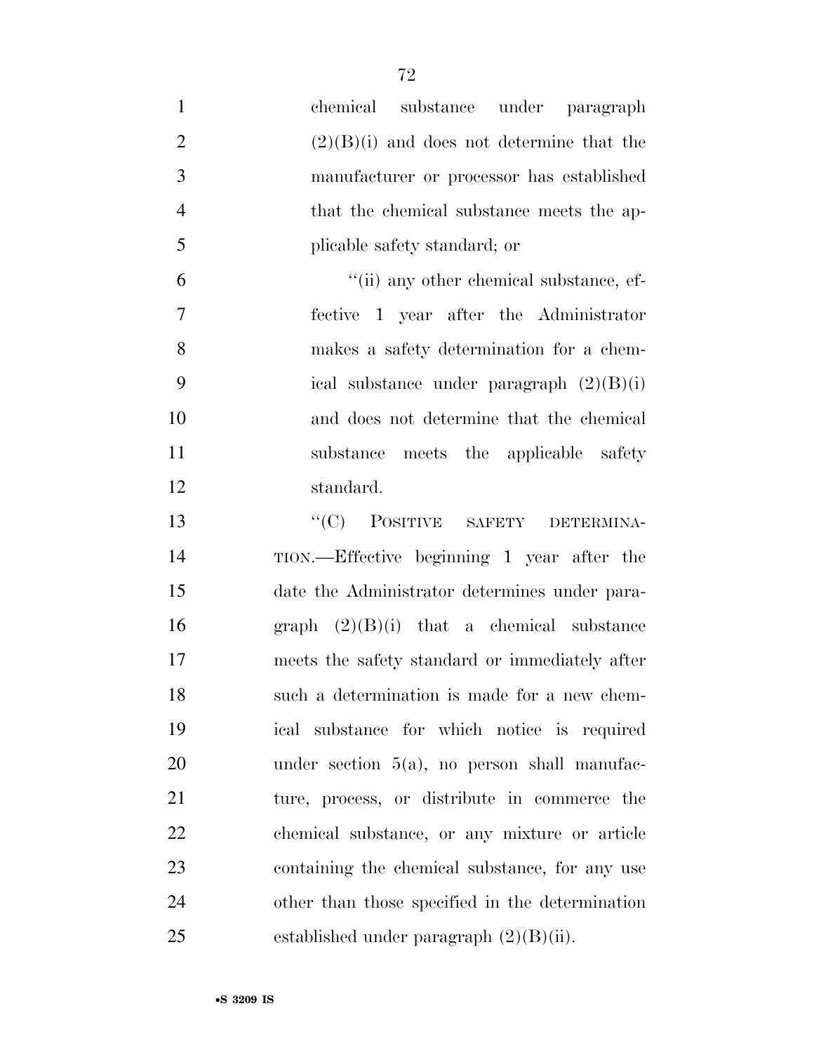chemical substance under paragraph (2)(B)(i) and does not determine that the manufacturer or processor has established that the chemical substance meets the applicable safety standard; or

''(ii) any other chemical substance, effective 1 year after the Administrator makes a safety determination for a chemical substance under paragraph (2)(B)(i) and does not determine that the chemical substance meets the applicable safety standard.

''(C) POSITIVE SAFETY DETERMINATION.—Effective beginning 1 year after the date the Administrator determines under paragraph (2)(B)(i) that a chemical substance meets the safety standard or immediately after such a determination is made for a new chemical substance for which notice is required under section 5(a), no person shall manufacture, process, or distribute in commerce the chemical substance, or any mixture or article containing the chemical substance, for any use other than those specified in the determination established under paragraph (2)(B)(ii).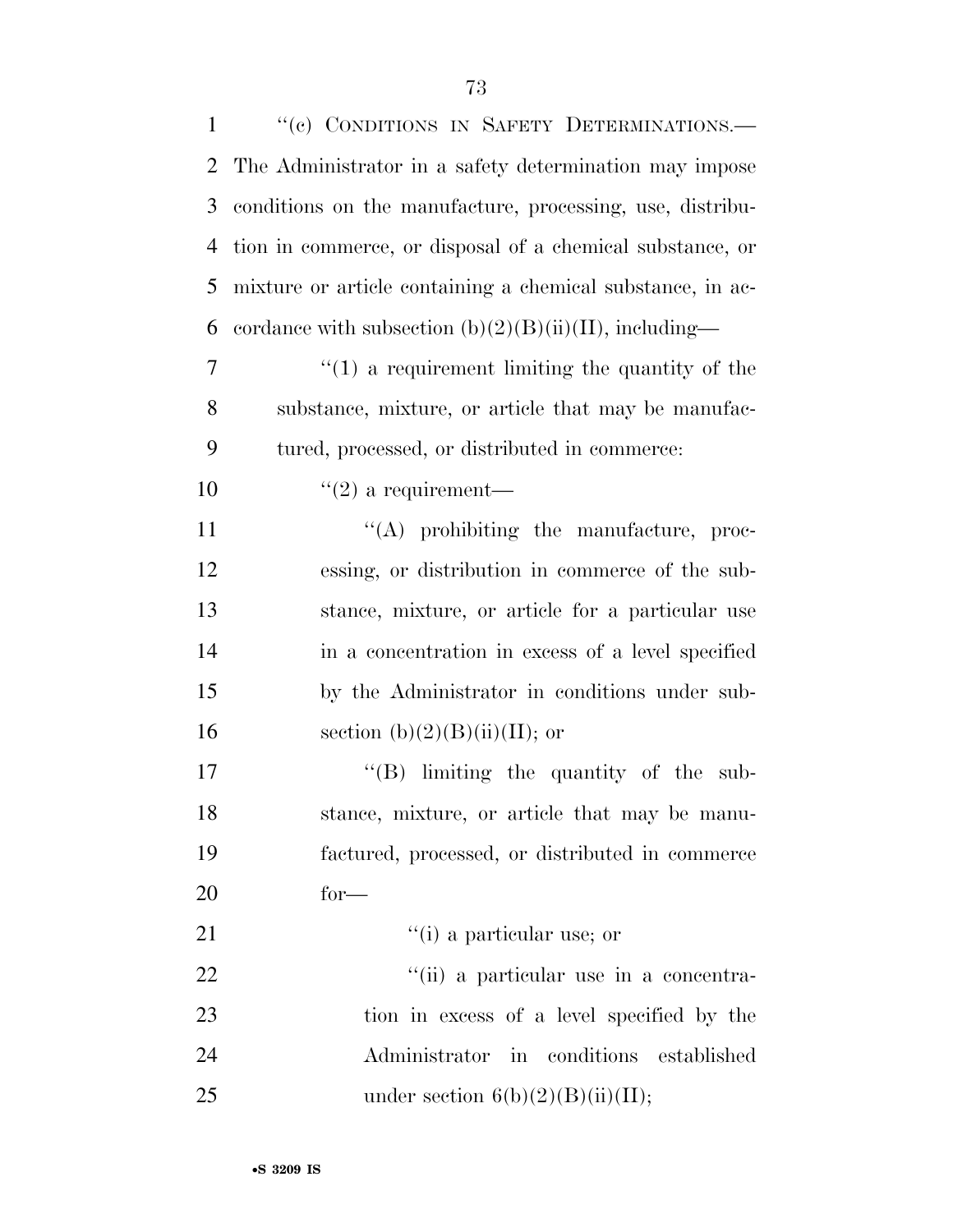"(c) CONDITIONS IN SAFETY DETERMINATIONS.—The Administrator in a safety determination may impose conditions on the manufacture, processing, use, distribution in commerce, or disposal of a chemical substance, or mixture or article containing a chemical substance, in accordance with subsection (b)(2)(B)(ii)(II), including—

"(1) a requirement limiting the quantity of the substance, mixture, or article that may be manufactured, processed, or distributed in commerce:

"(2) a requirement—

"(A) prohibiting the manufacture, processing, or distribution in commerce of the substance, mixture, or article for a particular use in a concentration in excess of a level specified by the Administrator in conditions under subsection (b)(2)(B)(ii)(II); or

"(B) limiting the quantity of the substance, mixture, or article that may be manufactured, processed, or distributed in commerce for—

"(i) a particular use; or

"(ii) a particular use in a concentration in excess of a level specified by the Administrator in conditions established under section 6(b)(2)(B)(ii)(II);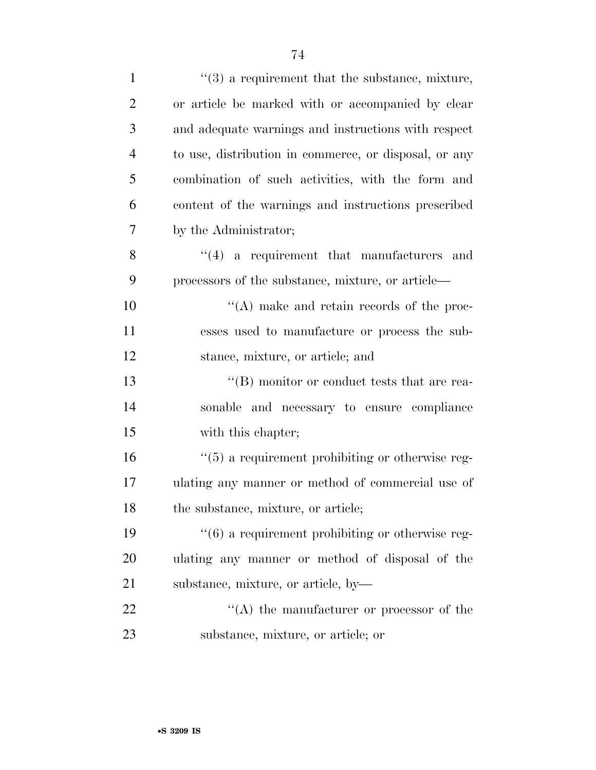''(3) a requirement that the substance, mixture, or article be marked with or accompanied by clear and adequate warnings and instructions with respect to use, distribution in commerce, or disposal, or any combination of such activities, with the form and content of the warnings and instructions prescribed by the Administrator;

''(4) a requirement that manufacturers and processors of the substance, mixture, or article—

''(A) make and retain records of the processes used to manufacture or process the substance, mixture, or article; and

''(B) monitor or conduct tests that are reasonable and necessary to ensure compliance with this chapter;

''(5) a requirement prohibiting or otherwise regulating any manner or method of commercial use of the substance, mixture, or article;

''(6) a requirement prohibiting or otherwise regulating any manner or method of disposal of the substance, mixture, or article, by—

''(A) the manufacturer or processor of the substance, mixture, or article; or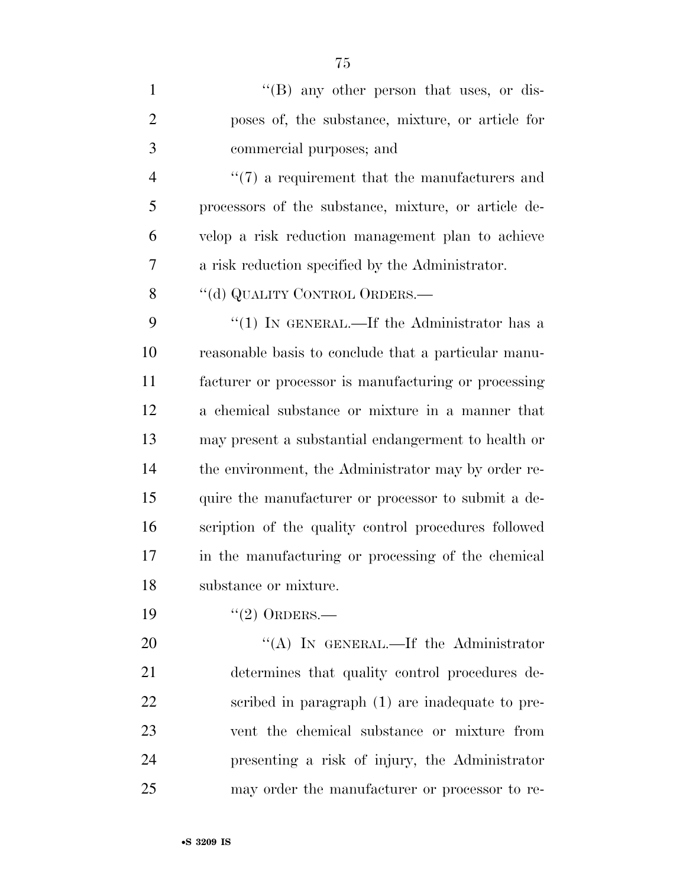''(B) any other person that uses, or disposes of, the substance, mixture, or article for commercial purposes; and

''(7) a requirement that the manufacturers and processors of the substance, mixture, or article develop a risk reduction management plan to achieve a risk reduction specified by the Administrator.

''(d) QUALITY CONTROL ORDERS.—

''(1) IN GENERAL.—If the Administrator has a reasonable basis to conclude that a particular manufacturer or processor is manufacturing or processing a chemical substance or mixture in a manner that may present a substantial endangerment to health or the environment, the Administrator may by order require the manufacturer or processor to submit a description of the quality control procedures followed in the manufacturing or processing of the chemical substance or mixture.

''(2) ORDERS.—

''(A) IN GENERAL.—If the Administrator determines that quality control procedures described in paragraph (1) are inadequate to prevent the chemical substance or mixture from presenting a risk of injury, the Administrator may order the manufacturer or processor to re-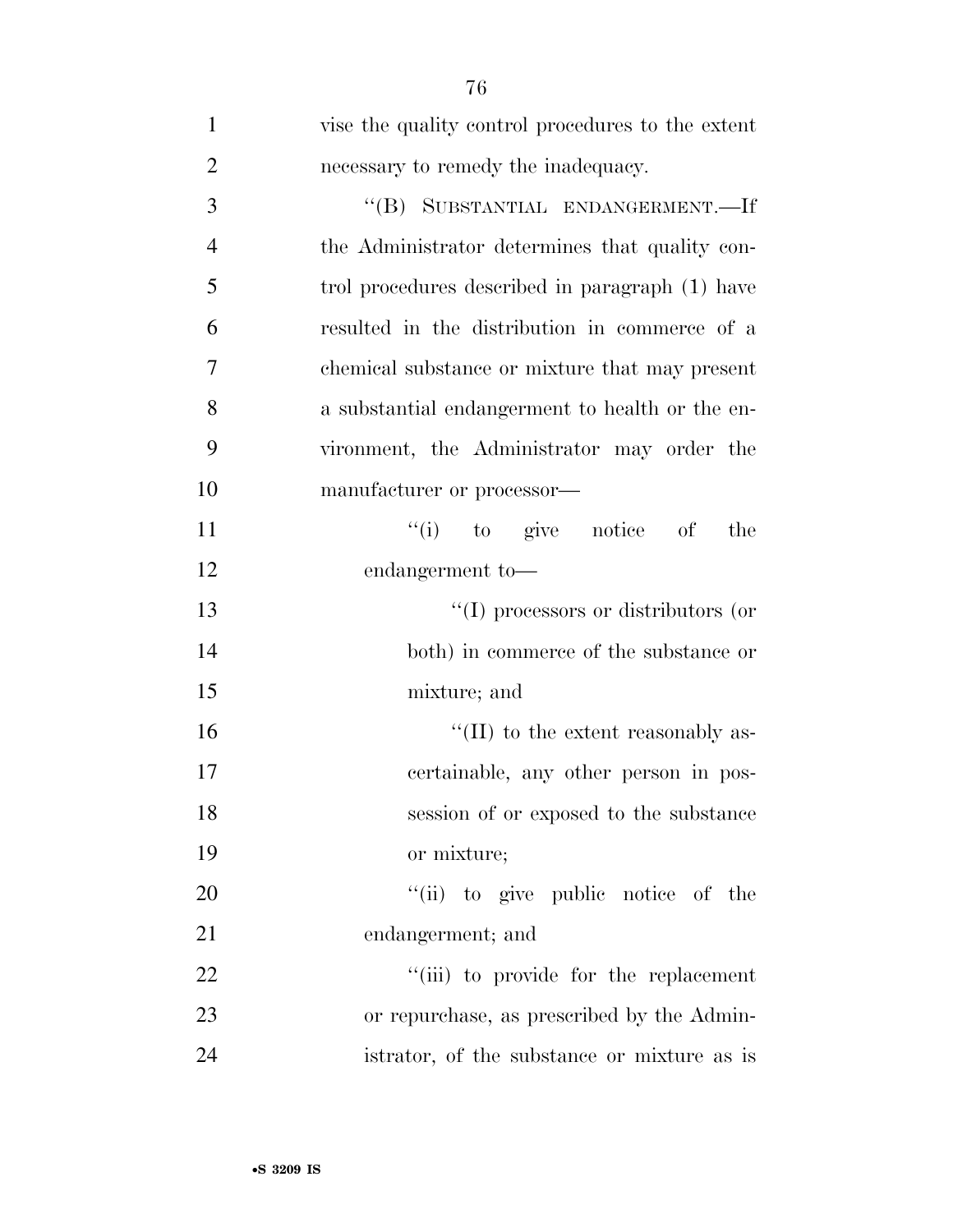vise the quality control procedures to the extent necessary to remedy the inadequacy.

"(B) SUBSTANTIAL ENDANGERMENT.—If the Administrator determines that quality control procedures described in paragraph (1) have resulted in the distribution in commerce of a chemical substance or mixture that may present a substantial endangerment to health or the environment, the Administrator may order the manufacturer or processor—

"(i) to give notice of the endangerment to—

"(I) processors or distributors (or both) in commerce of the substance or mixture; and

"(II) to the extent reasonably ascertainable, any other person in possession of or exposed to the substance or mixture;

"(ii) to give public notice of the endangerment; and

"(iii) to provide for the replacement or repurchase, as prescribed by the Administrator, of the substance or mixture as is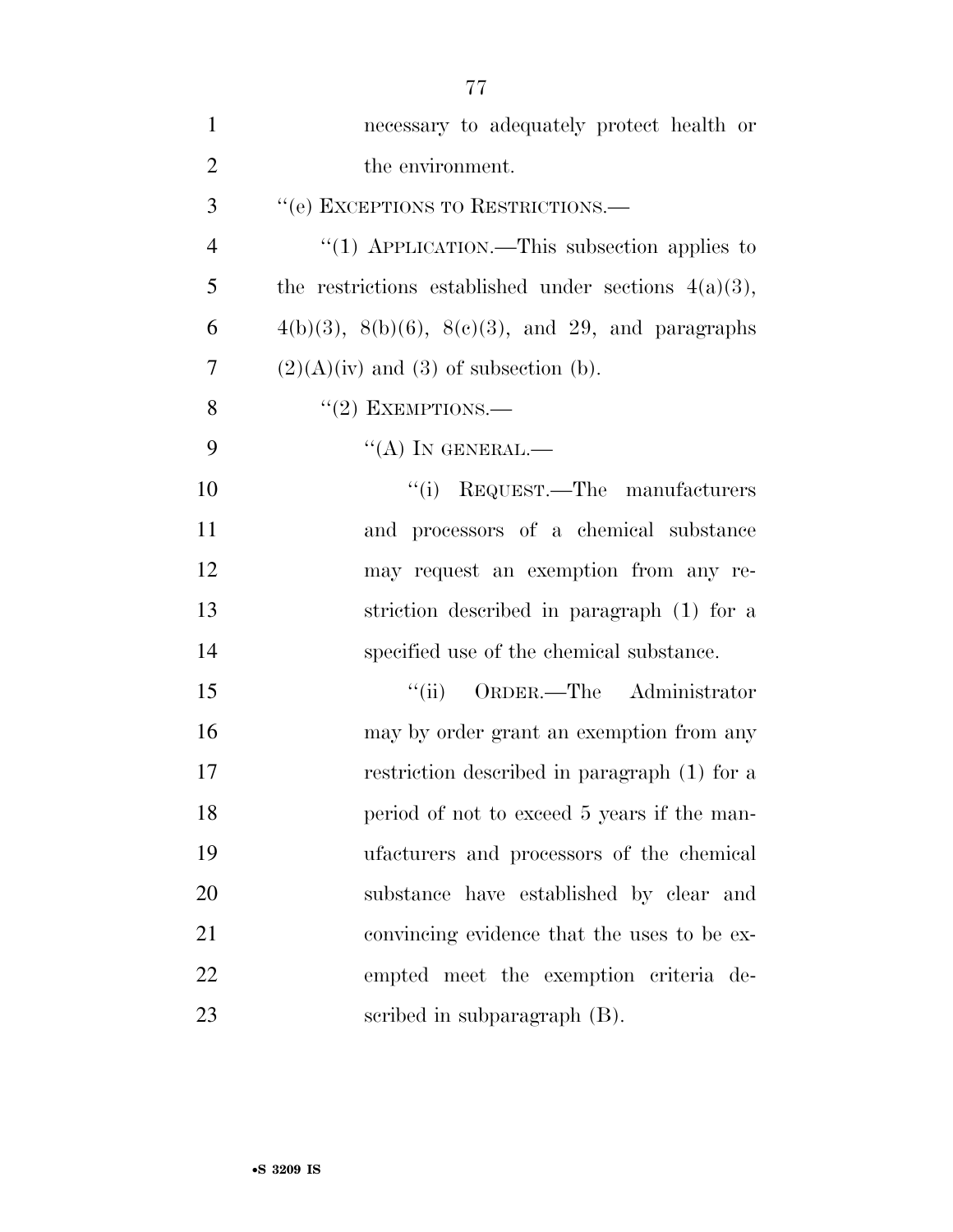necessary to adequately protect health or the environment.

''(e) EXCEPTIONS TO RESTRICTIONS.—

''(1) APPLICATION.—This subsection applies to the restrictions established under sections 4(a)(3), 4(b)(3), 8(b)(6), 8(c)(3), and 29, and paragraphs (2)(A)(iv) and (3) of subsection (b).

''(2) EXEMPTIONS.—

''(A) IN GENERAL.—

''(i) REQUEST.—The manufacturers and processors of a chemical substance may request an exemption from any restriction described in paragraph (1) for a specified use of the chemical substance.

''(ii) ORDER.—The Administrator may by order grant an exemption from any restriction described in paragraph (1) for a period of not to exceed 5 years if the manufacturers and processors of the chemical substance have established by clear and convincing evidence that the uses to be exempted meet the exemption criteria described in subparagraph (B).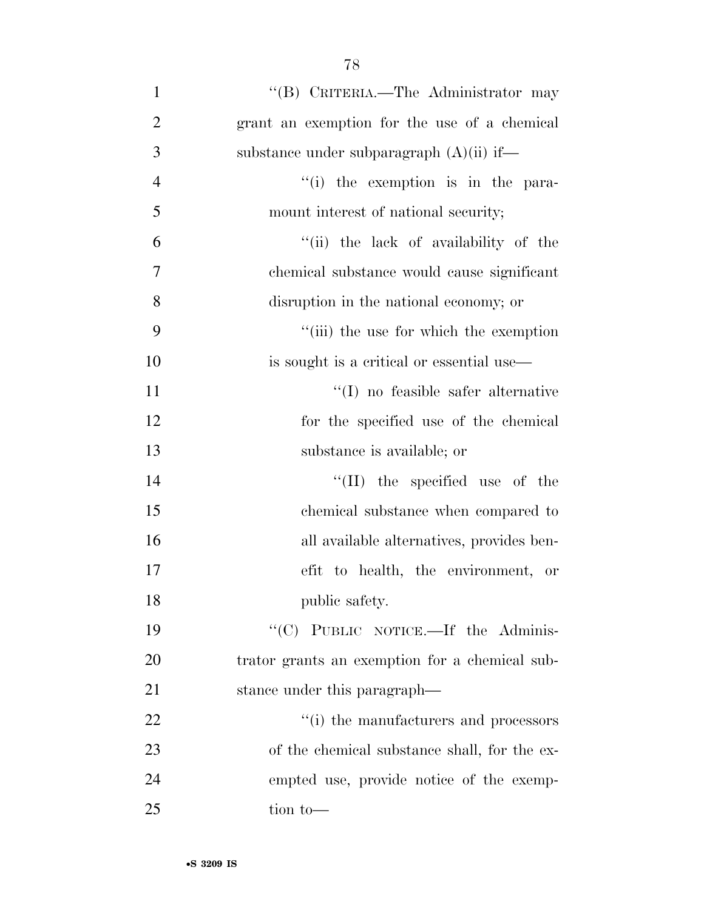"(B) CRITERIA.—The Administrator may grant an exemption for the use of a chemical substance under subparagraph (A)(ii) if—

"(i) the exemption is in the paramount interest of national security;

"(ii) the lack of availability of the chemical substance would cause significant disruption in the national economy; or

"(iii) the use for which the exemption is sought is a critical or essential use—

"(I) no feasible safer alternative for the specified use of the chemical substance is available; or

"(II) the specified use of the chemical substance when compared to all available alternatives, provides benefit to health, the environment, or public safety.

"(C) PUBLIC NOTICE.—If the Administrator grants an exemption for a chemical substance under this paragraph—

"(i) the manufacturers and processors of the chemical substance shall, for the exempted use, provide notice of the exemption to—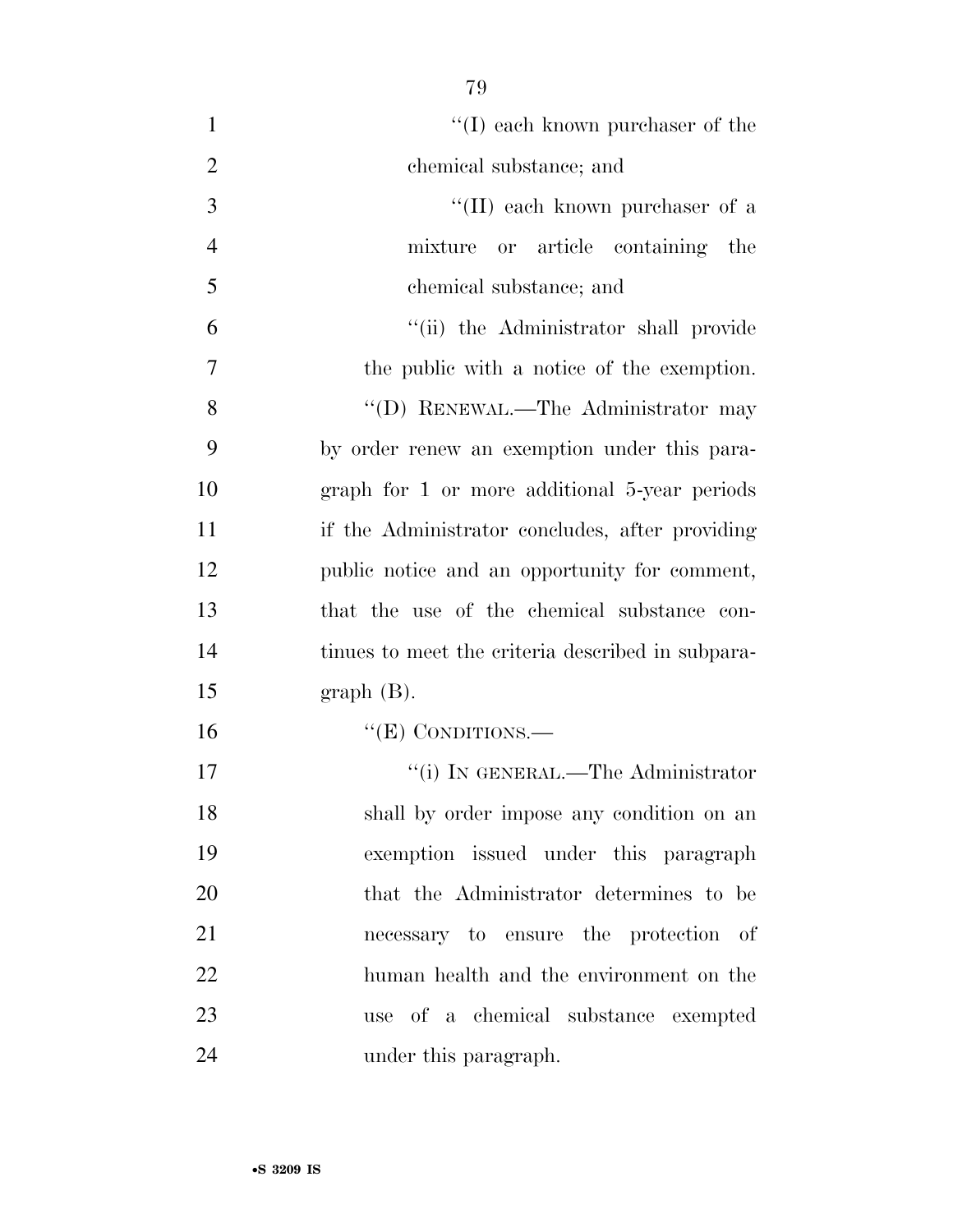"(I) each known purchaser of the chemical substance; and

"(II) each known purchaser of a mixture or article containing the chemical substance; and

"(ii) the Administrator shall provide the public with a notice of the exemption.

"(D) RENEWAL.—The Administrator may by order renew an exemption under this paragraph for 1 or more additional 5-year periods if the Administrator concludes, after providing public notice and an opportunity for comment, that the use of the chemical substance continues to meet the criteria described in subparagraph (B).

"(E) CONDITIONS.—

"(i) IN GENERAL.—The Administrator shall by order impose any condition on an exemption issued under this paragraph that the Administrator determines to be necessary to ensure the protection of human health and the environment on the use of a chemical substance exempted under this paragraph.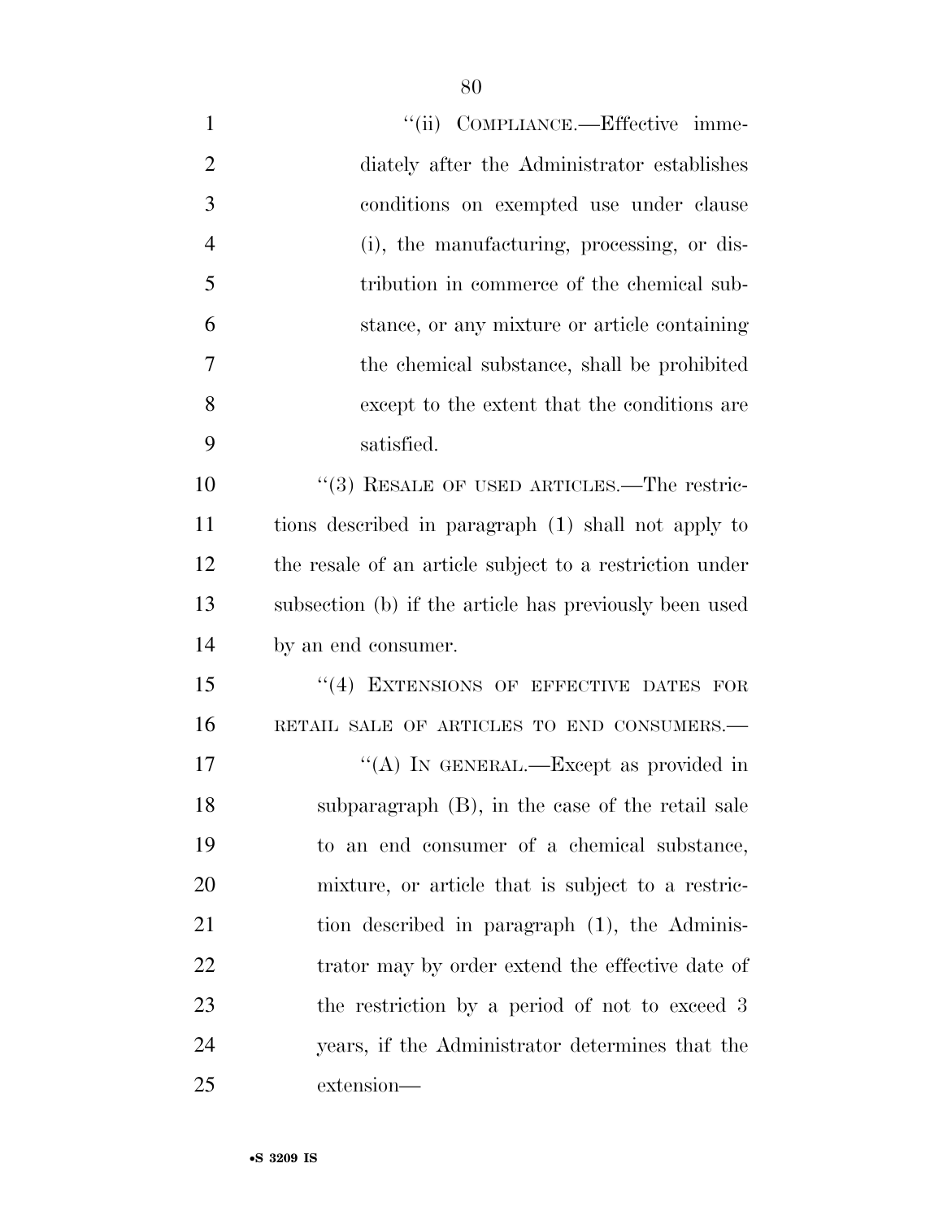"(ii) COMPLIANCE.—Effective immediately after the Administrator establishes conditions on exempted use under clause (i), the manufacturing, processing, or distribution in commerce of the chemical substance, or any mixture or article containing the chemical substance, shall be prohibited except to the extent that the conditions are satisfied.

"(3) RESALE OF USED ARTICLES.—The restrictions described in paragraph (1) shall not apply to the resale of an article subject to a restriction under subsection (b) if the article has previously been used by an end consumer.

"(4) EXTENSIONS OF EFFECTIVE DATES FOR RETAIL SALE OF ARTICLES TO END CONSUMERS.—

"(A) IN GENERAL.—Except as provided in subparagraph (B), in the case of the retail sale to an end consumer of a chemical substance, mixture, or article that is subject to a restriction described in paragraph (1), the Administrator may by order extend the effective date of the restriction by a period of not to exceed 3 years, if the Administrator determines that the extension—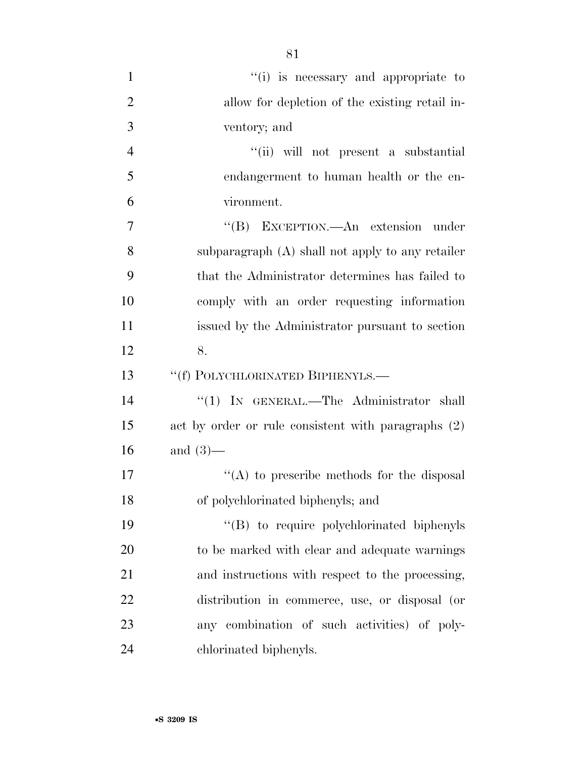"(i) is necessary and appropriate to allow for depletion of the existing retail inventory; and

"(ii) will not present a substantial endangerment to human health or the environment.

"(B) EXCEPTION.—An extension under subparagraph (A) shall not apply to any retailer that the Administrator determines has failed to comply with an order requesting information issued by the Administrator pursuant to section 8.

"(f) POLYCHLORINATED BIPHENYLS.—

"(1) IN GENERAL.—The Administrator shall act by order or rule consistent with paragraphs (2) and (3)—

"(A) to prescribe methods for the disposal of polychlorinated biphenyls; and

"(B) to require polychlorinated biphenyls to be marked with clear and adequate warnings and instructions with respect to the processing, distribution in commerce, use, or disposal (or any combination of such activities) of polychlorinated biphenyls.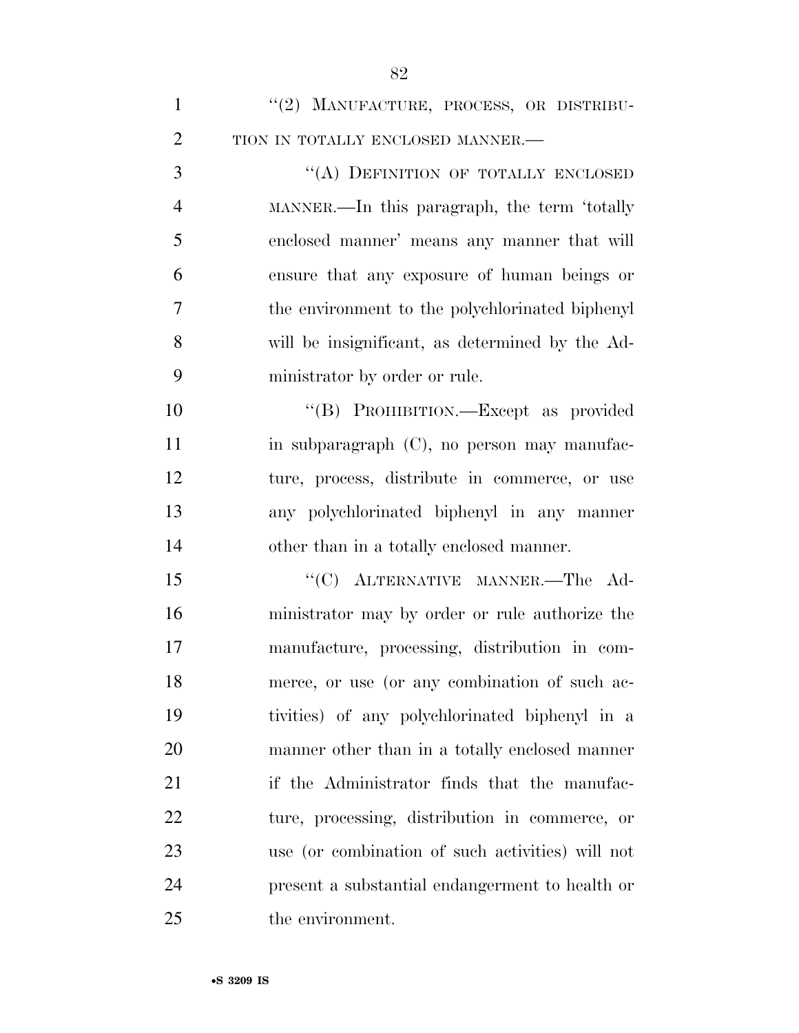"(2) MANUFACTURE, PROCESS, OR DISTRIBUTION IN TOTALLY ENCLOSED MANNER.—

"(A) DEFINITION OF TOTALLY ENCLOSED MANNER.—In this paragraph, the term 'totally enclosed manner' means any manner that will ensure that any exposure of human beings or the environment to the polychlorinated biphenyl will be insignificant, as determined by the Administrator by order or rule.

"(B) PROHIBITION.—Except as provided in subparagraph (C), no person may manufacture, process, distribute in commerce, or use any polychlorinated biphenyl in any manner other than in a totally enclosed manner.

"(C) ALTERNATIVE MANNER.—The Administrator may by order or rule authorize the manufacture, processing, distribution in commerce, or use (or any combination of such activities) of any polychlorinated biphenyl in a manner other than in a totally enclosed manner if the Administrator finds that the manufacture, processing, distribution in commerce, or use (or combination of such activities) will not present a substantial endangerment to health or the environment.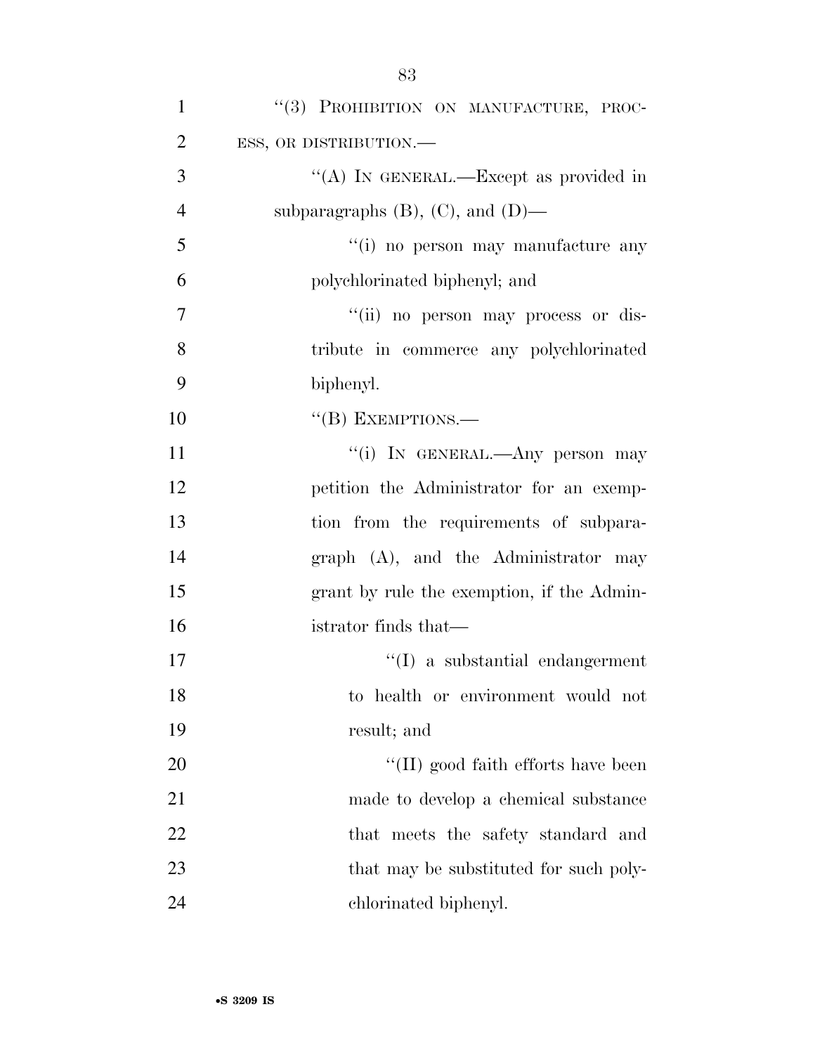"(3) PROHIBITION ON MANUFACTURE, PROCESS, OR DISTRIBUTION.—

"(A) IN GENERAL.—Except as provided in subparagraphs (B), (C), and (D)—

"(i) no person may manufacture any polychlorinated biphenyl; and

"(ii) no person may process or distribute in commerce any polychlorinated biphenyl.

"(B) EXEMPTIONS.—

"(i) IN GENERAL.—Any person may petition the Administrator for an exemption from the requirements of subparagraph (A), and the Administrator may grant by rule the exemption, if the Administrator finds that—

"(I) a substantial endangerment to health or environment would not result; and

"(II) good faith efforts have been made to develop a chemical substance that meets the safety standard and that may be substituted for such polychlorinated biphenyl.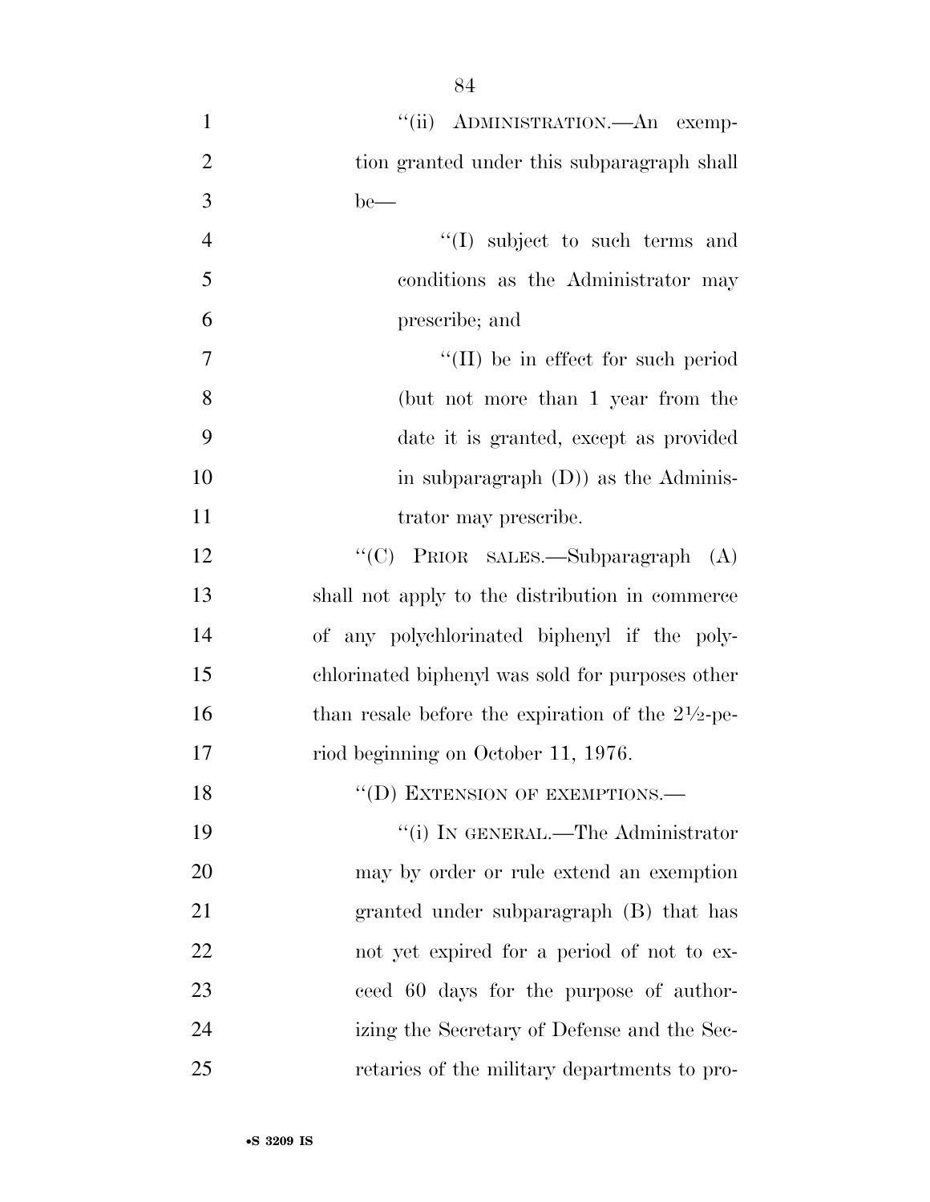''(ii) ADMINISTRATION.—An exemption granted under this subparagraph shall be—

''(I) subject to such terms and conditions as the Administrator may prescribe; and

''(II) be in effect for such period (but not more than 1 year from the date it is granted, except as provided in subparagraph (D)) as the Administrator may prescribe.

''(C) PRIOR SALES.—Subparagraph (A) shall not apply to the distribution in commerce of any polychlorinated biphenyl if the polychlorinated biphenyl was sold for purposes other than resale before the expiration of the 2½-period beginning on October 11, 1976.

''(D) EXTENSION OF EXEMPTIONS.—

''(i) IN GENERAL.—The Administrator may by order or rule extend an exemption granted under subparagraph (B) that has not yet expired for a period of not to exceed 60 days for the purpose of authorizing the Secretary of Defense and the Secretaries of the military departments to pro-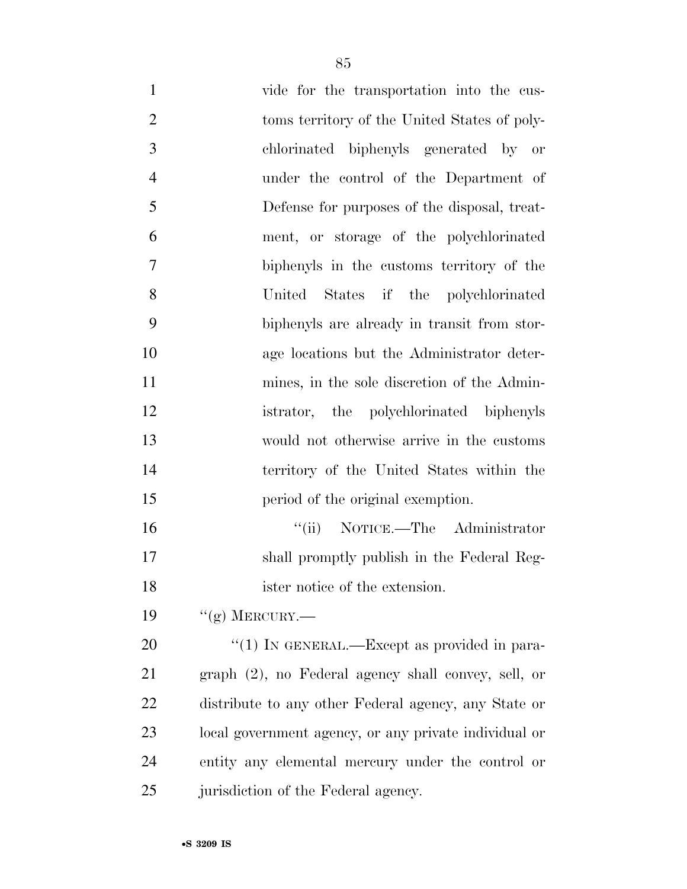vide for the transportation into the customs territory of the United States of polychlorinated biphenyls generated by or under the control of the Department of Defense for purposes of the disposal, treatment, or storage of the polychlorinated biphenyls in the customs territory of the United States if the polychlorinated biphenyls are already in transit from storage locations but the Administrator determines, in the sole discretion of the Administrator, the polychlorinated biphenyls would not otherwise arrive in the customs territory of the United States within the period of the original exemption.

''(ii) NOTICE.—The Administrator shall promptly publish in the Federal Register notice of the extension.

''(g) MERCURY.—

''(1) IN GENERAL.—Except as provided in paragraph (2), no Federal agency shall convey, sell, or distribute to any other Federal agency, any State or local government agency, or any private individual or entity any elemental mercury under the control or jurisdiction of the Federal agency.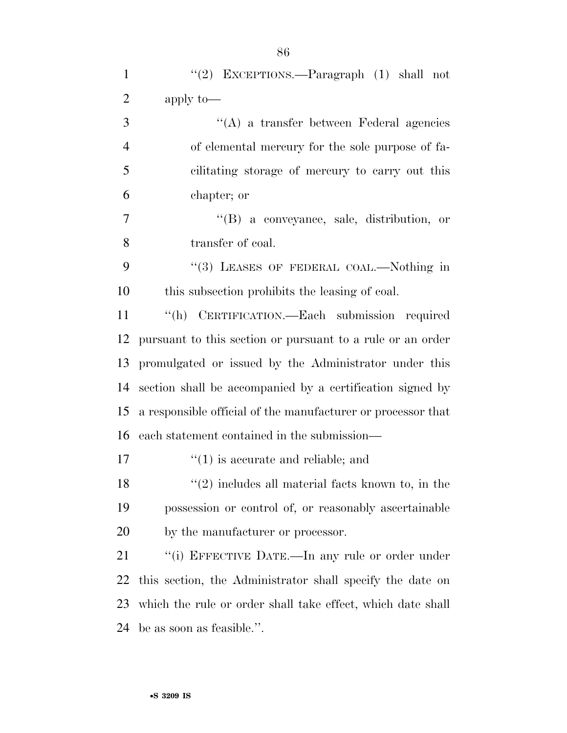''(2) EXCEPTIONS.—Paragraph (1) shall not apply to—

''(A) a transfer between Federal agencies of elemental mercury for the sole purpose of facilitating storage of mercury to carry out this chapter; or

''(B) a conveyance, sale, distribution, or transfer of coal.

''(3) LEASES OF FEDERAL COAL.—Nothing in this subsection prohibits the leasing of coal.

''(h) CERTIFICATION.—Each submission required pursuant to this section or pursuant to a rule or an order promulgated or issued by the Administrator under this section shall be accompanied by a certification signed by a responsible official of the manufacturer or processor that each statement contained in the submission—

''(1) is accurate and reliable; and

''(2) includes all material facts known to, in the possession or control of, or reasonably ascertainable by the manufacturer or processor.

''(i) EFFECTIVE DATE.—In any rule or order under this section, the Administrator shall specify the date on which the rule or order shall take effect, which date shall be as soon as feasible.''.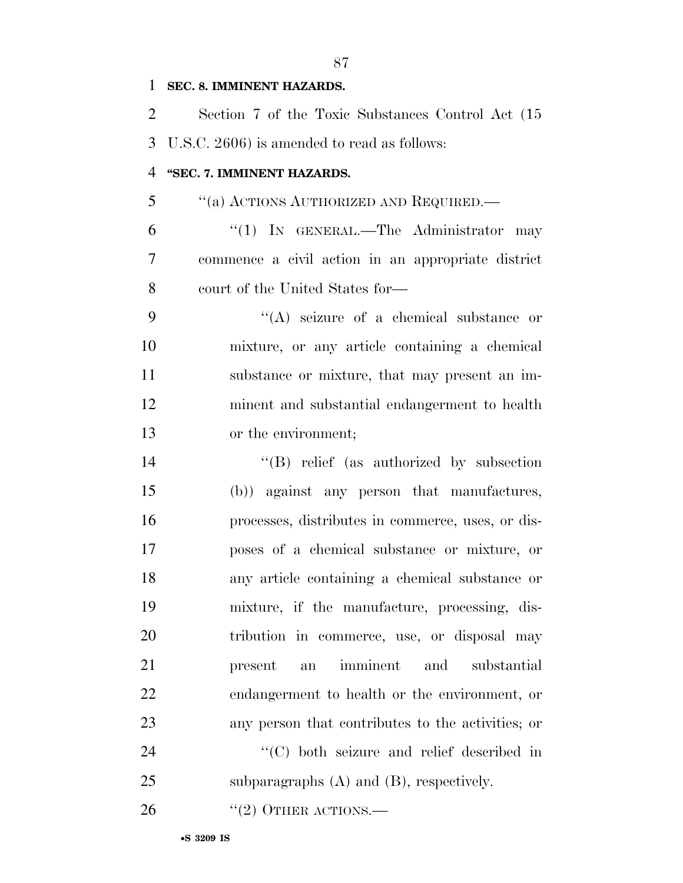**SEC. 8. IMMINENT HAZARDS.**

Section 7 of the Toxic Substances Control Act (15 U.S.C. 2606) is amended to read as follows:

**"SEC. 7. IMMINENT HAZARDS.**

"(a) ACTIONS AUTHORIZED AND REQUIRED.—

"(1) IN GENERAL.—The Administrator may commence a civil action in an appropriate district court of the United States for—

"(A) seizure of a chemical substance or mixture, or any article containing a chemical substance or mixture, that may present an imminent and substantial endangerment to health or the environment;

"(B) relief (as authorized by subsection (b)) against any person that manufactures, processes, distributes in commerce, uses, or disposes of a chemical substance or mixture, or any article containing a chemical substance or mixture, if the manufacture, processing, distribution in commerce, use, or disposal may present an imminent and substantial endangerment to health or the environment, or any person that contributes to the activities; or

"(C) both seizure and relief described in subparagraphs (A) and (B), respectively.

"(2) OTHER ACTIONS.—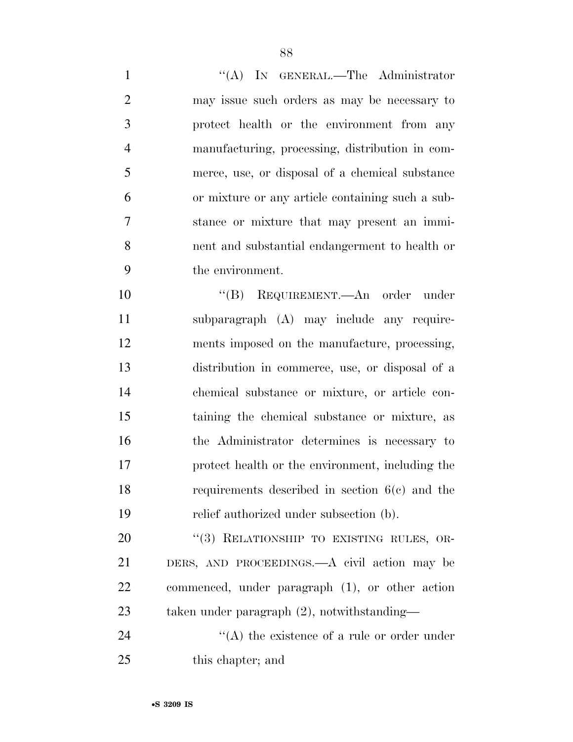"(A) IN GENERAL.—The Administrator may issue such orders as may be necessary to protect health or the environment from any manufacturing, processing, distribution in commerce, use, or disposal of a chemical substance or mixture or any article containing such a substance or mixture that may present an imminent and substantial endangerment to health or the environment.

"(B) REQUIREMENT.—An order under subparagraph (A) may include any requirements imposed on the manufacture, processing, distribution in commerce, use, or disposal of a chemical substance or mixture, or article containing the chemical substance or mixture, as the Administrator determines is necessary to protect health or the environment, including the requirements described in section 6(c) and the relief authorized under subsection (b).

"(3) RELATIONSHIP TO EXISTING RULES, ORDERS, AND PROCEEDINGS.—A civil action may be commenced, under paragraph (1), or other action taken under paragraph (2), notwithstanding—

"(A) the existence of a rule or order under this chapter; and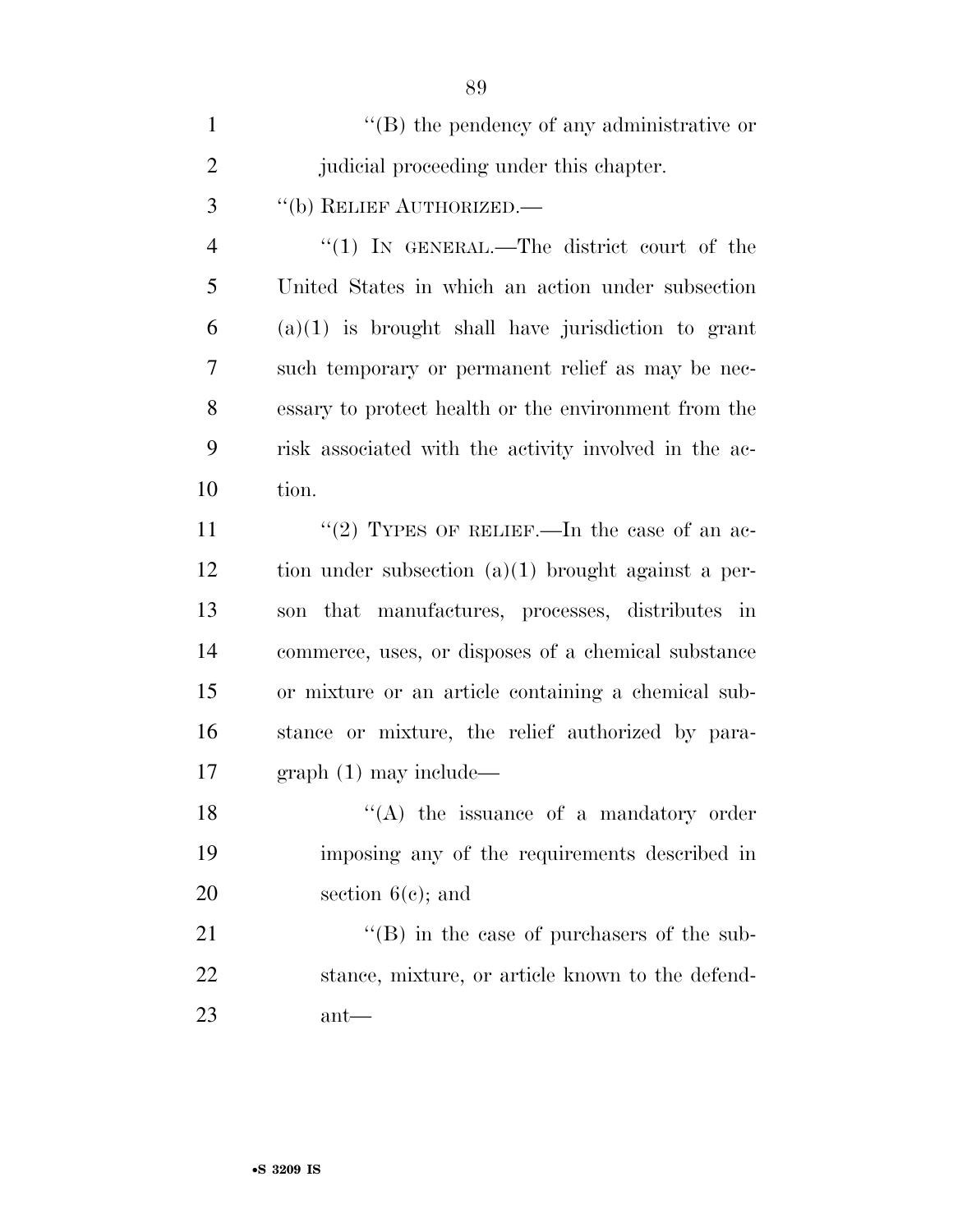''(B) the pendency of any administrative or judicial proceeding under this chapter.

''(b) RELIEF AUTHORIZED.—

''(1) IN GENERAL.—The district court of the United States in which an action under subsection (a)(1) is brought shall have jurisdiction to grant such temporary or permanent relief as may be necessary to protect health or the environment from the risk associated with the activity involved in the action.

''(2) TYPES OF RELIEF.—In the case of an action under subsection (a)(1) brought against a person that manufactures, processes, distributes in commerce, uses, or disposes of a chemical substance or mixture or an article containing a chemical substance or mixture, the relief authorized by paragraph (1) may include—

''(A) the issuance of a mandatory order imposing any of the requirements described in section 6(c); and

''(B) in the case of purchasers of the substance, mixture, or article known to the defendant—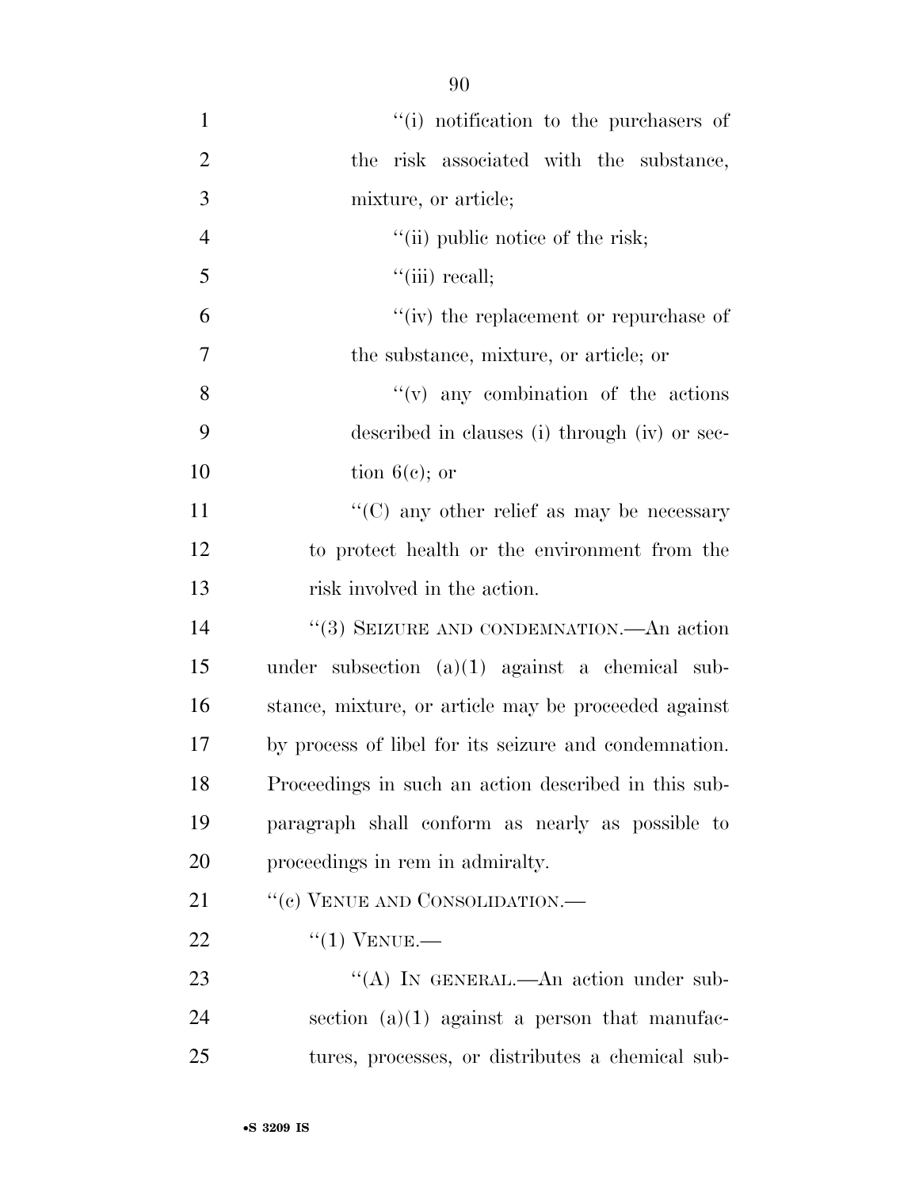''(i) notification to the purchasers of the risk associated with the substance, mixture, or article;

''(ii) public notice of the risk;

''(iii) recall;

''(iv) the replacement or repurchase of the substance, mixture, or article; or

''(v) any combination of the actions described in clauses (i) through (iv) or section 6(c); or

''(C) any other relief as may be necessary to protect health or the environment from the risk involved in the action.

''(3) SEIZURE AND CONDEMNATION.—An action under subsection (a)(1) against a chemical substance, mixture, or article may be proceeded against by process of libel for its seizure and condemnation. Proceedings in such an action described in this subparagraph shall conform as nearly as possible to proceedings in rem in admiralty.

''(c) VENUE AND CONSOLIDATION.—

''(1) VENUE.—

''(A) IN GENERAL.—An action under subsection (a)(1) against a person that manufactures, processes, or distributes a chemical sub-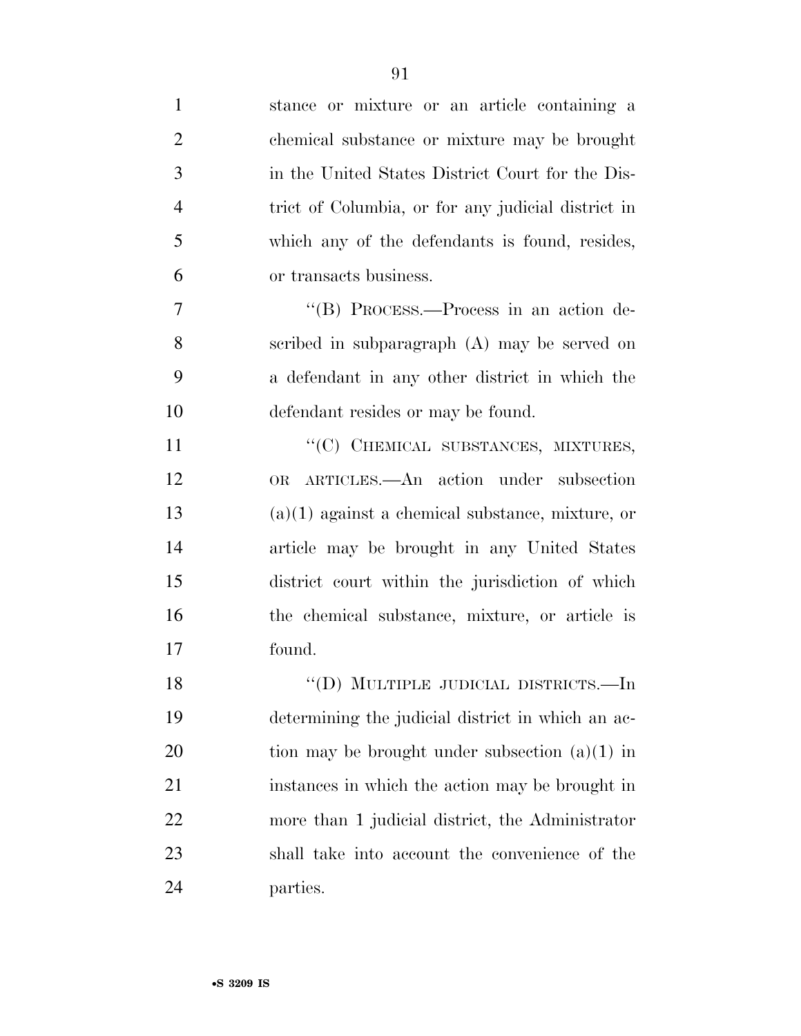stance or mixture or an article containing a chemical substance or mixture may be brought in the United States District Court for the District of Columbia, or for any judicial district in which any of the defendants is found, resides, or transacts business.

"(B) PROCESS.—Process in an action described in subparagraph (A) may be served on a defendant in any other district in which the defendant resides or may be found.

"(C) CHEMICAL SUBSTANCES, MIXTURES, OR ARTICLES.—An action under subsection (a)(1) against a chemical substance, mixture, or article may be brought in any United States district court within the jurisdiction of which the chemical substance, mixture, or article is found.

"(D) MULTIPLE JUDICIAL DISTRICTS.—In determining the judicial district in which an action may be brought under subsection (a)(1) in instances in which the action may be brought in more than 1 judicial district, the Administrator shall take into account the convenience of the parties.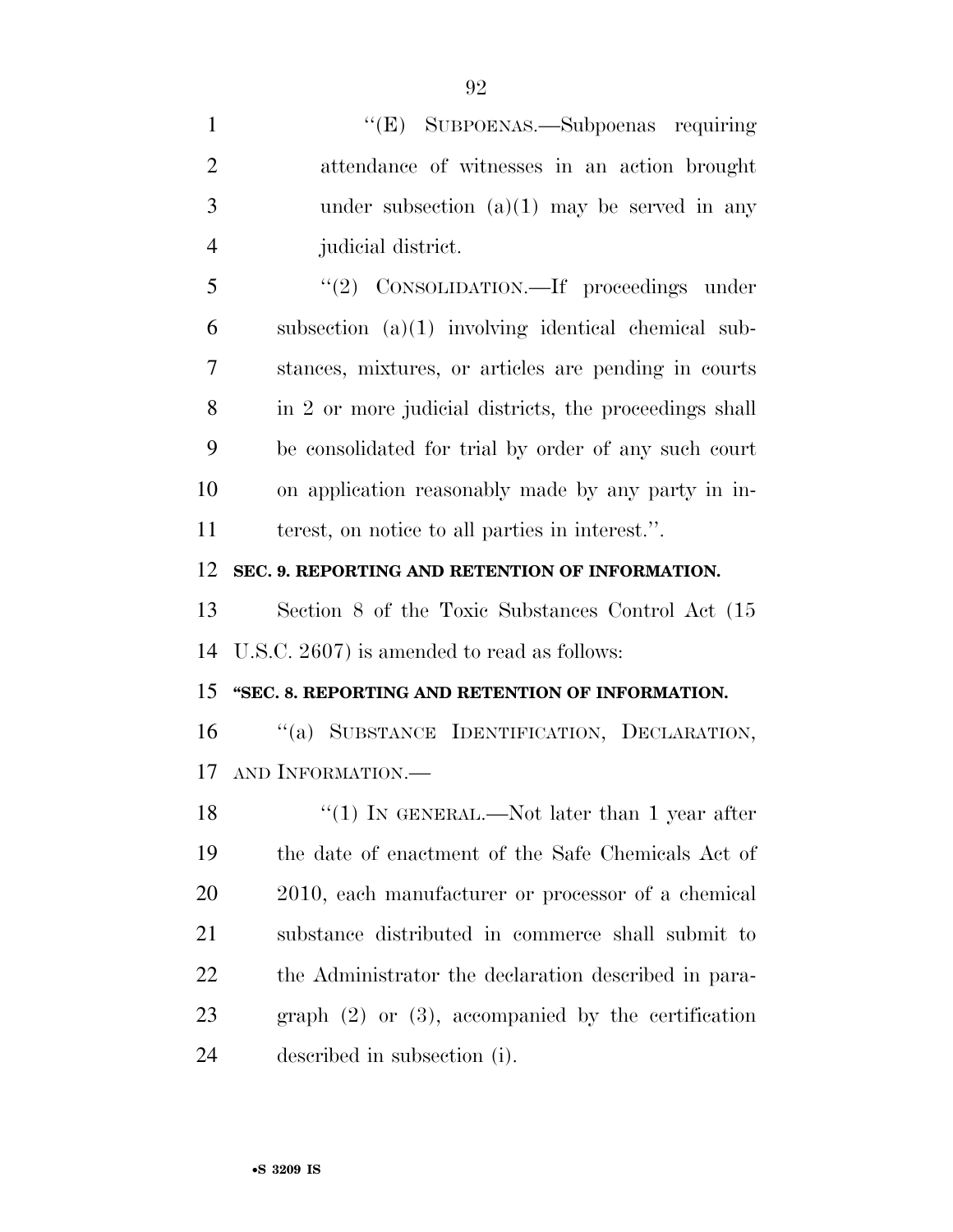"(E) SUBPOENAS.—Subpoenas requiring attendance of witnesses in an action brought under subsection (a)(1) may be served in any judicial district.

"(2) CONSOLIDATION.—If proceedings under subsection (a)(1) involving identical chemical substances, mixtures, or articles are pending in courts in 2 or more judicial districts, the proceedings shall be consolidated for trial by order of any such court on application reasonably made by any party in interest, on notice to all parties in interest.".

**SEC. 9. REPORTING AND RETENTION OF INFORMATION.**

Section 8 of the Toxic Substances Control Act (15 U.S.C. 2607) is amended to read as follows:

**"SEC. 8. REPORTING AND RETENTION OF INFORMATION.**

"(a) SUBSTANCE IDENTIFICATION, DECLARATION, AND INFORMATION.—

"(1) IN GENERAL.—Not later than 1 year after the date of enactment of the Safe Chemicals Act of 2010, each manufacturer or processor of a chemical substance distributed in commerce shall submit to the Administrator the declaration described in paragraph (2) or (3), accompanied by the certification described in subsection (i).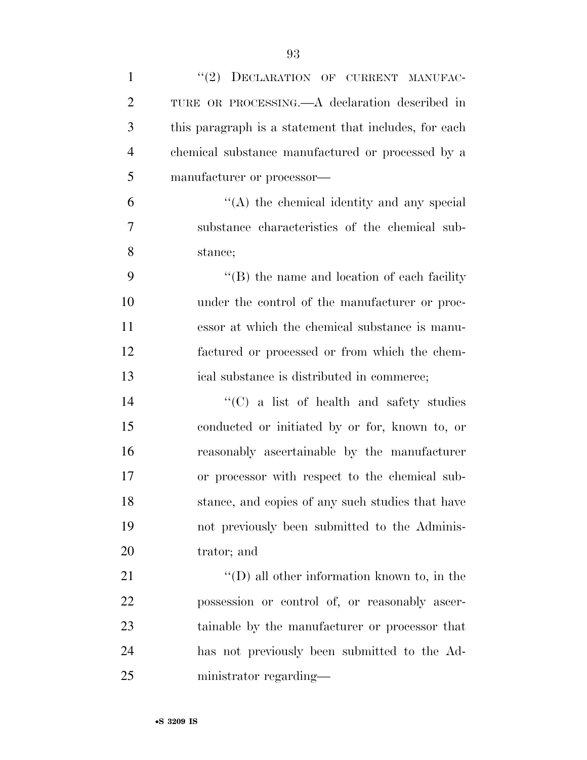"(2) DECLARATION OF CURRENT MANUFACTURE OR PROCESSING.—A declaration described in this paragraph is a statement that includes, for each chemical substance manufactured or processed by a manufacturer or processor—

"(A) the chemical identity and any special substance characteristics of the chemical substance;

"(B) the name and location of each facility under the control of the manufacturer or processor at which the chemical substance is manufactured or processed or from which the chemical substance is distributed in commerce;

"(C) a list of health and safety studies conducted or initiated by or for, known to, or reasonably ascertainable by the manufacturer or processor with respect to the chemical substance, and copies of any such studies that have not previously been submitted to the Administrator; and

"(D) all other information known to, in the possession or control of, or reasonably ascertainable by the manufacturer or processor that has not previously been submitted to the Administrator regarding—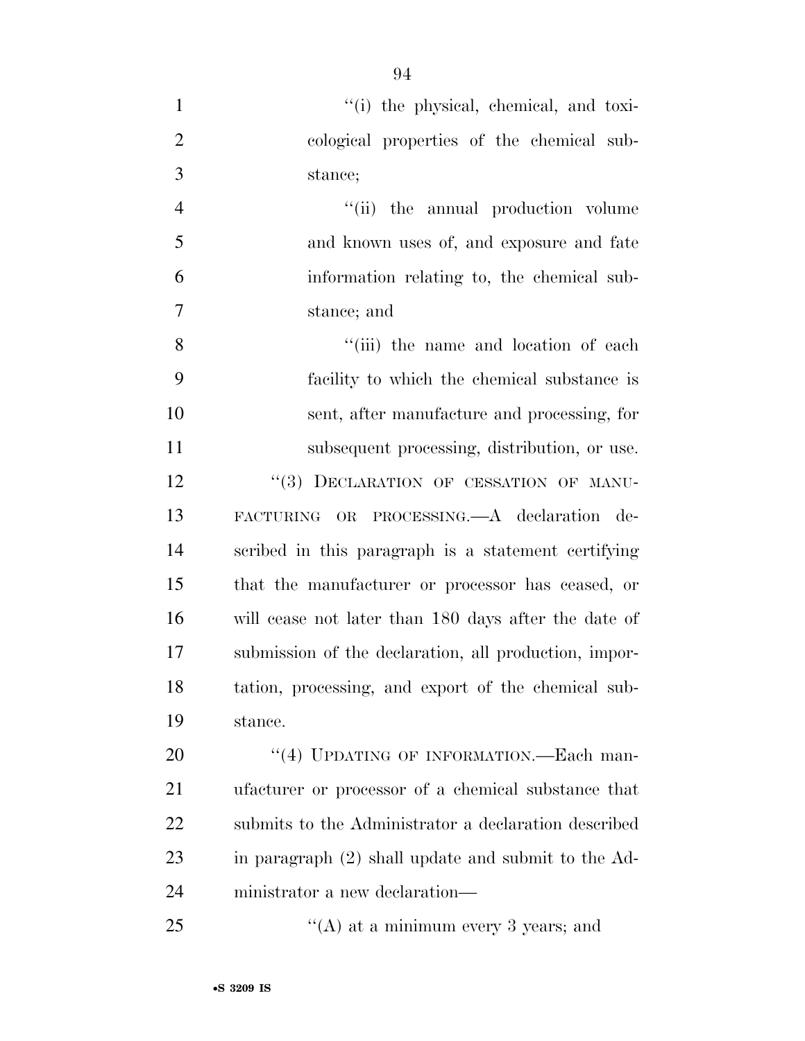"(i) the physical, chemical, and toxicological properties of the chemical substance;

"(ii) the annual production volume and known uses of, and exposure and fate information relating to, the chemical substance; and

"(iii) the name and location of each facility to which the chemical substance is sent, after manufacture and processing, for subsequent processing, distribution, or use.

"(3) DECLARATION OF CESSATION OF MANUFACTURING OR PROCESSING.—A declaration described in this paragraph is a statement certifying that the manufacturer or processor has ceased, or will cease not later than 180 days after the date of submission of the declaration, all production, importation, processing, and export of the chemical substance.

"(4) UPDATING OF INFORMATION.—Each manufacturer or processor of a chemical substance that submits to the Administrator a declaration described in paragraph (2) shall update and submit to the Administrator a new declaration—

"(A) at a minimum every 3 years; and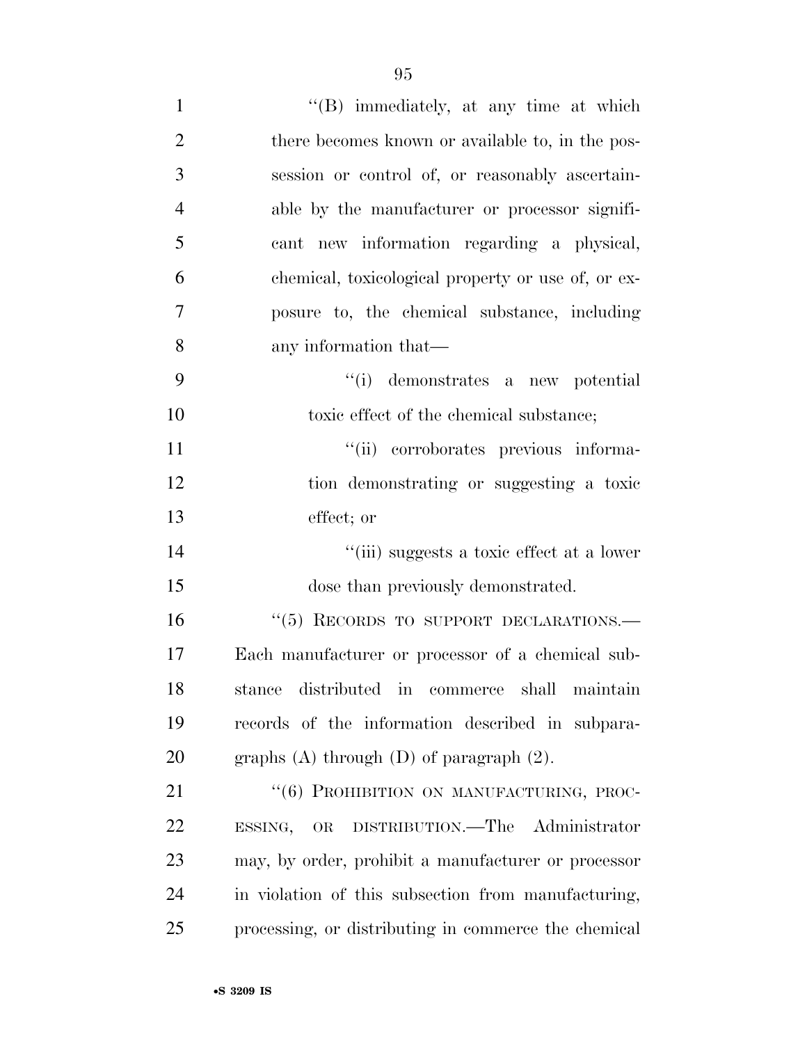''(B) immediately, at any time at which there becomes known or available to, in the possession or control of, or reasonably ascertainable by the manufacturer or processor significant new information regarding a physical, chemical, toxicological property or use of, or exposure to, the chemical substance, including any information that—

''(i) demonstrates a new potential toxic effect of the chemical substance;

''(ii) corroborates previous information demonstrating or suggesting a toxic effect; or

''(iii) suggests a toxic effect at a lower dose than previously demonstrated.

''(5) RECORDS TO SUPPORT DECLARATIONS.—Each manufacturer or processor of a chemical substance distributed in commerce shall maintain records of the information described in subparagraphs (A) through (D) of paragraph (2).

''(6) PROHIBITION ON MANUFACTURING, PROCESSING, OR DISTRIBUTION.—The Administrator may, by order, prohibit a manufacturer or processor in violation of this subsection from manufacturing, processing, or distributing in commerce the chemical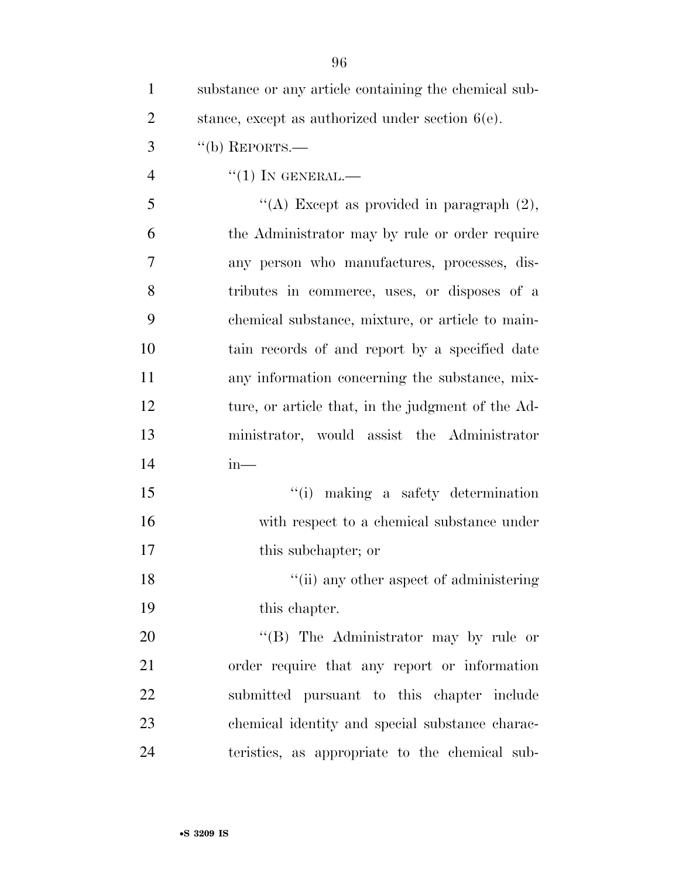substance or any article containing the chemical substance, except as authorized under section 6(e).

"(b) REPORTS.—

"(1) IN GENERAL.—

"(A) Except as provided in paragraph (2), the Administrator may by rule or order require any person who manufactures, processes, distributes in commerce, uses, or disposes of a chemical substance, mixture, or article to maintain records of and report by a specified date any information concerning the substance, mixture, or article that, in the judgment of the Administrator, would assist the Administrator in—

"(i) making a safety determination with respect to a chemical substance under this subchapter; or

"(ii) any other aspect of administering this chapter.

"(B) The Administrator may by rule or order require that any report or information submitted pursuant to this chapter include chemical identity and special substance characteristics, as appropriate to the chemical sub-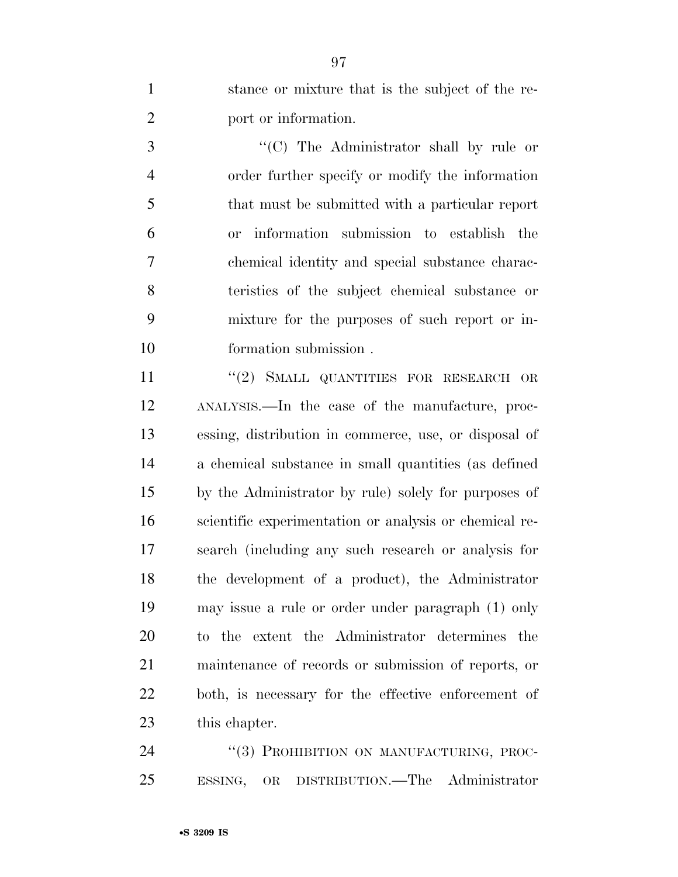stance or mixture that is the subject of the report or information.

"(C) The Administrator shall by rule or order further specify or modify the information that must be submitted with a particular report or information submission to establish the chemical identity and special substance characteristics of the subject chemical substance or mixture for the purposes of such report or information submission .

"(2) SMALL QUANTITIES FOR RESEARCH OR ANALYSIS.—In the case of the manufacture, processing, distribution in commerce, use, or disposal of a chemical substance in small quantities (as defined by the Administrator by rule) solely for purposes of scientific experimentation or analysis or chemical research (including any such research or analysis for the development of a product), the Administrator may issue a rule or order under paragraph (1) only to the extent the Administrator determines the maintenance of records or submission of reports, or both, is necessary for the effective enforcement of this chapter.

"(3) PROHIBITION ON MANUFACTURING, PROCESSING, OR DISTRIBUTION.—The Administrator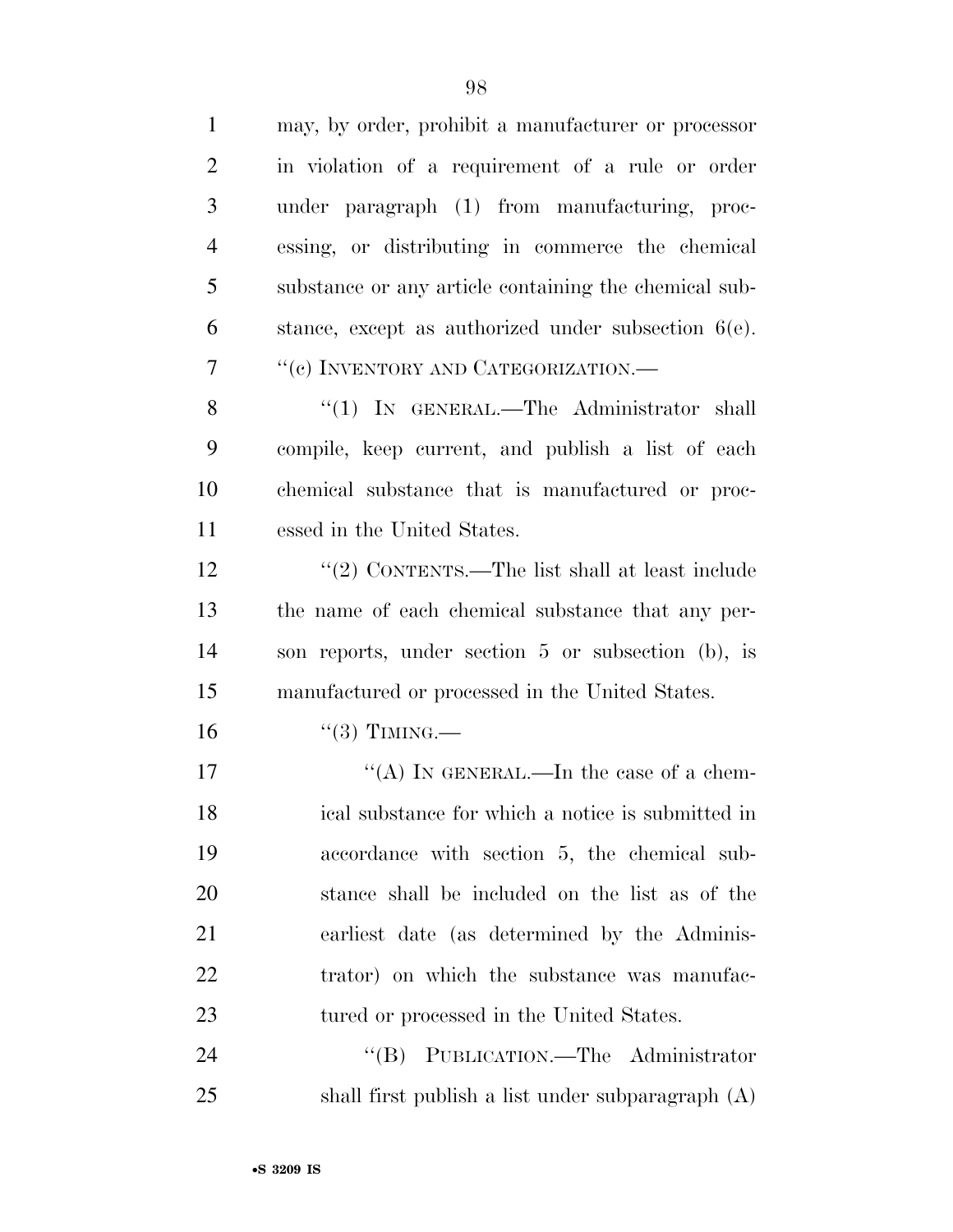may, by order, prohibit a manufacturer or processor in violation of a requirement of a rule or order under paragraph (1) from manufacturing, processing, or distributing in commerce the chemical substance or any article containing the chemical substance, except as authorized under subsection 6(e).

''(c) INVENTORY AND CATEGORIZATION.—

''(1) IN GENERAL.—The Administrator shall compile, keep current, and publish a list of each chemical substance that is manufactured or processed in the United States.

''(2) CONTENTS.—The list shall at least include the name of each chemical substance that any person reports, under section 5 or subsection (b), is manufactured or processed in the United States.

''(3) TIMING.—

''(A) IN GENERAL.—In the case of a chemical substance for which a notice is submitted in accordance with section 5, the chemical substance shall be included on the list as of the earliest date (as determined by the Administrator) on which the substance was manufactured or processed in the United States.

''(B) PUBLICATION.—The Administrator shall first publish a list under subparagraph (A)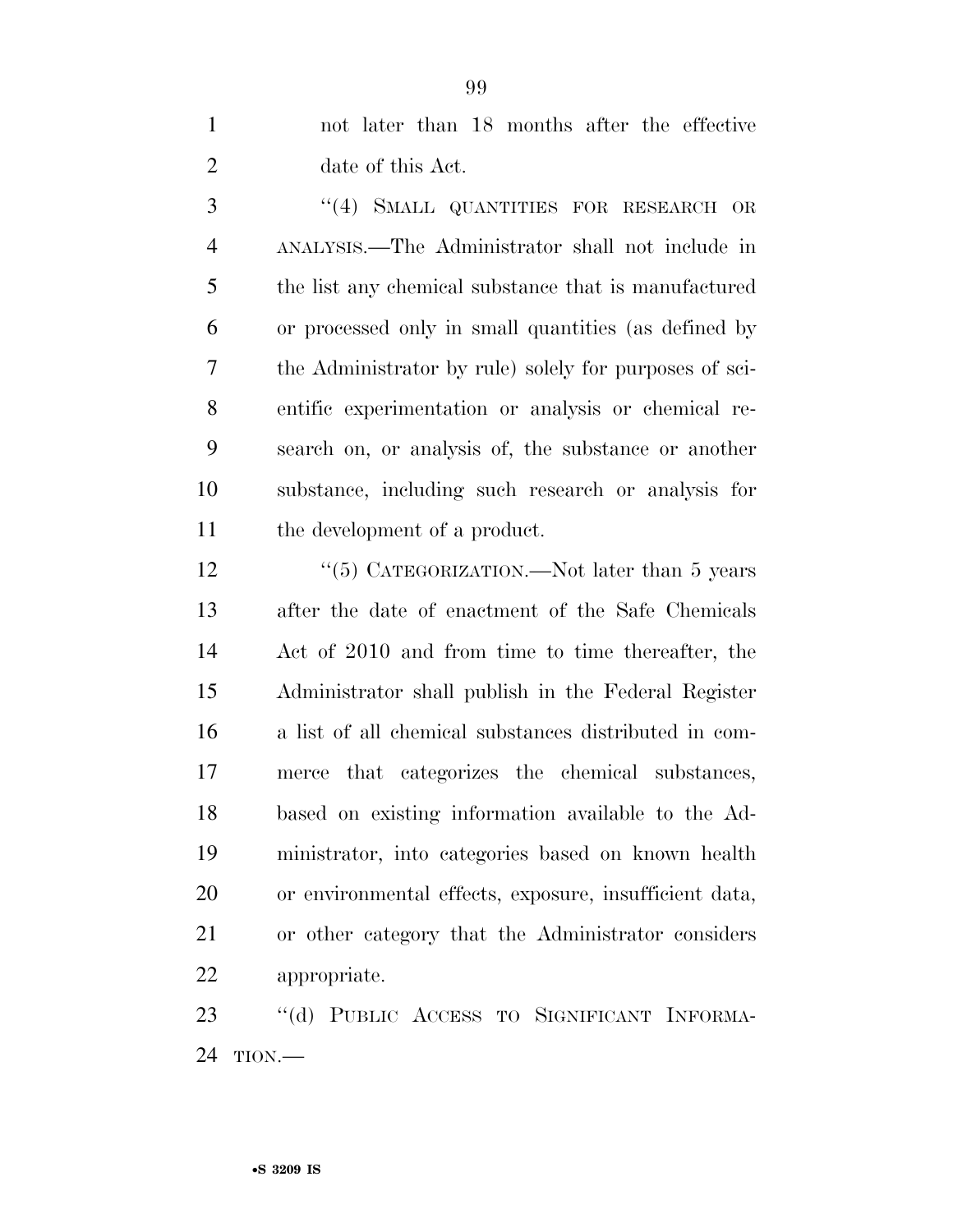not later than 18 months after the effective date of this Act.

"(4) SMALL QUANTITIES FOR RESEARCH OR ANALYSIS.—The Administrator shall not include in the list any chemical substance that is manufactured or processed only in small quantities (as defined by the Administrator by rule) solely for purposes of scientific experimentation or analysis or chemical research on, or analysis of, the substance or another substance, including such research or analysis for the development of a product.

"(5) CATEGORIZATION.—Not later than 5 years after the date of enactment of the Safe Chemicals Act of 2010 and from time to time thereafter, the Administrator shall publish in the Federal Register a list of all chemical substances distributed in commerce that categorizes the chemical substances, based on existing information available to the Administrator, into categories based on known health or environmental effects, exposure, insufficient data, or other category that the Administrator considers appropriate.

"(d) PUBLIC ACCESS TO SIGNIFICANT INFORMATION.—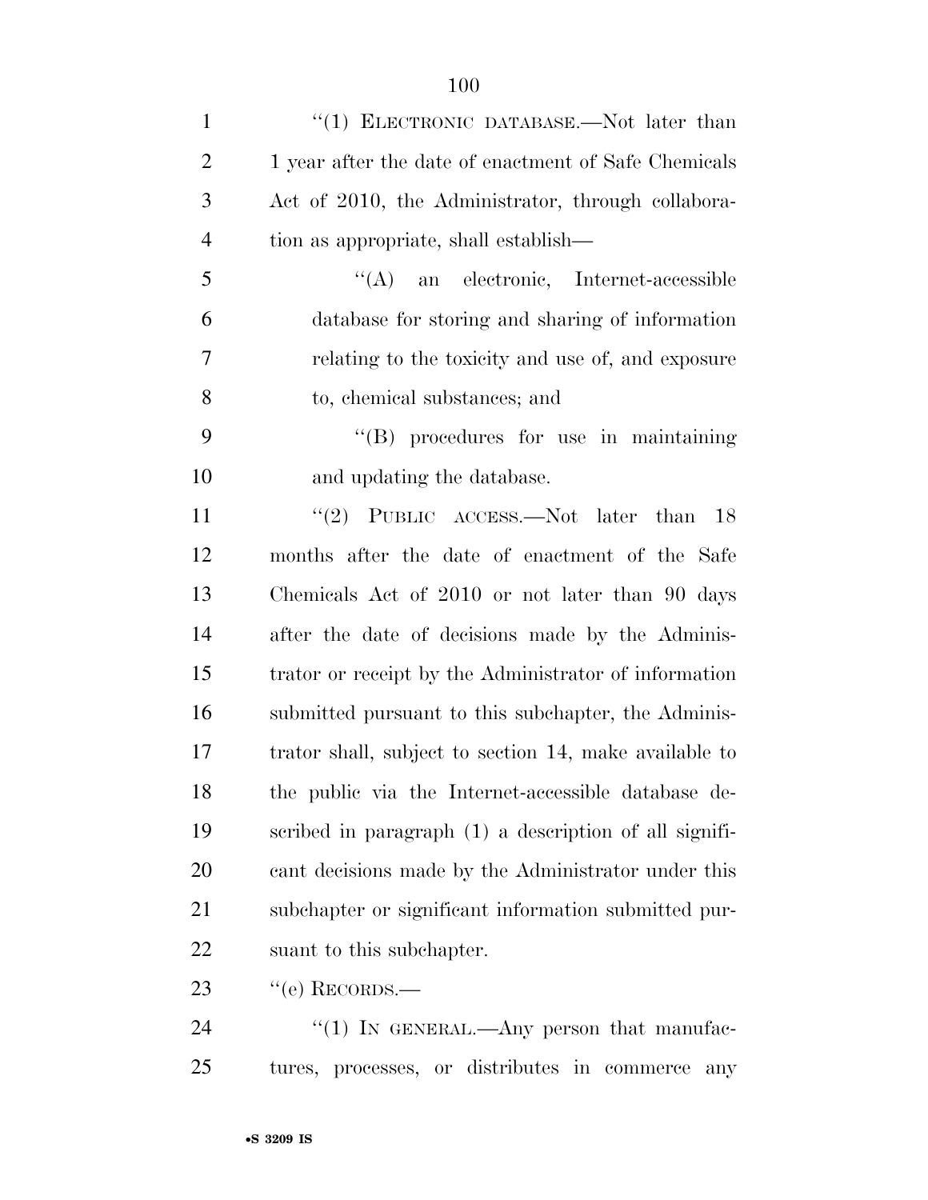"(1) ELECTRONIC DATABASE.—Not later than 1 year after the date of enactment of Safe Chemicals Act of 2010, the Administrator, through collaboration as appropriate, shall establish—

"(A) an electronic, Internet-accessible database for storing and sharing of information relating to the toxicity and use of, and exposure to, chemical substances; and

"(B) procedures for use in maintaining and updating the database.

"(2) PUBLIC ACCESS.—Not later than 18 months after the date of enactment of the Safe Chemicals Act of 2010 or not later than 90 days after the date of decisions made by the Administrator or receipt by the Administrator of information submitted pursuant to this subchapter, the Administrator shall, subject to section 14, make available to the public via the Internet-accessible database described in paragraph (1) a description of all significant decisions made by the Administrator under this subchapter or significant information submitted pursuant to this subchapter.

"(e) RECORDS.—

"(1) IN GENERAL.—Any person that manufactures, processes, or distributes in commerce any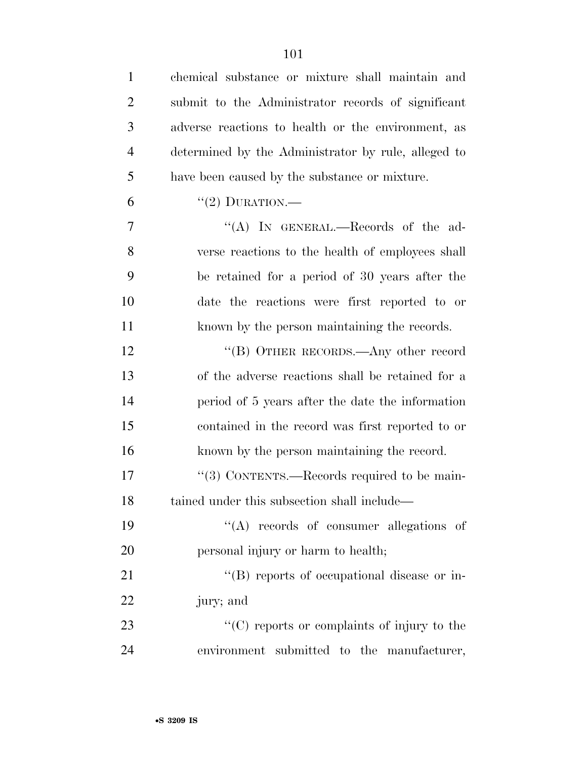chemical substance or mixture shall maintain and submit to the Administrator records of significant adverse reactions to health or the environment, as determined by the Administrator by rule, alleged to have been caused by the substance or mixture.

"(2) DURATION.—

"(A) IN GENERAL.—Records of the adverse reactions to the health of employees shall be retained for a period of 30 years after the date the reactions were first reported to or known by the person maintaining the records.

"(B) OTHER RECORDS.—Any other record of the adverse reactions shall be retained for a period of 5 years after the date the information contained in the record was first reported to or known by the person maintaining the record.

"(3) CONTENTS.—Records required to be maintained under this subsection shall include—

"(A) records of consumer allegations of personal injury or harm to health;

"(B) reports of occupational disease or injury; and

"(C) reports or complaints of injury to the environment submitted to the manufacturer,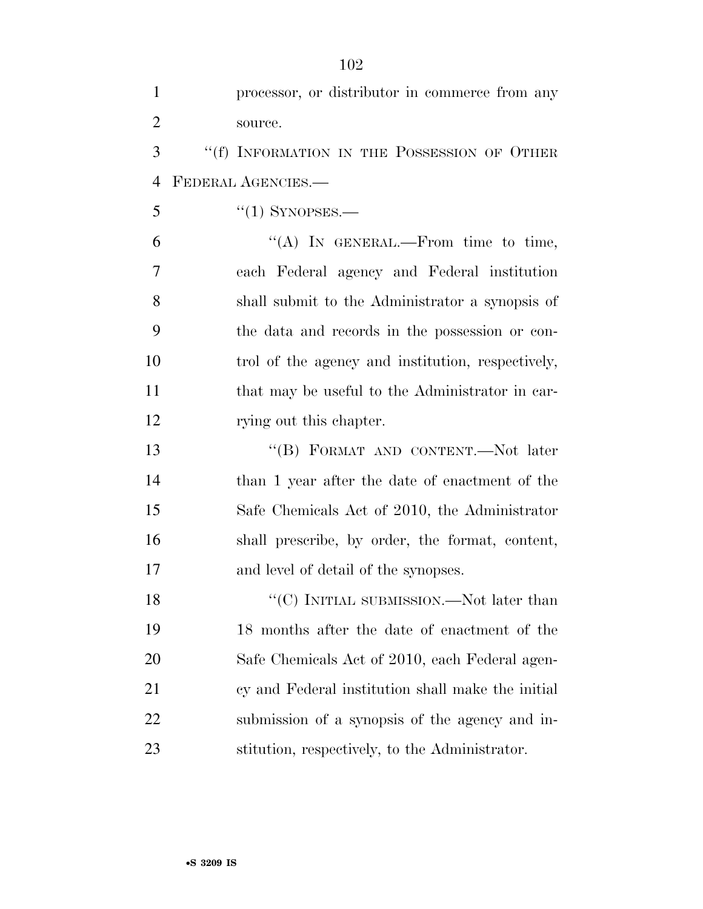processor, or distributor in commerce from any source.

"(f) INFORMATION IN THE POSSESSION OF OTHER FEDERAL AGENCIES.—

"(1) SYNOPSES.—

"(A) IN GENERAL.—From time to time, each Federal agency and Federal institution shall submit to the Administrator a synopsis of the data and records in the possession or control of the agency and institution, respectively, that may be useful to the Administrator in carrying out this chapter.

"(B) FORMAT AND CONTENT.—Not later than 1 year after the date of enactment of the Safe Chemicals Act of 2010, the Administrator shall prescribe, by order, the format, content, and level of detail of the synopses.

"(C) INITIAL SUBMISSION.—Not later than 18 months after the date of enactment of the Safe Chemicals Act of 2010, each Federal agency and Federal institution shall make the initial submission of a synopsis of the agency and institution, respectively, to the Administrator.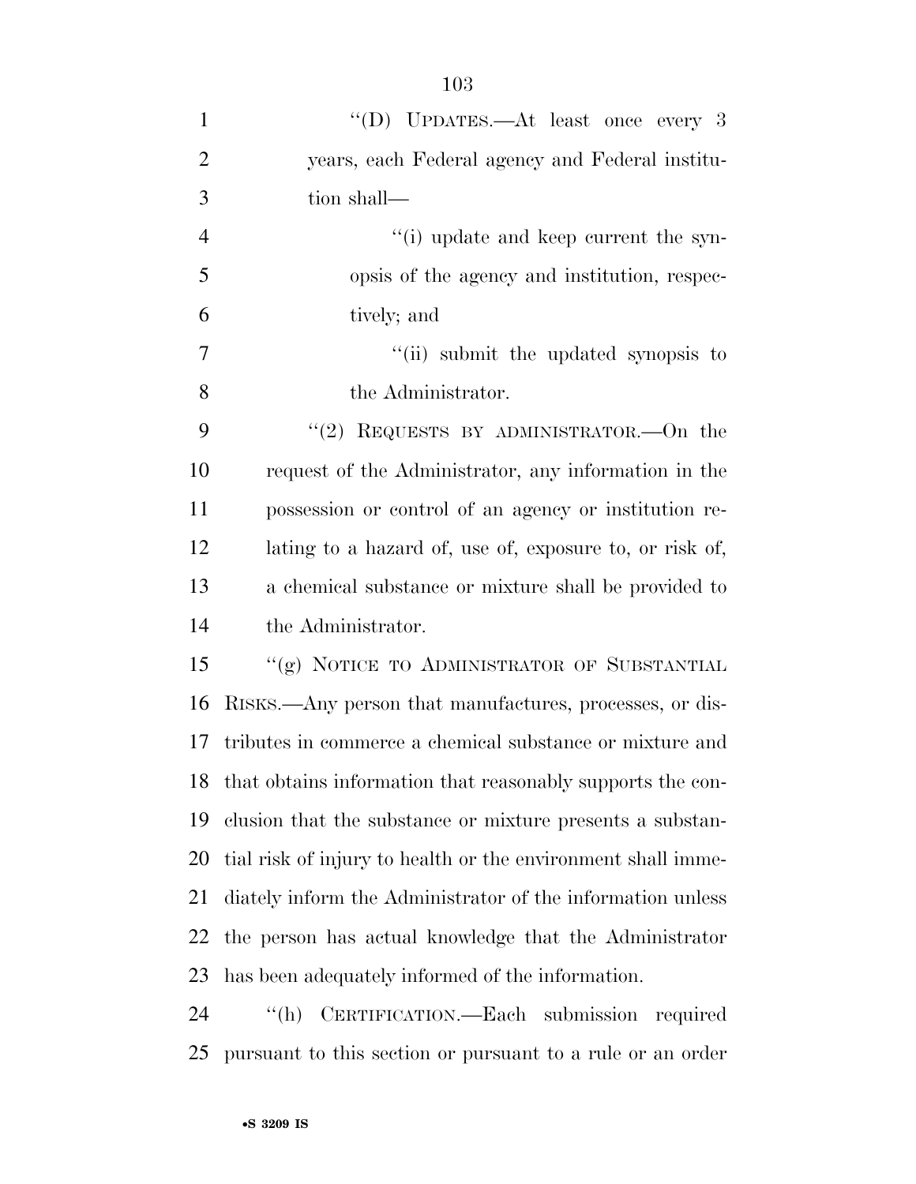"(D) UPDATES.—At least once every 3 years, each Federal agency and Federal institution shall—

"(i) update and keep current the synopsis of the agency and institution, respectively; and

"(ii) submit the updated synopsis to the Administrator.

"(2) REQUESTS BY ADMINISTRATOR.—On the request of the Administrator, any information in the possession or control of an agency or institution relating to a hazard of, use of, exposure to, or risk of, a chemical substance or mixture shall be provided to the Administrator.

"(g) NOTICE TO ADMINISTRATOR OF SUBSTANTIAL RISKS.—Any person that manufactures, processes, or distributes in commerce a chemical substance or mixture and that obtains information that reasonably supports the conclusion that the substance or mixture presents a substantial risk of injury to health or the environment shall immediately inform the Administrator of the information unless the person has actual knowledge that the Administrator has been adequately informed of the information.

"(h) CERTIFICATION.—Each submission required pursuant to this section or pursuant to a rule or an order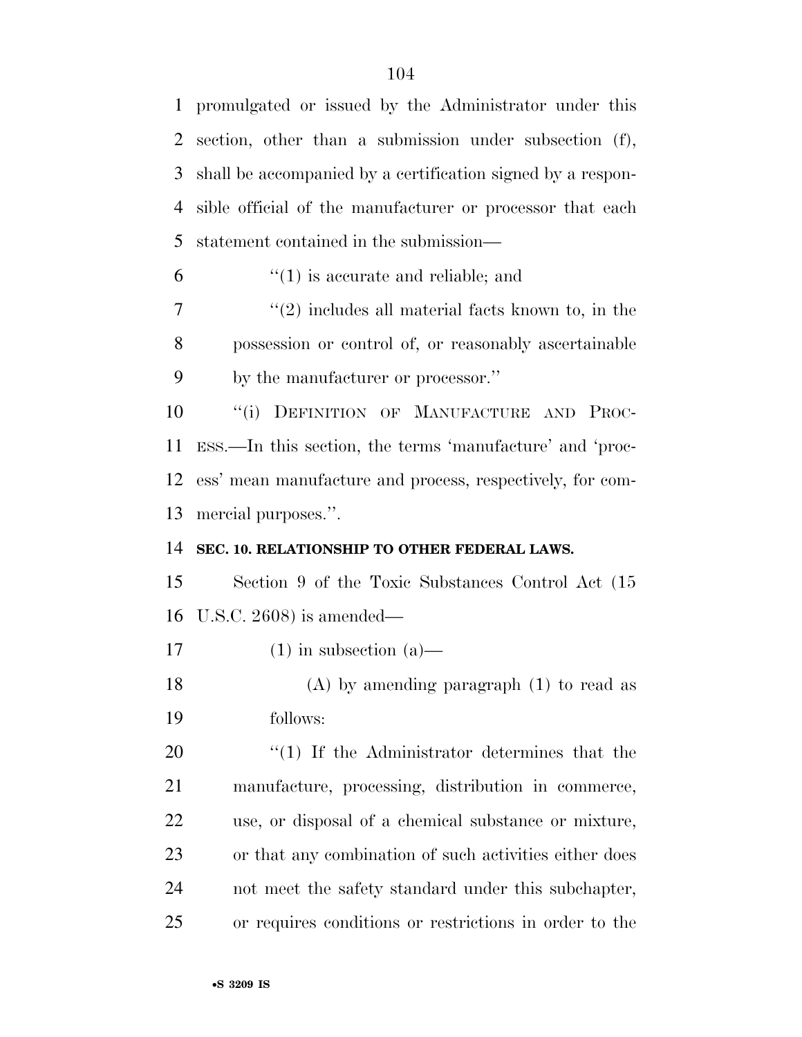promulgated or issued by the Administrator under this section, other than a submission under subsection (f), shall be accompanied by a certification signed by a responsible official of the manufacturer or processor that each statement contained in the submission—

"(1) is accurate and reliable; and

"(2) includes all material facts known to, in the possession or control of, or reasonably ascertainable by the manufacturer or processor."

"(i) DEFINITION OF MANUFACTURE AND PROCESS.—In this section, the terms 'manufacture' and 'process' mean manufacture and process, respectively, for commercial purposes.".

**SEC. 10. RELATIONSHIP TO OTHER FEDERAL LAWS.**

Section 9 of the Toxic Substances Control Act (15 U.S.C. 2608) is amended—

(1) in subsection (a)—

(A) by amending paragraph (1) to read as follows:

"(1) If the Administrator determines that the manufacture, processing, distribution in commerce, use, or disposal of a chemical substance or mixture, or that any combination of such activities either does not meet the safety standard under this subchapter, or requires conditions or restrictions in order to the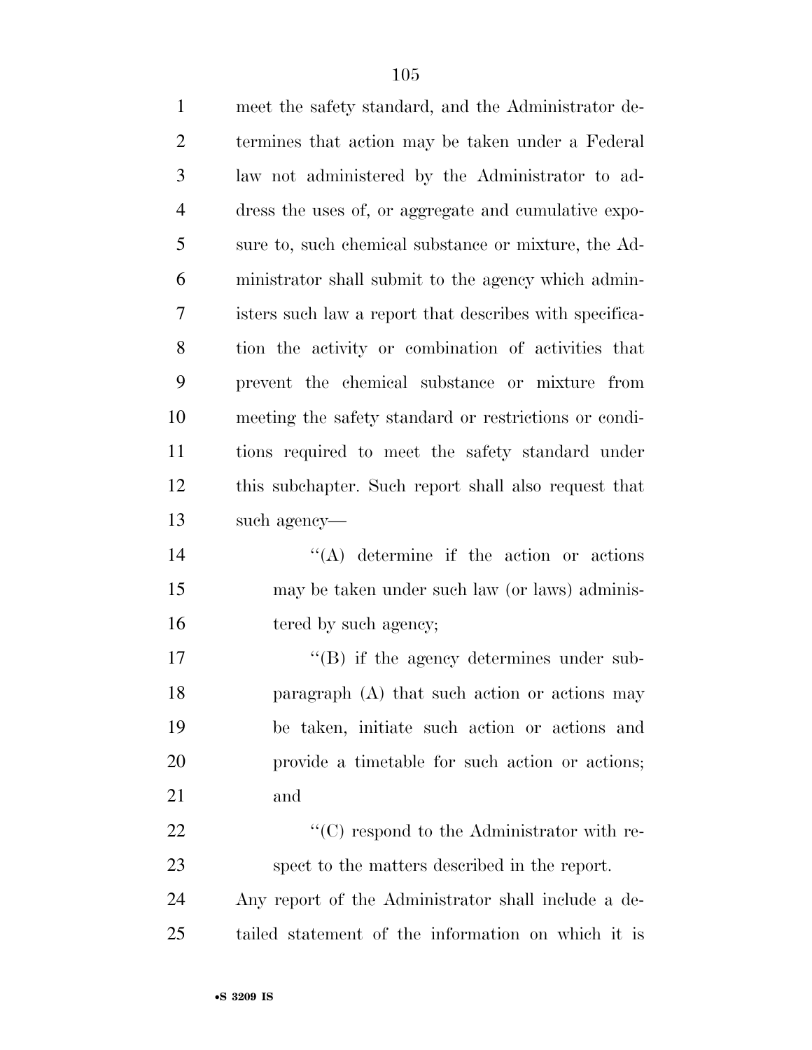meet the safety standard, and the Administrator determines that action may be taken under a Federal law not administered by the Administrator to address the uses of, or aggregate and cumulative exposure to, such chemical substance or mixture, the Administrator shall submit to the agency which administers such law a report that describes with specification the activity or combination of activities that prevent the chemical substance or mixture from meeting the safety standard or restrictions or conditions required to meet the safety standard under this subchapter. Such report shall also request that such agency—

"(A) determine if the action or actions may be taken under such law (or laws) administered by such agency;

"(B) if the agency determines under subparagraph (A) that such action or actions may be taken, initiate such action or actions and provide a timetable for such action or actions; and

"(C) respond to the Administrator with respect to the matters described in the report.

Any report of the Administrator shall include a detailed statement of the information on which it is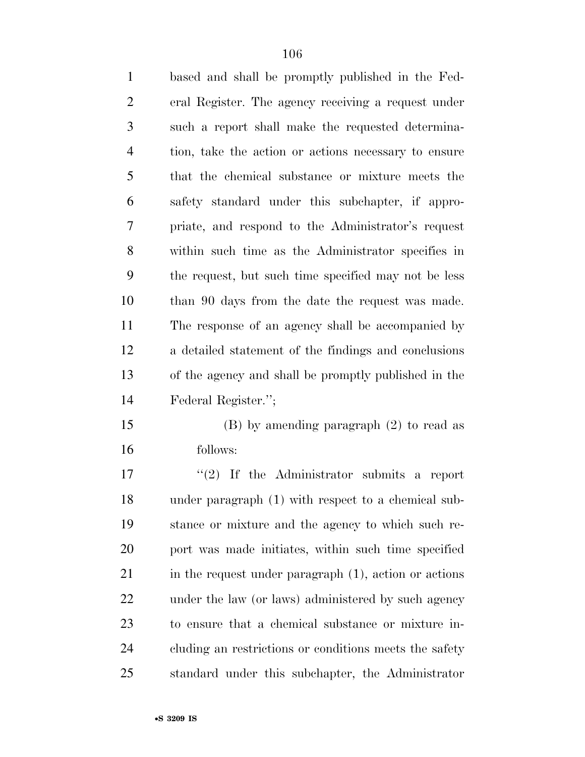based and shall be promptly published in the Federal Register. The agency receiving a request under such a report shall make the requested determination, take the action or actions necessary to ensure that the chemical substance or mixture meets the safety standard under this subchapter, if appropriate, and respond to the Administrator's request within such time as the Administrator specifies in the request, but such time specified may not be less than 90 days from the date the request was made. The response of an agency shall be accompanied by a detailed statement of the findings and conclusions of the agency and shall be promptly published in the Federal Register.'';

(B) by amending paragraph (2) to read as follows:

''(2) If the Administrator submits a report under paragraph (1) with respect to a chemical substance or mixture and the agency to which such report was made initiates, within such time specified in the request under paragraph (1), action or actions under the law (or laws) administered by such agency to ensure that a chemical substance or mixture including an restrictions or conditions meets the safety standard under this subchapter, the Administrator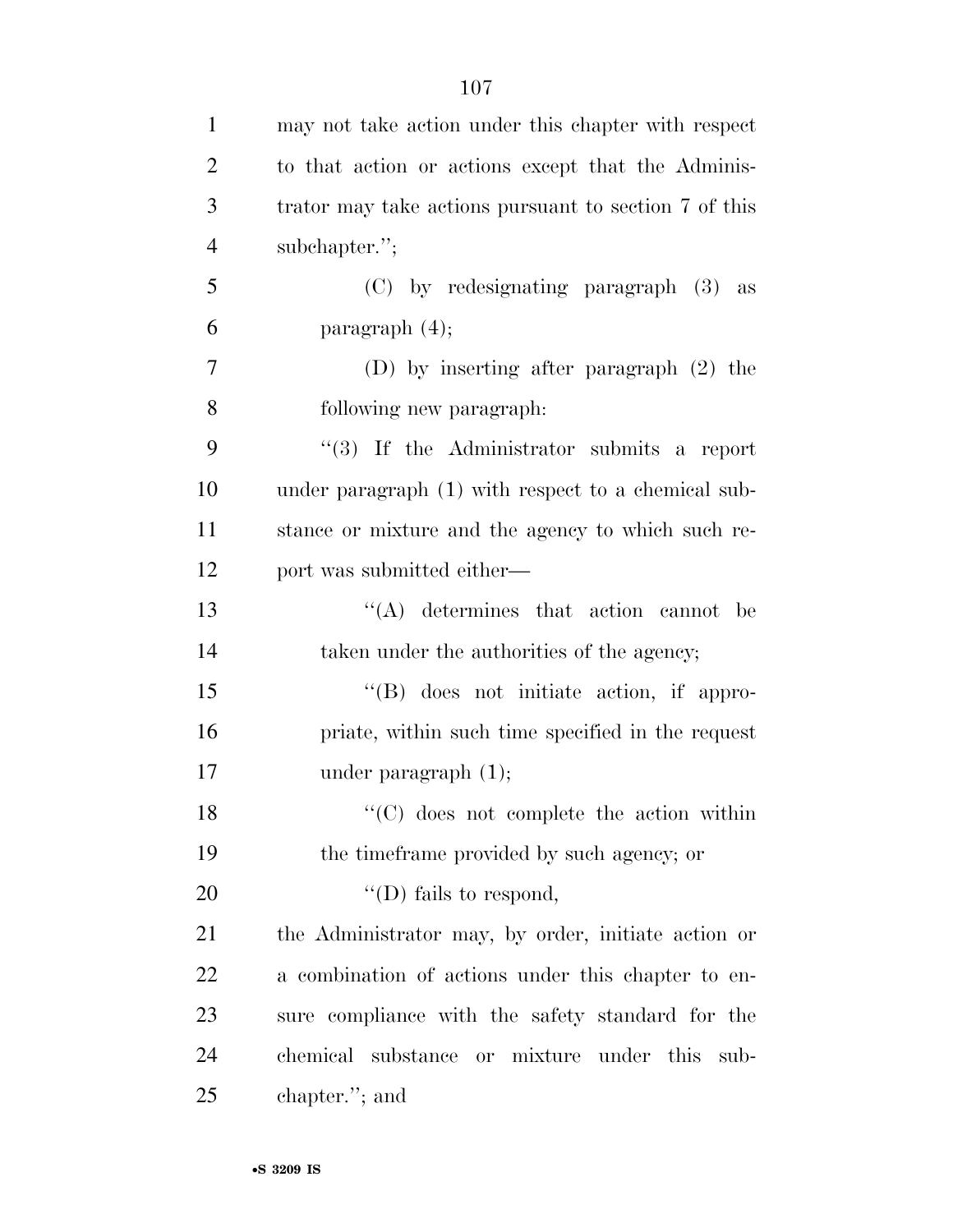may not take action under this chapter with respect to that action or actions except that the Administrator may take actions pursuant to section 7 of this subchapter.'';

(C) by redesignating paragraph (3) as paragraph (4);

(D) by inserting after paragraph (2) the following new paragraph:

''(3) If the Administrator submits a report under paragraph (1) with respect to a chemical substance or mixture and the agency to which such report was submitted either—

''(A) determines that action cannot be taken under the authorities of the agency;

''(B) does not initiate action, if appropriate, within such time specified in the request under paragraph (1);

''(C) does not complete the action within the timeframe provided by such agency; or

''(D) fails to respond,

the Administrator may, by order, initiate action or a combination of actions under this chapter to ensure compliance with the safety standard for the chemical substance or mixture under this subchapter.''; and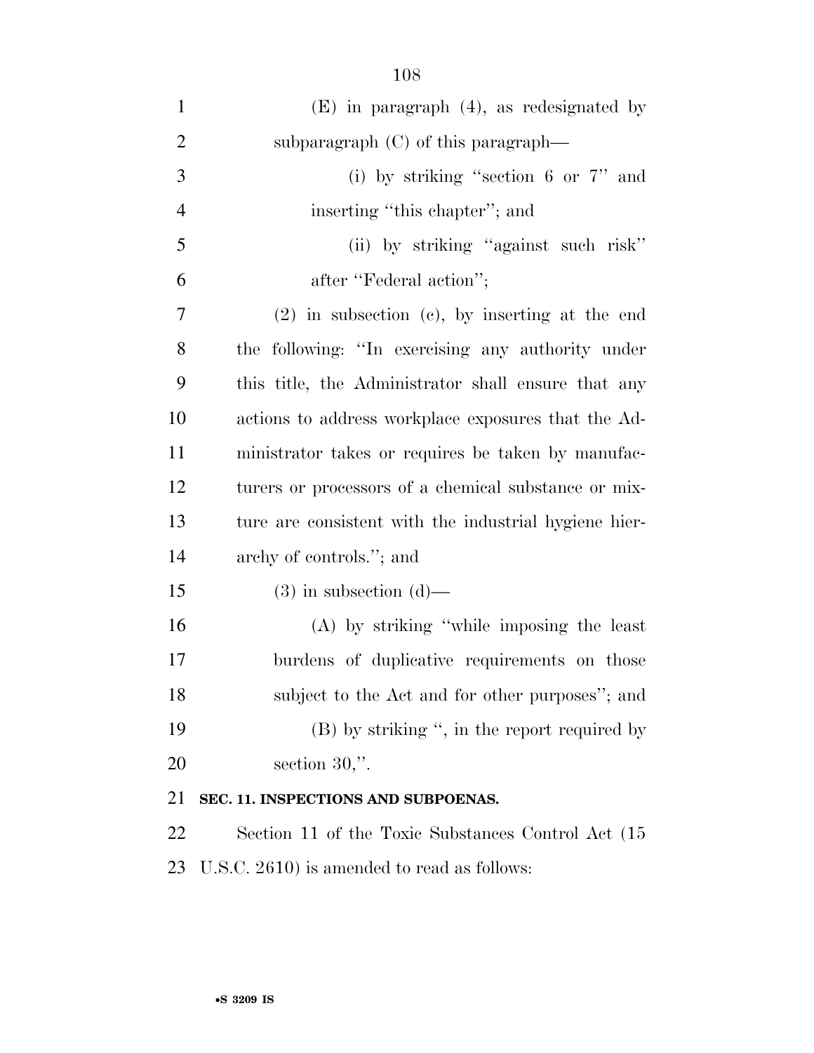(E) in paragraph (4), as redesignated by subparagraph (C) of this paragraph—

(i) by striking ''section 6 or 7'' and inserting ''this chapter''; and

(ii) by striking ''against such risk'' after ''Federal action'';

(2) in subsection (c), by inserting at the end the following: ''In exercising any authority under this title, the Administrator shall ensure that any actions to address workplace exposures that the Administrator takes or requires be taken by manufacturers or processors of a chemical substance or mixture are consistent with the industrial hygiene hierarchy of controls.''; and

(3) in subsection (d)—

(A) by striking ''while imposing the least burdens of duplicative requirements on those subject to the Act and for other purposes''; and

(B) by striking '', in the report required by section 30,''.

**SEC. 11. INSPECTIONS AND SUBPOENAS.**

Section 11 of the Toxic Substances Control Act (15 U.S.C. 2610) is amended to read as follows: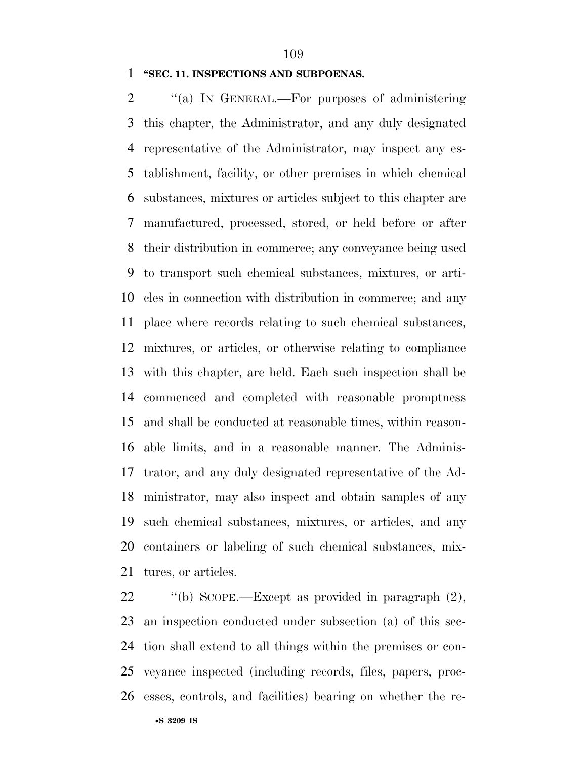**"SEC. 11. INSPECTIONS AND SUBPOENAS.**

"(a) IN GENERAL.—For purposes of administering this chapter, the Administrator, and any duly designated representative of the Administrator, may inspect any establishment, facility, or other premises in which chemical substances, mixtures or articles subject to this chapter are manufactured, processed, stored, or held before or after their distribution in commerce; any conveyance being used to transport such chemical substances, mixtures, or articles in connection with distribution in commerce; and any place where records relating to such chemical substances, mixtures, or articles, or otherwise relating to compliance with this chapter, are held. Each such inspection shall be commenced and completed with reasonable promptness and shall be conducted at reasonable times, within reasonable limits, and in a reasonable manner. The Administrator, and any duly designated representative of the Administrator, may also inspect and obtain samples of any such chemical substances, mixtures, or articles, and any containers or labeling of such chemical substances, mixtures, or articles.

"(b) SCOPE.—Except as provided in paragraph (2), an inspection conducted under subsection (a) of this section shall extend to all things within the premises or conveyance inspected (including records, files, papers, processes, controls, and facilities) bearing on whether the re-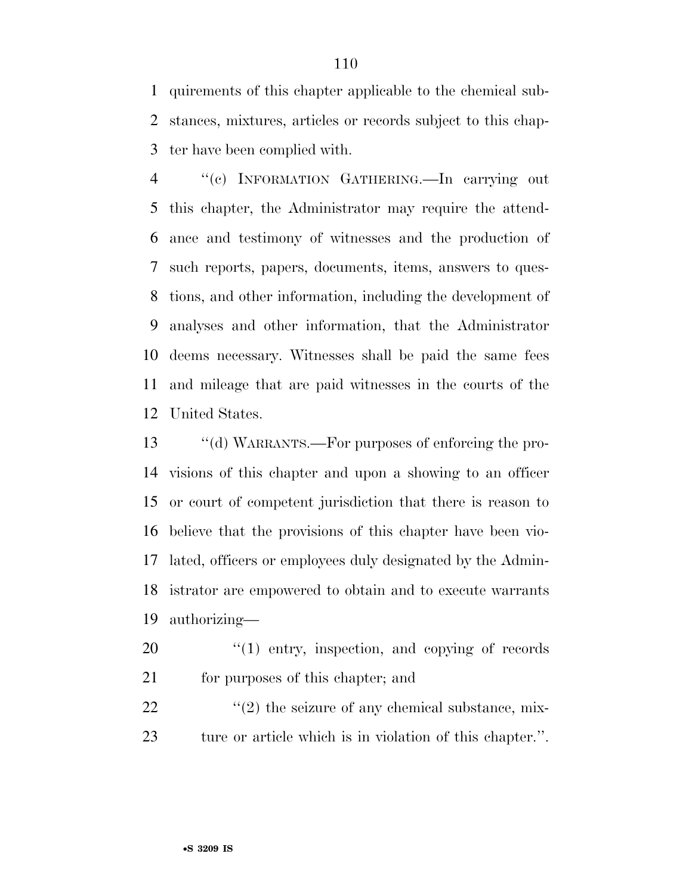quirements of this chapter applicable to the chemical substances, mixtures, articles or records subject to this chapter have been complied with.

"(c) INFORMATION GATHERING.—In carrying out this chapter, the Administrator may require the attendance and testimony of witnesses and the production of such reports, papers, documents, items, answers to questions, and other information, including the development of analyses and other information, that the Administrator deems necessary. Witnesses shall be paid the same fees and mileage that are paid witnesses in the courts of the United States.

"(d) WARRANTS.—For purposes of enforcing the provisions of this chapter and upon a showing to an officer or court of competent jurisdiction that there is reason to believe that the provisions of this chapter have been violated, officers or employees duly designated by the Administrator are empowered to obtain and to execute warrants authorizing—

"(1) entry, inspection, and copying of records for purposes of this chapter; and

"(2) the seizure of any chemical substance, mixture or article which is in violation of this chapter.".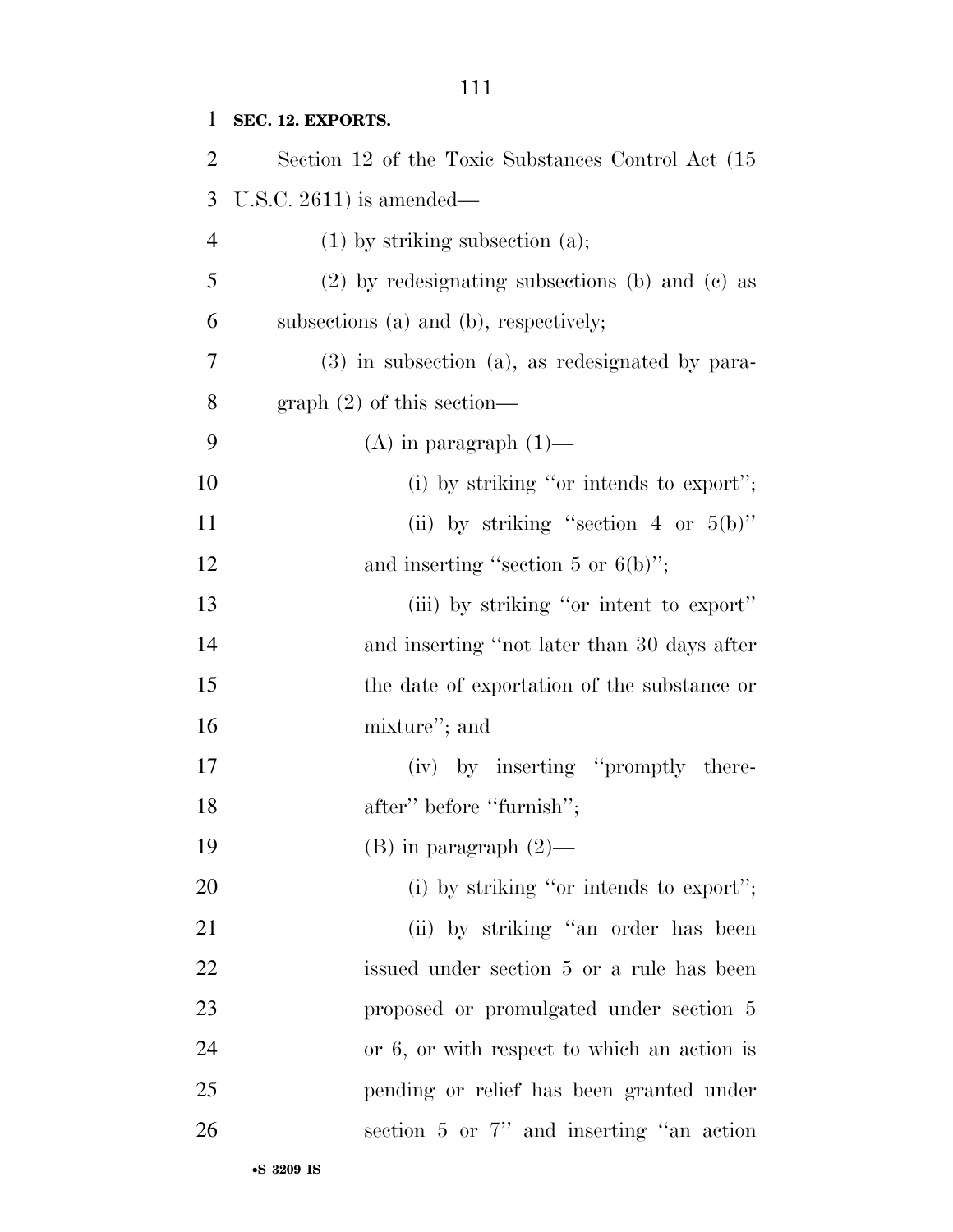**SEC. 12. EXPORTS.**

Section 12 of the Toxic Substances Control Act (15 U.S.C. 2611) is amended—

(1) by striking subsection (a);

(2) by redesignating subsections (b) and (c) as subsections (a) and (b), respectively;

(3) in subsection (a), as redesignated by paragraph (2) of this section—

(A) in paragraph (1)—

(i) by striking "or intends to export";

(ii) by striking "section 4 or 5(b)" and inserting "section 5 or 6(b)";

(iii) by striking "or intent to export" and inserting "not later than 30 days after the date of exportation of the substance or mixture"; and

(iv) by inserting "promptly thereafter" before "furnish";

(B) in paragraph (2)—

(i) by striking "or intends to export";

(ii) by striking "an order has been issued under section 5 or a rule has been proposed or promulgated under section 5 or 6, or with respect to which an action is pending or relief has been granted under section 5 or 7" and inserting "an action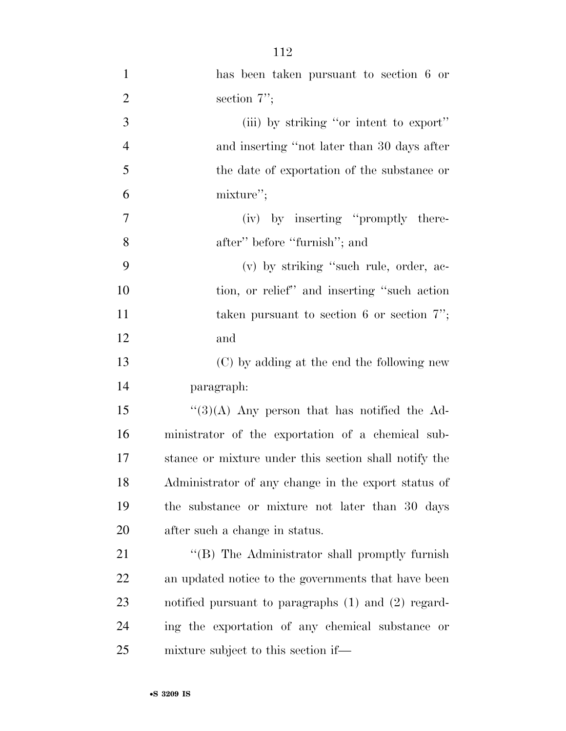has been taken pursuant to section 6 or section 7'';

(iii) by striking ''or intent to export'' and inserting ''not later than 30 days after the date of exportation of the substance or mixture'';

(iv) by inserting ''promptly thereafter'' before ''furnish''; and

(v) by striking ''such rule, order, action, or relief'' and inserting ''such action taken pursuant to section 6 or section 7''; and

(C) by adding at the end the following new paragraph:

''(3)(A) Any person that has notified the Administrator of the exportation of a chemical substance or mixture under this section shall notify the Administrator of any change in the export status of the substance or mixture not later than 30 days after such a change in status.

''(B) The Administrator shall promptly furnish an updated notice to the governments that have been notified pursuant to paragraphs (1) and (2) regarding the exportation of any chemical substance or mixture subject to this section if—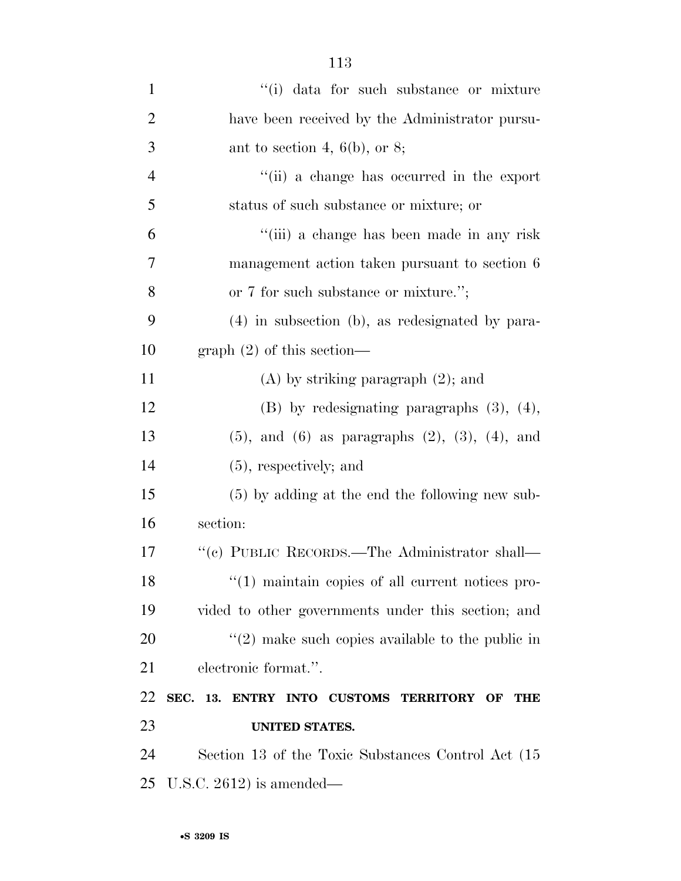"(i) data for such substance or mixture have been received by the Administrator pursuant to section 4, 6(b), or 8;

"(ii) a change has occurred in the export status of such substance or mixture; or

"(iii) a change has been made in any risk management action taken pursuant to section 6 or 7 for such substance or mixture.";

(4) in subsection (b), as redesignated by paragraph (2) of this section—

(A) by striking paragraph (2); and

(B) by redesignating paragraphs (3), (4), (5), and (6) as paragraphs (2), (3), (4), and (5), respectively; and

(5) by adding at the end the following new subsection:

"(c) PUBLIC RECORDS.—The Administrator shall—

"(1) maintain copies of all current notices provided to other governments under this section; and

"(2) make such copies available to the public in electronic format.".

**SEC. 13. ENTRY INTO CUSTOMS TERRITORY OF THE UNITED STATES.**

Section 13 of the Toxic Substances Control Act (15 U.S.C. 2612) is amended—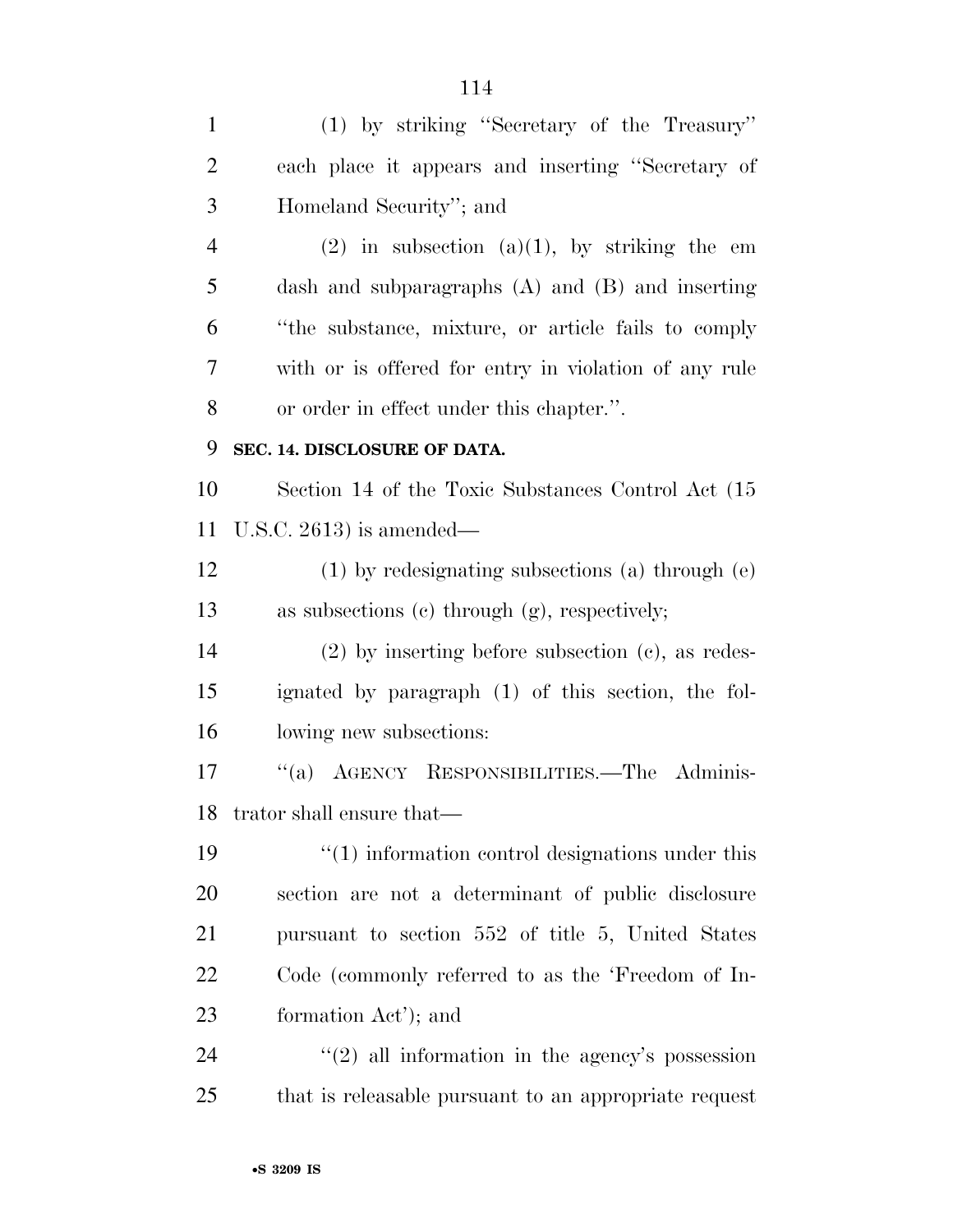(1) by striking ''Secretary of the Treasury'' each place it appears and inserting ''Secretary of Homeland Security''; and

(2) in subsection (a)(1), by striking the em dash and subparagraphs (A) and (B) and inserting ''the substance, mixture, or article fails to comply with or is offered for entry in violation of any rule or order in effect under this chapter.''.

**SEC. 14. DISCLOSURE OF DATA.**

Section 14 of the Toxic Substances Control Act (15 U.S.C. 2613) is amended—

(1) by redesignating subsections (a) through (e) as subsections (c) through (g), respectively;

(2) by inserting before subsection (c), as redesignated by paragraph (1) of this section, the following new subsections:

''(a) AGENCY RESPONSIBILITIES.—The Administrator shall ensure that—

''(1) information control designations under this section are not a determinant of public disclosure pursuant to section 552 of title 5, United States Code (commonly referred to as the 'Freedom of Information Act'); and

''(2) all information in the agency's possession that is releasable pursuant to an appropriate request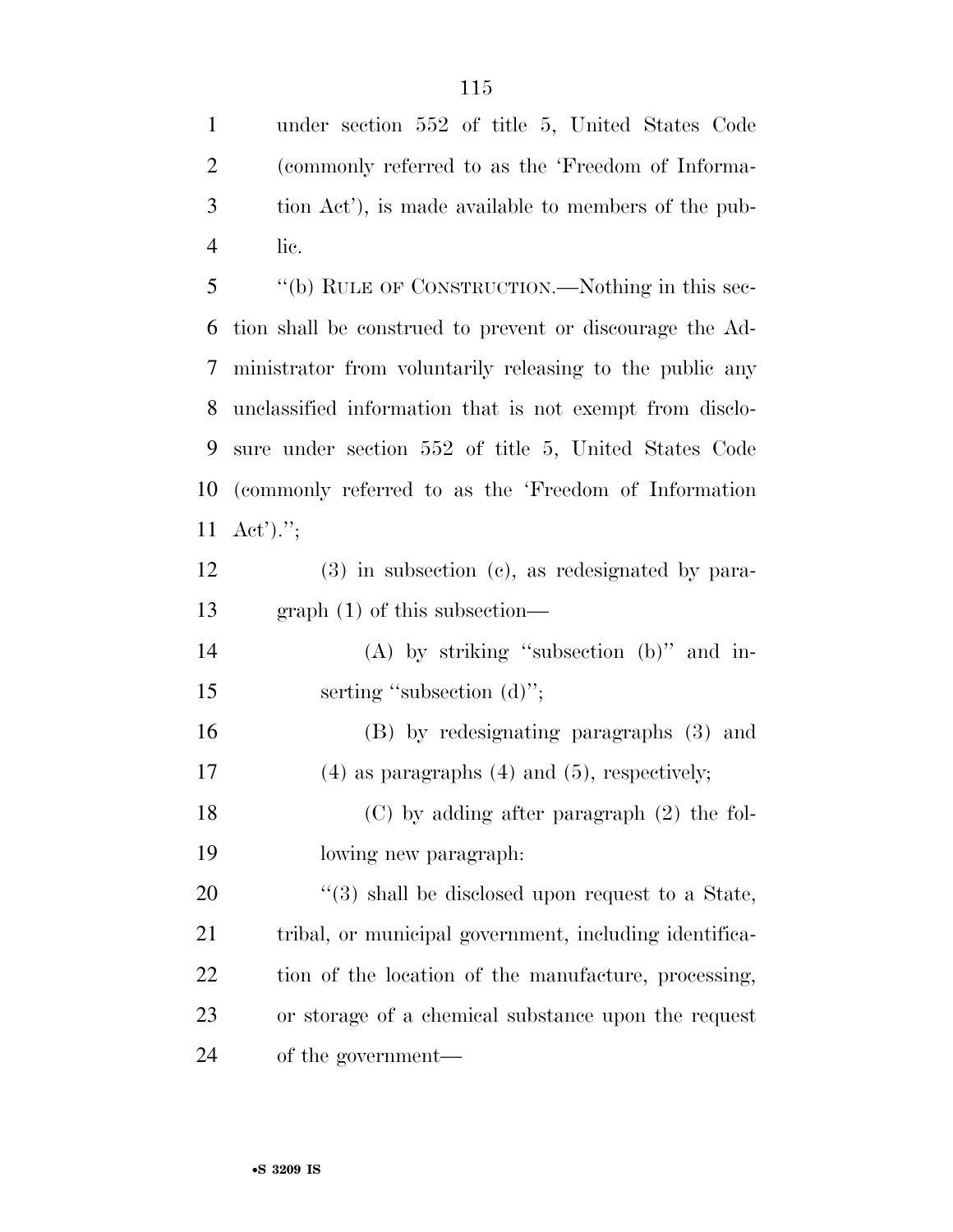under section 552 of title 5, United States Code (commonly referred to as the 'Freedom of Information Act'), is made available to members of the public.

"(b) RULE OF CONSTRUCTION.—Nothing in this section shall be construed to prevent or discourage the Administrator from voluntarily releasing to the public any unclassified information that is not exempt from disclosure under section 552 of title 5, United States Code (commonly referred to as the 'Freedom of Information Act').";

(3) in subsection (c), as redesignated by paragraph (1) of this subsection—

(A) by striking "subsection (b)" and inserting "subsection (d)";

(B) by redesignating paragraphs (3) and (4) as paragraphs (4) and (5), respectively;

(C) by adding after paragraph (2) the following new paragraph:

"(3) shall be disclosed upon request to a State, tribal, or municipal government, including identification of the location of the manufacture, processing, or storage of a chemical substance upon the request of the government—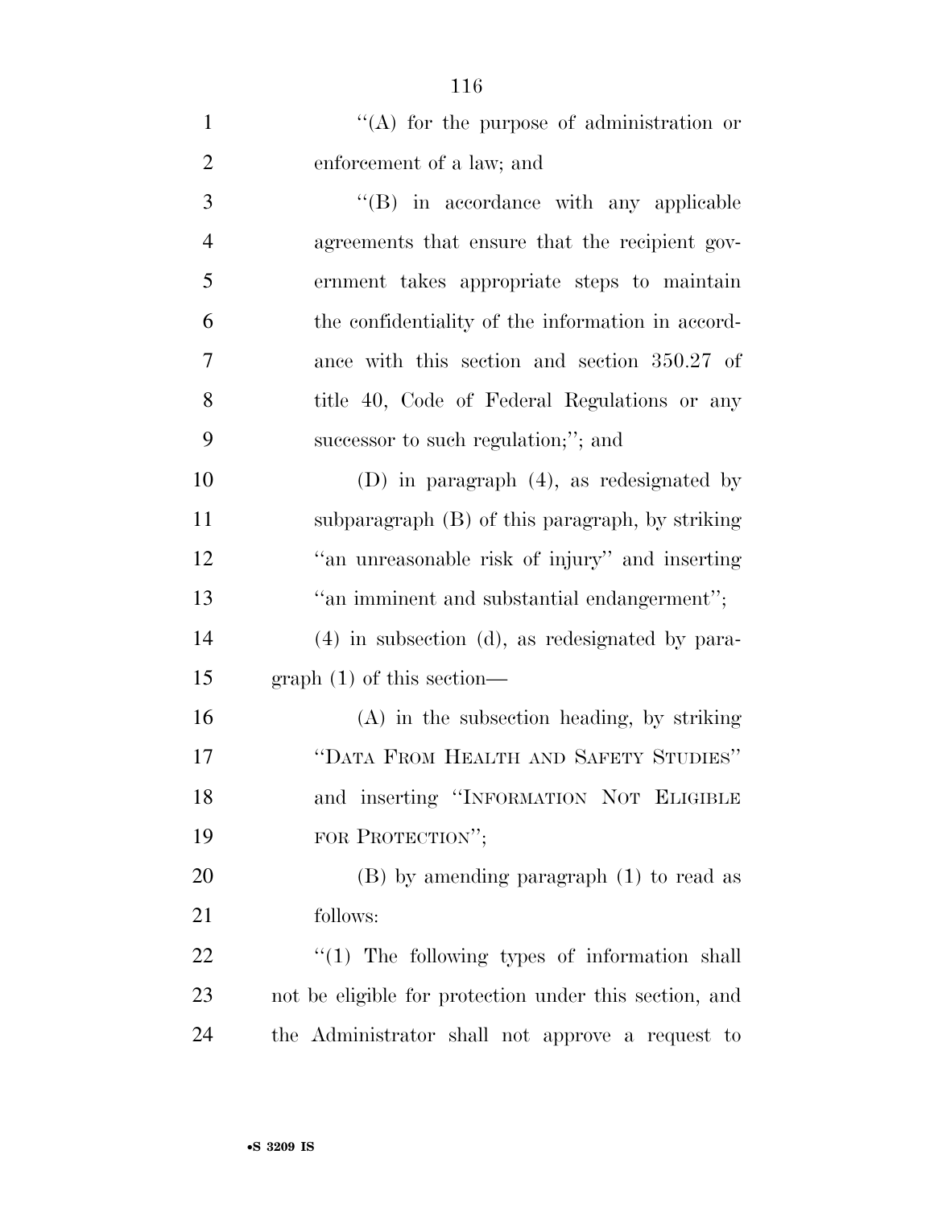"(A) for the purpose of administration or enforcement of a law; and

"(B) in accordance with any applicable agreements that ensure that the recipient government takes appropriate steps to maintain the confidentiality of the information in accordance with this section and section 350.27 of title 40, Code of Federal Regulations or any successor to such regulation;"; and

(D) in paragraph (4), as redesignated by subparagraph (B) of this paragraph, by striking "an unreasonable risk of injury" and inserting "an imminent and substantial endangerment";

(4) in subsection (d), as redesignated by paragraph (1) of this section—

(A) in the subsection heading, by striking "DATA FROM HEALTH AND SAFETY STUDIES" and inserting "INFORMATION NOT ELIGIBLE FOR PROTECTION";

(B) by amending paragraph (1) to read as follows:

"(1) The following types of information shall not be eligible for protection under this section, and the Administrator shall not approve a request to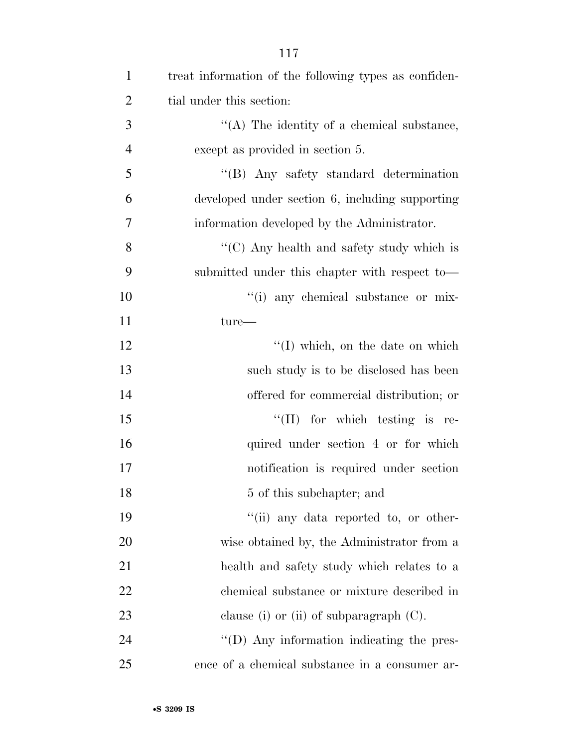treat information of the following types as confidential under this section:

''(A) The identity of a chemical substance, except as provided in section 5.

''(B) Any safety standard determination developed under section 6, including supporting information developed by the Administrator.

''(C) Any health and safety study which is submitted under this chapter with respect to—

''(i) any chemical substance or mixture—

''(I) which, on the date on which such study is to be disclosed has been offered for commercial distribution; or

''(II) for which testing is required under section 4 or for which notification is required under section 5 of this subchapter; and

''(ii) any data reported to, or otherwise obtained by, the Administrator from a health and safety study which relates to a chemical substance or mixture described in clause (i) or (ii) of subparagraph (C).

''(D) Any information indicating the presence of a chemical substance in a consumer ar-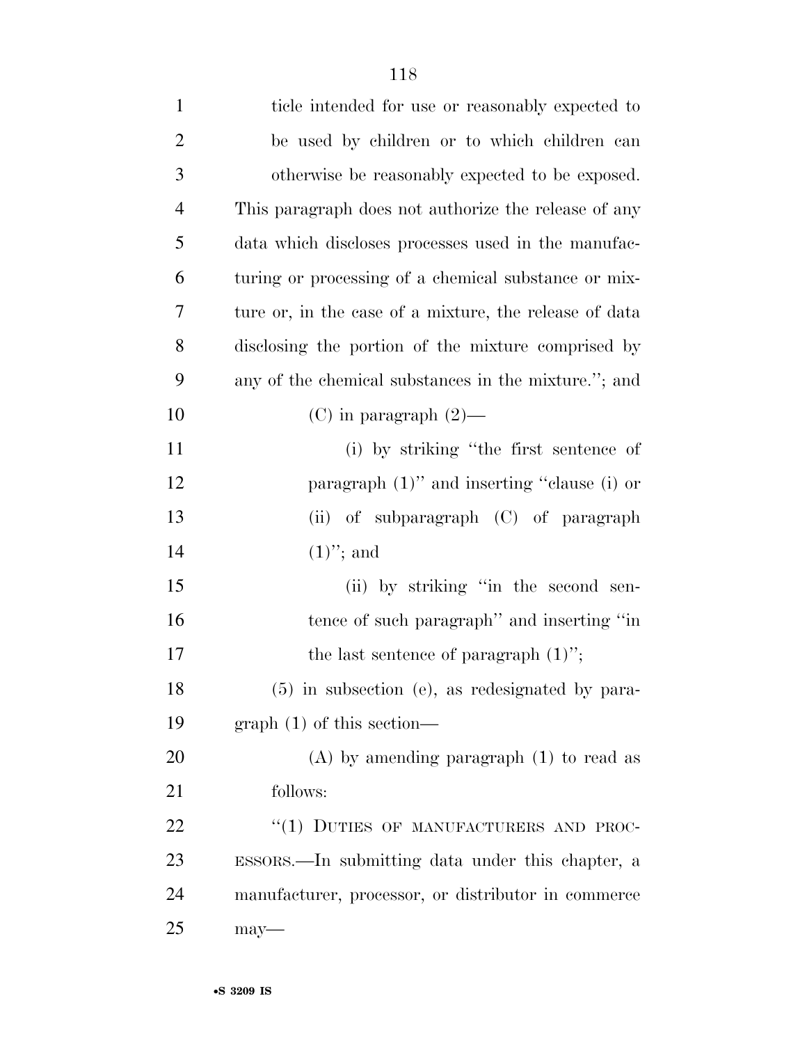ticle intended for use or reasonably expected to be used by children or to which children can otherwise be reasonably expected to be exposed. This paragraph does not authorize the release of any data which discloses processes used in the manufacturing or processing of a chemical substance or mixture or, in the case of a mixture, the release of data disclosing the portion of the mixture comprised by any of the chemical substances in the mixture.''; and

(C) in paragraph (2)—

(i) by striking ''the first sentence of paragraph (1)'' and inserting ''clause (i) or (ii) of subparagraph (C) of paragraph (1)''; and

(ii) by striking ''in the second sentence of such paragraph'' and inserting ''in the last sentence of paragraph (1)'';

(5) in subsection (e), as redesignated by paragraph (1) of this section—

(A) by amending paragraph (1) to read as follows:

''(1) DUTIES OF MANUFACTURERS AND PROCESSORS.—In submitting data under this chapter, a manufacturer, processor, or distributor in commerce may—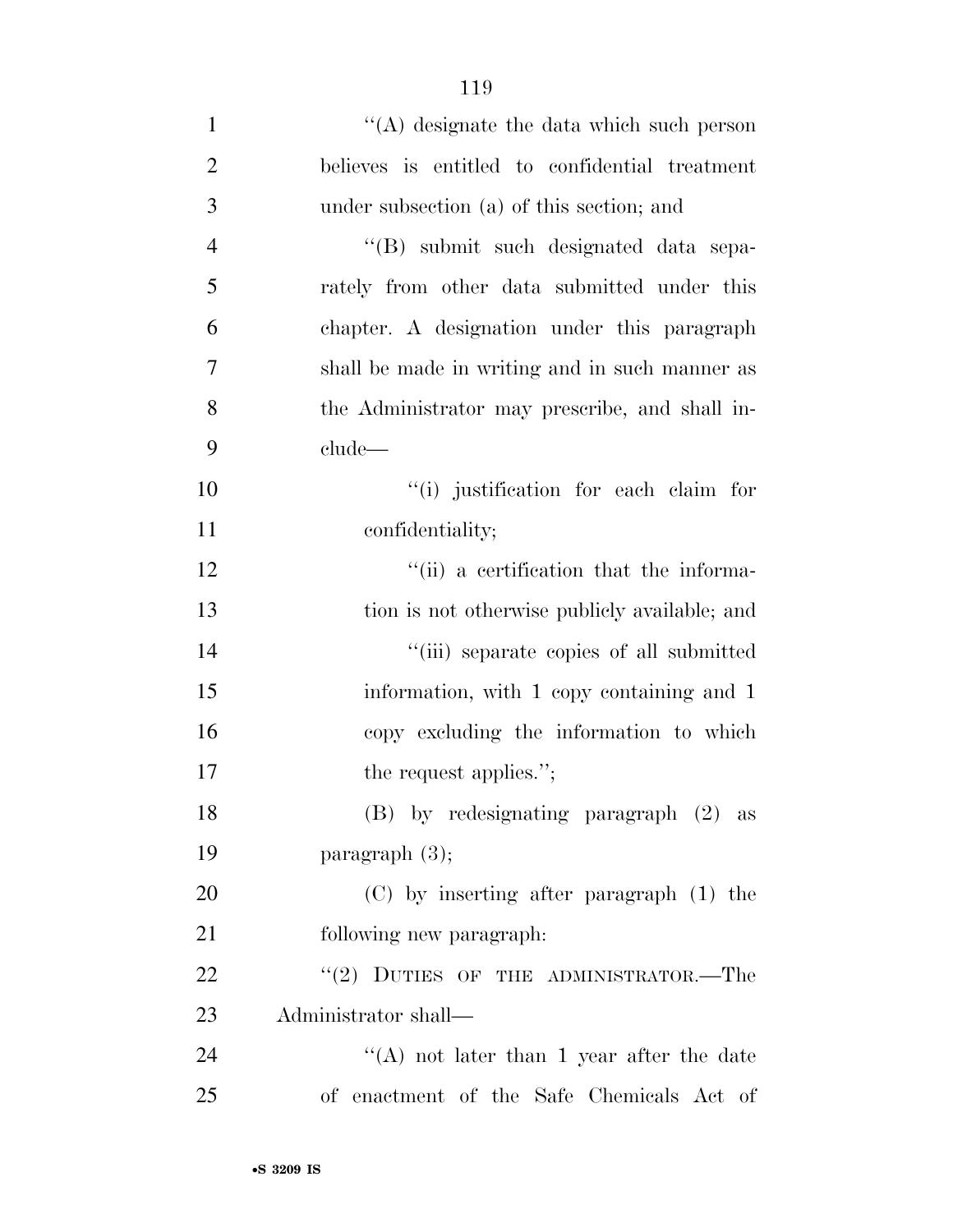''(A) designate the data which such person believes is entitled to confidential treatment under subsection (a) of this section; and

''(B) submit such designated data separately from other data submitted under this chapter. A designation under this paragraph shall be made in writing and in such manner as the Administrator may prescribe, and shall include—

''(i) justification for each claim for confidentiality;

''(ii) a certification that the information is not otherwise publicly available; and

''(iii) separate copies of all submitted information, with 1 copy containing and 1 copy excluding the information to which the request applies.'';

(B) by redesignating paragraph (2) as paragraph (3);

(C) by inserting after paragraph (1) the following new paragraph:

''(2) DUTIES OF THE ADMINISTRATOR.—The Administrator shall—

''(A) not later than 1 year after the date of enactment of the Safe Chemicals Act of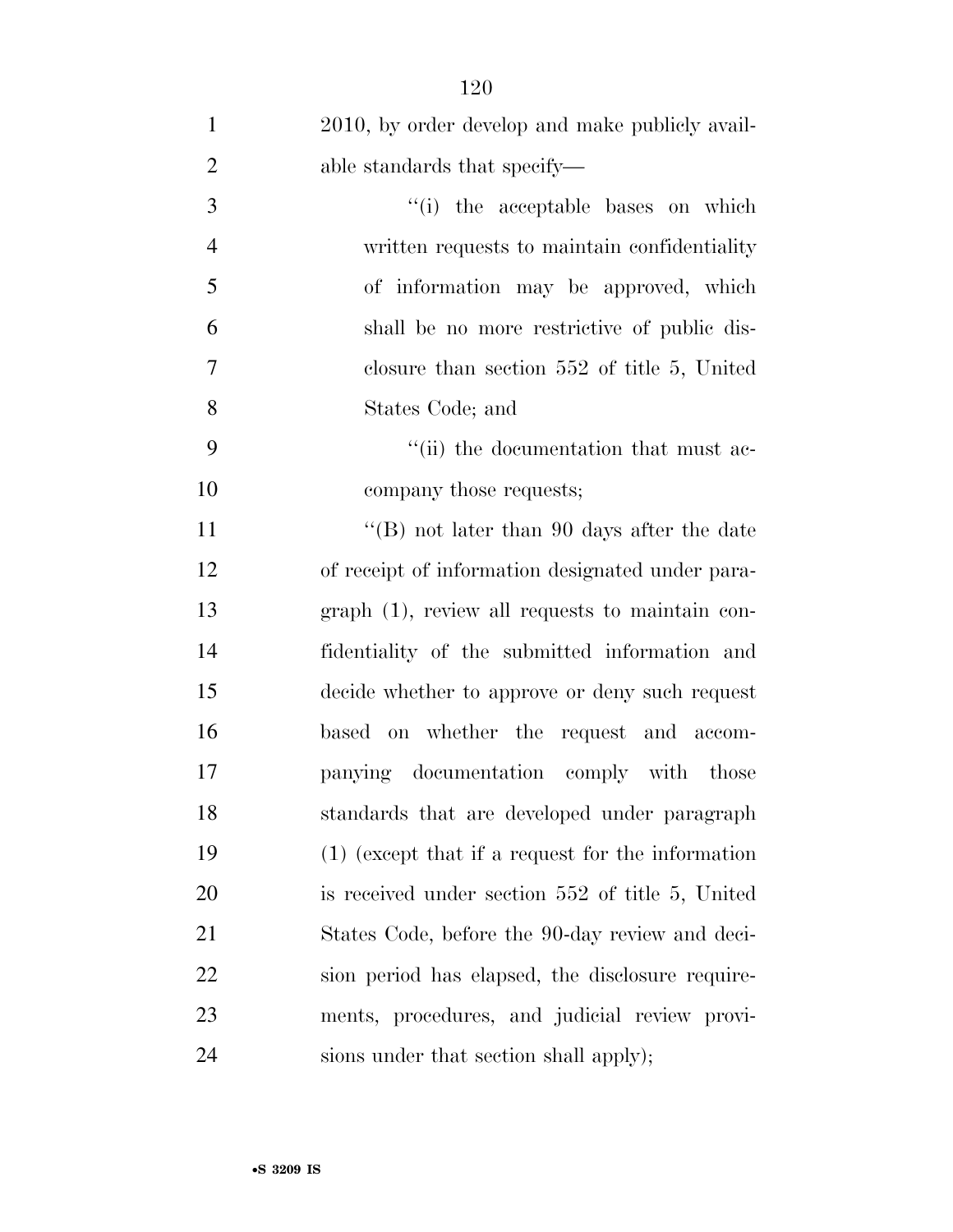2010, by order develop and make publicly available standards that specify—

''(i) the acceptable bases on which written requests to maintain confidentiality of information may be approved, which shall be no more restrictive of public disclosure than section 552 of title 5, United States Code; and

''(ii) the documentation that must accompany those requests;

''(B) not later than 90 days after the date of receipt of information designated under paragraph (1), review all requests to maintain confidentiality of the submitted information and decide whether to approve or deny such request based on whether the request and accompanying documentation comply with those standards that are developed under paragraph (1) (except that if a request for the information is received under section 552 of title 5, United States Code, before the 90-day review and decision period has elapsed, the disclosure requirements, procedures, and judicial review provisions under that section shall apply);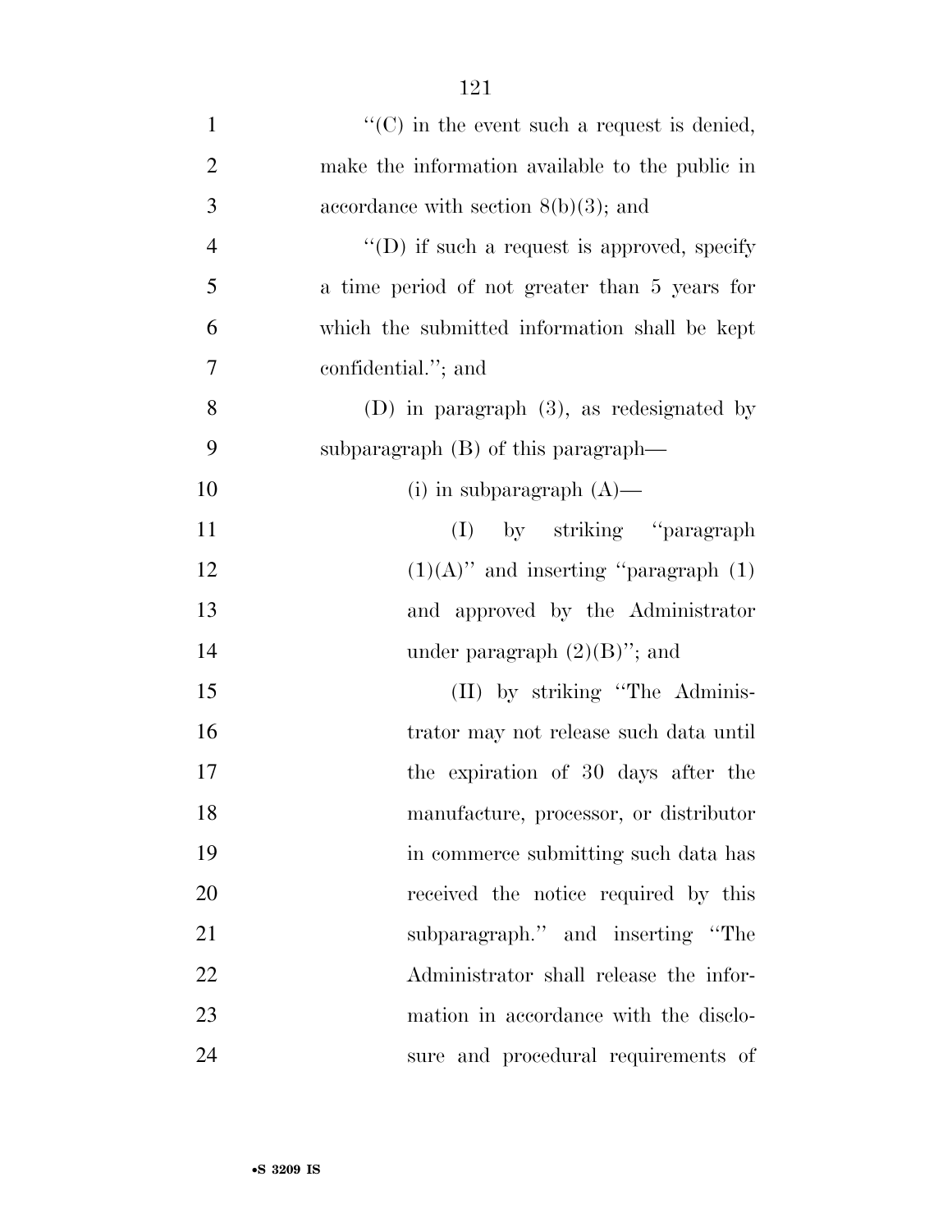"(C) in the event such a request is denied, make the information available to the public in accordance with section 8(b)(3); and

"(D) if such a request is approved, specify a time period of not greater than 5 years for which the submitted information shall be kept confidential."; and

(D) in paragraph (3), as redesignated by subparagraph (B) of this paragraph—

(i) in subparagraph (A)—

(I) by striking "paragraph (1)(A)" and inserting "paragraph (1) and approved by the Administrator under paragraph (2)(B)"; and

(II) by striking "The Administrator may not release such data until the expiration of 30 days after the manufacture, processor, or distributor in commerce submitting such data has received the notice required by this subparagraph." and inserting "The Administrator shall release the information in accordance with the disclosure and procedural requirements of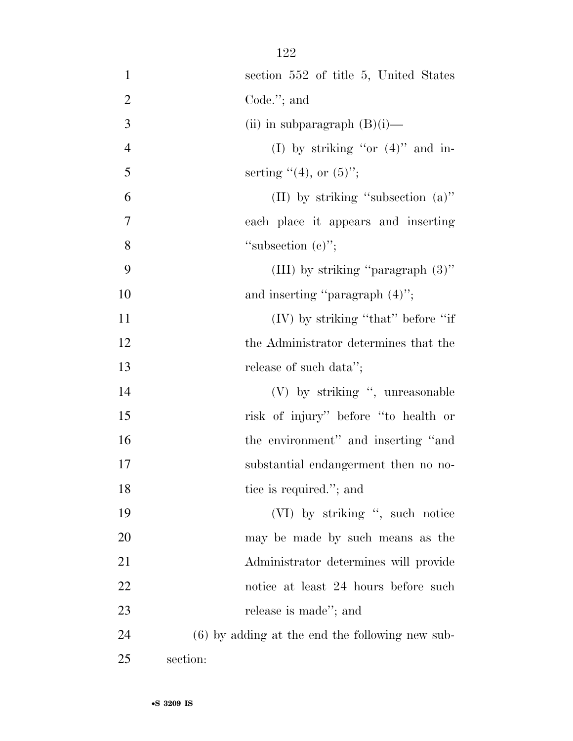section 552 of title 5, United States Code.''; and

(ii) in subparagraph (B)(i)—

(I) by striking ''or (4)'' and inserting ''(4), or (5)'';

(II) by striking ''subsection (a)'' each place it appears and inserting ''subsection (c)'';

(III) by striking ''paragraph (3)'' and inserting ''paragraph (4)'';

(IV) by striking ''that'' before ''if the Administrator determines that the release of such data'';

(V) by striking '', unreasonable risk of injury'' before ''to health or the environment'' and inserting ''and substantial endangerment then no notice is required.''; and

(VI) by striking '', such notice may be made by such means as the Administrator determines will provide notice at least 24 hours before such release is made''; and

(6) by adding at the end the following new subsection: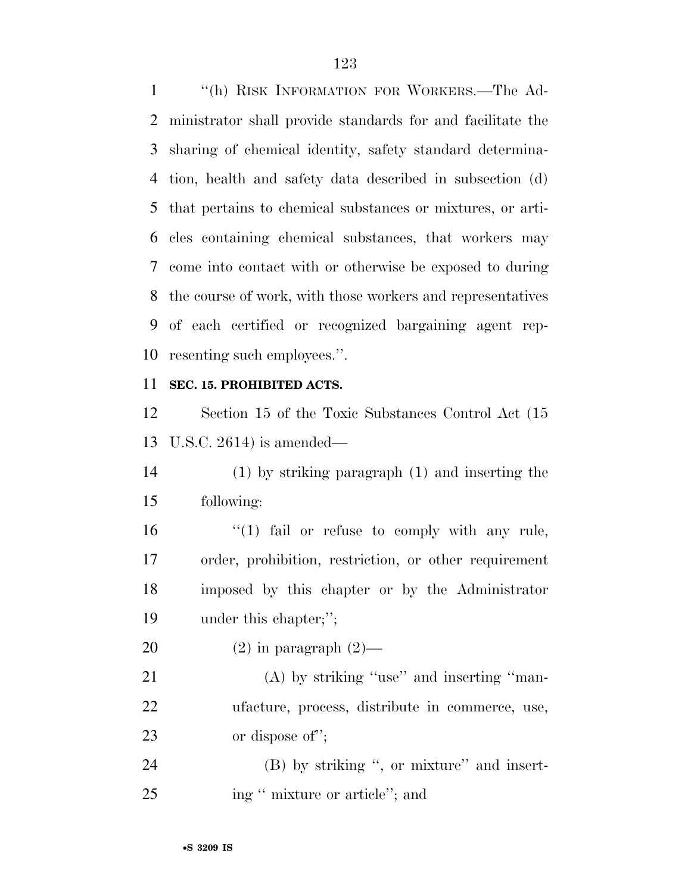''(h) RISK INFORMATION FOR WORKERS.—The Administrator shall provide standards for and facilitate the sharing of chemical identity, safety standard determination, health and safety data described in subsection (d) that pertains to chemical substances or mixtures, or articles containing chemical substances, that workers may come into contact with or otherwise be exposed to during the course of work, with those workers and representatives of each certified or recognized bargaining agent representing such employees.''.

**SEC. 15. PROHIBITED ACTS.**

Section 15 of the Toxic Substances Control Act (15 U.S.C. 2614) is amended—

(1) by striking paragraph (1) and inserting the following:

''(1) fail or refuse to comply with any rule, order, prohibition, restriction, or other requirement imposed by this chapter or by the Administrator under this chapter;'';

(2) in paragraph (2)—

(A) by striking ''use'' and inserting ''manufacture, process, distribute in commerce, use, or dispose of'';

(B) by striking '', or mixture'' and inserting '' mixture or article''; and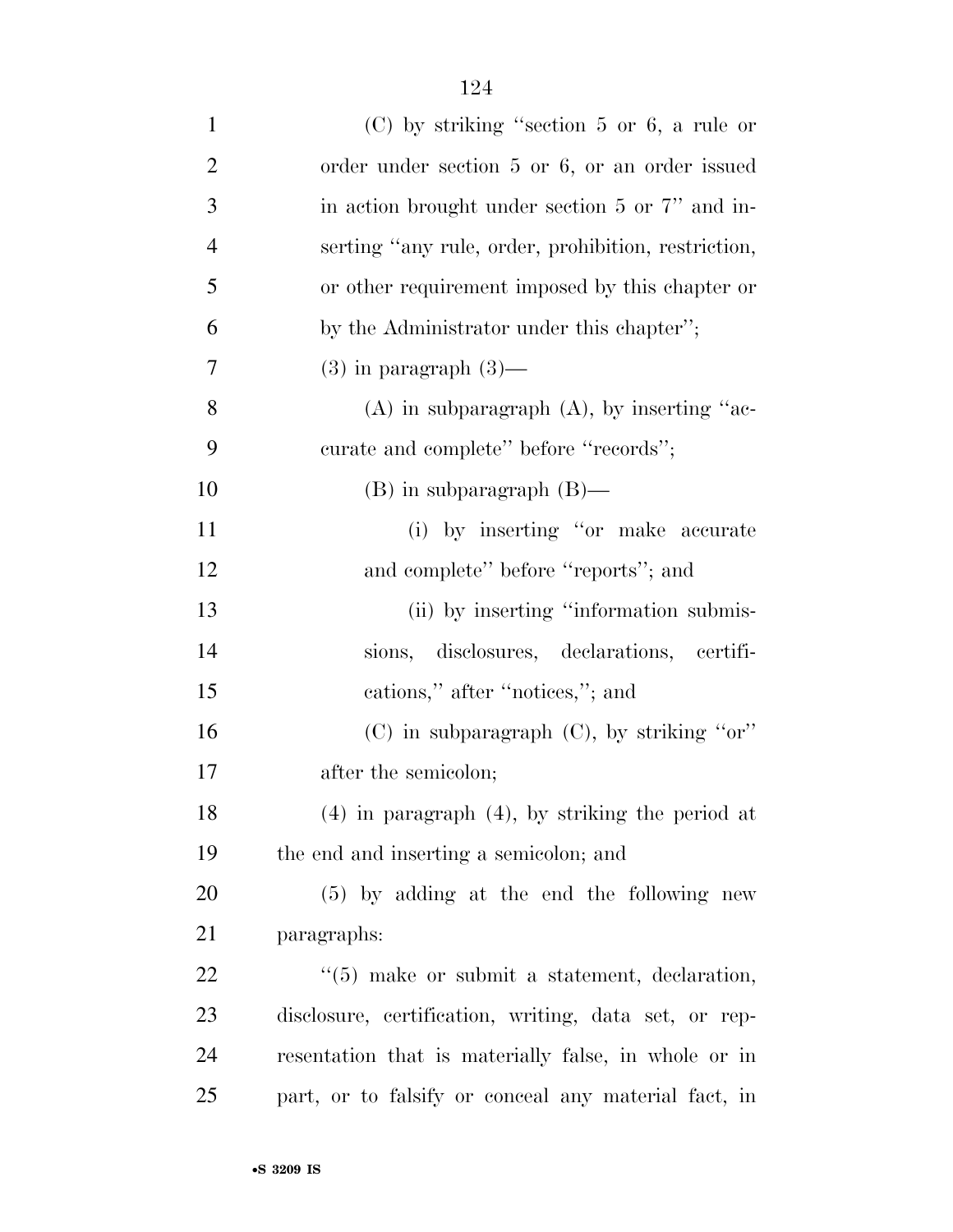(C) by striking "section 5 or 6, a rule or order under section 5 or 6, or an order issued in action brought under section 5 or 7" and inserting "any rule, order, prohibition, restriction, or other requirement imposed by this chapter or by the Administrator under this chapter";

(3) in paragraph (3)—

(A) in subparagraph (A), by inserting "accurate and complete" before "records";

(B) in subparagraph (B)—

(i) by inserting "or make accurate and complete" before "reports"; and

(ii) by inserting "information submissions, disclosures, declarations, certifications," after "notices,"; and

(C) in subparagraph (C), by striking "or" after the semicolon;

(4) in paragraph (4), by striking the period at the end and inserting a semicolon; and

(5) by adding at the end the following new paragraphs:

"(5) make or submit a statement, declaration, disclosure, certification, writing, data set, or representation that is materially false, in whole or in part, or to falsify or conceal any material fact, in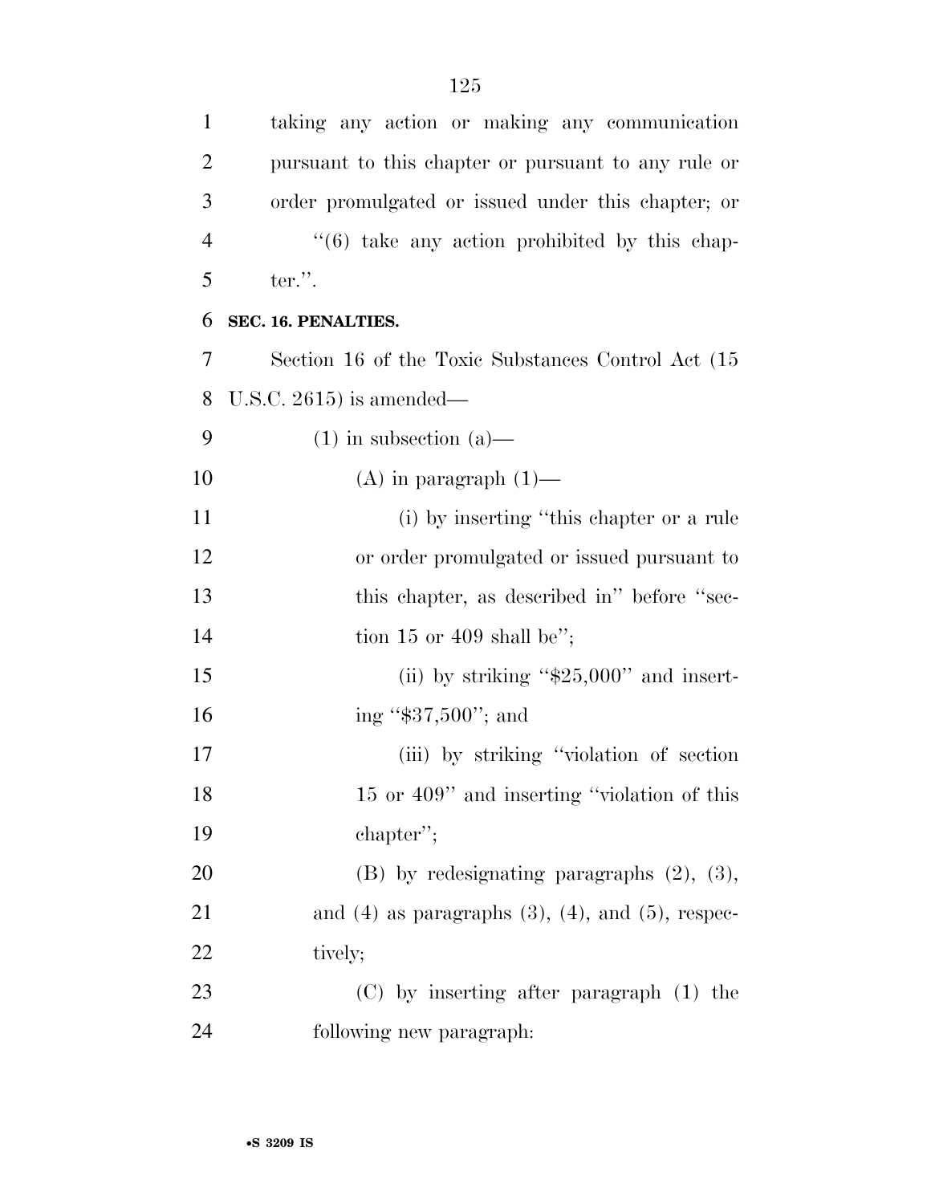taking any action or making any communication pursuant to this chapter or pursuant to any rule or order promulgated or issued under this chapter; or

''(6) take any action prohibited by this chapter.''.

**SEC. 16. PENALTIES.**

Section 16 of the Toxic Substances Control Act (15 U.S.C. 2615) is amended—

(1) in subsection (a)—

(A) in paragraph (1)—

(i) by inserting ''this chapter or a rule or order promulgated or issued pursuant to this chapter, as described in'' before ''section 15 or 409 shall be'';

(ii) by striking ''$25,000'' and inserting ''$37,500''; and

(iii) by striking ''violation of section 15 or 409'' and inserting ''violation of this chapter'';

(B) by redesignating paragraphs (2), (3), and (4) as paragraphs (3), (4), and (5), respectively;

(C) by inserting after paragraph (1) the following new paragraph: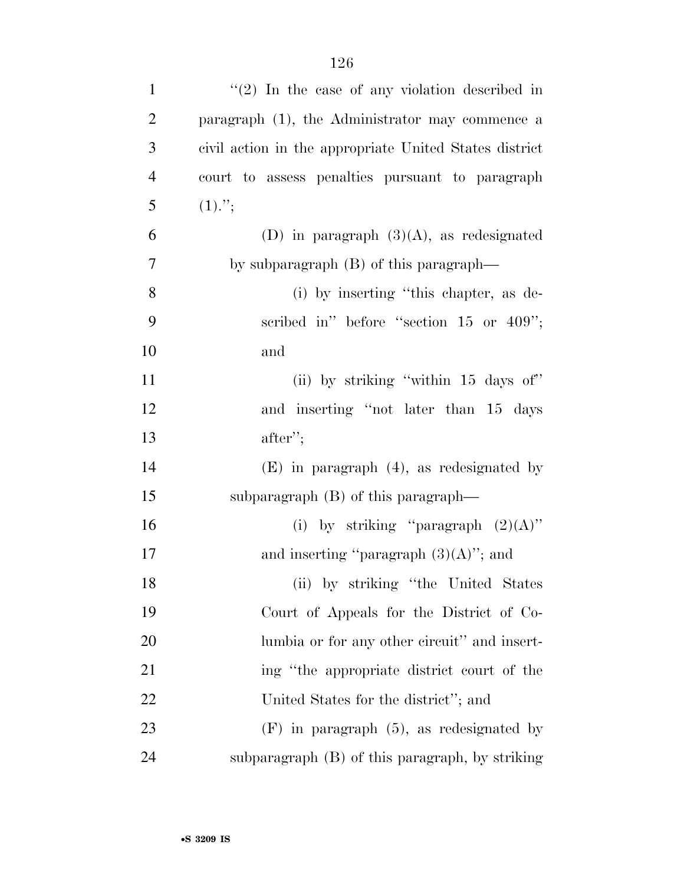"(2) In the case of any violation described in paragraph (1), the Administrator may commence a civil action in the appropriate United States district court to assess penalties pursuant to paragraph (1).";

(D) in paragraph (3)(A), as redesignated by subparagraph (B) of this paragraph—

(i) by inserting "this chapter, as described in" before "section 15 or 409"; and

(ii) by striking "within 15 days of" and inserting "not later than 15 days after";

(E) in paragraph (4), as redesignated by subparagraph (B) of this paragraph—

(i) by striking "paragraph (2)(A)" and inserting "paragraph (3)(A)"; and

(ii) by striking "the United States Court of Appeals for the District of Columbia or for any other circuit" and inserting "the appropriate district court of the United States for the district"; and

(F) in paragraph (5), as redesignated by subparagraph (B) of this paragraph, by striking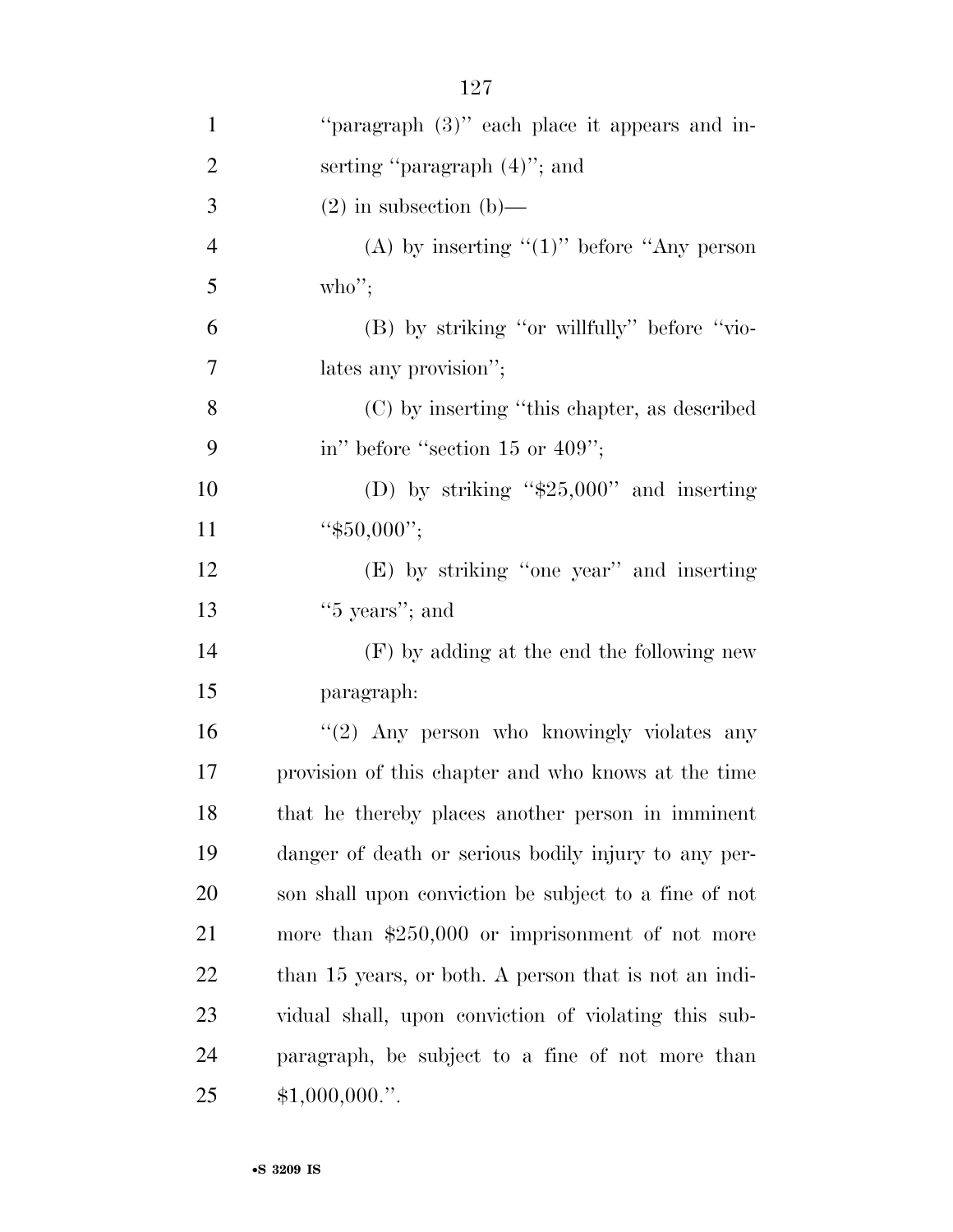''paragraph (3)'' each place it appears and inserting ''paragraph (4)''; and

(2) in subsection (b)—

(A) by inserting ''(1)'' before ''Any person who'';

(B) by striking ''or willfully'' before ''violates any provision'';

(C) by inserting ''this chapter, as described in'' before ''section 15 or 409'';

(D) by striking ''$25,000'' and inserting ''$50,000'';

(E) by striking ''one year'' and inserting ''5 years''; and

(F) by adding at the end the following new paragraph:

''(2) Any person who knowingly violates any provision of this chapter and who knows at the time that he thereby places another person in imminent danger of death or serious bodily injury to any person shall upon conviction be subject to a fine of not more than $250,000 or imprisonment of not more than 15 years, or both. A person that is not an individual shall, upon conviction of violating this subparagraph, be subject to a fine of not more than $1,000,000.''.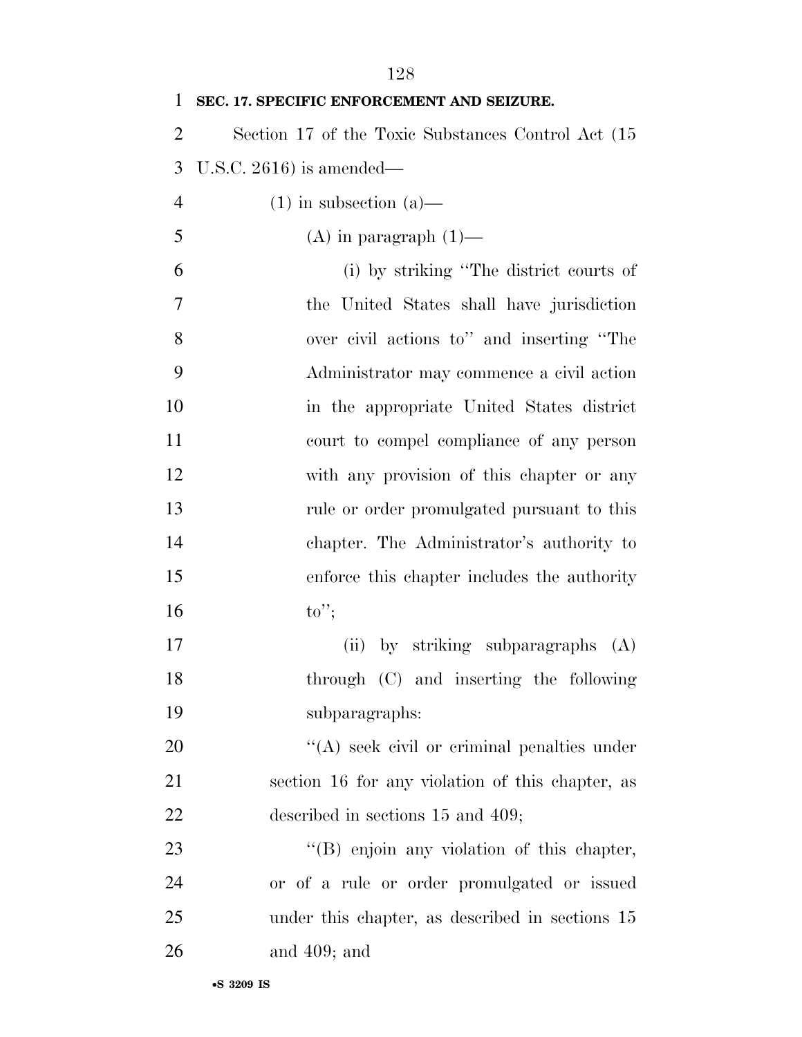**SEC. 17. SPECIFIC ENFORCEMENT AND SEIZURE.**

Section 17 of the Toxic Substances Control Act (15 U.S.C. 2616) is amended—

(1) in subsection (a)—

(A) in paragraph (1)—

(i) by striking "The district courts of the United States shall have jurisdiction over civil actions to" and inserting "The Administrator may commence a civil action in the appropriate United States district court to compel compliance of any person with any provision of this chapter or any rule or order promulgated pursuant to this chapter. The Administrator's authority to enforce this chapter includes the authority to";

(ii) by striking subparagraphs (A) through (C) and inserting the following subparagraphs:

"(A) seek civil or criminal penalties under section 16 for any violation of this chapter, as described in sections 15 and 409;

"(B) enjoin any violation of this chapter, or of a rule or order promulgated or issued under this chapter, as described in sections 15 and 409; and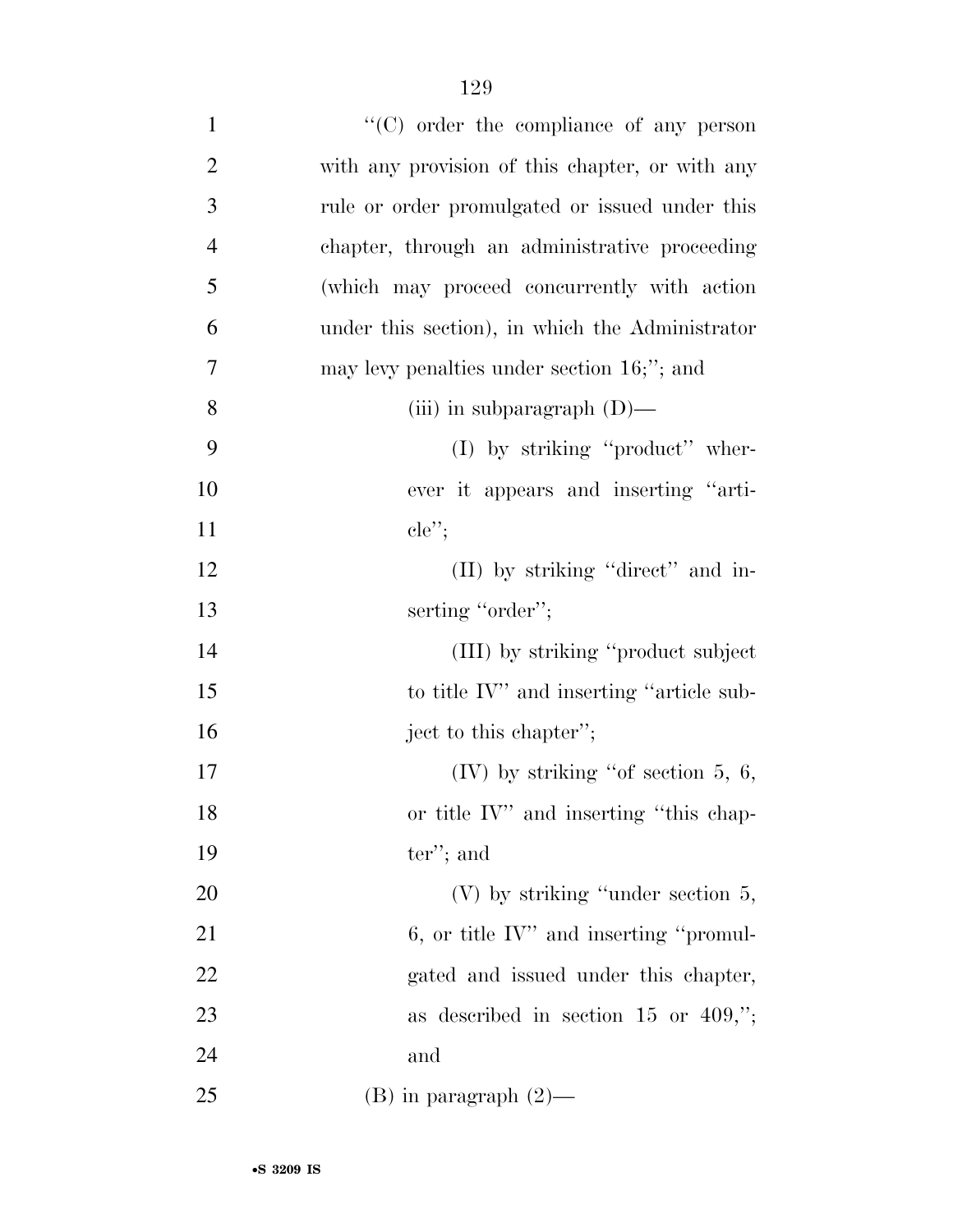"(C) order the compliance of any person with any provision of this chapter, or with any rule or order promulgated or issued under this chapter, through an administrative proceeding (which may proceed concurrently with action under this section), in which the Administrator may levy penalties under section 16;"; and

(iii) in subparagraph (D)—

(I) by striking "product" wherever it appears and inserting "article";

(II) by striking "direct" and inserting "order";

(III) by striking "product subject to title IV" and inserting "article subject to this chapter";

(IV) by striking "of section 5, 6, or title IV" and inserting "this chapter"; and

(V) by striking "under section 5, 6, or title IV" and inserting "promulgated and issued under this chapter, as described in section 15 or 409,"; and

(B) in paragraph (2)—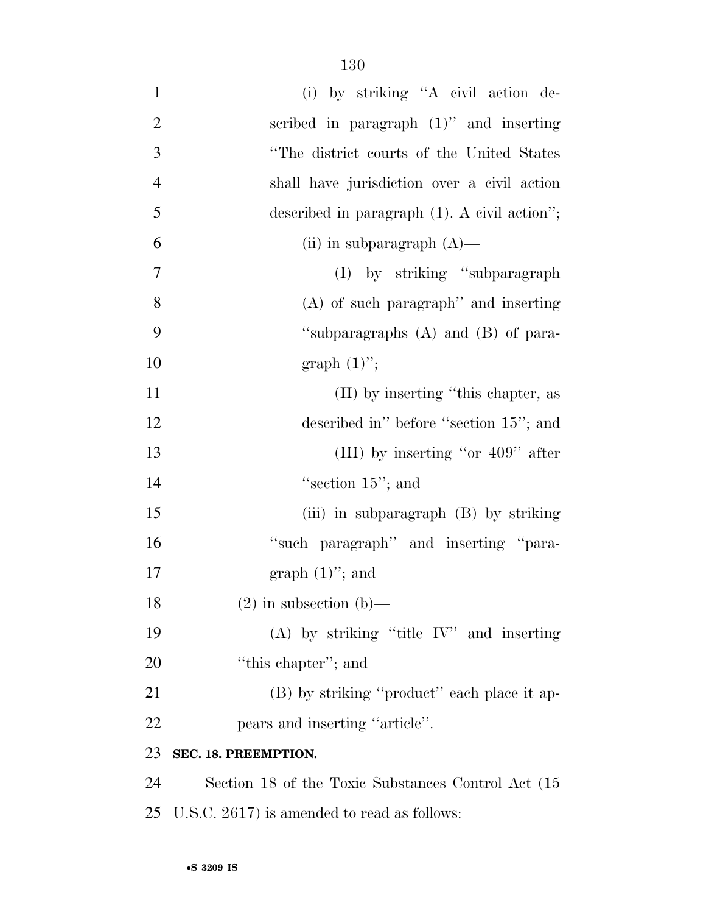(i) by striking "A civil action described in paragraph (1)" and inserting "The district courts of the United States shall have jurisdiction over a civil action described in paragraph (1). A civil action";

(ii) in subparagraph (A)—

(I) by striking "subparagraph (A) of such paragraph" and inserting "subparagraphs (A) and (B) of paragraph (1)";

(II) by inserting "this chapter, as described in" before "section 15"; and

(III) by inserting "or 409" after "section 15"; and

(iii) in subparagraph (B) by striking "such paragraph" and inserting "paragraph (1)"; and

(2) in subsection (b)—

(A) by striking "title IV" and inserting "this chapter"; and

(B) by striking "product" each place it appears and inserting "article".

**SEC. 18. PREEMPTION.**

Section 18 of the Toxic Substances Control Act (15 U.S.C. 2617) is amended to read as follows: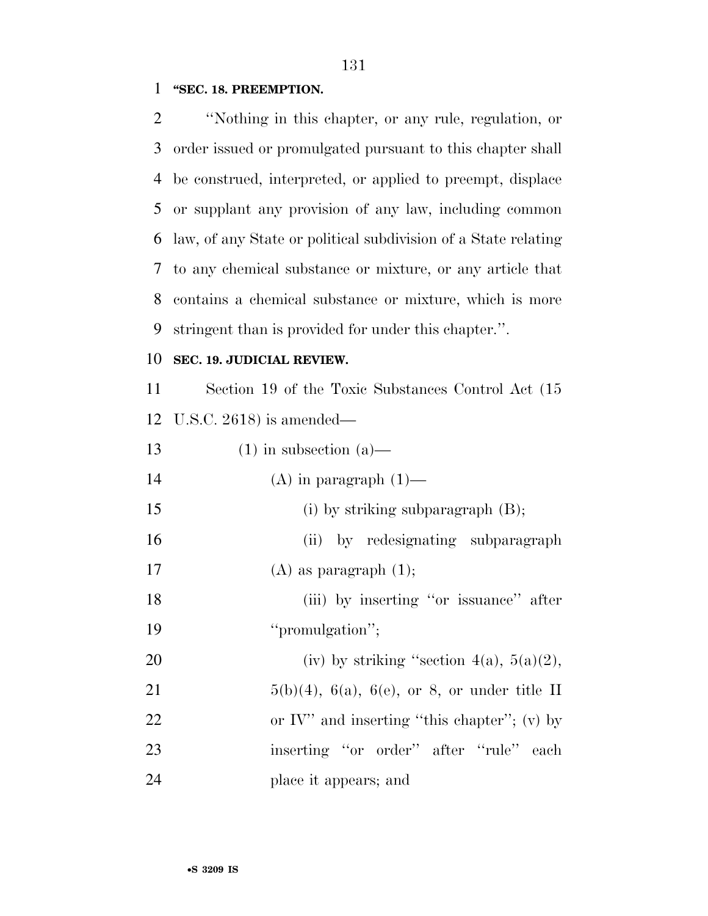**"SEC. 18. PREEMPTION.**

"Nothing in this chapter, or any rule, regulation, or order issued or promulgated pursuant to this chapter shall be construed, interpreted, or applied to preempt, displace or supplant any provision of any law, including common law, of any State or political subdivision of a State relating to any chemical substance or mixture, or any article that contains a chemical substance or mixture, which is more stringent than is provided for under this chapter.".

**SEC. 19. JUDICIAL REVIEW.**

Section 19 of the Toxic Substances Control Act (15 U.S.C. 2618) is amended—

(1) in subsection (a)—

(A) in paragraph (1)—

(i) by striking subparagraph (B);

(ii) by redesignating subparagraph (A) as paragraph (1);

(iii) by inserting "or issuance" after "promulgation";

(iv) by striking "section 4(a), 5(a)(2), 5(b)(4), 6(a), 6(e), or 8, or under title II or IV" and inserting "this chapter"; (v) by inserting "or order" after "rule" each place it appears; and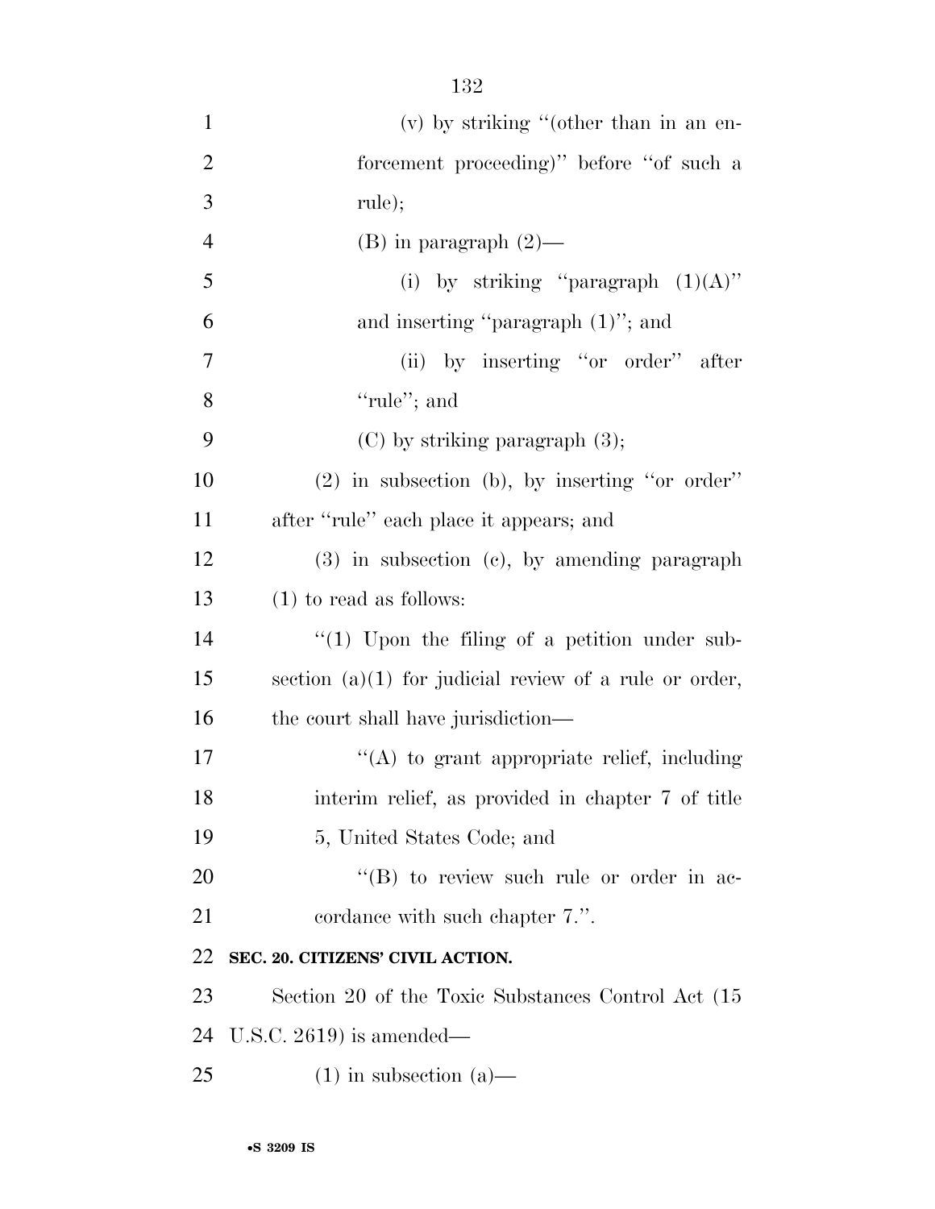(v) by striking "(other than in an enforcement proceeding)" before "of such a rule);

(B) in paragraph (2)—

(i) by striking "paragraph (1)(A)" and inserting "paragraph (1)"; and

(ii) by inserting "or order" after "rule"; and

(C) by striking paragraph (3);

(2) in subsection (b), by inserting "or order" after "rule" each place it appears; and

(3) in subsection (c), by amending paragraph (1) to read as follows:

"(1) Upon the filing of a petition under subsection (a)(1) for judicial review of a rule or order, the court shall have jurisdiction—

"(A) to grant appropriate relief, including interim relief, as provided in chapter 7 of title 5, United States Code; and

"(B) to review such rule or order in accordance with such chapter 7.".

**SEC. 20. CITIZENS' CIVIL ACTION.**

Section 20 of the Toxic Substances Control Act (15 U.S.C. 2619) is amended—

(1) in subsection (a)—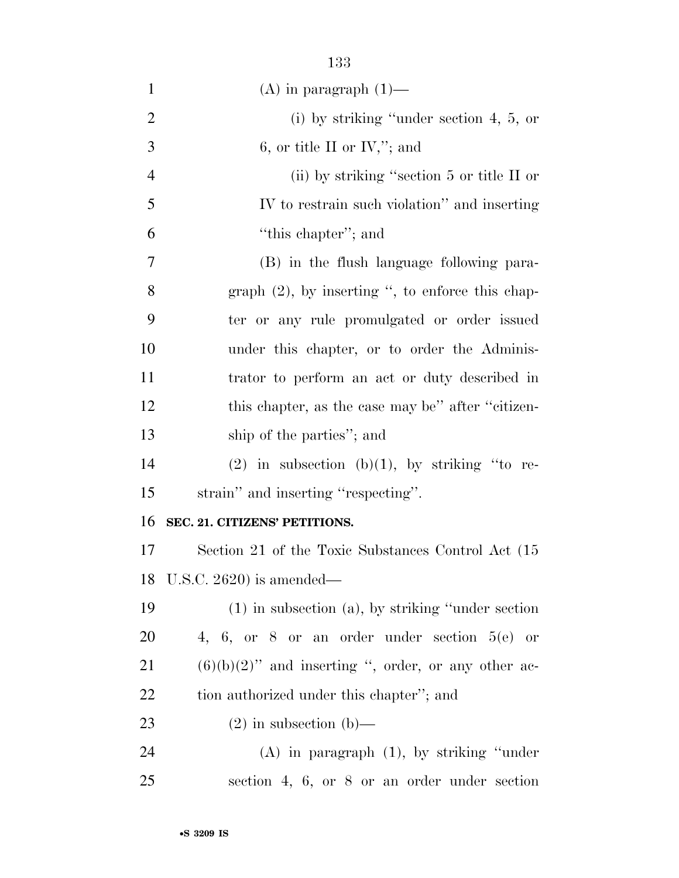(A) in paragraph (1)—

(i) by striking "under section 4, 5, or 6, or title II or IV,"; and

(ii) by striking "section 5 or title II or IV to restrain such violation" and inserting "this chapter"; and

(B) in the flush language following paragraph (2), by inserting ", to enforce this chapter or any rule promulgated or order issued under this chapter, or to order the Administrator to perform an act or duty described in this chapter, as the case may be" after "citizenship of the parties"; and

(2) in subsection (b)(1), by striking "to restrain" and inserting "respecting".

**SEC. 21. CITIZENS' PETITIONS.**

Section 21 of the Toxic Substances Control Act (15 U.S.C. 2620) is amended—

(1) in subsection (a), by striking "under section 4, 6, or 8 or an order under section 5(e) or (6)(b)(2)" and inserting ", order, or any other action authorized under this chapter"; and

(2) in subsection (b)—

(A) in paragraph (1), by striking "under section 4, 6, or 8 or an order under section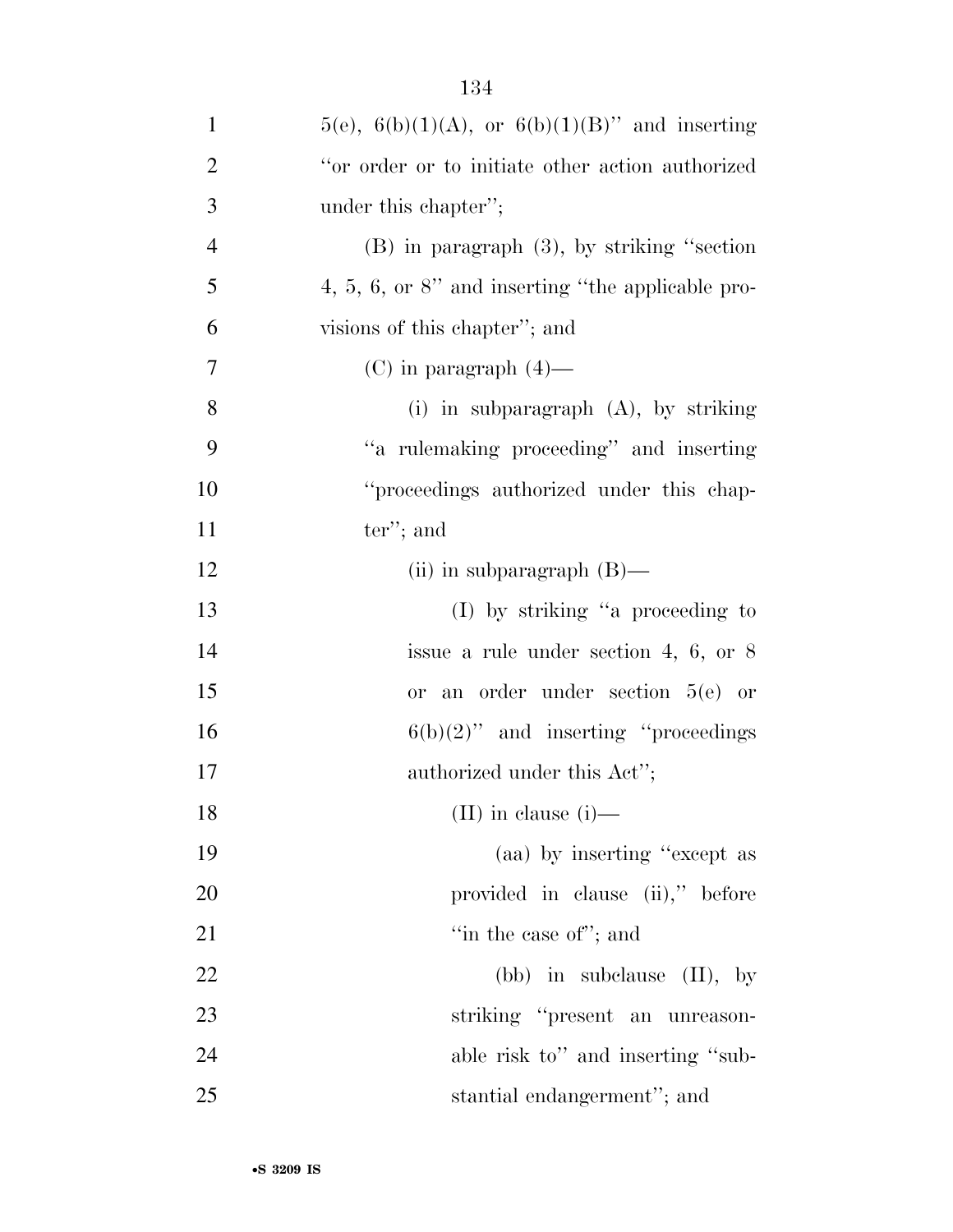5(e), 6(b)(1)(A), or 6(b)(1)(B)'' and inserting ''or order or to initiate other action authorized under this chapter'';

(B) in paragraph (3), by striking ''section 4, 5, 6, or 8'' and inserting ''the applicable provisions of this chapter''; and

(C) in paragraph (4)—

(i) in subparagraph (A), by striking ''a rulemaking proceeding'' and inserting ''proceedings authorized under this chapter''; and

(ii) in subparagraph (B)—

(I) by striking ''a proceeding to issue a rule under section 4, 6, or 8 or an order under section 5(e) or 6(b)(2)'' and inserting ''proceedings authorized under this Act'';

(II) in clause (i)—

(aa) by inserting ''except as provided in clause (ii),'' before ''in the case of''; and

(bb) in subclause (II), by striking ''present an unreasonable risk to'' and inserting ''substantial endangerment''; and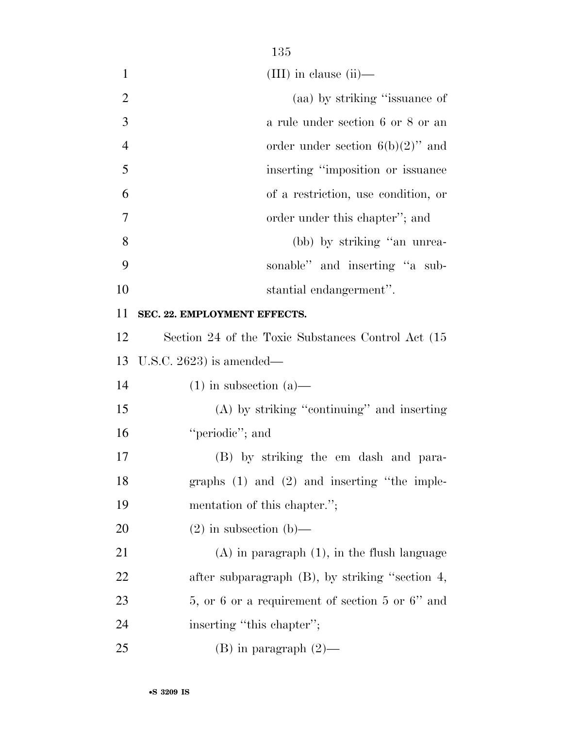(III) in clause (ii)—

(aa) by striking ''issuance of a rule under section 6 or 8 or an order under section 6(b)(2)'' and inserting ''imposition or issuance of a restriction, use condition, or order under this chapter''; and

(bb) by striking ''an unreasonable'' and inserting ''a substantial endangerment''.

**SEC. 22. EMPLOYMENT EFFECTS.**

Section 24 of the Toxic Substances Control Act (15 U.S.C. 2623) is amended—

(1) in subsection (a)—

(A) by striking ''continuing'' and inserting ''periodic''; and

(B) by striking the em dash and paragraphs (1) and (2) and inserting ''the implementation of this chapter.'';

(2) in subsection (b)—

(A) in paragraph (1), in the flush language after subparagraph (B), by striking ''section 4, 5, or 6 or a requirement of section 5 or 6'' and inserting ''this chapter'';

(B) in paragraph (2)—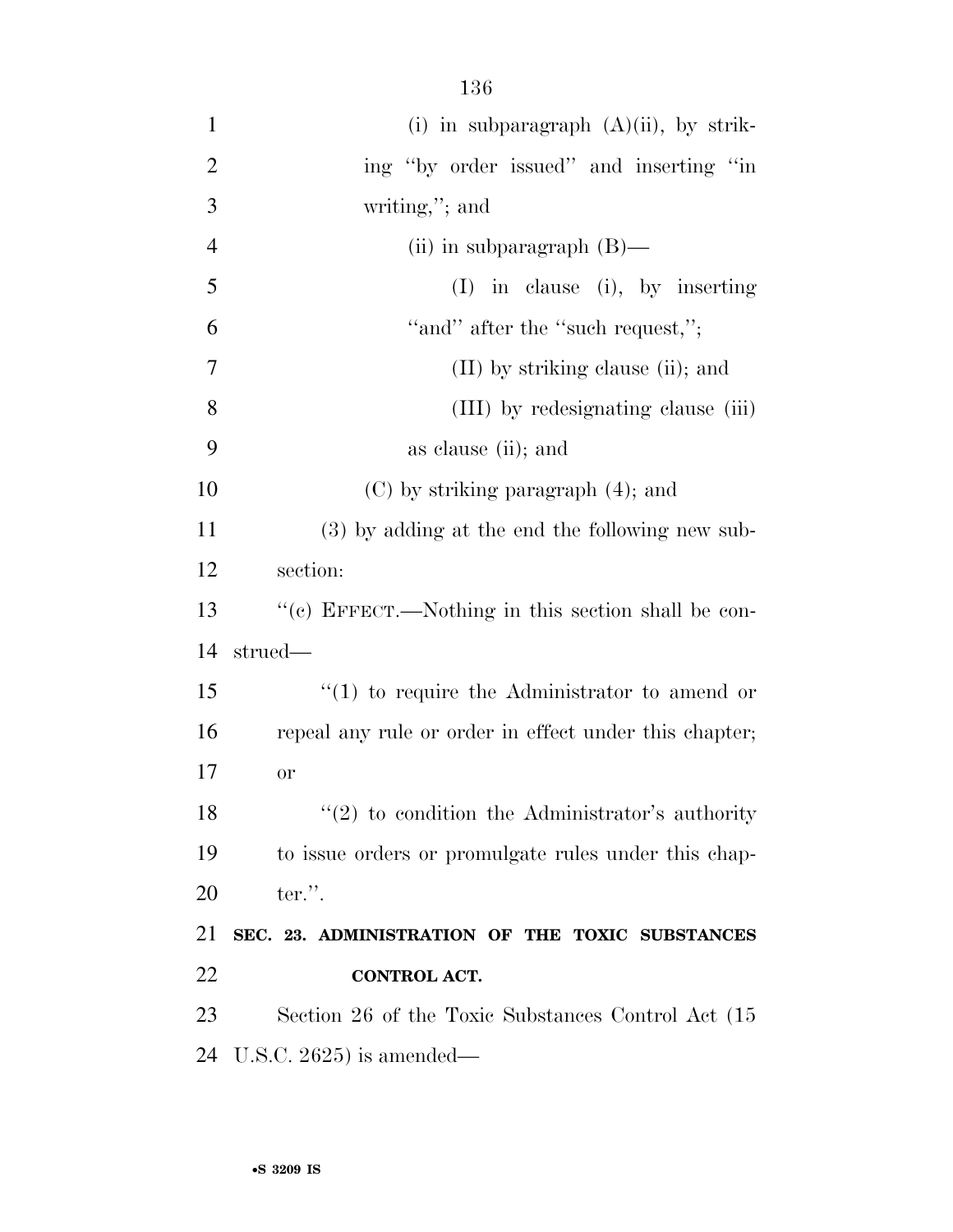(i) in subparagraph (A)(ii), by striking "by order issued" and inserting "in writing,"; and

(ii) in subparagraph (B)—

(I) in clause (i), by inserting "and" after the "such request,";

(II) by striking clause (ii); and

(III) by redesignating clause (iii) as clause (ii); and

(C) by striking paragraph (4); and

(3) by adding at the end the following new subsection:

"(c) EFFECT.—Nothing in this section shall be construed—

"(1) to require the Administrator to amend or repeal any rule or order in effect under this chapter; or

"(2) to condition the Administrator's authority to issue orders or promulgate rules under this chapter.".

**SEC. 23. ADMINISTRATION OF THE TOXIC SUBSTANCES CONTROL ACT.**

Section 26 of the Toxic Substances Control Act (15 U.S.C. 2625) is amended—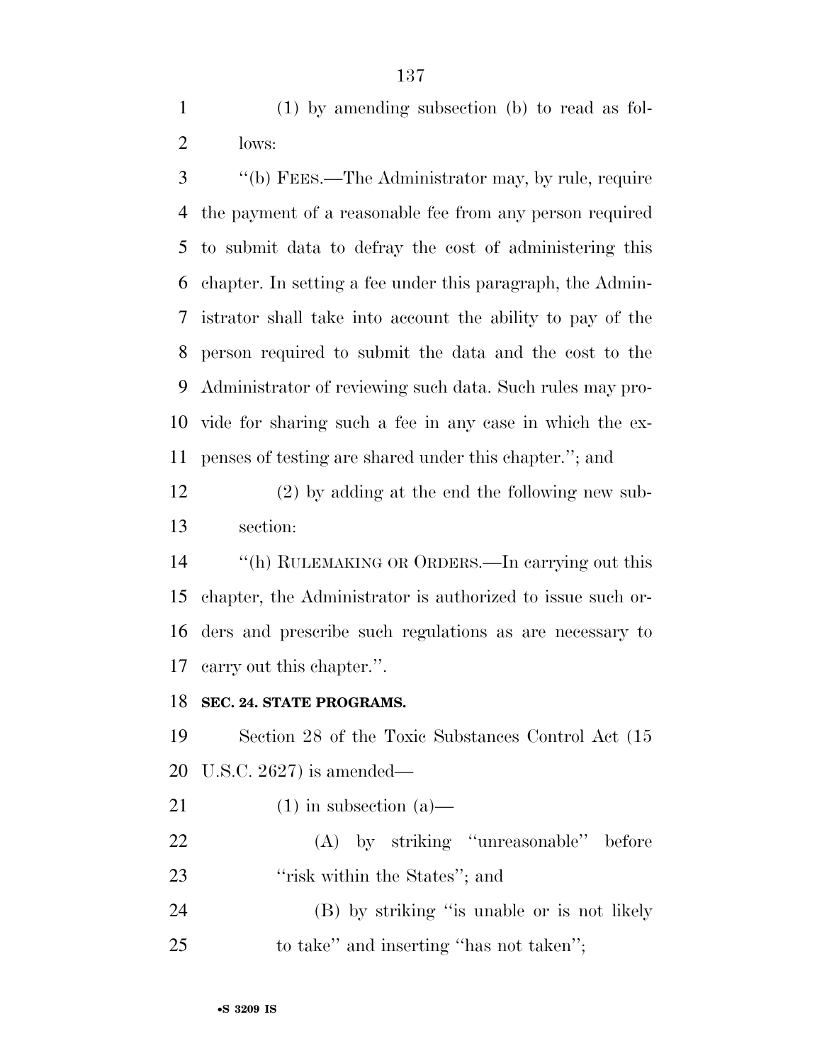(1) by amending subsection (b) to read as follows:

"(b) FEES.—The Administrator may, by rule, require the payment of a reasonable fee from any person required to submit data to defray the cost of administering this chapter. In setting a fee under this paragraph, the Administrator shall take into account the ability to pay of the person required to submit the data and the cost to the Administrator of reviewing such data. Such rules may provide for sharing such a fee in any case in which the expenses of testing are shared under this chapter."; and

(2) by adding at the end the following new subsection:

"(h) RULEMAKING OR ORDERS.—In carrying out this chapter, the Administrator is authorized to issue such orders and prescribe such regulations as are necessary to carry out this chapter.".

**SEC. 24. STATE PROGRAMS.**

Section 28 of the Toxic Substances Control Act (15 U.S.C. 2627) is amended—

(1) in subsection (a)—

(A) by striking "unreasonable" before "risk within the States"; and

(B) by striking "is unable or is not likely to take" and inserting "has not taken";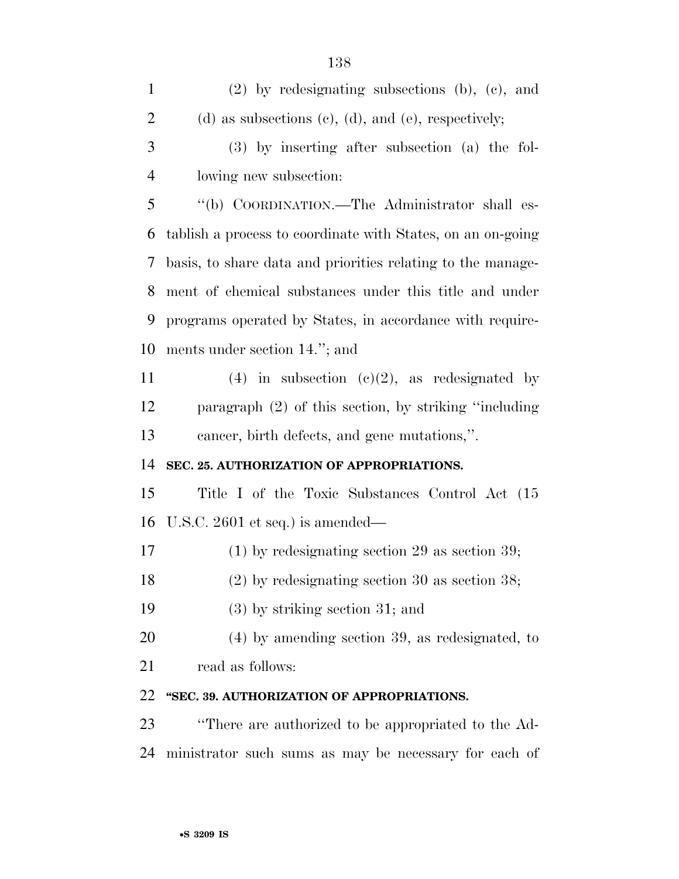(2) by redesignating subsections (b), (c), and (d) as subsections (c), (d), and (e), respectively;

(3) by inserting after subsection (a) the following new subsection:

"(b) COORDINATION.—The Administrator shall establish a process to coordinate with States, on an on-going basis, to share data and priorities relating to the management of chemical substances under this title and under programs operated by States, in accordance with requirements under section 14."; and

(4) in subsection (c)(2), as redesignated by paragraph (2) of this section, by striking "including cancer, birth defects, and gene mutations,".

**SEC. 25. AUTHORIZATION OF APPROPRIATIONS.**

Title I of the Toxic Substances Control Act (15 U.S.C. 2601 et seq.) is amended—

(1) by redesignating section 29 as section 39;

(2) by redesignating section 30 as section 38;

(3) by striking section 31; and

(4) by amending section 39, as redesignated, to read as follows:

**"SEC. 39. AUTHORIZATION OF APPROPRIATIONS.**

"There are authorized to be appropriated to the Administrator such sums as may be necessary for each of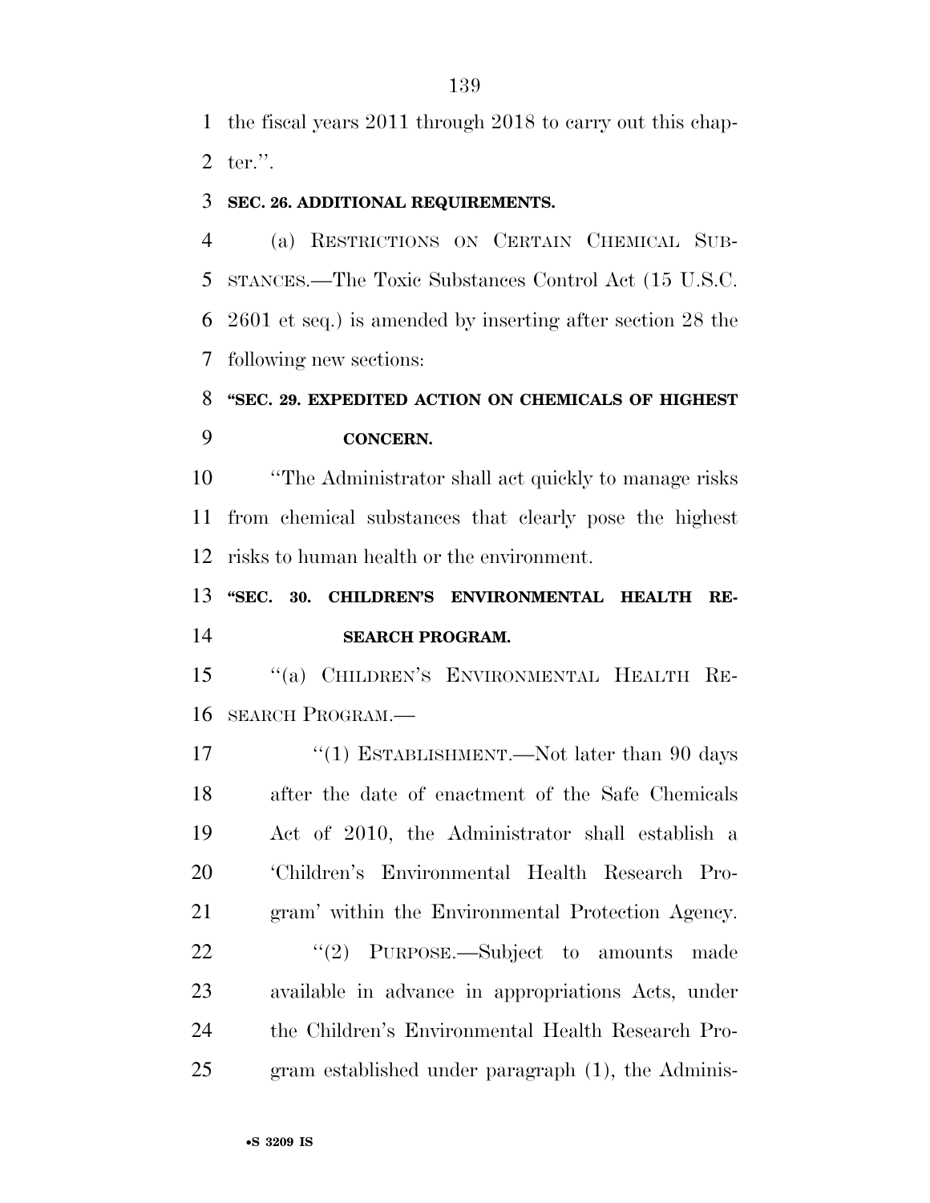the fiscal years 2011 through 2018 to carry out this chapter.''.

**SEC. 26. ADDITIONAL REQUIREMENTS.**

(a) RESTRICTIONS ON CERTAIN CHEMICAL SUBSTANCES.—The Toxic Substances Control Act (15 U.S.C. 2601 et seq.) is amended by inserting after section 28 the following new sections:

**''SEC. 29. EXPEDITED ACTION ON CHEMICALS OF HIGHEST CONCERN.**

''The Administrator shall act quickly to manage risks from chemical substances that clearly pose the highest risks to human health or the environment.

**''SEC. 30. CHILDREN'S ENVIRONMENTAL HEALTH RESEARCH PROGRAM.**

''(a) CHILDREN'S ENVIRONMENTAL HEALTH RESEARCH PROGRAM.—

''(1) ESTABLISHMENT.—Not later than 90 days after the date of enactment of the Safe Chemicals Act of 2010, the Administrator shall establish a 'Children's Environmental Health Research Program' within the Environmental Protection Agency.

''(2) PURPOSE.—Subject to amounts made available in advance in appropriations Acts, under the Children's Environmental Health Research Program established under paragraph (1), the Adminis-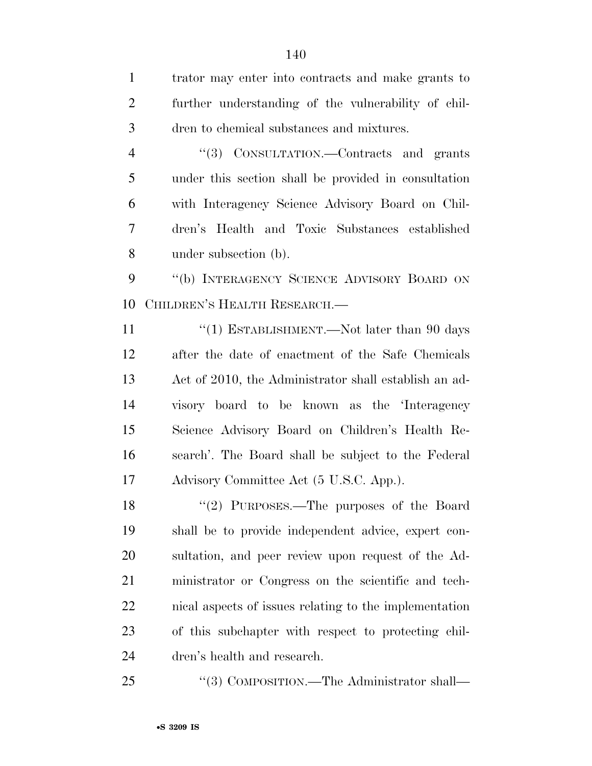trator may enter into contracts and make grants to further understanding of the vulnerability of children to chemical substances and mixtures.

"(3) CONSULTATION.—Contracts and grants under this section shall be provided in consultation with Interagency Science Advisory Board on Children's Health and Toxic Substances established under subsection (b).

"(b) INTERAGENCY SCIENCE ADVISORY BOARD ON CHILDREN'S HEALTH RESEARCH.—

"(1) ESTABLISHMENT.—Not later than 90 days after the date of enactment of the Safe Chemicals Act of 2010, the Administrator shall establish an advisory board to be known as the 'Interagency Science Advisory Board on Children's Health Research'. The Board shall be subject to the Federal Advisory Committee Act (5 U.S.C. App.).

"(2) PURPOSES.—The purposes of the Board shall be to provide independent advice, expert consultation, and peer review upon request of the Administrator or Congress on the scientific and technical aspects of issues relating to the implementation of this subchapter with respect to protecting children's health and research.

"(3) COMPOSITION.—The Administrator shall—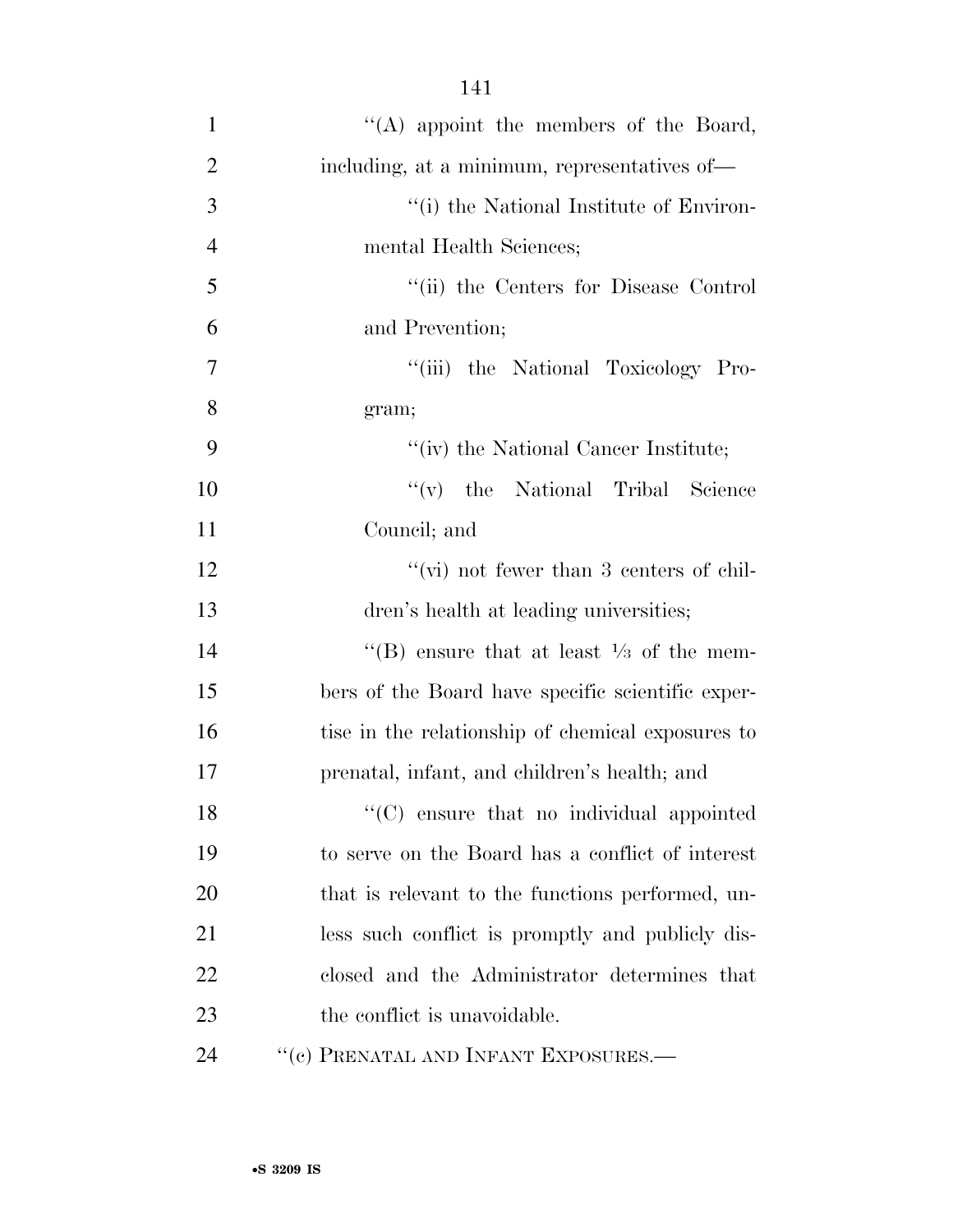''(A) appoint the members of the Board, including, at a minimum, representatives of—

''(i) the National Institute of Environmental Health Sciences;

''(ii) the Centers for Disease Control and Prevention;

''(iii) the National Toxicology Program;

''(iv) the National Cancer Institute;

''(v) the National Tribal Science Council; and

''(vi) not fewer than 3 centers of children's health at leading universities;

''(B) ensure that at least ⅓ of the members of the Board have specific scientific expertise in the relationship of chemical exposures to prenatal, infant, and children's health; and

''(C) ensure that no individual appointed to serve on the Board has a conflict of interest that is relevant to the functions performed, unless such conflict is promptly and publicly disclosed and the Administrator determines that the conflict is unavoidable.

''(c) PRENATAL AND INFANT EXPOSURES.—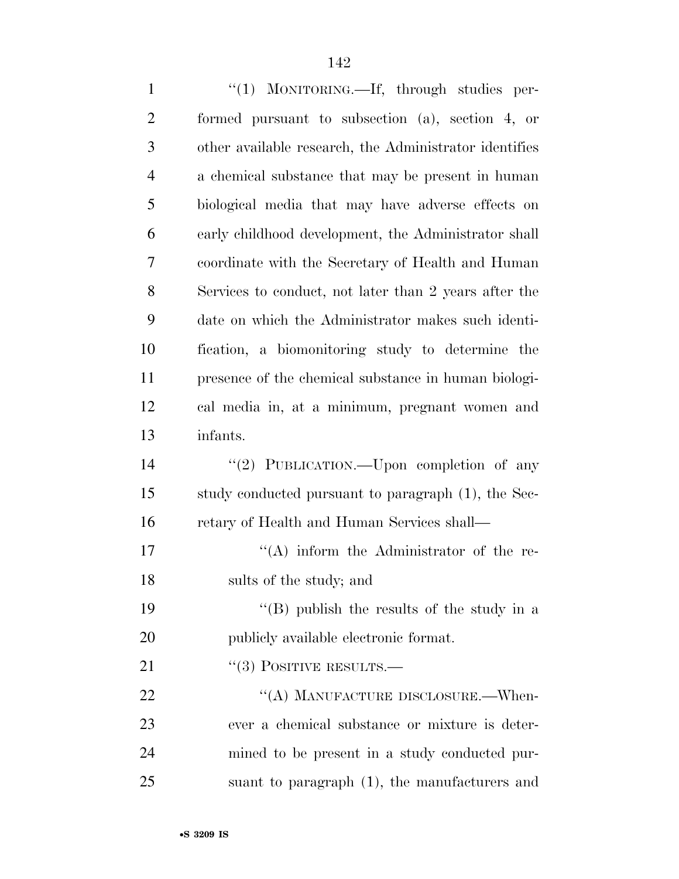"(1) MONITORING.—If, through studies performed pursuant to subsection (a), section 4, or other available research, the Administrator identifies a chemical substance that may be present in human biological media that may have adverse effects on early childhood development, the Administrator shall coordinate with the Secretary of Health and Human Services to conduct, not later than 2 years after the date on which the Administrator makes such identification, a biomonitoring study to determine the presence of the chemical substance in human biological media in, at a minimum, pregnant women and infants.

"(2) PUBLICATION.—Upon completion of any study conducted pursuant to paragraph (1), the Secretary of Health and Human Services shall—

"(A) inform the Administrator of the results of the study; and

"(B) publish the results of the study in a publicly available electronic format.

"(3) POSITIVE RESULTS.—

"(A) MANUFACTURE DISCLOSURE.—Whenever a chemical substance or mixture is determined to be present in a study conducted pursuant to paragraph (1), the manufacturers and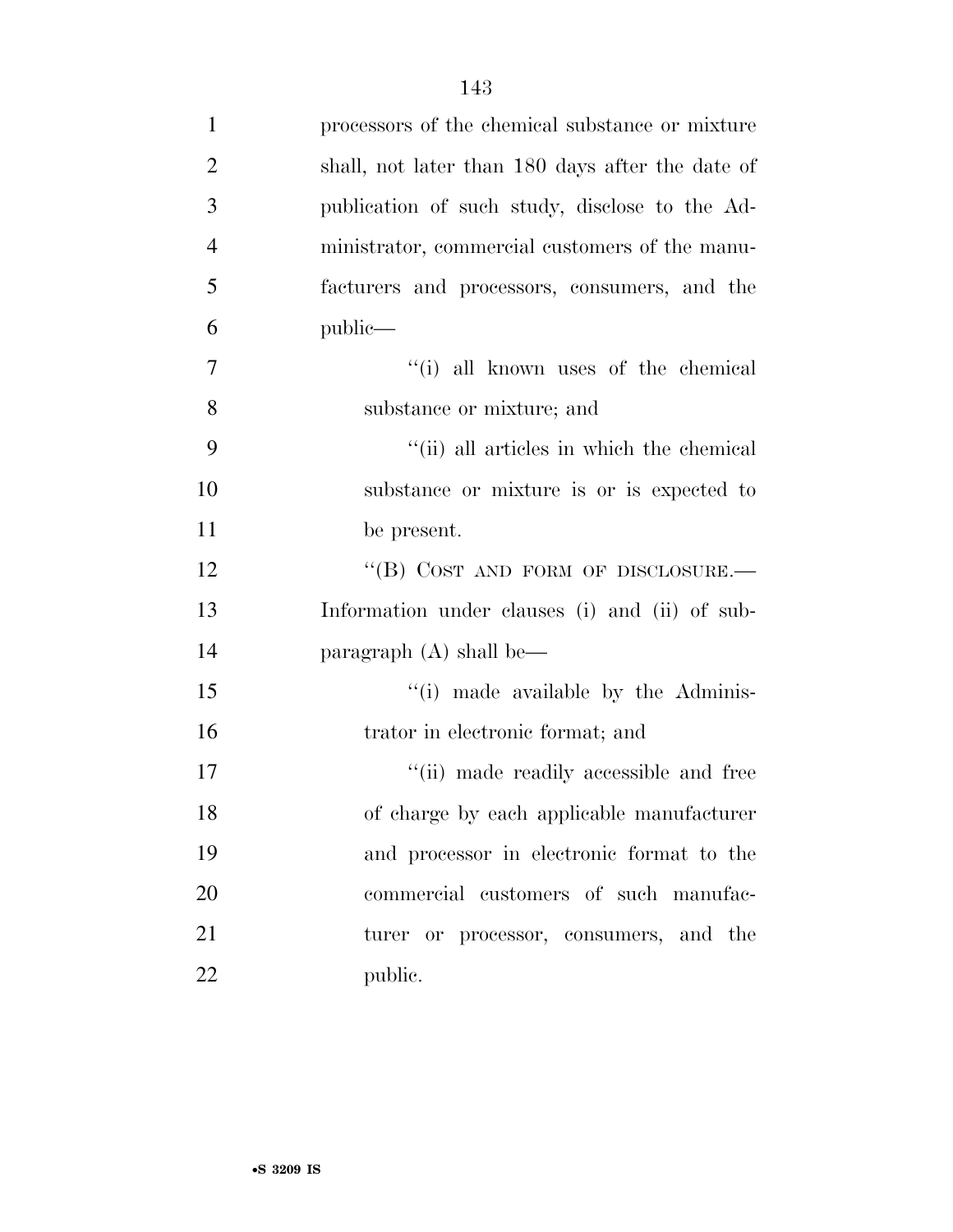processors of the chemical substance or mixture shall, not later than 180 days after the date of publication of such study, disclose to the Administrator, commercial customers of the manufacturers and processors, consumers, and the public—

''(i) all known uses of the chemical substance or mixture; and

''(ii) all articles in which the chemical substance or mixture is or is expected to be present.

''(B) COST AND FORM OF DISCLOSURE.—Information under clauses (i) and (ii) of subparagraph (A) shall be—

''(i) made available by the Administrator in electronic format; and

''(ii) made readily accessible and free of charge by each applicable manufacturer and processor in electronic format to the commercial customers of such manufacturer or processor, consumers, and the public.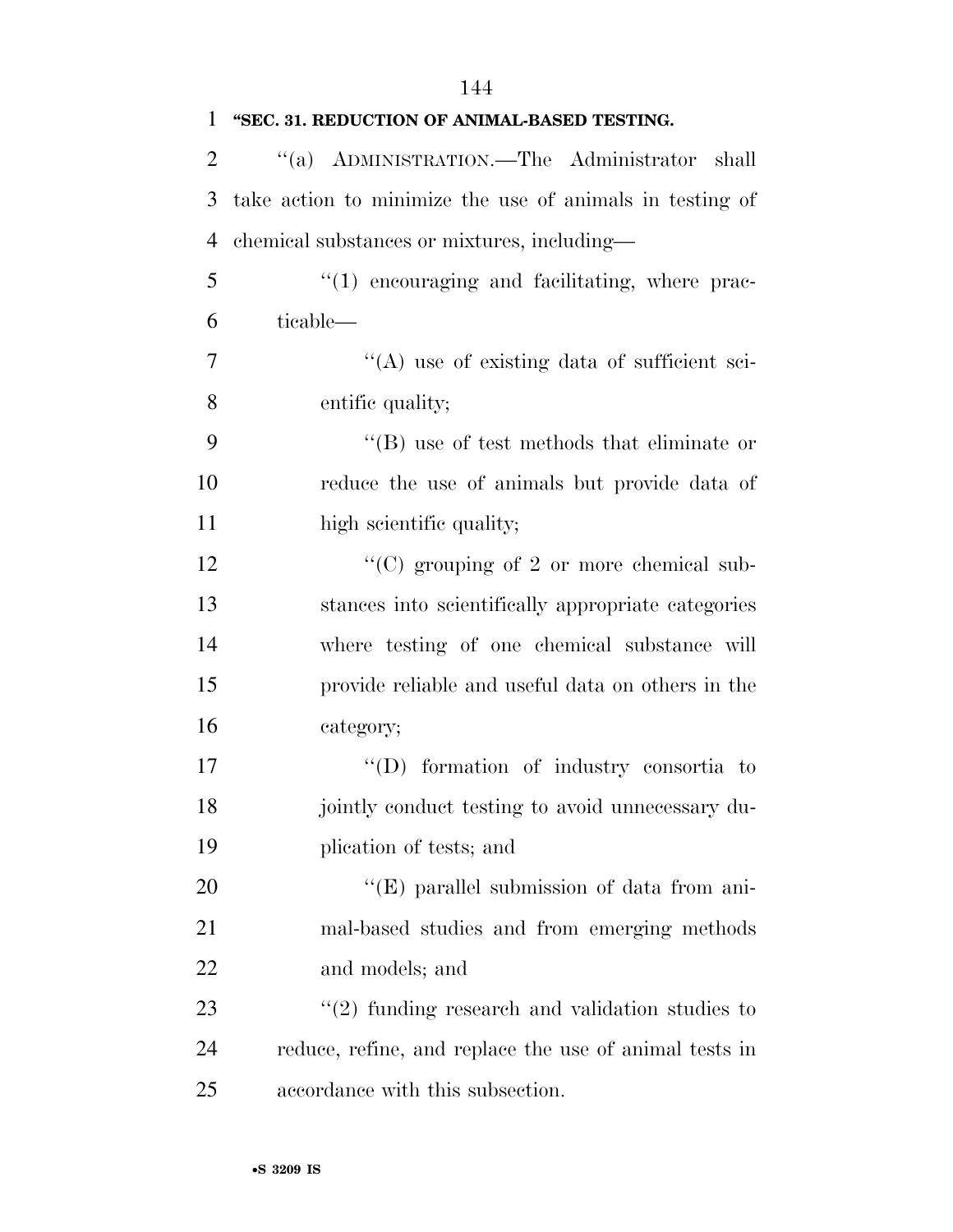**"SEC. 31. REDUCTION OF ANIMAL-BASED TESTING.**

"(a) ADMINISTRATION.—The Administrator shall take action to minimize the use of animals in testing of chemical substances or mixtures, including—

"(1) encouraging and facilitating, where practicable—

"(A) use of existing data of sufficient scientific quality;

"(B) use of test methods that eliminate or reduce the use of animals but provide data of high scientific quality;

"(C) grouping of 2 or more chemical substances into scientifically appropriate categories where testing of one chemical substance will provide reliable and useful data on others in the category;

"(D) formation of industry consortia to jointly conduct testing to avoid unnecessary duplication of tests; and

"(E) parallel submission of data from animal-based studies and from emerging methods and models; and

"(2) funding research and validation studies to reduce, refine, and replace the use of animal tests in accordance with this subsection.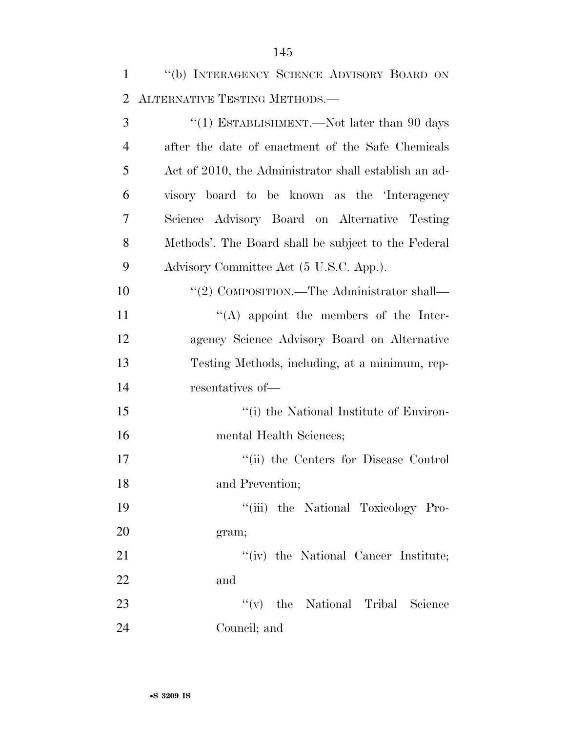"(b) INTERAGENCY SCIENCE ADVISORY BOARD ON ALTERNATIVE TESTING METHODS.—

"(1) ESTABLISHMENT.—Not later than 90 days after the date of enactment of the Safe Chemicals Act of 2010, the Administrator shall establish an advisory board to be known as the 'Interagency Science Advisory Board on Alternative Testing Methods'. The Board shall be subject to the Federal Advisory Committee Act (5 U.S.C. App.).

"(2) COMPOSITION.—The Administrator shall—

"(A) appoint the members of the Interagency Science Advisory Board on Alternative Testing Methods, including, at a minimum, representatives of—

"(i) the National Institute of Environmental Health Sciences;

"(ii) the Centers for Disease Control and Prevention;

"(iii) the National Toxicology Program;

"(iv) the National Cancer Institute; and

"(v) the National Tribal Science Council; and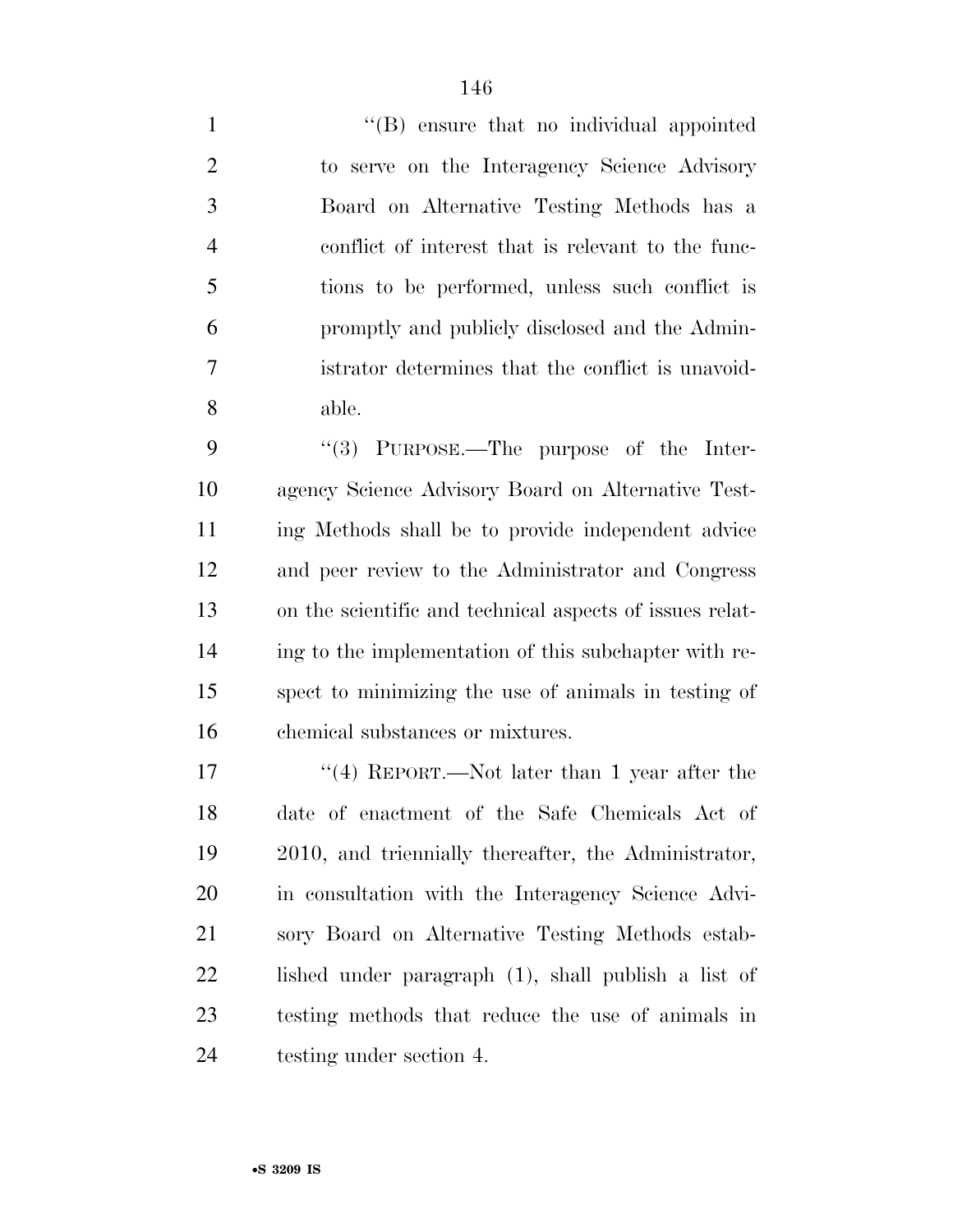"(B) ensure that no individual appointed to serve on the Interagency Science Advisory Board on Alternative Testing Methods has a conflict of interest that is relevant to the functions to be performed, unless such conflict is promptly and publicly disclosed and the Administrator determines that the conflict is unavoidable.

"(3) PURPOSE.—The purpose of the Interagency Science Advisory Board on Alternative Testing Methods shall be to provide independent advice and peer review to the Administrator and Congress on the scientific and technical aspects of issues relating to the implementation of this subchapter with respect to minimizing the use of animals in testing of chemical substances or mixtures.

"(4) REPORT.—Not later than 1 year after the date of enactment of the Safe Chemicals Act of 2010, and triennially thereafter, the Administrator, in consultation with the Interagency Science Advisory Board on Alternative Testing Methods established under paragraph (1), shall publish a list of testing methods that reduce the use of animals in testing under section 4.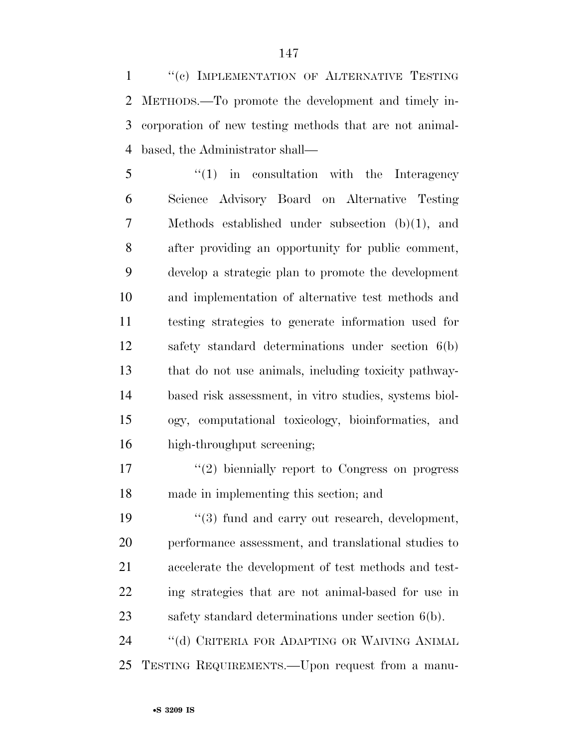"(c) IMPLEMENTATION OF ALTERNATIVE TESTING METHODS.—To promote the development and timely incorporation of new testing methods that are not animal-based, the Administrator shall—

"(1) in consultation with the Interagency Science Advisory Board on Alternative Testing Methods established under subsection (b)(1), and after providing an opportunity for public comment, develop a strategic plan to promote the development and implementation of alternative test methods and testing strategies to generate information used for safety standard determinations under section 6(b) that do not use animals, including toxicity pathway-based risk assessment, in vitro studies, systems biology, computational toxicology, bioinformatics, and high-throughput screening;

"(2) biennially report to Congress on progress made in implementing this section; and

"(3) fund and carry out research, development, performance assessment, and translational studies to accelerate the development of test methods and testing strategies that are not animal-based for use in safety standard determinations under section 6(b).

"(d) CRITERIA FOR ADAPTING OR WAIVING ANIMAL TESTING REQUIREMENTS.—Upon request from a manu-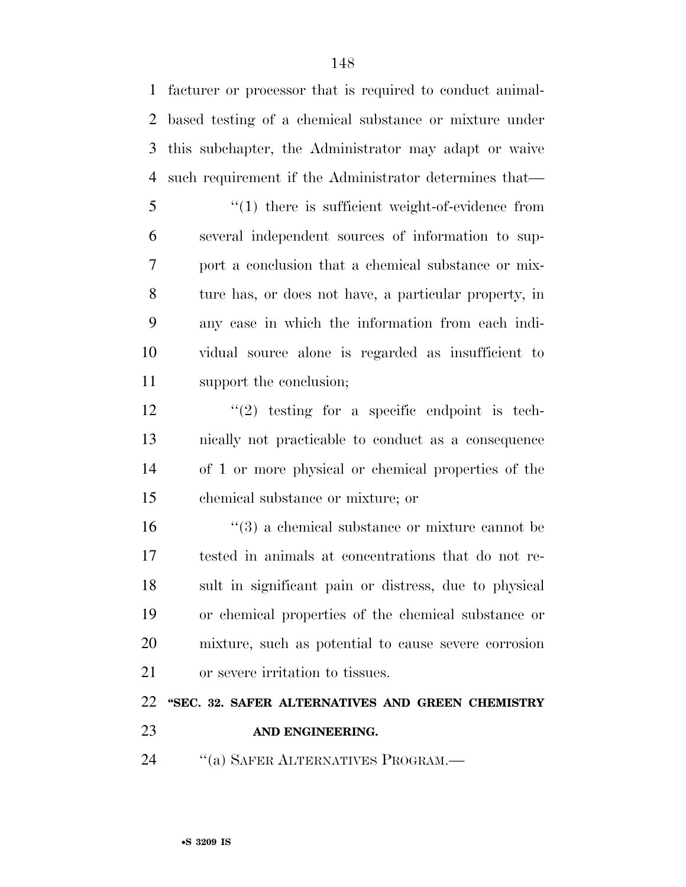facturer or processor that is required to conduct animal-based testing of a chemical substance or mixture under this subchapter, the Administrator may adapt or waive such requirement if the Administrator determines that—

"(1) there is sufficient weight-of-evidence from several independent sources of information to support a conclusion that a chemical substance or mixture has, or does not have, a particular property, in any case in which the information from each individual source alone is regarded as insufficient to support the conclusion;

"(2) testing for a specific endpoint is technically not practicable to conduct as a consequence of 1 or more physical or chemical properties of the chemical substance or mixture; or

"(3) a chemical substance or mixture cannot be tested in animals at concentrations that do not result in significant pain or distress, due to physical or chemical properties of the chemical substance or mixture, such as potential to cause severe corrosion or severe irritation to tissues.

**"SEC. 32. SAFER ALTERNATIVES AND GREEN CHEMISTRY AND ENGINEERING.**

"(a) SAFER ALTERNATIVES PROGRAM.—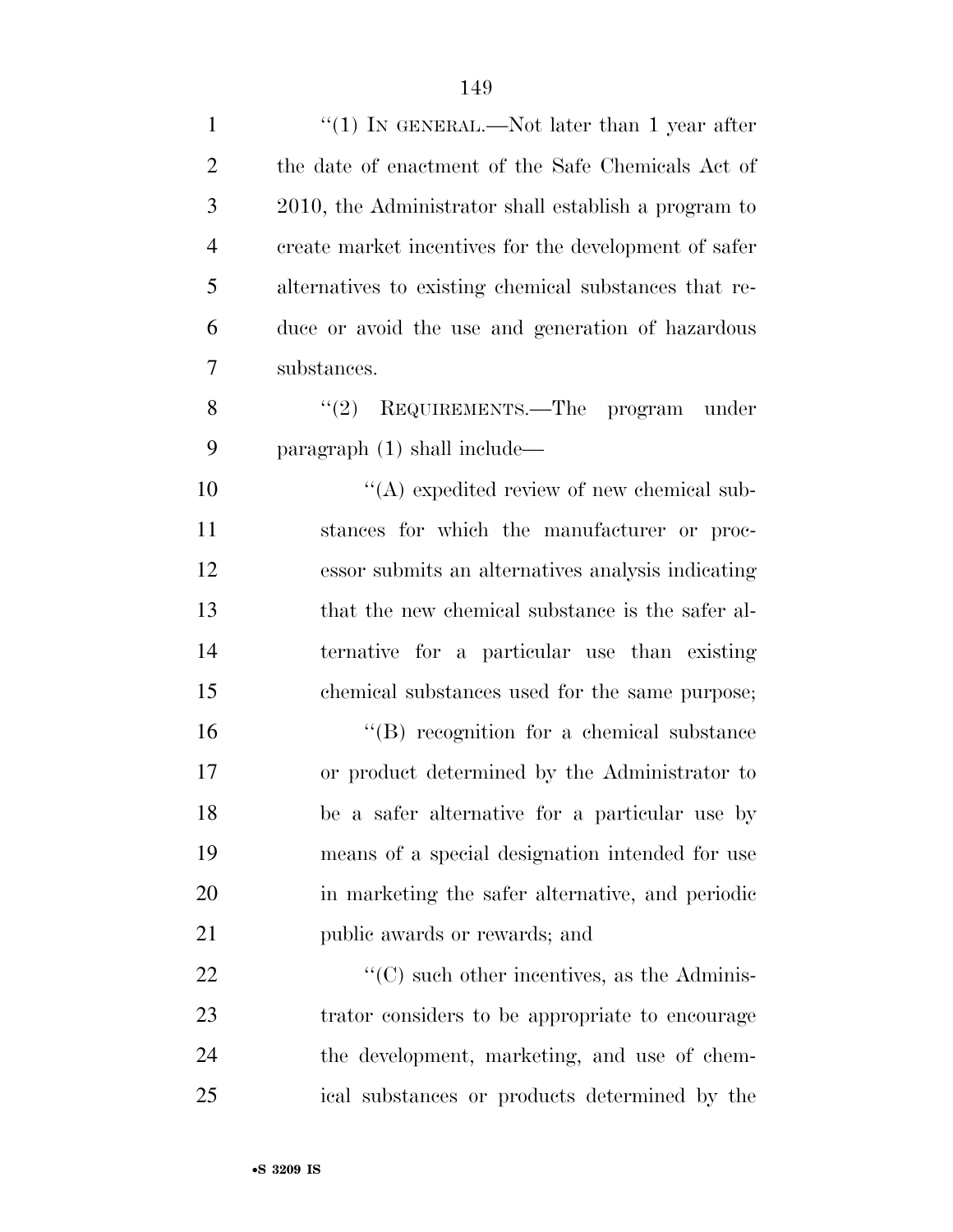''(1) IN GENERAL.—Not later than 1 year after the date of enactment of the Safe Chemicals Act of 2010, the Administrator shall establish a program to create market incentives for the development of safer alternatives to existing chemical substances that reduce or avoid the use and generation of hazardous substances.

''(2) REQUIREMENTS.—The program under paragraph (1) shall include—

''(A) expedited review of new chemical substances for which the manufacturer or processor submits an alternatives analysis indicating that the new chemical substance is the safer alternative for a particular use than existing chemical substances used for the same purpose;

''(B) recognition for a chemical substance or product determined by the Administrator to be a safer alternative for a particular use by means of a special designation intended for use in marketing the safer alternative, and periodic public awards or rewards; and

''(C) such other incentives, as the Administrator considers to be appropriate to encourage the development, marketing, and use of chemical substances or products determined by the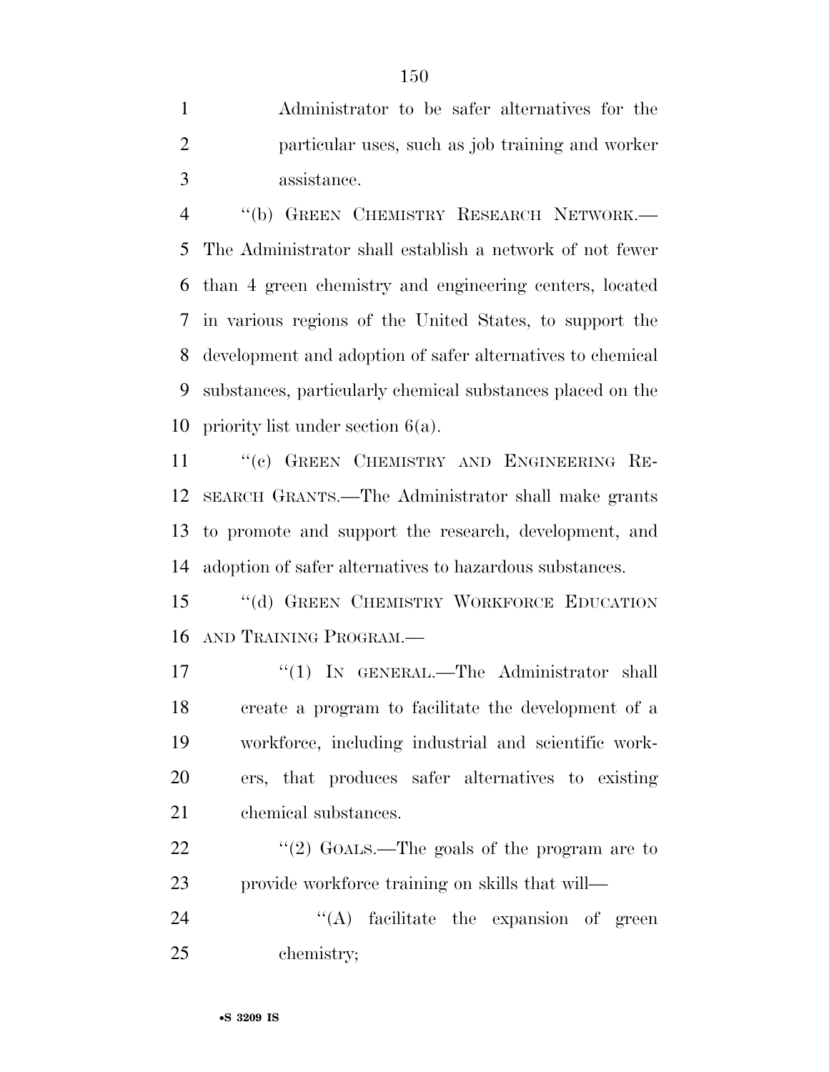Administrator to be safer alternatives for the particular uses, such as job training and worker assistance.

"(b) GREEN CHEMISTRY RESEARCH NETWORK.—The Administrator shall establish a network of not fewer than 4 green chemistry and engineering centers, located in various regions of the United States, to support the development and adoption of safer alternatives to chemical substances, particularly chemical substances placed on the priority list under section 6(a).

"(c) GREEN CHEMISTRY AND ENGINEERING RESEARCH GRANTS.—The Administrator shall make grants to promote and support the research, development, and adoption of safer alternatives to hazardous substances.

"(d) GREEN CHEMISTRY WORKFORCE EDUCATION AND TRAINING PROGRAM.—

"(1) IN GENERAL.—The Administrator shall create a program to facilitate the development of a workforce, including industrial and scientific workers, that produces safer alternatives to existing chemical substances.

"(2) GOALS.—The goals of the program are to provide workforce training on skills that will—

"(A) facilitate the expansion of green chemistry;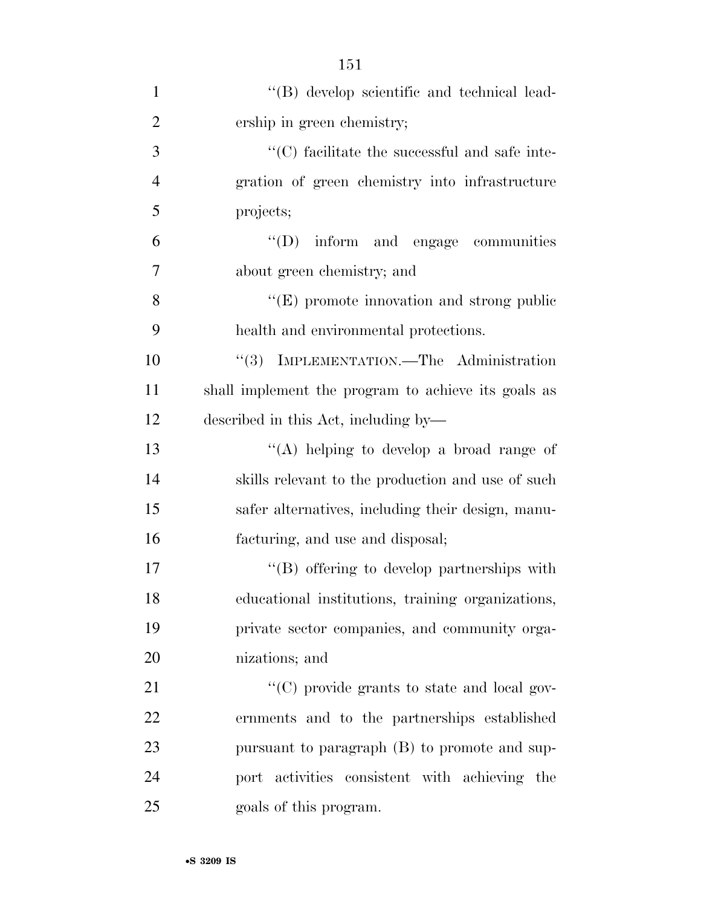''(B) develop scientific and technical leadership in green chemistry;

''(C) facilitate the successful and safe integration of green chemistry into infrastructure projects;

''(D) inform and engage communities about green chemistry; and

''(E) promote innovation and strong public health and environmental protections.

''(3) IMPLEMENTATION.—The Administration shall implement the program to achieve its goals as described in this Act, including by—

''(A) helping to develop a broad range of skills relevant to the production and use of such safer alternatives, including their design, manufacturing, and use and disposal;

''(B) offering to develop partnerships with educational institutions, training organizations, private sector companies, and community organizations; and

''(C) provide grants to state and local governments and to the partnerships established pursuant to paragraph (B) to promote and support activities consistent with achieving the goals of this program.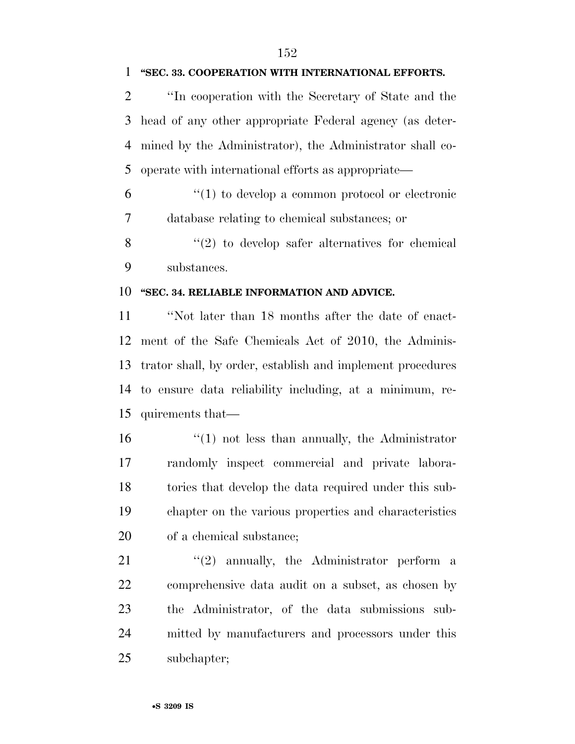**"SEC. 33. COOPERATION WITH INTERNATIONAL EFFORTS.**

"In cooperation with the Secretary of State and the head of any other appropriate Federal agency (as determined by the Administrator), the Administrator shall cooperate with international efforts as appropriate—

"(1) to develop a common protocol or electronic database relating to chemical substances; or

"(2) to develop safer alternatives for chemical substances.

**"SEC. 34. RELIABLE INFORMATION AND ADVICE.**

"Not later than 18 months after the date of enactment of the Safe Chemicals Act of 2010, the Administrator shall, by order, establish and implement procedures to ensure data reliability including, at a minimum, requirements that—

"(1) not less than annually, the Administrator randomly inspect commercial and private laboratories that develop the data required under this subchapter on the various properties and characteristics of a chemical substance;

"(2) annually, the Administrator perform a comprehensive data audit on a subset, as chosen by the Administrator, of the data submissions submitted by manufacturers and processors under this subchapter;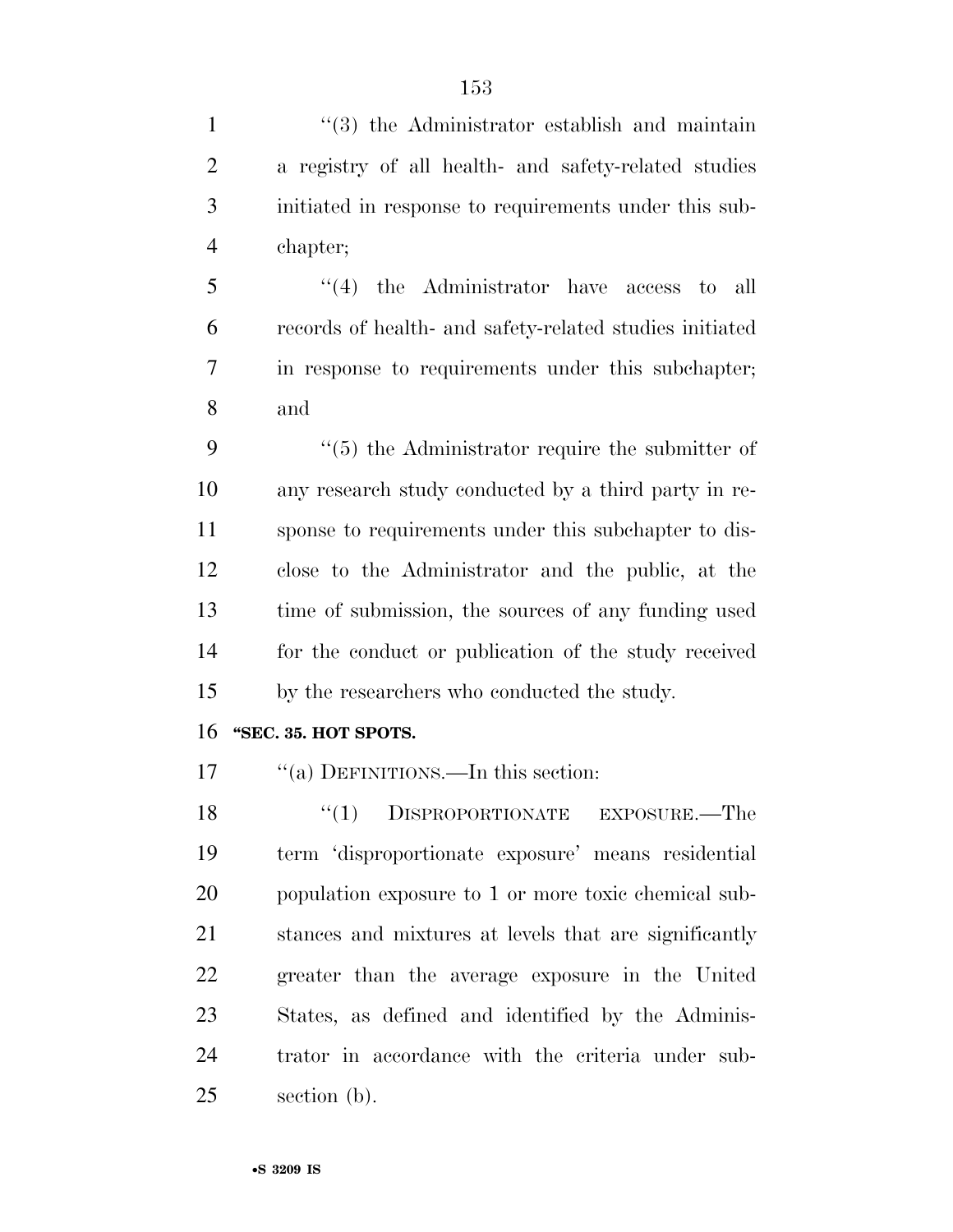"(3) the Administrator establish and maintain a registry of all health- and safety-related studies initiated in response to requirements under this subchapter;

"(4) the Administrator have access to all records of health- and safety-related studies initiated in response to requirements under this subchapter; and

"(5) the Administrator require the submitter of any research study conducted by a third party in response to requirements under this subchapter to disclose to the Administrator and the public, at the time of submission, the sources of any funding used for the conduct or publication of the study received by the researchers who conducted the study.

**"SEC. 35. HOT SPOTS.**

"(a) DEFINITIONS.—In this section:

"(1) DISPROPORTIONATE EXPOSURE.—The term 'disproportionate exposure' means residential population exposure to 1 or more toxic chemical substances and mixtures at levels that are significantly greater than the average exposure in the United States, as defined and identified by the Administrator in accordance with the criteria under subsection (b).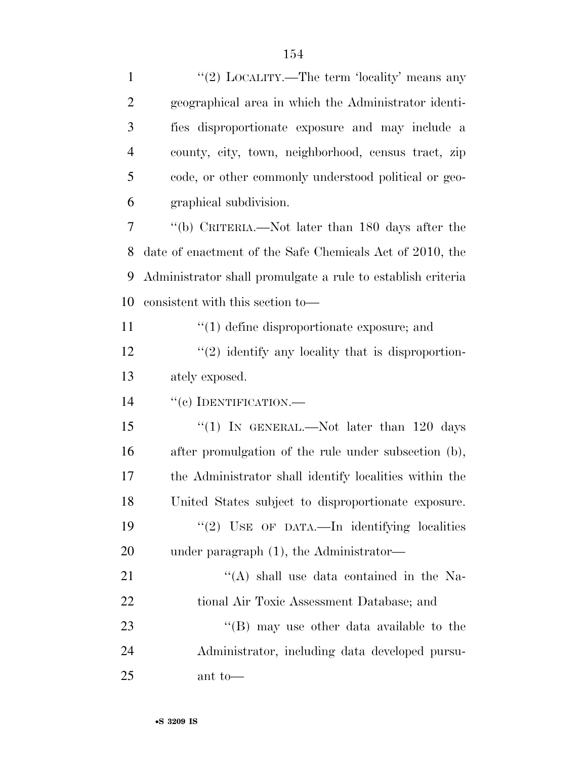"(2) LOCALITY.—The term 'locality' means any geographical area in which the Administrator identifies disproportionate exposure and may include a county, city, town, neighborhood, census tract, zip code, or other commonly understood political or geographical subdivision.

"(b) CRITERIA.—Not later than 180 days after the date of enactment of the Safe Chemicals Act of 2010, the Administrator shall promulgate a rule to establish criteria consistent with this section to—

"(1) define disproportionate exposure; and

"(2) identify any locality that is disproportionately exposed.

"(c) IDENTIFICATION.—

"(1) IN GENERAL.—Not later than 120 days after promulgation of the rule under subsection (b), the Administrator shall identify localities within the United States subject to disproportionate exposure.

"(2) USE OF DATA.—In identifying localities under paragraph (1), the Administrator—

"(A) shall use data contained in the National Air Toxic Assessment Database; and

"(B) may use other data available to the Administrator, including data developed pursuant to—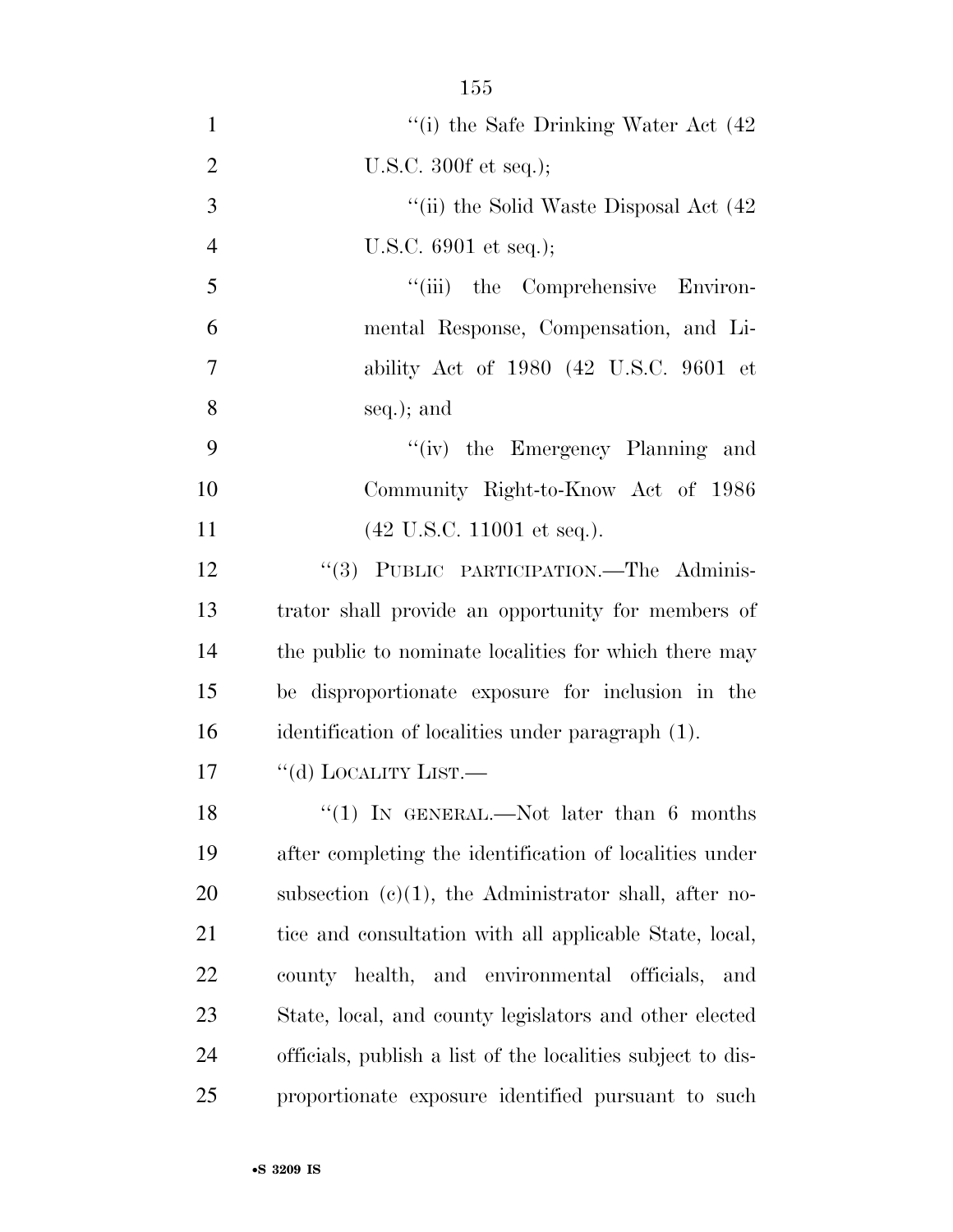''(i) the Safe Drinking Water Act (42 U.S.C. 300f et seq.);

''(ii) the Solid Waste Disposal Act (42 U.S.C. 6901 et seq.);

''(iii) the Comprehensive Environmental Response, Compensation, and Liability Act of 1980 (42 U.S.C. 9601 et seq.); and

''(iv) the Emergency Planning and Community Right-to-Know Act of 1986 (42 U.S.C. 11001 et seq.).

''(3) PUBLIC PARTICIPATION.—The Administrator shall provide an opportunity for members of the public to nominate localities for which there may be disproportionate exposure for inclusion in the identification of localities under paragraph (1).

''(d) LOCALITY LIST.—

''(1) IN GENERAL.—Not later than 6 months after completing the identification of localities under subsection (c)(1), the Administrator shall, after notice and consultation with all applicable State, local, county health, and environmental officials, and State, local, and county legislators and other elected officials, publish a list of the localities subject to disproportionate exposure identified pursuant to such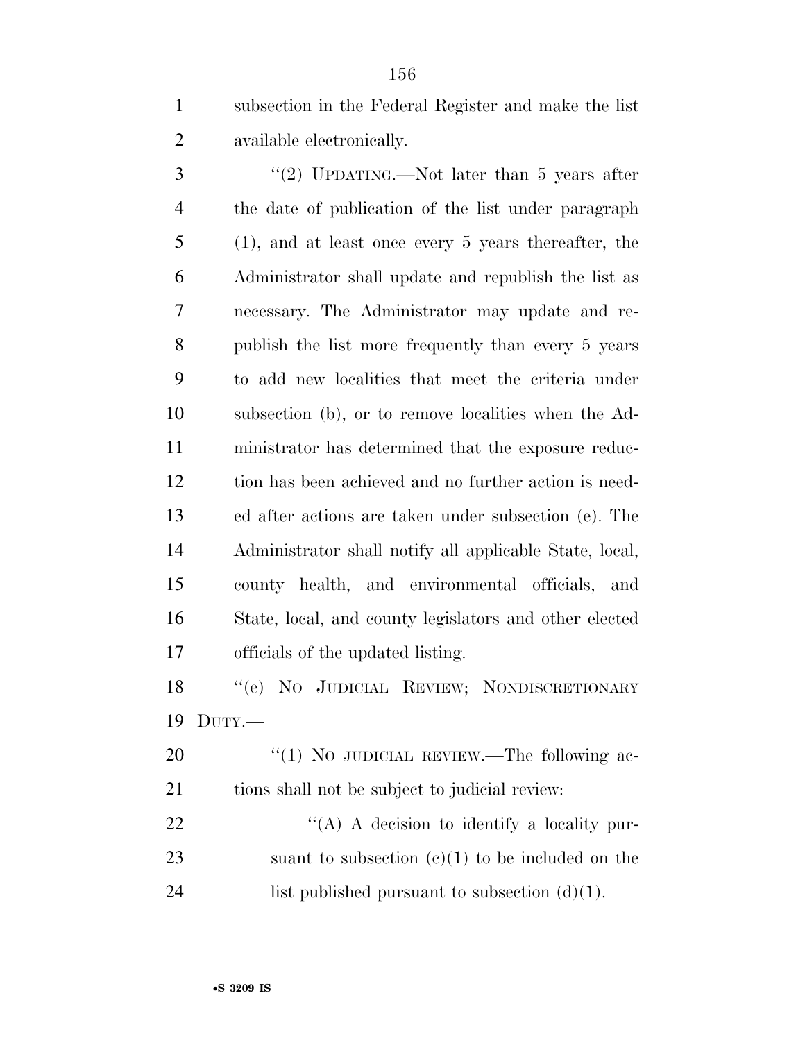subsection in the Federal Register and make the list available electronically.

"(2) UPDATING.—Not later than 5 years after the date of publication of the list under paragraph (1), and at least once every 5 years thereafter, the Administrator shall update and republish the list as necessary. The Administrator may update and republish the list more frequently than every 5 years to add new localities that meet the criteria under subsection (b), or to remove localities when the Administrator has determined that the exposure reduction has been achieved and no further action is needed after actions are taken under subsection (e). The Administrator shall notify all applicable State, local, county health, and environmental officials, and State, local, and county legislators and other elected officials of the updated listing.

"(e) NO JUDICIAL REVIEW; NONDISCRETIONARY DUTY.—

"(1) NO JUDICIAL REVIEW.—The following actions shall not be subject to judicial review:

"(A) A decision to identify a locality pursuant to subsection (c)(1) to be included on the list published pursuant to subsection (d)(1).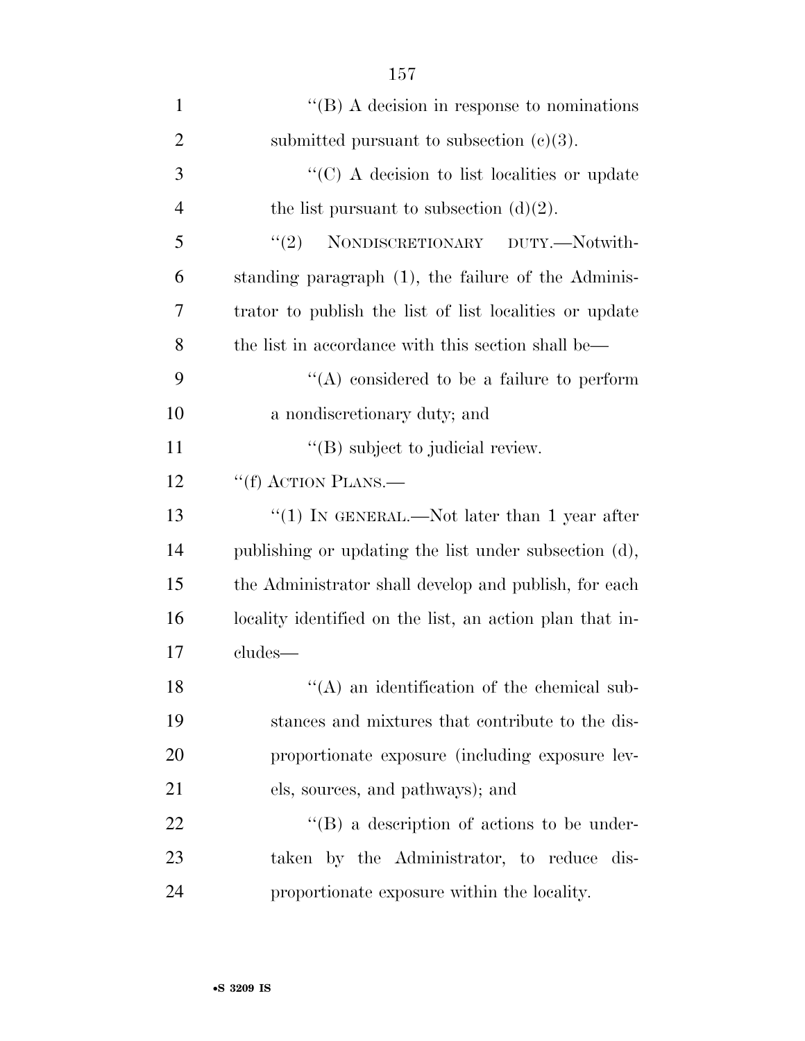''(B) A decision in response to nominations submitted pursuant to subsection (c)(3).

''(C) A decision to list localities or update the list pursuant to subsection (d)(2).

''(2) NONDISCRETIONARY DUTY.—Notwithstanding paragraph (1), the failure of the Administrator to publish the list of list localities or update the list in accordance with this section shall be—

''(A) considered to be a failure to perform a nondiscretionary duty; and

''(B) subject to judicial review.

''(f) ACTION PLANS.—

''(1) IN GENERAL.—Not later than 1 year after publishing or updating the list under subsection (d), the Administrator shall develop and publish, for each locality identified on the list, an action plan that includes—

''(A) an identification of the chemical substances and mixtures that contribute to the disproportionate exposure (including exposure levels, sources, and pathways); and

''(B) a description of actions to be undertaken by the Administrator, to reduce disproportionate exposure within the locality.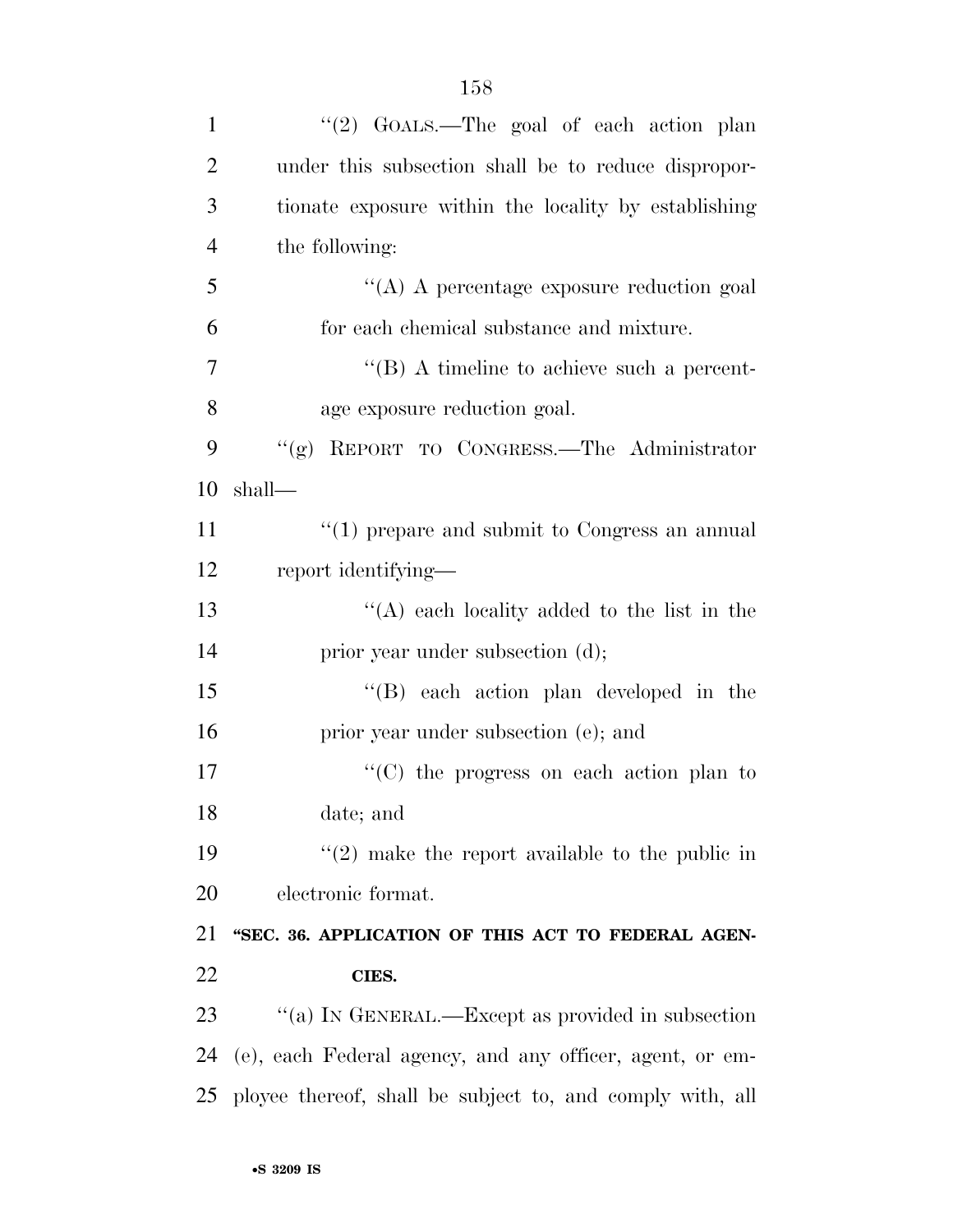"(2) GOALS.—The goal of each action plan under this subsection shall be to reduce disproportionate exposure within the locality by establishing the following:

"(A) A percentage exposure reduction goal for each chemical substance and mixture.

"(B) A timeline to achieve such a percentage exposure reduction goal.

"(g) REPORT TO CONGRESS.—The Administrator shall—

"(1) prepare and submit to Congress an annual report identifying—

"(A) each locality added to the list in the prior year under subsection (d);

"(B) each action plan developed in the prior year under subsection (e); and

"(C) the progress on each action plan to date; and

"(2) make the report available to the public in electronic format.

**"SEC. 36. APPLICATION OF THIS ACT TO FEDERAL AGENCIES.**

"(a) IN GENERAL.—Except as provided in subsection (e), each Federal agency, and any officer, agent, or employee thereof, shall be subject to, and comply with, all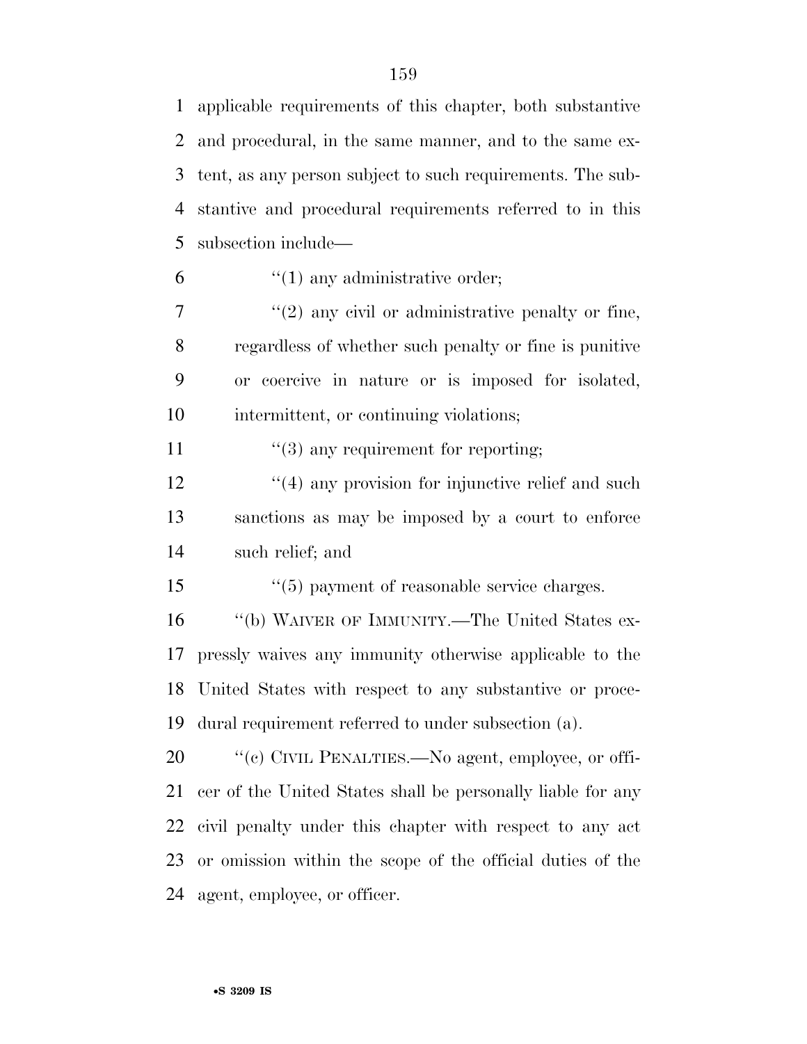applicable requirements of this chapter, both substantive and procedural, in the same manner, and to the same extent, as any person subject to such requirements. The substantive and procedural requirements referred to in this subsection include—

"(1) any administrative order;

"(2) any civil or administrative penalty or fine, regardless of whether such penalty or fine is punitive or coercive in nature or is imposed for isolated, intermittent, or continuing violations;

"(3) any requirement for reporting;

"(4) any provision for injunctive relief and such sanctions as may be imposed by a court to enforce such relief; and

"(5) payment of reasonable service charges.

"(b) WAIVER OF IMMUNITY.—The United States expressly waives any immunity otherwise applicable to the United States with respect to any substantive or procedural requirement referred to under subsection (a).

"(c) CIVIL PENALTIES.—No agent, employee, or officer of the United States shall be personally liable for any civil penalty under this chapter with respect to any act or omission within the scope of the official duties of the agent, employee, or officer.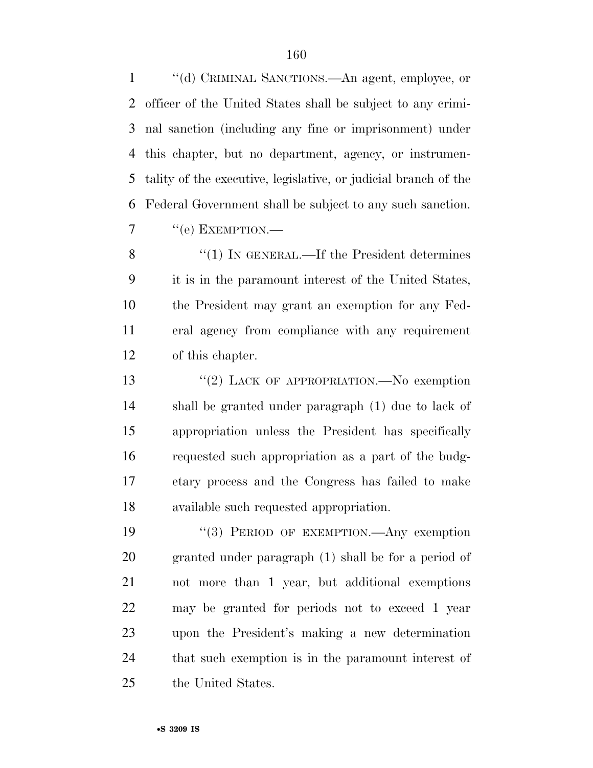''(d) CRIMINAL SANCTIONS.—An agent, employee, or officer of the United States shall be subject to any criminal sanction (including any fine or imprisonment) under this chapter, but no department, agency, or instrumentality of the executive, legislative, or judicial branch of the Federal Government shall be subject to any such sanction.

''(e) EXEMPTION.—

''(1) IN GENERAL.—If the President determines it is in the paramount interest of the United States, the President may grant an exemption for any Federal agency from compliance with any requirement of this chapter.

''(2) LACK OF APPROPRIATION.—No exemption shall be granted under paragraph (1) due to lack of appropriation unless the President has specifically requested such appropriation as a part of the budgetary process and the Congress has failed to make available such requested appropriation.

''(3) PERIOD OF EXEMPTION.—Any exemption granted under paragraph (1) shall be for a period of not more than 1 year, but additional exemptions may be granted for periods not to exceed 1 year upon the President's making a new determination that such exemption is in the paramount interest of the United States.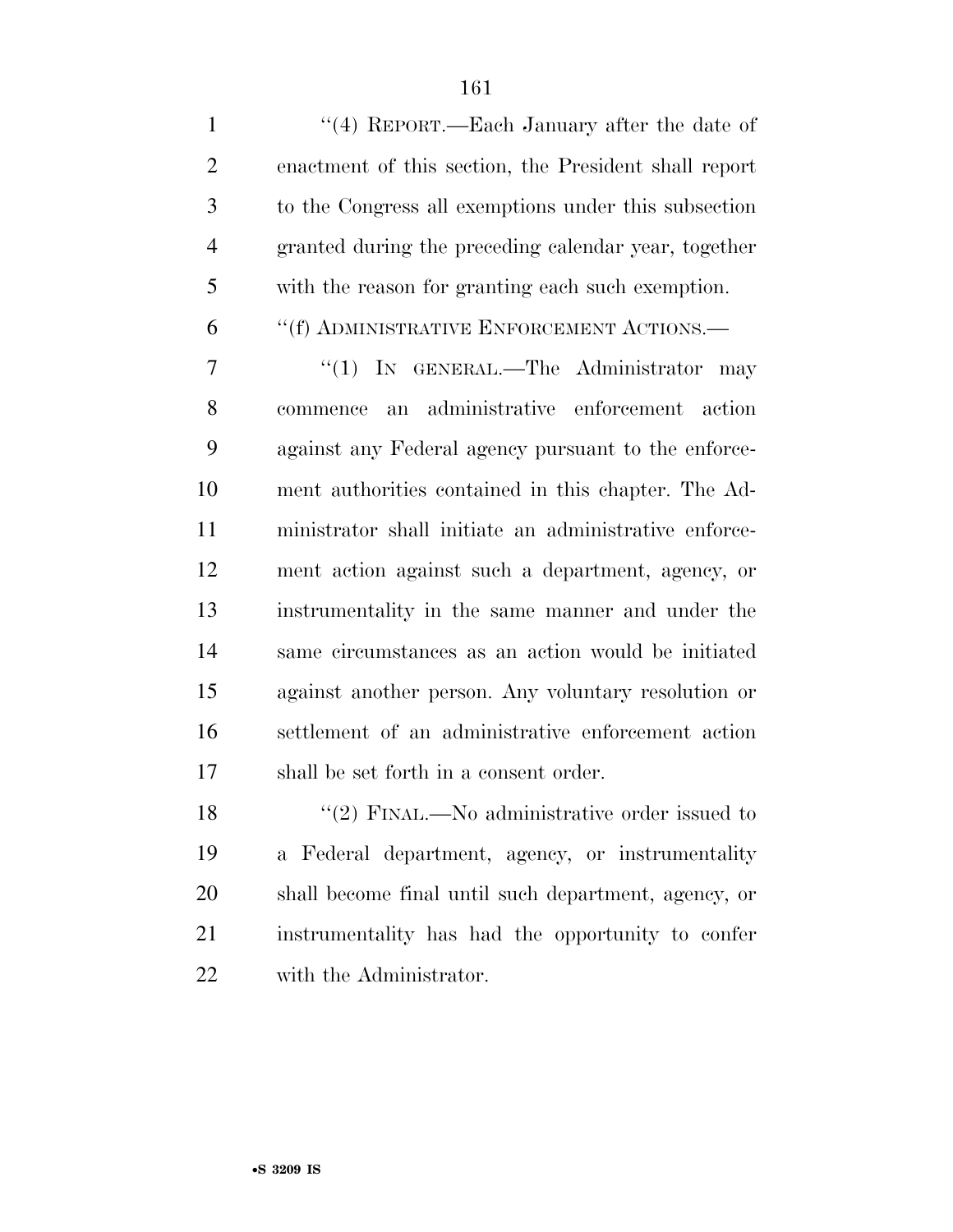''(4) REPORT.—Each January after the date of enactment of this section, the President shall report to the Congress all exemptions under this subsection granted during the preceding calendar year, together with the reason for granting each such exemption.

''(f) ADMINISTRATIVE ENFORCEMENT ACTIONS.—

''(1) IN GENERAL.—The Administrator may commence an administrative enforcement action against any Federal agency pursuant to the enforcement authorities contained in this chapter. The Administrator shall initiate an administrative enforcement action against such a department, agency, or instrumentality in the same manner and under the same circumstances as an action would be initiated against another person. Any voluntary resolution or settlement of an administrative enforcement action shall be set forth in a consent order.

''(2) FINAL.—No administrative order issued to a Federal department, agency, or instrumentality shall become final until such department, agency, or instrumentality has had the opportunity to confer with the Administrator.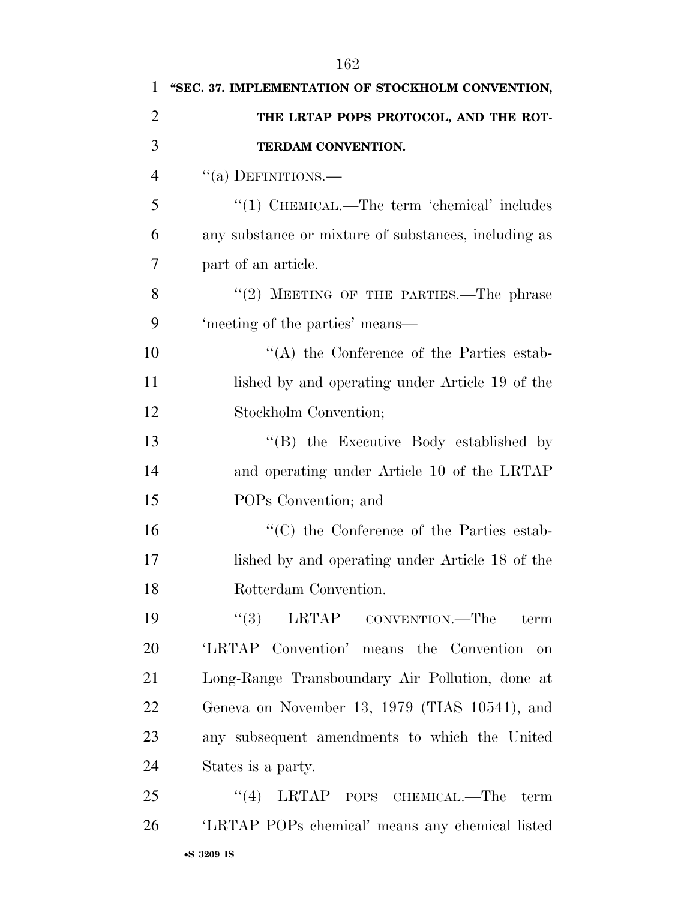**"SEC. 37. IMPLEMENTATION OF STOCKHOLM CONVENTION, THE LRTAP POPS PROTOCOL, AND THE ROTTERDAM CONVENTION.**

"(a) DEFINITIONS.—

"(1) CHEMICAL.—The term 'chemical' includes any substance or mixture of substances, including as part of an article.

"(2) MEETING OF THE PARTIES.—The phrase 'meeting of the parties' means—

"(A) the Conference of the Parties established by and operating under Article 19 of the Stockholm Convention;

"(B) the Executive Body established by and operating under Article 10 of the LRTAP POPs Convention; and

"(C) the Conference of the Parties established by and operating under Article 18 of the Rotterdam Convention.

"(3) LRTAP CONVENTION.—The term 'LRTAP Convention' means the Convention on Long-Range Transboundary Air Pollution, done at Geneva on November 13, 1979 (TIAS 10541), and any subsequent amendments to which the United States is a party.

"(4) LRTAP POPS CHEMICAL.—The term 'LRTAP POPs chemical' means any chemical listed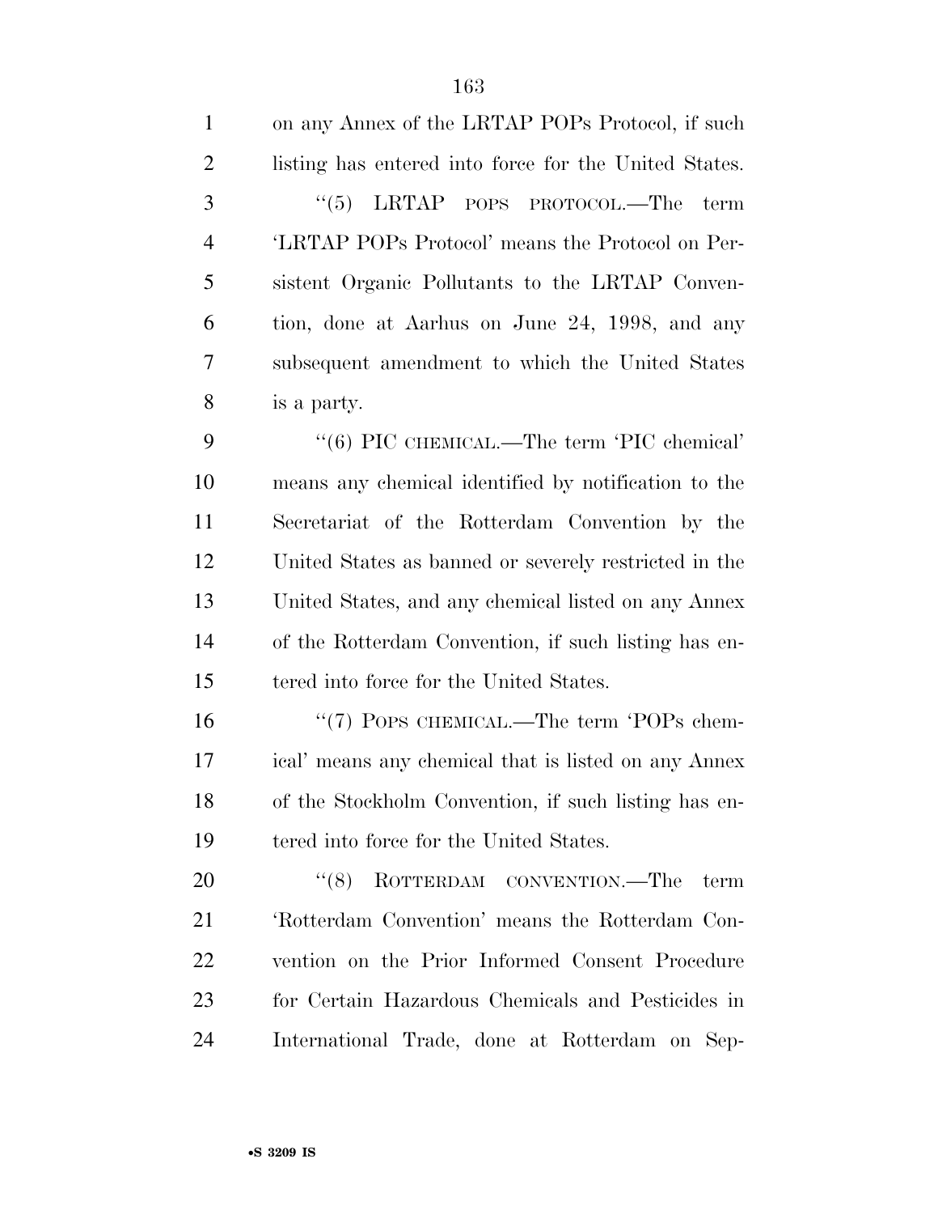on any Annex of the LRTAP POPs Protocol, if such listing has entered into force for the United States.

"(5) LRTAP POPS PROTOCOL.—The term 'LRTAP POPs Protocol' means the Protocol on Persistent Organic Pollutants to the LRTAP Convention, done at Aarhus on June 24, 1998, and any subsequent amendment to which the United States is a party.

"(6) PIC CHEMICAL.—The term 'PIC chemical' means any chemical identified by notification to the Secretariat of the Rotterdam Convention by the United States as banned or severely restricted in the United States, and any chemical listed on any Annex of the Rotterdam Convention, if such listing has entered into force for the United States.

"(7) POPS CHEMICAL.—The term 'POPs chemical' means any chemical that is listed on any Annex of the Stockholm Convention, if such listing has entered into force for the United States.

"(8) ROTTERDAM CONVENTION.—The term 'Rotterdam Convention' means the Rotterdam Convention on the Prior Informed Consent Procedure for Certain Hazardous Chemicals and Pesticides in International Trade, done at Rotterdam on Sep-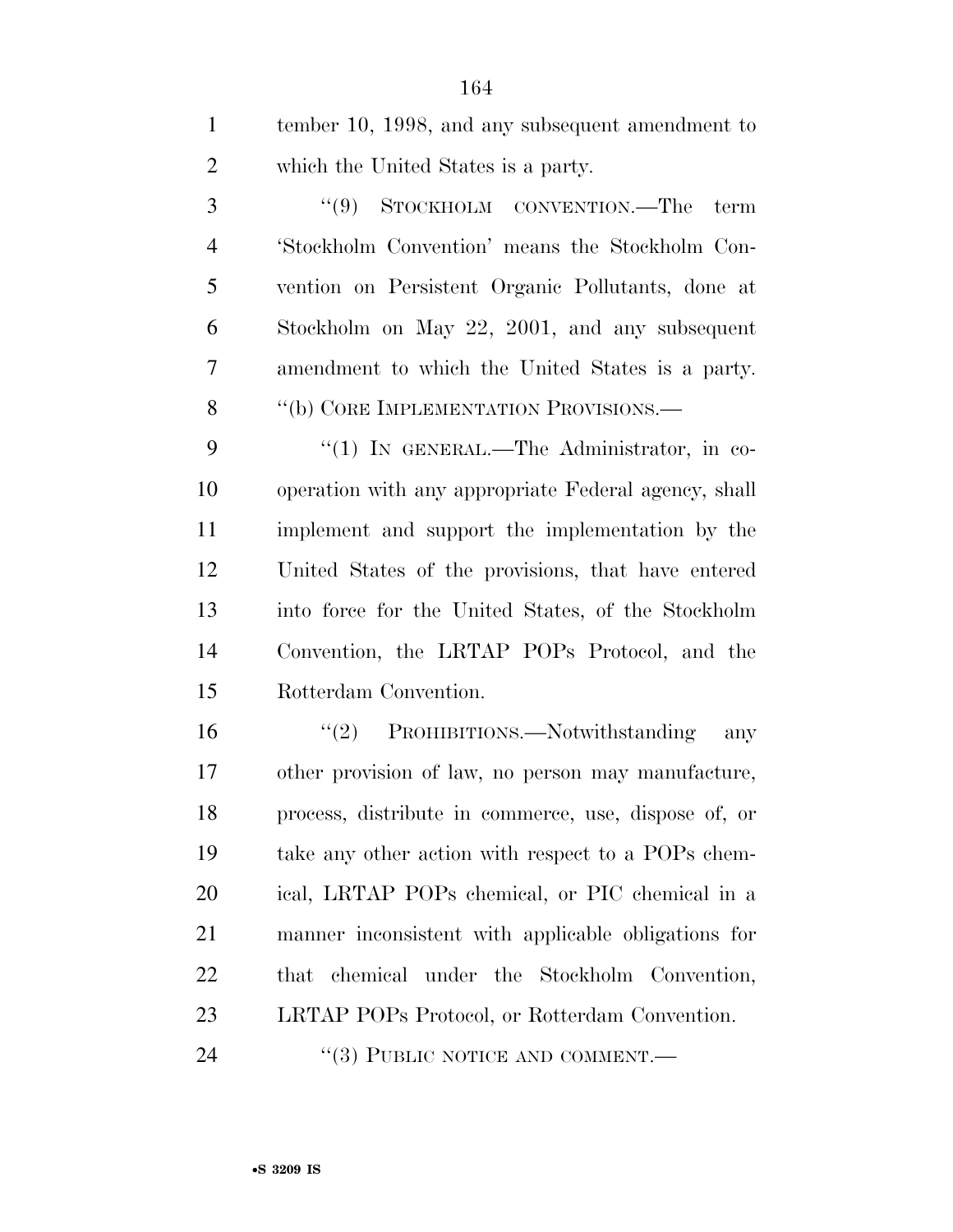tember 10, 1998, and any subsequent amendment to which the United States is a party.

''(9) STOCKHOLM CONVENTION.—The term 'Stockholm Convention' means the Stockholm Convention on Persistent Organic Pollutants, done at Stockholm on May 22, 2001, and any subsequent amendment to which the United States is a party.

''(b) CORE IMPLEMENTATION PROVISIONS.—

''(1) IN GENERAL.—The Administrator, in cooperation with any appropriate Federal agency, shall implement and support the implementation by the United States of the provisions, that have entered into force for the United States, of the Stockholm Convention, the LRTAP POPs Protocol, and the Rotterdam Convention.

''(2) PROHIBITIONS.—Notwithstanding any other provision of law, no person may manufacture, process, distribute in commerce, use, dispose of, or take any other action with respect to a POPs chemical, LRTAP POPs chemical, or PIC chemical in a manner inconsistent with applicable obligations for that chemical under the Stockholm Convention, LRTAP POPs Protocol, or Rotterdam Convention.

''(3) PUBLIC NOTICE AND COMMENT.—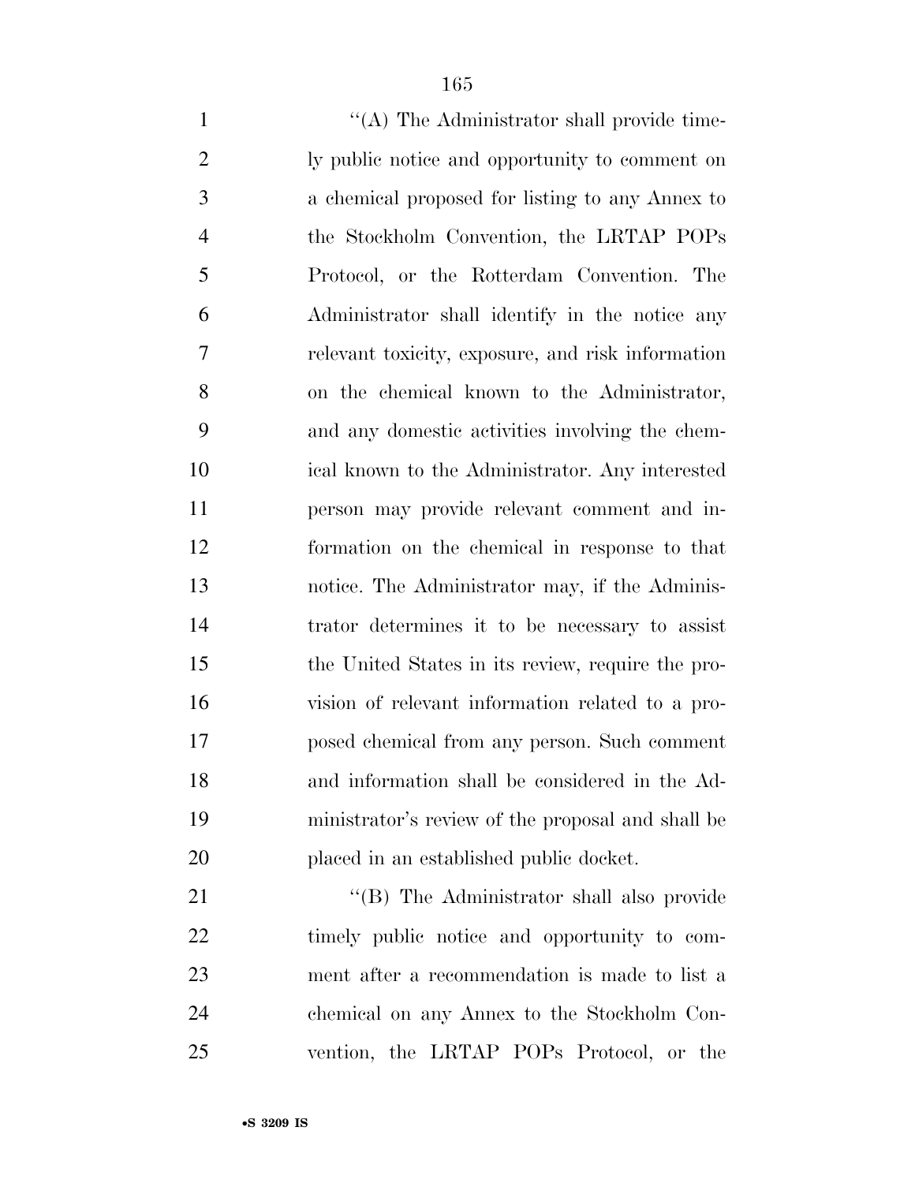"(A) The Administrator shall provide timely public notice and opportunity to comment on a chemical proposed for listing to any Annex to the Stockholm Convention, the LRTAP POPs Protocol, or the Rotterdam Convention. The Administrator shall identify in the notice any relevant toxicity, exposure, and risk information on the chemical known to the Administrator, and any domestic activities involving the chemical known to the Administrator. Any interested person may provide relevant comment and information on the chemical in response to that notice. The Administrator may, if the Administrator determines it to be necessary to assist the United States in its review, require the provision of relevant information related to a proposed chemical from any person. Such comment and information shall be considered in the Administrator's review of the proposal and shall be placed in an established public docket.

"(B) The Administrator shall also provide timely public notice and opportunity to comment after a recommendation is made to list a chemical on any Annex to the Stockholm Convention, the LRTAP POPs Protocol, or the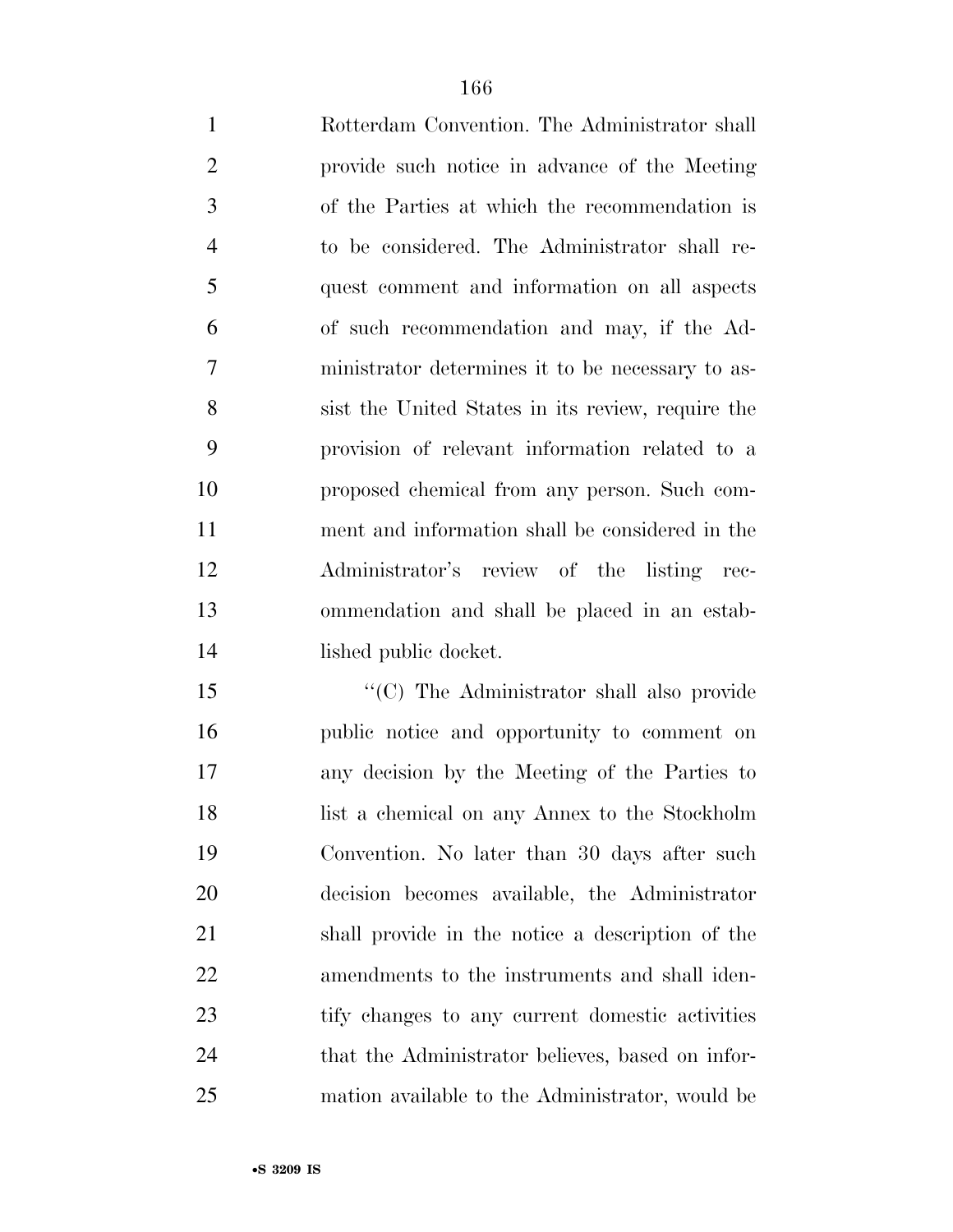Rotterdam Convention. The Administrator shall provide such notice in advance of the Meeting of the Parties at which the recommendation is to be considered. The Administrator shall request comment and information on all aspects of such recommendation and may, if the Administrator determines it to be necessary to assist the United States in its review, require the provision of relevant information related to a proposed chemical from any person. Such comment and information shall be considered in the Administrator's review of the listing recommendation and shall be placed in an established public docket.

''(C) The Administrator shall also provide public notice and opportunity to comment on any decision by the Meeting of the Parties to list a chemical on any Annex to the Stockholm Convention. No later than 30 days after such decision becomes available, the Administrator shall provide in the notice a description of the amendments to the instruments and shall identify changes to any current domestic activities that the Administrator believes, based on information available to the Administrator, would be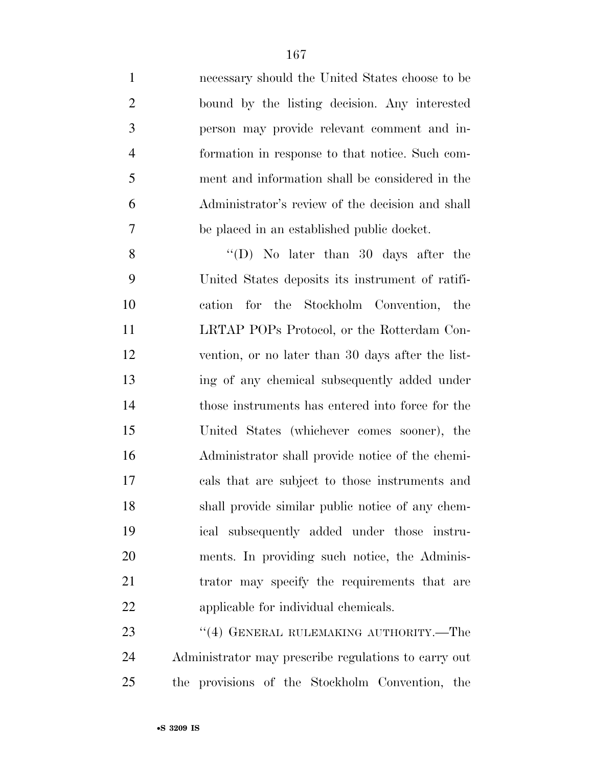necessary should the United States choose to be bound by the listing decision. Any interested person may provide relevant comment and information in response to that notice. Such comment and information shall be considered in the Administrator's review of the decision and shall be placed in an established public docket.

"(D) No later than 30 days after the United States deposits its instrument of ratification for the Stockholm Convention, the LRTAP POPs Protocol, or the Rotterdam Convention, or no later than 30 days after the listing of any chemical subsequently added under those instruments has entered into force for the United States (whichever comes sooner), the Administrator shall provide notice of the chemicals that are subject to those instruments and shall provide similar public notice of any chemical subsequently added under those instruments. In providing such notice, the Administrator may specify the requirements that are applicable for individual chemicals.

"(4) GENERAL RULEMAKING AUTHORITY.—The Administrator may prescribe regulations to carry out the provisions of the Stockholm Convention, the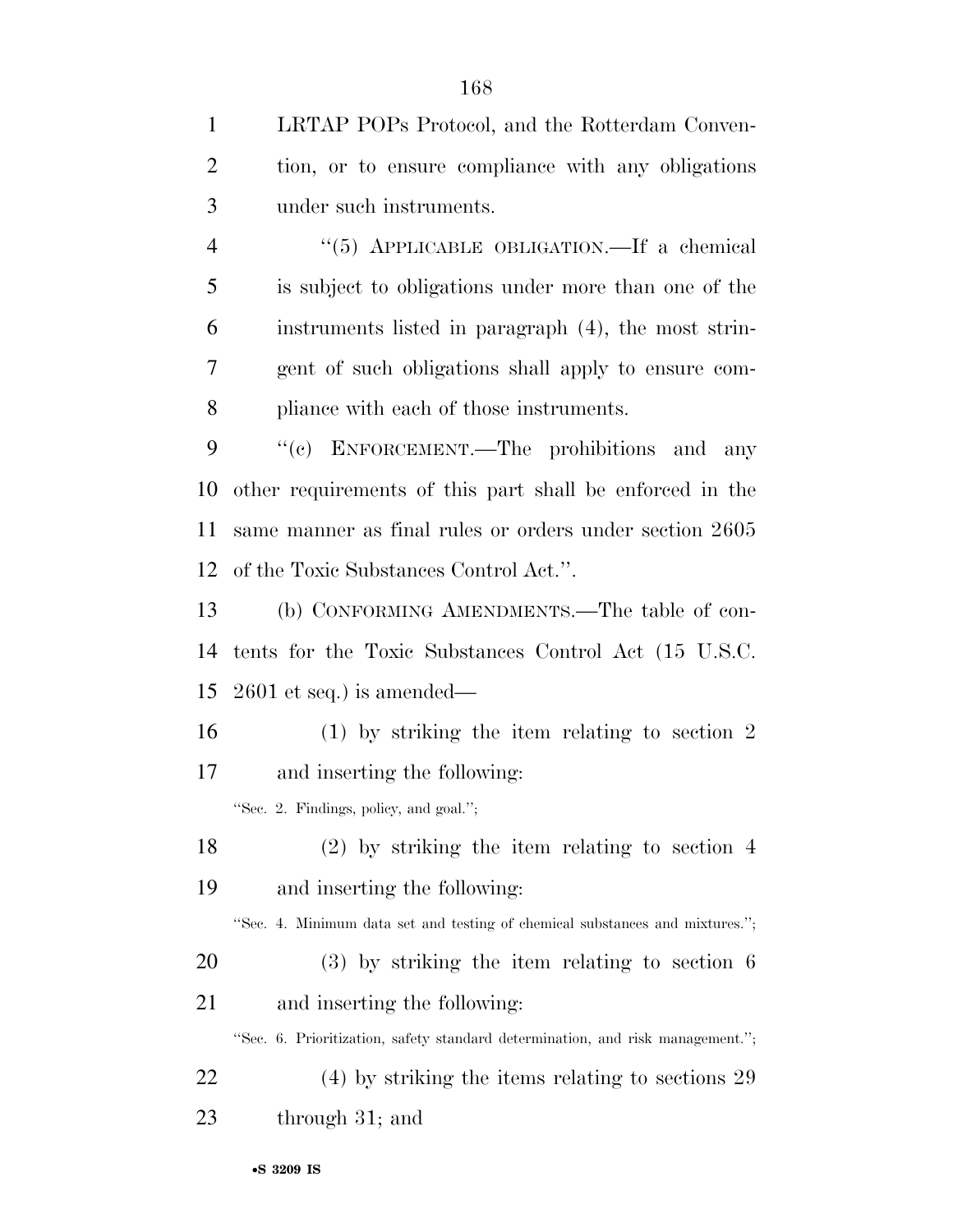LRTAP POPs Protocol, and the Rotterdam Convention, or to ensure compliance with any obligations under such instruments.

"(5) APPLICABLE OBLIGATION.—If a chemical is subject to obligations under more than one of the instruments listed in paragraph (4), the most stringent of such obligations shall apply to ensure compliance with each of those instruments.

"(c) ENFORCEMENT.—The prohibitions and any other requirements of this part shall be enforced in the same manner as final rules or orders under section 2605 of the Toxic Substances Control Act.".

(b) CONFORMING AMENDMENTS.—The table of contents for the Toxic Substances Control Act (15 U.S.C. 2601 et seq.) is amended—

(1) by striking the item relating to section 2 and inserting the following:

"Sec. 2. Findings, policy, and goal.";

(2) by striking the item relating to section 4 and inserting the following:

"Sec. 4. Minimum data set and testing of chemical substances and mixtures.";

(3) by striking the item relating to section 6 and inserting the following:

"Sec. 6. Prioritization, safety standard determination, and risk management.";

(4) by striking the items relating to sections 29 through 31; and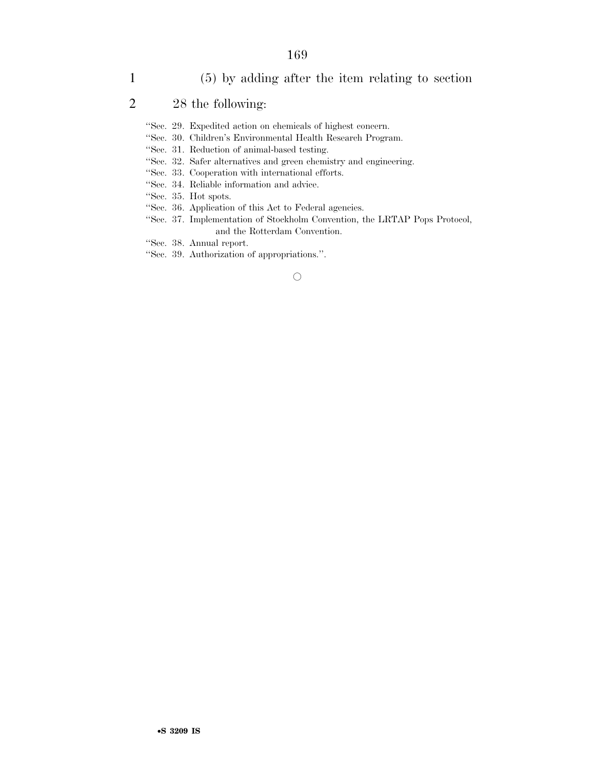(5) by adding after the item relating to section 28 the following:

"Sec. 29. Expedited action on chemicals of highest concern.
"Sec. 30. Children's Environmental Health Research Program.
"Sec. 31. Reduction of animal-based testing.
"Sec. 32. Safer alternatives and green chemistry and engineering.
"Sec. 33. Cooperation with international efforts.
"Sec. 34. Reliable information and advice.
"Sec. 35. Hot spots.
"Sec. 36. Application of this Act to Federal agencies.
"Sec. 37. Implementation of Stockholm Convention, the LRTAP Pops Protocol, and the Rotterdam Convention.
"Sec. 38. Annual report.
"Sec. 39. Authorization of appropriations.".

○

•S 3209 IS